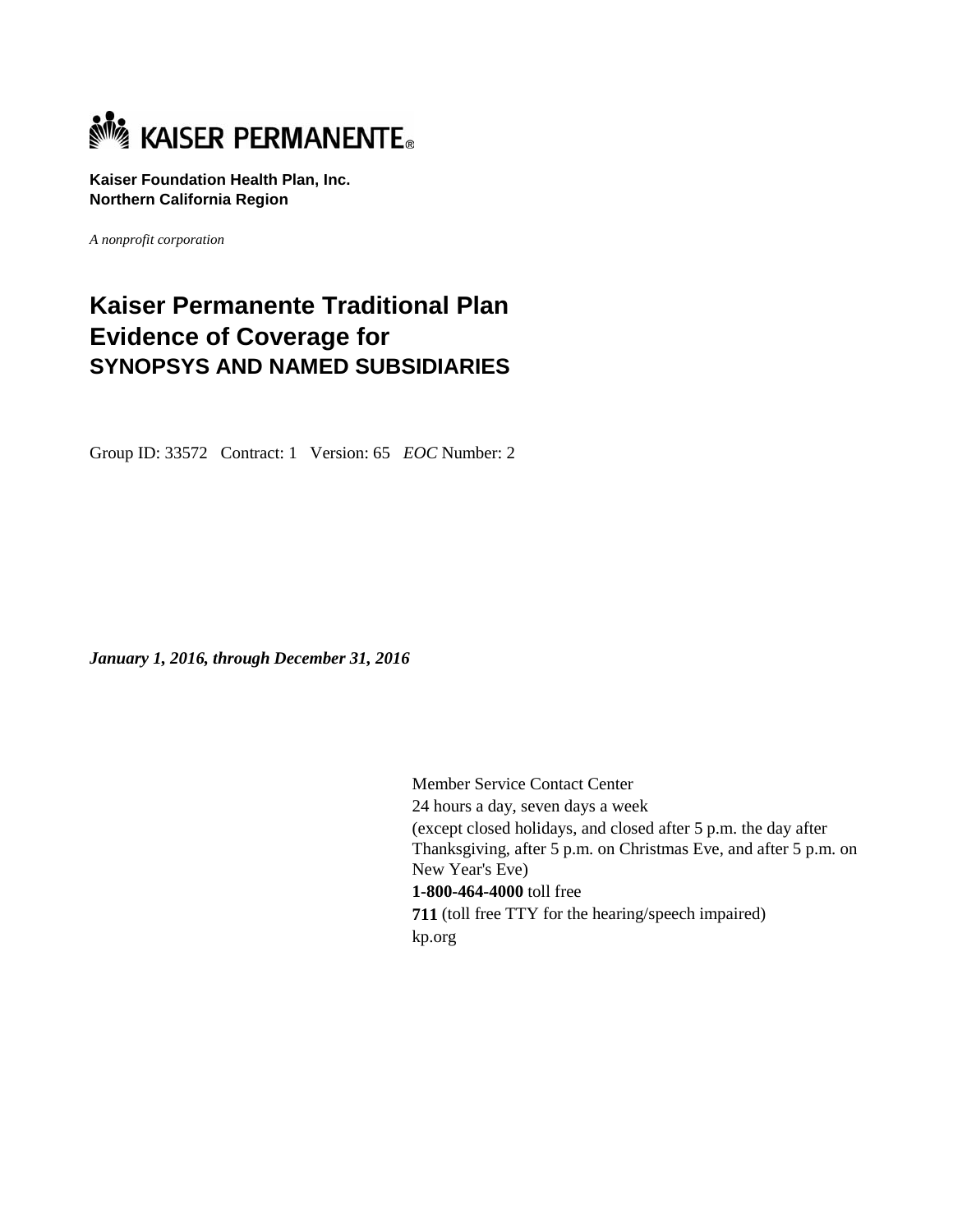KAISER PERMANENTE®

**Kaiser Foundation Health Plan, Inc.**
**Northern California Region**

*A nonprofit corporation*

# Kaiser Permanente Traditional Plan Evidence of Coverage for
## SYNOPSYS AND NAMED SUBSIDIARIES

Group ID: 33572 Contract: 1 Version: 65 *EOC* Number: 2

***January 1, 2016, through December 31, 2016***

Member Service Contact Center
24 hours a day, seven days a week
(except closed holidays, and closed after 5 p.m. the day after Thanksgiving, after 5 p.m. on Christmas Eve, and after 5 p.m. on New Year's Eve)
**1-800-464-4000** toll free
**711** (toll free TTY for the hearing/speech impaired)
kp.org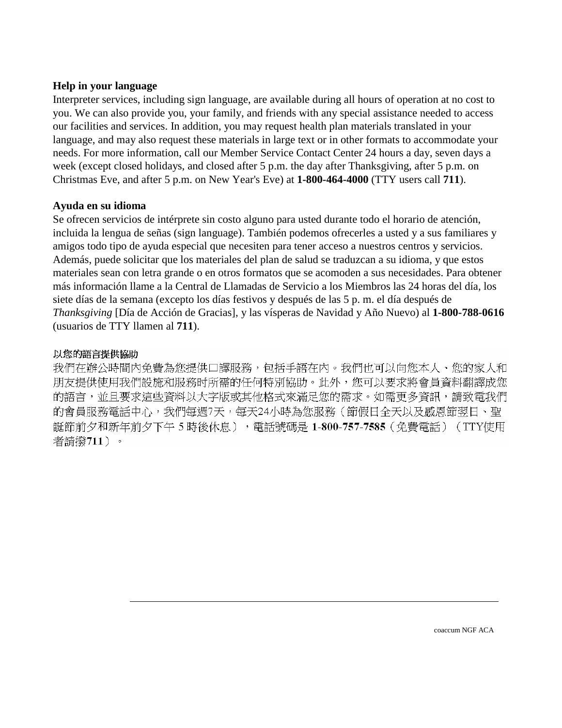**Help in your language**

Interpreter services, including sign language, are available during all hours of operation at no cost to you. We can also provide you, your family, and friends with any special assistance needed to access our facilities and services. In addition, you may request health plan materials translated in your language, and may also request these materials in large text or in other formats to accommodate your needs. For more information, call our Member Service Contact Center 24 hours a day, seven days a week (except closed holidays, and closed after 5 p.m. the day after Thanksgiving, after 5 p.m. on Christmas Eve, and after 5 p.m. on New Year's Eve) at **1-800-464-4000** (TTY users call **711**).

**Ayuda en su idioma**

Se ofrecen servicios de intérprete sin costo alguno para usted durante todo el horario de atención, incluida la lengua de señas (sign language). También podemos ofrecerles a usted y a sus familiares y amigos todo tipo de ayuda especial que necesiten para tener acceso a nuestros centros y servicios. Además, puede solicitar que los materiales del plan de salud se traduzcan a su idioma, y que estos materiales sean con letra grande o en otros formatos que se acomoden a sus necesidades. Para obtener más información llame a la Central de Llamadas de Servicio a los Miembros las 24 horas del día, los siete días de la semana (excepto los días festivos y después de las 5 p. m. el día después de *Thanksgiving* [Día de Acción de Gracias], y las vísperas de Navidad y Año Nuevo) al **1-800-788-0616** (usuarios de TTY llamen al **711**).

**以您的語言提供協助**

我們在辦公時間內免費為您提供口譯服務，包括手語在內。我們也可以向您本人、您的家人和朋友提供使用我們設施和服務时所需的任何特別協助。此外，您可以要求將會員資料翻譯成您的語言，並且要求這些資料以大字版或其他格式來滿足您的需求。如需更多資訊，請致電我們的會員服務電話中心，我們每週7天，每天24小時為您服務（節假日全天以及感恩節翌日、聖誕節前夕和新年前夕下午 5 時後休息），電話號碼是 **1-800-757-7585**（免費電話）（TTY使用者請撥**711**）。

coaccum NGF ACA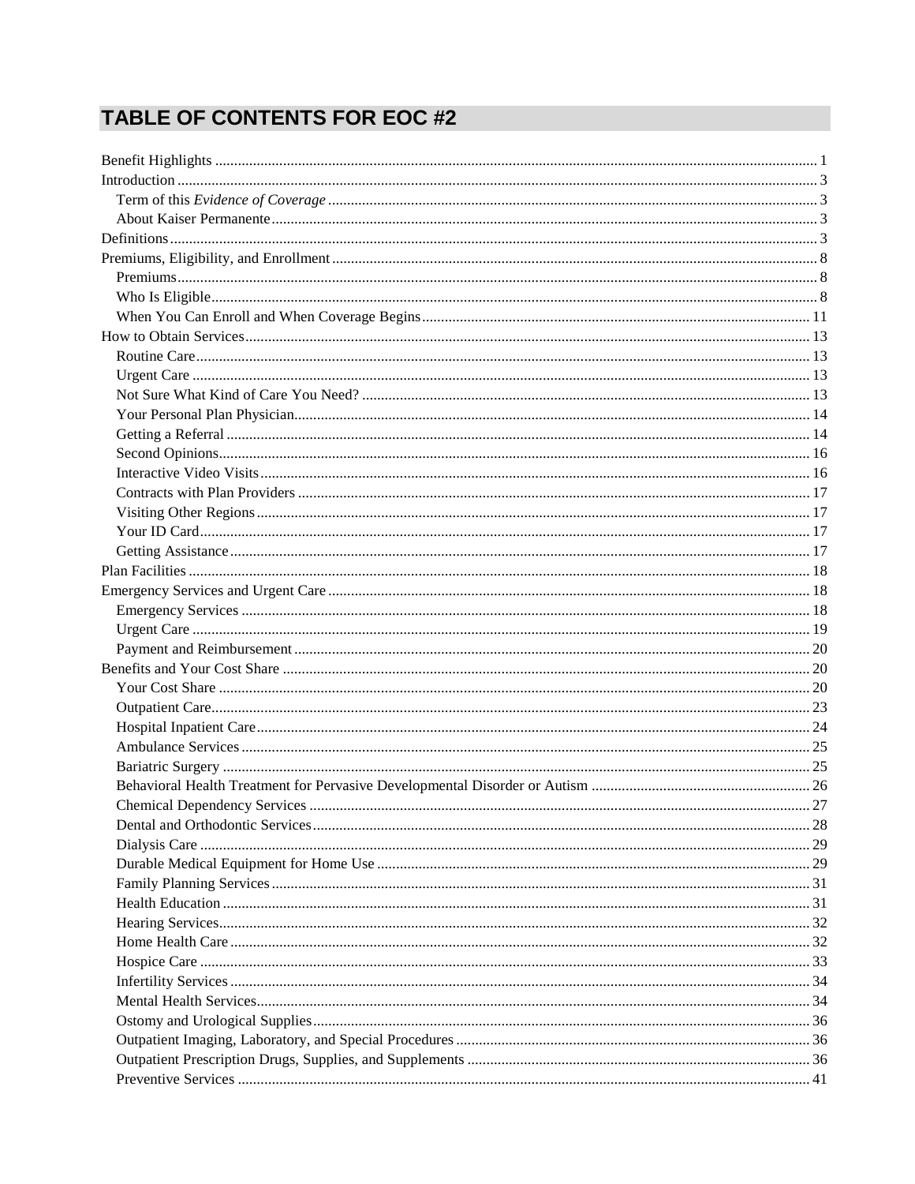# TABLE OF CONTENTS FOR EOC #2

- Benefit Highlights ..... 1
- Introduction ..... 3
  - Term of this *Evidence of Coverage* ..... 3
  - About Kaiser Permanente ..... 3
- Definitions ..... 3
- Premiums, Eligibility, and Enrollment ..... 8
  - Premiums ..... 8
  - Who Is Eligible ..... 8
  - When You Can Enroll and When Coverage Begins ..... 11
- How to Obtain Services ..... 13
  - Routine Care ..... 13
  - Urgent Care ..... 13
  - Not Sure What Kind of Care You Need? ..... 13
  - Your Personal Plan Physician ..... 14
  - Getting a Referral ..... 14
  - Second Opinions ..... 16
  - Interactive Video Visits ..... 16
  - Contracts with Plan Providers ..... 17
  - Visiting Other Regions ..... 17
  - Your ID Card ..... 17
  - Getting Assistance ..... 17
- Plan Facilities ..... 18
- Emergency Services and Urgent Care ..... 18
  - Emergency Services ..... 18
  - Urgent Care ..... 19
  - Payment and Reimbursement ..... 20
- Benefits and Your Cost Share ..... 20
  - Your Cost Share ..... 20
  - Outpatient Care ..... 23
  - Hospital Inpatient Care ..... 24
  - Ambulance Services ..... 25
  - Bariatric Surgery ..... 25
  - Behavioral Health Treatment for Pervasive Developmental Disorder or Autism ..... 26
  - Chemical Dependency Services ..... 27
  - Dental and Orthodontic Services ..... 28
  - Dialysis Care ..... 29
  - Durable Medical Equipment for Home Use ..... 29
  - Family Planning Services ..... 31
  - Health Education ..... 31
  - Hearing Services ..... 32
  - Home Health Care ..... 32
  - Hospice Care ..... 33
  - Infertility Services ..... 34
  - Mental Health Services ..... 34
  - Ostomy and Urological Supplies ..... 36
  - Outpatient Imaging, Laboratory, and Special Procedures ..... 36
  - Outpatient Prescription Drugs, Supplies, and Supplements ..... 36
  - Preventive Services ..... 41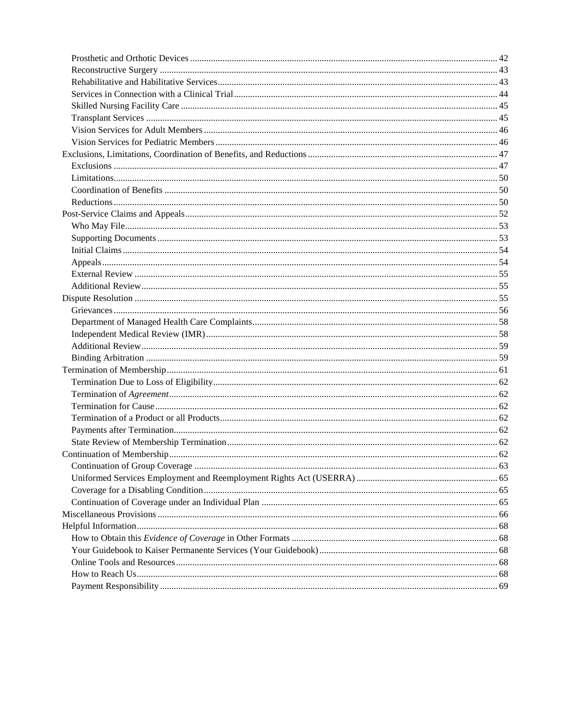- Prosthetic and Orthotic Devices .......... 42
- Reconstructive Surgery .......... 43
- Rehabilitative and Habilitative Services .......... 43
- Services in Connection with a Clinical Trial .......... 44
- Skilled Nursing Facility Care .......... 45
- Transplant Services .......... 45
- Vision Services for Adult Members .......... 46
- Vision Services for Pediatric Members .......... 46

Exclusions, Limitations, Coordination of Benefits, and Reductions .......... 47

- Exclusions .......... 47
- Limitations .......... 50
- Coordination of Benefits .......... 50
- Reductions .......... 50

Post-Service Claims and Appeals .......... 52

- Who May File .......... 53
- Supporting Documents .......... 53
- Initial Claims .......... 54
- Appeals .......... 54
- External Review .......... 55
- Additional Review .......... 55

Dispute Resolution .......... 55

- Grievances .......... 56
- Department of Managed Health Care Complaints .......... 58
- Independent Medical Review (IMR) .......... 58
- Additional Review .......... 59
- Binding Arbitration .......... 59

Termination of Membership .......... 61

- Termination Due to Loss of Eligibility .......... 62
- Termination of *Agreement* .......... 62
- Termination for Cause .......... 62
- Termination of a Product or all Products .......... 62
- Payments after Termination .......... 62
- State Review of Membership Termination .......... 62

Continuation of Membership .......... 62

- Continuation of Group Coverage .......... 63
- Uniformed Services Employment and Reemployment Rights Act (USERRA) .......... 65
- Coverage for a Disabling Condition .......... 65
- Continuation of Coverage under an Individual Plan .......... 65

Miscellaneous Provisions .......... 66

Helpful Information .......... 68

- How to Obtain this *Evidence of Coverage* in Other Formats .......... 68
- Your Guidebook to Kaiser Permanente Services (Your Guidebook) .......... 68
- Online Tools and Resources .......... 68
- How to Reach Us .......... 68
- Payment Responsibility .......... 69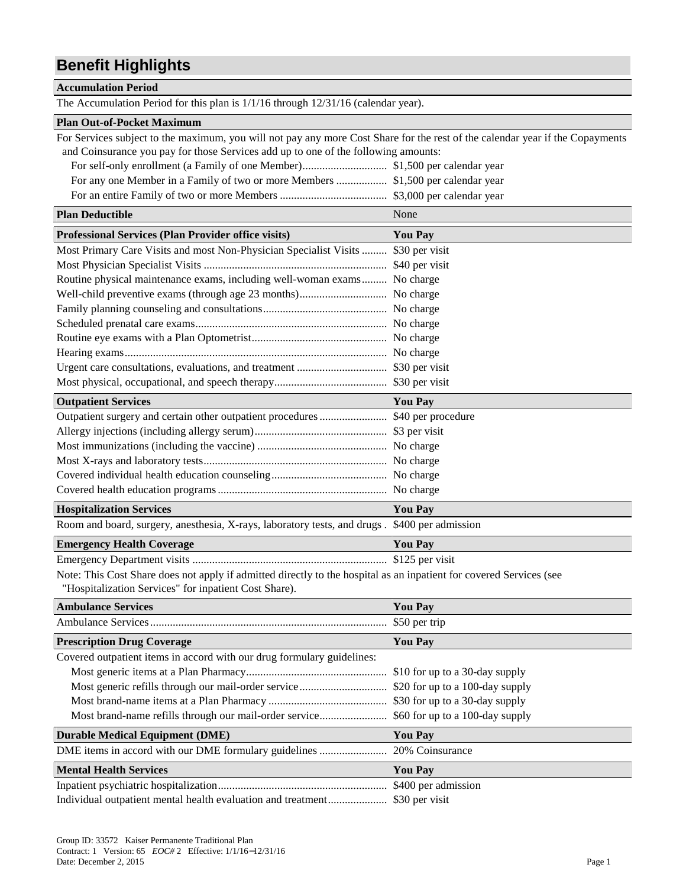# Benefit Highlights

| Accumulation Period |
|---|
| The Accumulation Period for this plan is 1/1/16 through 12/31/16 (calendar year). |

| Plan Out-of-Pocket Maximum | |
|---|---|
| For Services subject to the maximum, you will not pay any more Cost Share for the rest of the calendar year if the Copayments and Coinsurance you pay for those Services add up to one of the following amounts: | |
| For self-only enrollment (a Family of one Member) | $1,500 per calendar year |
| For any one Member in a Family of two or more Members | $1,500 per calendar year |
| For an entire Family of two or more Members | $3,000 per calendar year |

| Plan Deductible | None |
|---|---|

| Professional Services (Plan Provider office visits) | You Pay |
|---|---|
| Most Primary Care Visits and most Non-Physician Specialist Visits | $30 per visit |
| Most Physician Specialist Visits | $40 per visit |
| Routine physical maintenance exams, including well-woman exams | No charge |
| Well-child preventive exams (through age 23 months) | No charge |
| Family planning counseling and consultations | No charge |
| Scheduled prenatal care exams | No charge |
| Routine eye exams with a Plan Optometrist | No charge |
| Hearing exams | No charge |
| Urgent care consultations, evaluations, and treatment | $30 per visit |
| Most physical, occupational, and speech therapy | $30 per visit |

| Outpatient Services | You Pay |
|---|---|
| Outpatient surgery and certain other outpatient procedures | $40 per procedure |
| Allergy injections (including allergy serum) | $3 per visit |
| Most immunizations (including the vaccine) | No charge |
| Most X-rays and laboratory tests | No charge |
| Covered individual health education counseling | No charge |
| Covered health education programs | No charge |

| Hospitalization Services | You Pay |
|---|---|
| Room and board, surgery, anesthesia, X-rays, laboratory tests, and drugs | $400 per admission |

| Emergency Health Coverage | You Pay |
|---|---|
| Emergency Department visits | $125 per visit |

Note: This Cost Share does not apply if admitted directly to the hospital as an inpatient for covered Services (see "Hospitalization Services" for inpatient Cost Share).

| Ambulance Services | You Pay |
|---|---|
| Ambulance Services | $50 per trip |

| Prescription Drug Coverage | You Pay |
|---|---|
| Covered outpatient items in accord with our drug formulary guidelines: | |
| Most generic items at a Plan Pharmacy | $10 for up to a 30-day supply |
| Most generic refills through our mail-order service | $20 for up to a 100-day supply |
| Most brand-name items at a Plan Pharmacy | $30 for up to a 30-day supply |
| Most brand-name refills through our mail-order service | $60 for up to a 100-day supply |

| Durable Medical Equipment (DME) | You Pay |
|---|---|
| DME items in accord with our DME formulary guidelines | 20% Coinsurance |

| Mental Health Services | You Pay |
|---|---|
| Inpatient psychiatric hospitalization | $400 per admission |
| Individual outpatient mental health evaluation and treatment | $30 per visit |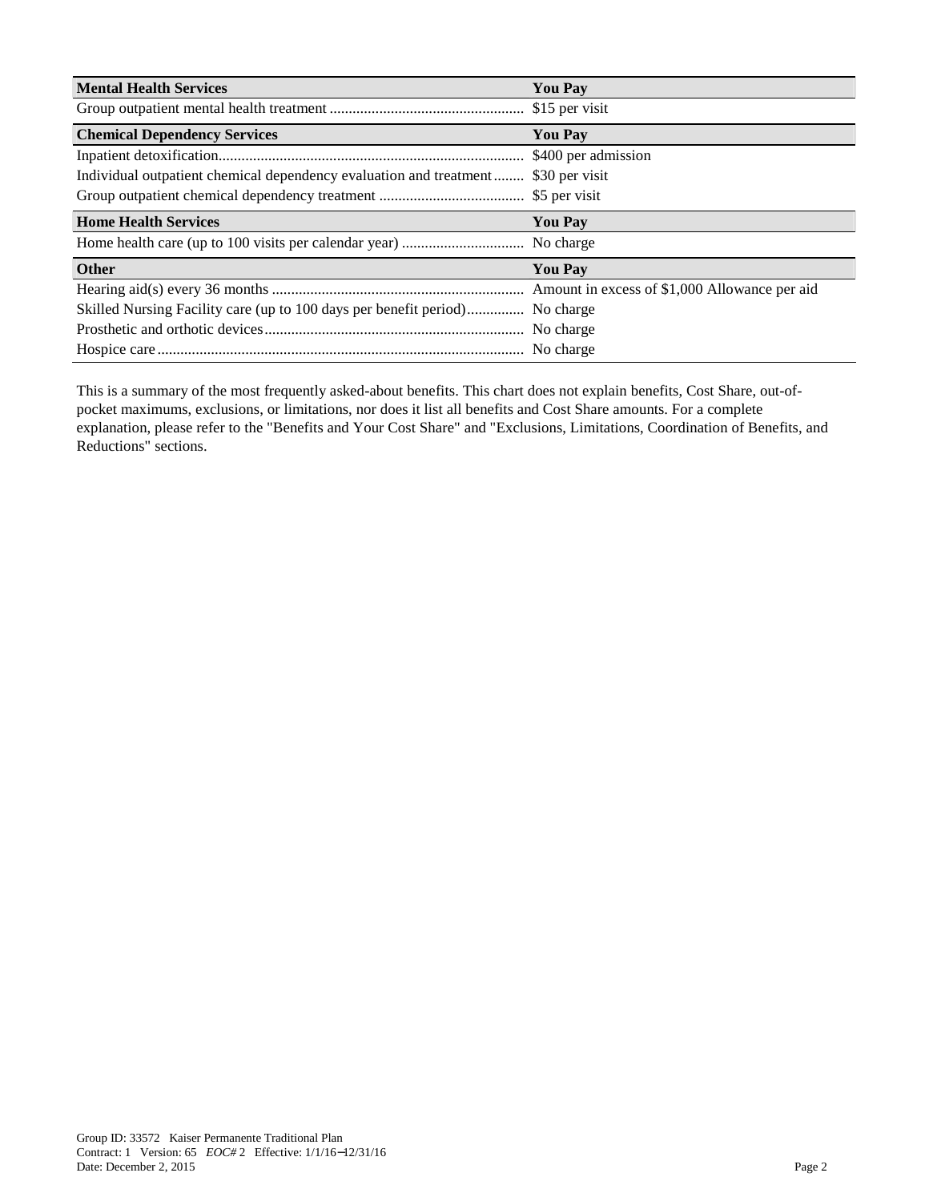| Mental Health Services | You Pay |
|---|---|
| Group outpatient mental health treatment | $15 per visit |
| **Chemical Dependency Services** | **You Pay** |
| Inpatient detoxification | $400 per admission |
| Individual outpatient chemical dependency evaluation and treatment | $30 per visit |
| Group outpatient chemical dependency treatment | $5 per visit |
| **Home Health Services** | **You Pay** |
| Home health care (up to 100 visits per calendar year) | No charge |
| **Other** | **You Pay** |
| Hearing aid(s) every 36 months | Amount in excess of $1,000 Allowance per aid |
| Skilled Nursing Facility care (up to 100 days per benefit period) | No charge |
| Prosthetic and orthotic devices | No charge |
| Hospice care | No charge |

This is a summary of the most frequently asked-about benefits. This chart does not explain benefits, Cost Share, out-of-pocket maximums, exclusions, or limitations, nor does it list all benefits and Cost Share amounts. For a complete explanation, please refer to the "Benefits and Your Cost Share" and "Exclusions, Limitations, Coordination of Benefits, and Reductions" sections.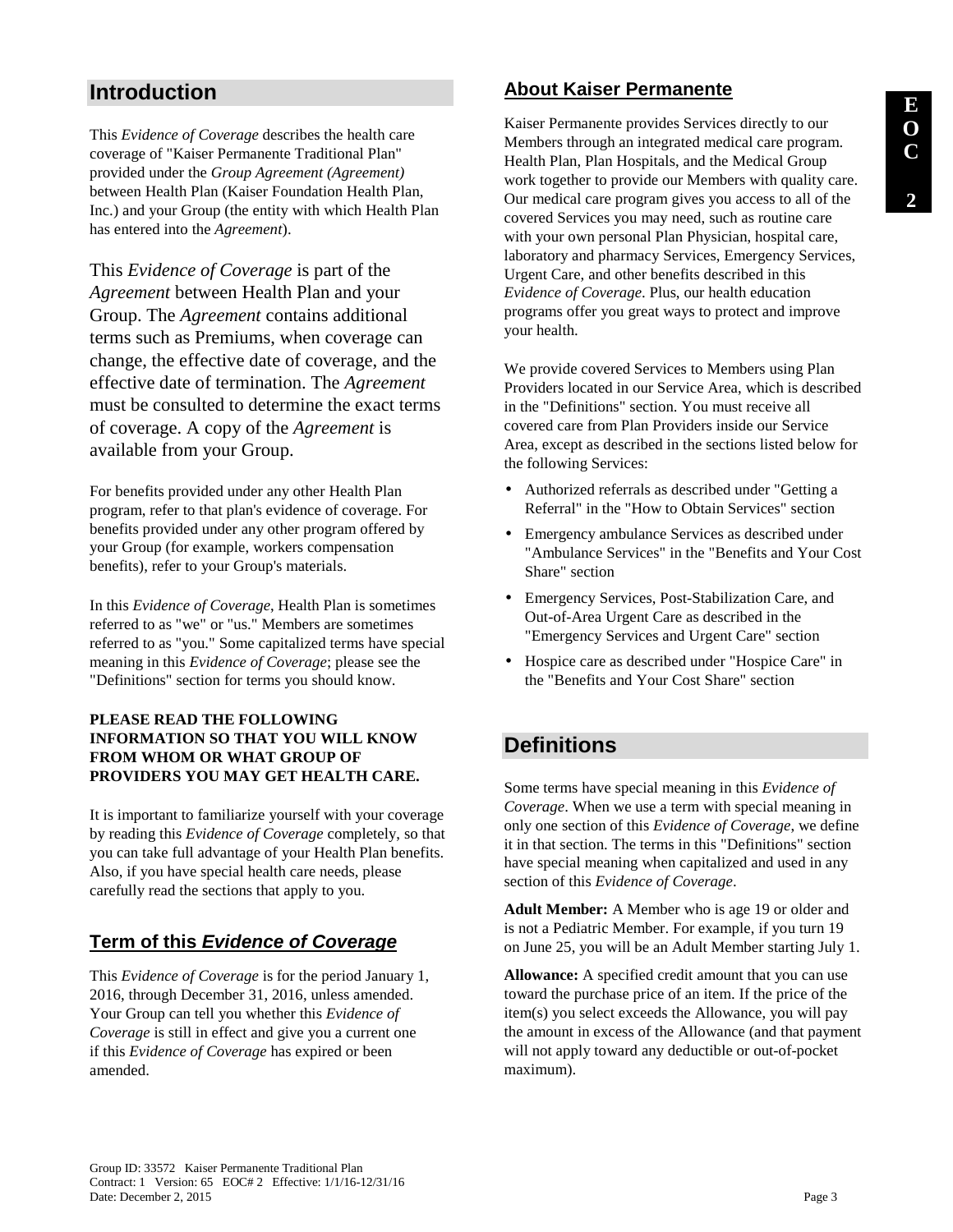## Introduction

This *Evidence of Coverage* describes the health care coverage of "Kaiser Permanente Traditional Plan" provided under the *Group Agreement (Agreement)* between Health Plan (Kaiser Foundation Health Plan, Inc.) and your Group (the entity with which Health Plan has entered into the *Agreement*).

This *Evidence of Coverage* is part of the *Agreement* between Health Plan and your Group. The *Agreement* contains additional terms such as Premiums, when coverage can change, the effective date of coverage, and the effective date of termination. The *Agreement* must be consulted to determine the exact terms of coverage. A copy of the *Agreement* is available from your Group.

For benefits provided under any other Health Plan program, refer to that plan's evidence of coverage. For benefits provided under any other program offered by your Group (for example, workers compensation benefits), refer to your Group's materials.

In this *Evidence of Coverage*, Health Plan is sometimes referred to as "we" or "us." Members are sometimes referred to as "you." Some capitalized terms have special meaning in this *Evidence of Coverage*; please see the "Definitions" section for terms you should know.

**PLEASE READ THE FOLLOWING INFORMATION SO THAT YOU WILL KNOW FROM WHOM OR WHAT GROUP OF PROVIDERS YOU MAY GET HEALTH CARE.**

It is important to familiarize yourself with your coverage by reading this *Evidence of Coverage* completely, so that you can take full advantage of your Health Plan benefits. Also, if you have special health care needs, please carefully read the sections that apply to you.

### Term of this *Evidence of Coverage*

This *Evidence of Coverage* is for the period January 1, 2016, through December 31, 2016, unless amended. Your Group can tell you whether this *Evidence of Coverage* is still in effect and give you a current one if this *Evidence of Coverage* has expired or been amended.

### About Kaiser Permanente

Kaiser Permanente provides Services directly to our Members through an integrated medical care program. Health Plan, Plan Hospitals, and the Medical Group work together to provide our Members with quality care. Our medical care program gives you access to all of the covered Services you may need, such as routine care with your own personal Plan Physician, hospital care, laboratory and pharmacy Services, Emergency Services, Urgent Care, and other benefits described in this *Evidence of Coverage*. Plus, our health education programs offer you great ways to protect and improve your health.

We provide covered Services to Members using Plan Providers located in our Service Area, which is described in the "Definitions" section. You must receive all covered care from Plan Providers inside our Service Area, except as described in the sections listed below for the following Services:

- Authorized referrals as described under "Getting a Referral" in the "How to Obtain Services" section
- Emergency ambulance Services as described under "Ambulance Services" in the "Benefits and Your Cost Share" section
- Emergency Services, Post-Stabilization Care, and Out-of-Area Urgent Care as described in the "Emergency Services and Urgent Care" section
- Hospice care as described under "Hospice Care" in the "Benefits and Your Cost Share" section

## Definitions

Some terms have special meaning in this *Evidence of Coverage*. When we use a term with special meaning in only one section of this *Evidence of Coverage*, we define it in that section. The terms in this "Definitions" section have special meaning when capitalized and used in any section of this *Evidence of Coverage*.

**Adult Member:** A Member who is age 19 or older and is not a Pediatric Member. For example, if you turn 19 on June 25, you will be an Adult Member starting July 1.

**Allowance:** A specified credit amount that you can use toward the purchase price of an item. If the price of the item(s) you select exceeds the Allowance, you will pay the amount in excess of the Allowance (and that payment will not apply toward any deductible or out-of-pocket maximum).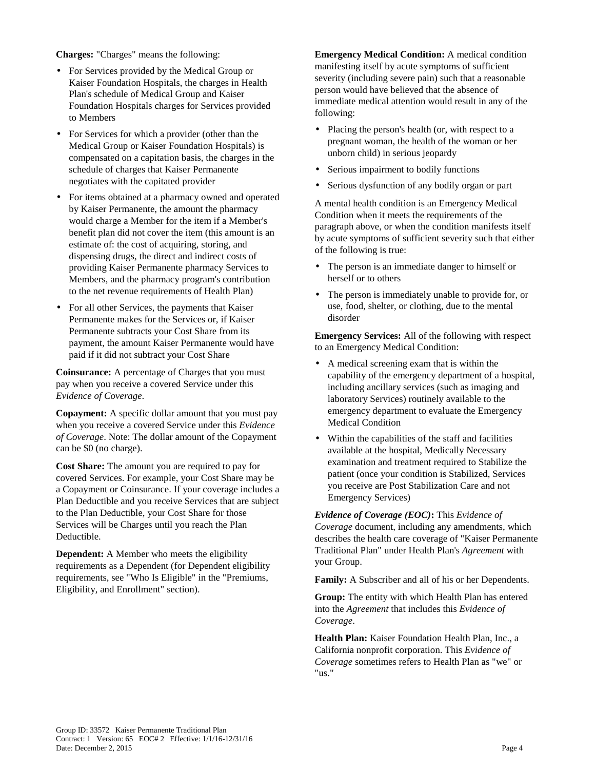**Charges:** "Charges" means the following:

- For Services provided by the Medical Group or Kaiser Foundation Hospitals, the charges in Health Plan's schedule of Medical Group and Kaiser Foundation Hospitals charges for Services provided to Members
- For Services for which a provider (other than the Medical Group or Kaiser Foundation Hospitals) is compensated on a capitation basis, the charges in the schedule of charges that Kaiser Permanente negotiates with the capitated provider
- For items obtained at a pharmacy owned and operated by Kaiser Permanente, the amount the pharmacy would charge a Member for the item if a Member's benefit plan did not cover the item (this amount is an estimate of: the cost of acquiring, storing, and dispensing drugs, the direct and indirect costs of providing Kaiser Permanente pharmacy Services to Members, and the pharmacy program's contribution to the net revenue requirements of Health Plan)
- For all other Services, the payments that Kaiser Permanente makes for the Services or, if Kaiser Permanente subtracts your Cost Share from its payment, the amount Kaiser Permanente would have paid if it did not subtract your Cost Share

**Coinsurance:** A percentage of Charges that you must pay when you receive a covered Service under this *Evidence of Coverage*.

**Copayment:** A specific dollar amount that you must pay when you receive a covered Service under this *Evidence of Coverage*. Note: The dollar amount of the Copayment can be $0 (no charge).

**Cost Share:** The amount you are required to pay for covered Services. For example, your Cost Share may be a Copayment or Coinsurance. If your coverage includes a Plan Deductible and you receive Services that are subject to the Plan Deductible, your Cost Share for those Services will be Charges until you reach the Plan Deductible.

**Dependent:** A Member who meets the eligibility requirements as a Dependent (for Dependent eligibility requirements, see "Who Is Eligible" in the "Premiums, Eligibility, and Enrollment" section).

**Emergency Medical Condition:** A medical condition manifesting itself by acute symptoms of sufficient severity (including severe pain) such that a reasonable person would have believed that the absence of immediate medical attention would result in any of the following:

- Placing the person's health (or, with respect to a pregnant woman, the health of the woman or her unborn child) in serious jeopardy
- Serious impairment to bodily functions
- Serious dysfunction of any bodily organ or part

A mental health condition is an Emergency Medical Condition when it meets the requirements of the paragraph above, or when the condition manifests itself by acute symptoms of sufficient severity such that either of the following is true:

- The person is an immediate danger to himself or herself or to others
- The person is immediately unable to provide for, or use, food, shelter, or clothing, due to the mental disorder

**Emergency Services:** All of the following with respect to an Emergency Medical Condition:

- A medical screening exam that is within the capability of the emergency department of a hospital, including ancillary services (such as imaging and laboratory Services) routinely available to the emergency department to evaluate the Emergency Medical Condition
- Within the capabilities of the staff and facilities available at the hospital, Medically Necessary examination and treatment required to Stabilize the patient (once your condition is Stabilized, Services you receive are Post Stabilization Care and not Emergency Services)

***Evidence of Coverage (EOC)*:** This *Evidence of Coverage* document, including any amendments, which describes the health care coverage of "Kaiser Permanente Traditional Plan" under Health Plan's *Agreement* with your Group.

**Family:** A Subscriber and all of his or her Dependents.

**Group:** The entity with which Health Plan has entered into the *Agreement* that includes this *Evidence of Coverage*.

**Health Plan:** Kaiser Foundation Health Plan, Inc., a California nonprofit corporation. This *Evidence of Coverage* sometimes refers to Health Plan as "we" or "us."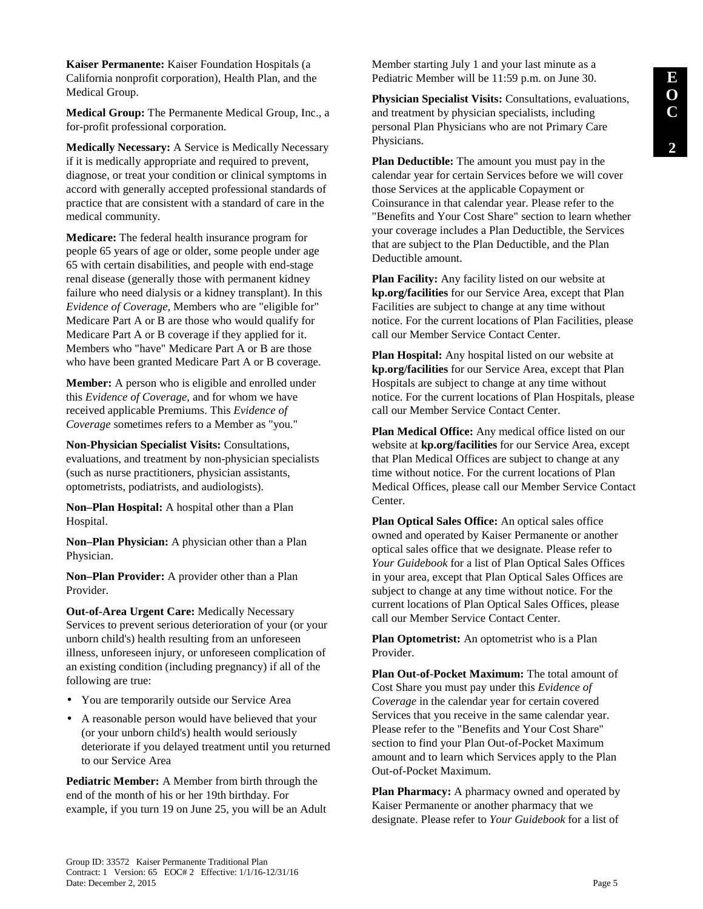**Kaiser Permanente:** Kaiser Foundation Hospitals (a California nonprofit corporation), Health Plan, and the Medical Group.

**Medical Group:** The Permanente Medical Group, Inc., a for-profit professional corporation.

**Medically Necessary:** A Service is Medically Necessary if it is medically appropriate and required to prevent, diagnose, or treat your condition or clinical symptoms in accord with generally accepted professional standards of practice that are consistent with a standard of care in the medical community.

**Medicare:** The federal health insurance program for people 65 years of age or older, some people under age 65 with certain disabilities, and people with end-stage renal disease (generally those with permanent kidney failure who need dialysis or a kidney transplant). In this *Evidence of Coverage*, Members who are "eligible for" Medicare Part A or B are those who would qualify for Medicare Part A or B coverage if they applied for it. Members who "have" Medicare Part A or B are those who have been granted Medicare Part A or B coverage.

**Member:** A person who is eligible and enrolled under this *Evidence of Coverage*, and for whom we have received applicable Premiums. This *Evidence of Coverage* sometimes refers to a Member as "you."

**Non-Physician Specialist Visits:** Consultations, evaluations, and treatment by non-physician specialists (such as nurse practitioners, physician assistants, optometrists, podiatrists, and audiologists).

**Non–Plan Hospital:** A hospital other than a Plan Hospital.

**Non–Plan Physician:** A physician other than a Plan Physician.

**Non–Plan Provider:** A provider other than a Plan Provider.

**Out-of-Area Urgent Care:** Medically Necessary Services to prevent serious deterioration of your (or your unborn child's) health resulting from an unforeseen illness, unforeseen injury, or unforeseen complication of an existing condition (including pregnancy) if all of the following are true:

- You are temporarily outside our Service Area
- A reasonable person would have believed that your (or your unborn child's) health would seriously deteriorate if you delayed treatment until you returned to our Service Area

**Pediatric Member:** A Member from birth through the end of the month of his or her 19th birthday. For example, if you turn 19 on June 25, you will be an Adult Member starting July 1 and your last minute as a Pediatric Member will be 11:59 p.m. on June 30.

**Physician Specialist Visits:** Consultations, evaluations, and treatment by physician specialists, including personal Plan Physicians who are not Primary Care Physicians.

**Plan Deductible:** The amount you must pay in the calendar year for certain Services before we will cover those Services at the applicable Copayment or Coinsurance in that calendar year. Please refer to the "Benefits and Your Cost Share" section to learn whether your coverage includes a Plan Deductible, the Services that are subject to the Plan Deductible, and the Plan Deductible amount.

**Plan Facility:** Any facility listed on our website at **kp.org/facilities** for our Service Area, except that Plan Facilities are subject to change at any time without notice. For the current locations of Plan Facilities, please call our Member Service Contact Center.

**Plan Hospital:** Any hospital listed on our website at **kp.org/facilities** for our Service Area, except that Plan Hospitals are subject to change at any time without notice. For the current locations of Plan Hospitals, please call our Member Service Contact Center.

**Plan Medical Office:** Any medical office listed on our website at **kp.org/facilities** for our Service Area, except that Plan Medical Offices are subject to change at any time without notice. For the current locations of Plan Medical Offices, please call our Member Service Contact Center.

**Plan Optical Sales Office:** An optical sales office owned and operated by Kaiser Permanente or another optical sales office that we designate. Please refer to *Your Guidebook* for a list of Plan Optical Sales Offices in your area, except that Plan Optical Sales Offices are subject to change at any time without notice. For the current locations of Plan Optical Sales Offices, please call our Member Service Contact Center.

**Plan Optometrist:** An optometrist who is a Plan Provider.

**Plan Out-of-Pocket Maximum:** The total amount of Cost Share you must pay under this *Evidence of Coverage* in the calendar year for certain covered Services that you receive in the same calendar year. Please refer to the "Benefits and Your Cost Share" section to find your Plan Out-of-Pocket Maximum amount and to learn which Services apply to the Plan Out-of-Pocket Maximum.

**Plan Pharmacy:** A pharmacy owned and operated by Kaiser Permanente or another pharmacy that we designate. Please refer to *Your Guidebook* for a list of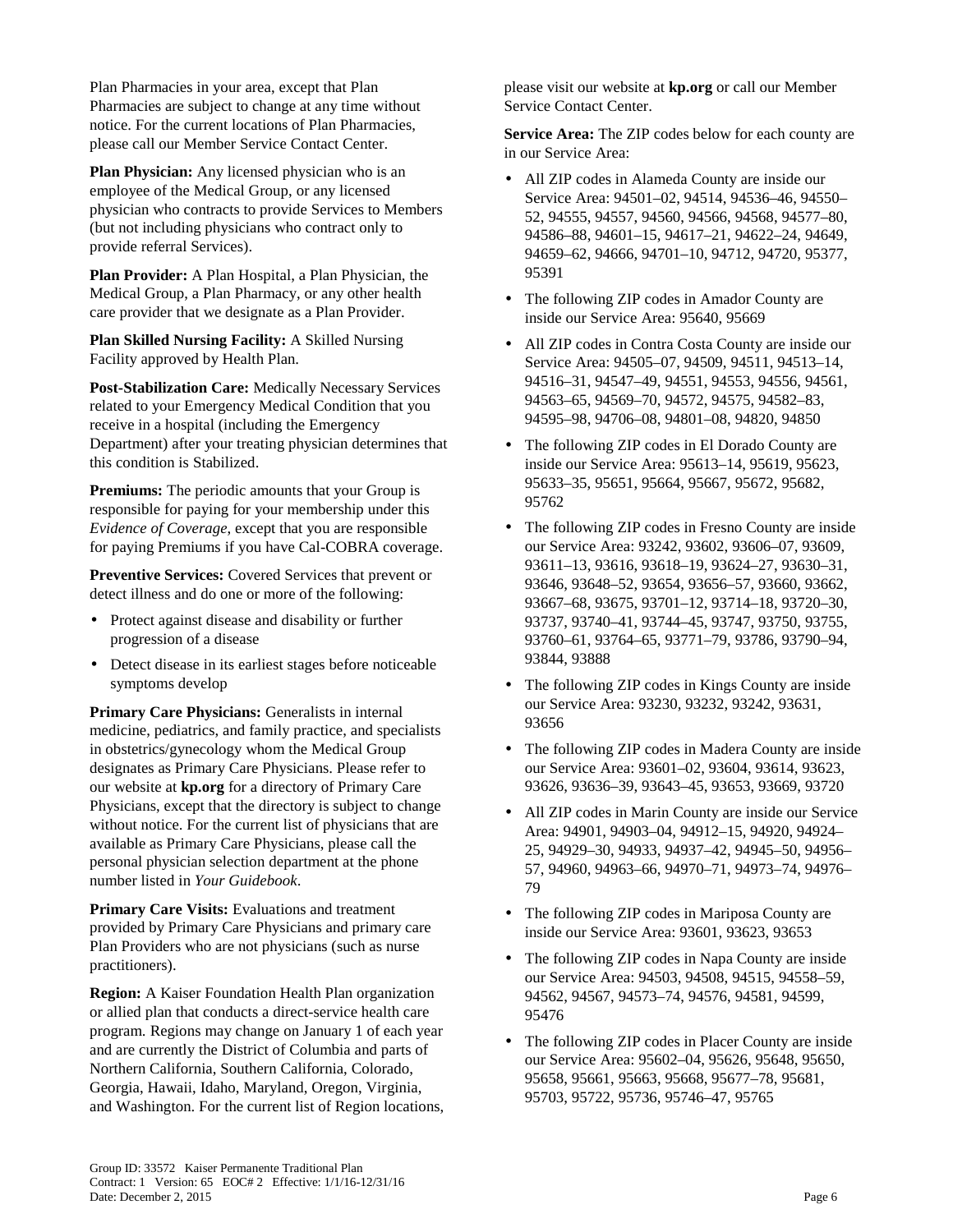Plan Pharmacies in your area, except that Plan Pharmacies are subject to change at any time without notice. For the current locations of Plan Pharmacies, please call our Member Service Contact Center.

**Plan Physician:** Any licensed physician who is an employee of the Medical Group, or any licensed physician who contracts to provide Services to Members (but not including physicians who contract only to provide referral Services).

**Plan Provider:** A Plan Hospital, a Plan Physician, the Medical Group, a Plan Pharmacy, or any other health care provider that we designate as a Plan Provider.

**Plan Skilled Nursing Facility:** A Skilled Nursing Facility approved by Health Plan.

**Post-Stabilization Care:** Medically Necessary Services related to your Emergency Medical Condition that you receive in a hospital (including the Emergency Department) after your treating physician determines that this condition is Stabilized.

**Premiums:** The periodic amounts that your Group is responsible for paying for your membership under this *Evidence of Coverage*, except that you are responsible for paying Premiums if you have Cal-COBRA coverage.

**Preventive Services:** Covered Services that prevent or detect illness and do one or more of the following:

- Protect against disease and disability or further progression of a disease
- Detect disease in its earliest stages before noticeable symptoms develop

**Primary Care Physicians:** Generalists in internal medicine, pediatrics, and family practice, and specialists in obstetrics/gynecology whom the Medical Group designates as Primary Care Physicians. Please refer to our website at **kp.org** for a directory of Primary Care Physicians, except that the directory is subject to change without notice. For the current list of physicians that are available as Primary Care Physicians, please call the personal physician selection department at the phone number listed in *Your Guidebook*.

**Primary Care Visits:** Evaluations and treatment provided by Primary Care Physicians and primary care Plan Providers who are not physicians (such as nurse practitioners).

**Region:** A Kaiser Foundation Health Plan organization or allied plan that conducts a direct-service health care program. Regions may change on January 1 of each year and are currently the District of Columbia and parts of Northern California, Southern California, Colorado, Georgia, Hawaii, Idaho, Maryland, Oregon, Virginia, and Washington. For the current list of Region locations, please visit our website at **kp.org** or call our Member Service Contact Center.

**Service Area:** The ZIP codes below for each county are in our Service Area:

- All ZIP codes in Alameda County are inside our Service Area: 94501–02, 94514, 94536–46, 94550–52, 94555, 94557, 94560, 94566, 94568, 94577–80, 94586–88, 94601–15, 94617–21, 94622–24, 94649, 94659–62, 94666, 94701–10, 94712, 94720, 95377, 95391
- The following ZIP codes in Amador County are inside our Service Area: 95640, 95669
- All ZIP codes in Contra Costa County are inside our Service Area: 94505–07, 94509, 94511, 94513–14, 94516–31, 94547–49, 94551, 94553, 94556, 94561, 94563–65, 94569–70, 94572, 94575, 94582–83, 94595–98, 94706–08, 94801–08, 94820, 94850
- The following ZIP codes in El Dorado County are inside our Service Area: 95613–14, 95619, 95623, 95633–35, 95651, 95664, 95667, 95672, 95682, 95762
- The following ZIP codes in Fresno County are inside our Service Area: 93242, 93602, 93606–07, 93609, 93611–13, 93616, 93618–19, 93624–27, 93630–31, 93646, 93648–52, 93654, 93656–57, 93660, 93662, 93667–68, 93675, 93701–12, 93714–18, 93720–30, 93737, 93740–41, 93744–45, 93747, 93750, 93755, 93760–61, 93764–65, 93771–79, 93786, 93790–94, 93844, 93888
- The following ZIP codes in Kings County are inside our Service Area: 93230, 93232, 93242, 93631, 93656
- The following ZIP codes in Madera County are inside our Service Area: 93601–02, 93604, 93614, 93623, 93626, 93636–39, 93643–45, 93653, 93669, 93720
- All ZIP codes in Marin County are inside our Service Area: 94901, 94903–04, 94912–15, 94920, 94924–25, 94929–30, 94933, 94937–42, 94945–50, 94956–57, 94960, 94963–66, 94970–71, 94973–74, 94976–79
- The following ZIP codes in Mariposa County are inside our Service Area: 93601, 93623, 93653
- The following ZIP codes in Napa County are inside our Service Area: 94503, 94508, 94515, 94558–59, 94562, 94567, 94573–74, 94576, 94581, 94599, 95476
- The following ZIP codes in Placer County are inside our Service Area: 95602–04, 95626, 95648, 95650, 95658, 95661, 95663, 95668, 95677–78, 95681, 95703, 95722, 95736, 95746–47, 95765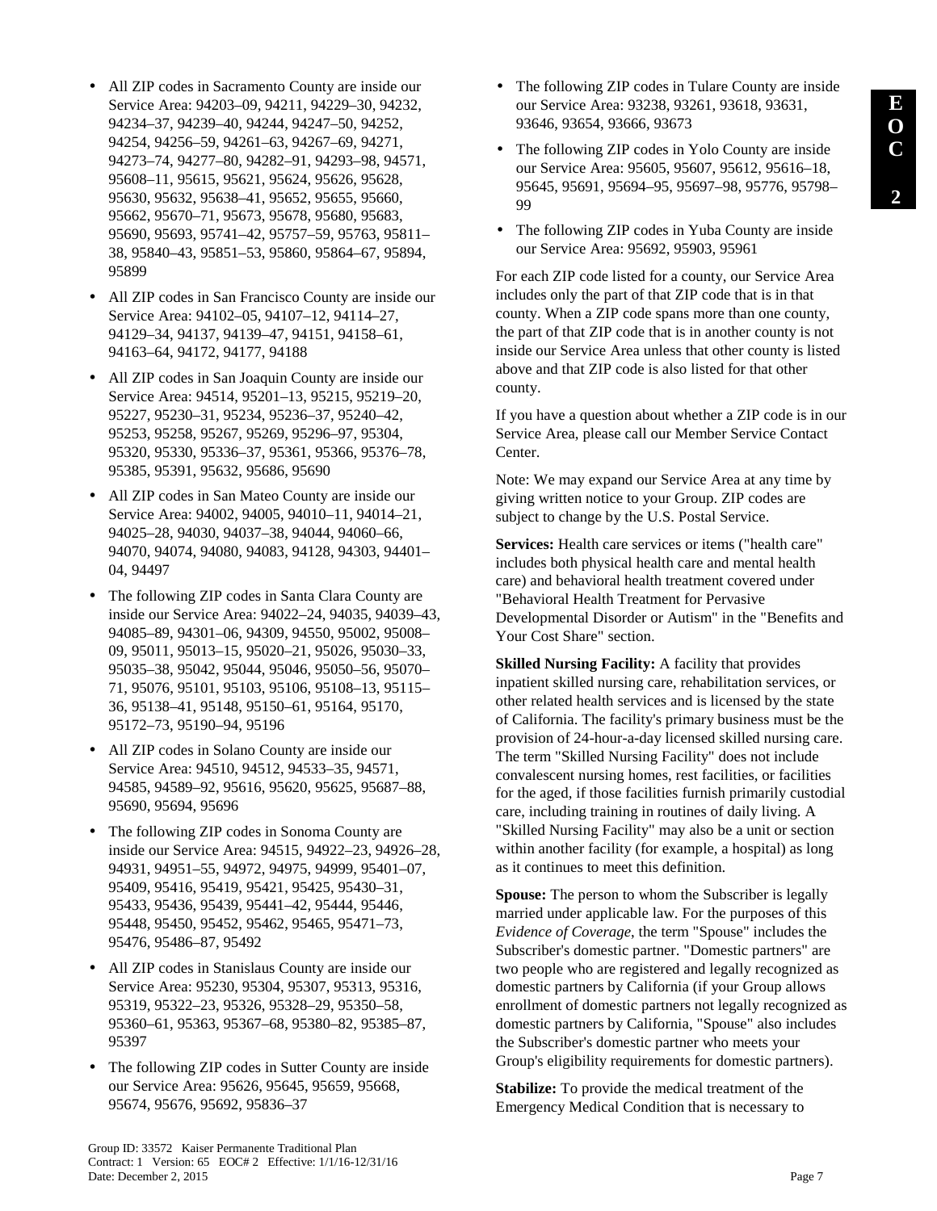- All ZIP codes in Sacramento County are inside our Service Area: 94203–09, 94211, 94229–30, 94232, 94234–37, 94239–40, 94244, 94247–50, 94252, 94254, 94256–59, 94261–63, 94267–69, 94271, 94273–74, 94277–80, 94282–91, 94293–98, 94571, 95608–11, 95615, 95621, 95624, 95626, 95628, 95630, 95632, 95638–41, 95652, 95655, 95660, 95662, 95670–71, 95673, 95678, 95680, 95683, 95690, 95693, 95741–42, 95757–59, 95763, 95811–38, 95840–43, 95851–53, 95860, 95864–67, 95894, 95899
- All ZIP codes in San Francisco County are inside our Service Area: 94102–05, 94107–12, 94114–27, 94129–34, 94137, 94139–47, 94151, 94158–61, 94163–64, 94172, 94177, 94188
- All ZIP codes in San Joaquin County are inside our Service Area: 94514, 95201–13, 95215, 95219–20, 95227, 95230–31, 95234, 95236–37, 95240–42, 95253, 95258, 95267, 95269, 95296–97, 95304, 95320, 95330, 95336–37, 95361, 95366, 95376–78, 95385, 95391, 95632, 95686, 95690
- All ZIP codes in San Mateo County are inside our Service Area: 94002, 94005, 94010–11, 94014–21, 94025–28, 94030, 94037–38, 94044, 94060–66, 94070, 94074, 94080, 94083, 94128, 94303, 94401–04, 94497
- The following ZIP codes in Santa Clara County are inside our Service Area: 94022–24, 94035, 94039–43, 94085–89, 94301–06, 94309, 94550, 95002, 95008–09, 95011, 95013–15, 95020–21, 95026, 95030–33, 95035–38, 95042, 95044, 95046, 95050–56, 95070–71, 95076, 95101, 95103, 95106, 95108–13, 95115–36, 95138–41, 95148, 95150–61, 95164, 95170, 95172–73, 95190–94, 95196
- All ZIP codes in Solano County are inside our Service Area: 94510, 94512, 94533–35, 94571, 94585, 94589–92, 95616, 95620, 95625, 95687–88, 95690, 95694, 95696
- The following ZIP codes in Sonoma County are inside our Service Area: 94515, 94922–23, 94926–28, 94931, 94951–55, 94972, 94975, 94999, 95401–07, 95409, 95416, 95419, 95421, 95425, 95430–31, 95433, 95436, 95439, 95441–42, 95444, 95446, 95448, 95450, 95452, 95462, 95465, 95471–73, 95476, 95486–87, 95492
- All ZIP codes in Stanislaus County are inside our Service Area: 95230, 95304, 95307, 95313, 95316, 95319, 95322–23, 95326, 95328–29, 95350–58, 95360–61, 95363, 95367–68, 95380–82, 95385–87, 95397
- The following ZIP codes in Sutter County are inside our Service Area: 95626, 95645, 95659, 95668, 95674, 95676, 95692, 95836–37
- The following ZIP codes in Tulare County are inside our Service Area: 93238, 93261, 93618, 93631, 93646, 93654, 93666, 93673
- The following ZIP codes in Yolo County are inside our Service Area: 95605, 95607, 95612, 95616–18, 95645, 95691, 95694–95, 95697–98, 95776, 95798–99
- The following ZIP codes in Yuba County are inside our Service Area: 95692, 95903, 95961

For each ZIP code listed for a county, our Service Area includes only the part of that ZIP code that is in that county. When a ZIP code spans more than one county, the part of that ZIP code that is in another county is not inside our Service Area unless that other county is listed above and that ZIP code is also listed for that other county.

If you have a question about whether a ZIP code is in our Service Area, please call our Member Service Contact Center.

Note: We may expand our Service Area at any time by giving written notice to your Group. ZIP codes are subject to change by the U.S. Postal Service.

**Services:** Health care services or items ("health care" includes both physical health care and mental health care) and behavioral health treatment covered under "Behavioral Health Treatment for Pervasive Developmental Disorder or Autism" in the "Benefits and Your Cost Share" section.

**Skilled Nursing Facility:** A facility that provides inpatient skilled nursing care, rehabilitation services, or other related health services and is licensed by the state of California. The facility's primary business must be the provision of 24-hour-a-day licensed skilled nursing care. The term "Skilled Nursing Facility" does not include convalescent nursing homes, rest facilities, or facilities for the aged, if those facilities furnish primarily custodial care, including training in routines of daily living. A "Skilled Nursing Facility" may also be a unit or section within another facility (for example, a hospital) as long as it continues to meet this definition.

**Spouse:** The person to whom the Subscriber is legally married under applicable law. For the purposes of this *Evidence of Coverage,* the term "Spouse" includes the Subscriber's domestic partner. "Domestic partners" are two people who are registered and legally recognized as domestic partners by California (if your Group allows enrollment of domestic partners not legally recognized as domestic partners by California, "Spouse" also includes the Subscriber's domestic partner who meets your Group's eligibility requirements for domestic partners).

**Stabilize:** To provide the medical treatment of the Emergency Medical Condition that is necessary to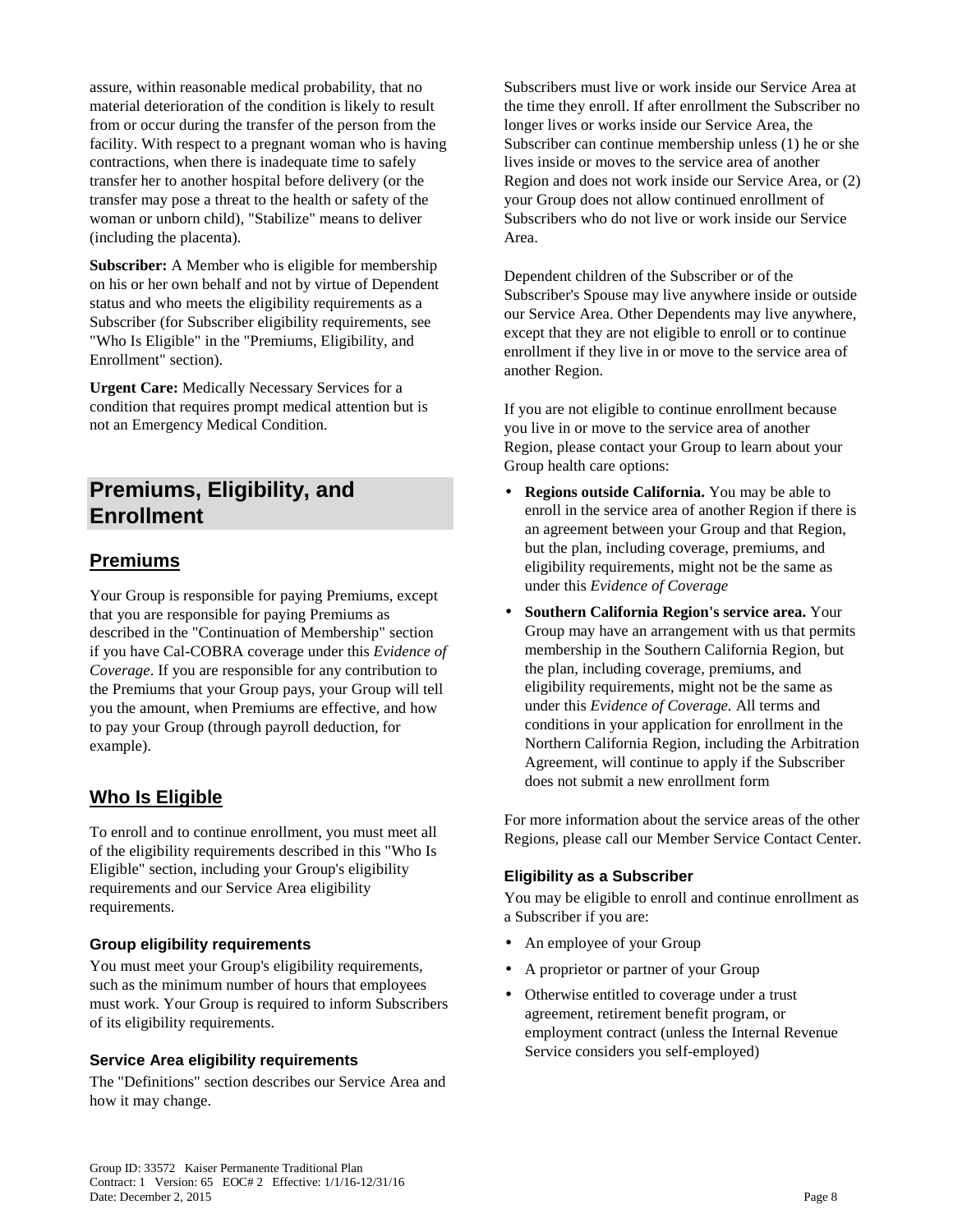assure, within reasonable medical probability, that no material deterioration of the condition is likely to result from or occur during the transfer of the person from the facility. With respect to a pregnant woman who is having contractions, when there is inadequate time to safely transfer her to another hospital before delivery (or the transfer may pose a threat to the health or safety of the woman or unborn child), "Stabilize" means to deliver (including the placenta).

**Subscriber:** A Member who is eligible for membership on his or her own behalf and not by virtue of Dependent status and who meets the eligibility requirements as a Subscriber (for Subscriber eligibility requirements, see "Who Is Eligible" in the "Premiums, Eligibility, and Enrollment" section).

**Urgent Care:** Medically Necessary Services for a condition that requires prompt medical attention but is not an Emergency Medical Condition.

# Premiums, Eligibility, and Enrollment

## Premiums

Your Group is responsible for paying Premiums, except that you are responsible for paying Premiums as described in the "Continuation of Membership" section if you have Cal-COBRA coverage under this *Evidence of Coverage*. If you are responsible for any contribution to the Premiums that your Group pays, your Group will tell you the amount, when Premiums are effective, and how to pay your Group (through payroll deduction, for example).

## Who Is Eligible

To enroll and to continue enrollment, you must meet all of the eligibility requirements described in this "Who Is Eligible" section, including your Group's eligibility requirements and our Service Area eligibility requirements.

### Group eligibility requirements

You must meet your Group's eligibility requirements, such as the minimum number of hours that employees must work. Your Group is required to inform Subscribers of its eligibility requirements.

### Service Area eligibility requirements

The "Definitions" section describes our Service Area and how it may change.

Subscribers must live or work inside our Service Area at the time they enroll. If after enrollment the Subscriber no longer lives or works inside our Service Area, the Subscriber can continue membership unless (1) he or she lives inside or moves to the service area of another Region and does not work inside our Service Area, or (2) your Group does not allow continued enrollment of Subscribers who do not live or work inside our Service Area.

Dependent children of the Subscriber or of the Subscriber's Spouse may live anywhere inside or outside our Service Area. Other Dependents may live anywhere, except that they are not eligible to enroll or to continue enrollment if they live in or move to the service area of another Region.

If you are not eligible to continue enrollment because you live in or move to the service area of another Region, please contact your Group to learn about your Group health care options:

- **Regions outside California.** You may be able to enroll in the service area of another Region if there is an agreement between your Group and that Region, but the plan, including coverage, premiums, and eligibility requirements, might not be the same as under this *Evidence of Coverage*
- **Southern California Region's service area.** Your Group may have an arrangement with us that permits membership in the Southern California Region, but the plan, including coverage, premiums, and eligibility requirements, might not be the same as under this *Evidence of Coverage.* All terms and conditions in your application for enrollment in the Northern California Region, including the Arbitration Agreement, will continue to apply if the Subscriber does not submit a new enrollment form

For more information about the service areas of the other Regions, please call our Member Service Contact Center.

### Eligibility as a Subscriber

You may be eligible to enroll and continue enrollment as a Subscriber if you are:

- An employee of your Group
- A proprietor or partner of your Group
- Otherwise entitled to coverage under a trust agreement, retirement benefit program, or employment contract (unless the Internal Revenue Service considers you self-employed)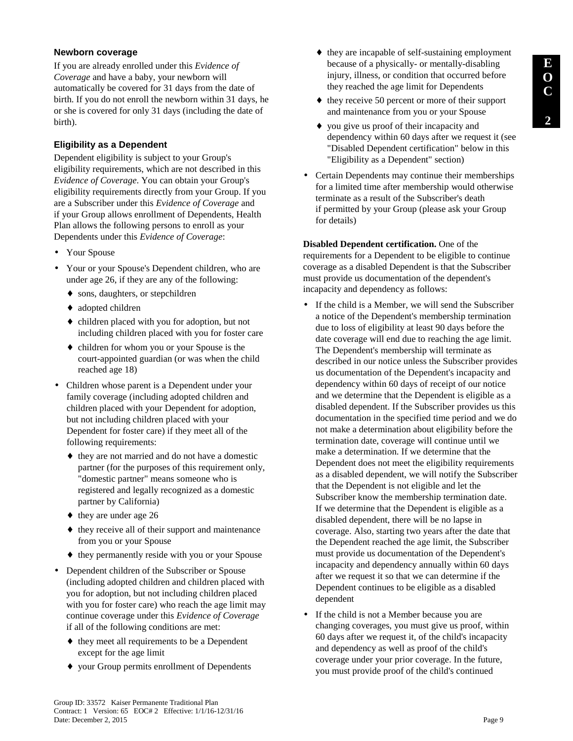### Newborn coverage

If you are already enrolled under this *Evidence of Coverage* and have a baby, your newborn will automatically be covered for 31 days from the date of birth. If you do not enroll the newborn within 31 days, he or she is covered for only 31 days (including the date of birth).

### Eligibility as a Dependent

Dependent eligibility is subject to your Group's eligibility requirements, which are not described in this *Evidence of Coverage*. You can obtain your Group's eligibility requirements directly from your Group. If you are a Subscriber under this *Evidence of Coverage* and if your Group allows enrollment of Dependents, Health Plan allows the following persons to enroll as your Dependents under this *Evidence of Coverage*:

- Your Spouse
- Your or your Spouse's Dependent children, who are under age 26, if they are any of the following:
  - sons, daughters, or stepchildren
  - adopted children
  - children placed with you for adoption, but not including children placed with you for foster care
  - children for whom you or your Spouse is the court-appointed guardian (or was when the child reached age 18)
- Children whose parent is a Dependent under your family coverage (including adopted children and children placed with your Dependent for adoption, but not including children placed with your Dependent for foster care) if they meet all of the following requirements:
  - they are not married and do not have a domestic partner (for the purposes of this requirement only, "domestic partner" means someone who is registered and legally recognized as a domestic partner by California)
  - they are under age 26
  - they receive all of their support and maintenance from you or your Spouse
  - they permanently reside with you or your Spouse
- Dependent children of the Subscriber or Spouse (including adopted children and children placed with you for adoption, but not including children placed with you for foster care) who reach the age limit may continue coverage under this *Evidence of Coverage* if all of the following conditions are met:
  - they meet all requirements to be a Dependent except for the age limit
  - your Group permits enrollment of Dependents
  - they are incapable of self-sustaining employment because of a physically- or mentally-disabling injury, illness, or condition that occurred before they reached the age limit for Dependents
  - they receive 50 percent or more of their support and maintenance from you or your Spouse
  - you give us proof of their incapacity and dependency within 60 days after we request it (see "Disabled Dependent certification" below in this "Eligibility as a Dependent" section)
- Certain Dependents may continue their memberships for a limited time after membership would otherwise terminate as a result of the Subscriber's death if permitted by your Group (please ask your Group for details)

**Disabled Dependent certification.** One of the requirements for a Dependent to be eligible to continue coverage as a disabled Dependent is that the Subscriber must provide us documentation of the dependent's incapacity and dependency as follows:

- If the child is a Member, we will send the Subscriber a notice of the Dependent's membership termination due to loss of eligibility at least 90 days before the date coverage will end due to reaching the age limit. The Dependent's membership will terminate as described in our notice unless the Subscriber provides us documentation of the Dependent's incapacity and dependency within 60 days of receipt of our notice and we determine that the Dependent is eligible as a disabled dependent. If the Subscriber provides us this documentation in the specified time period and we do not make a determination about eligibility before the termination date, coverage will continue until we make a determination. If we determine that the Dependent does not meet the eligibility requirements as a disabled dependent, we will notify the Subscriber that the Dependent is not eligible and let the Subscriber know the membership termination date. If we determine that the Dependent is eligible as a disabled dependent, there will be no lapse in coverage. Also, starting two years after the date that the Dependent reached the age limit, the Subscriber must provide us documentation of the Dependent's incapacity and dependency annually within 60 days after we request it so that we can determine if the Dependent continues to be eligible as a disabled dependent
- If the child is not a Member because you are changing coverages, you must give us proof, within 60 days after we request it, of the child's incapacity and dependency as well as proof of the child's coverage under your prior coverage. In the future, you must provide proof of the child's continued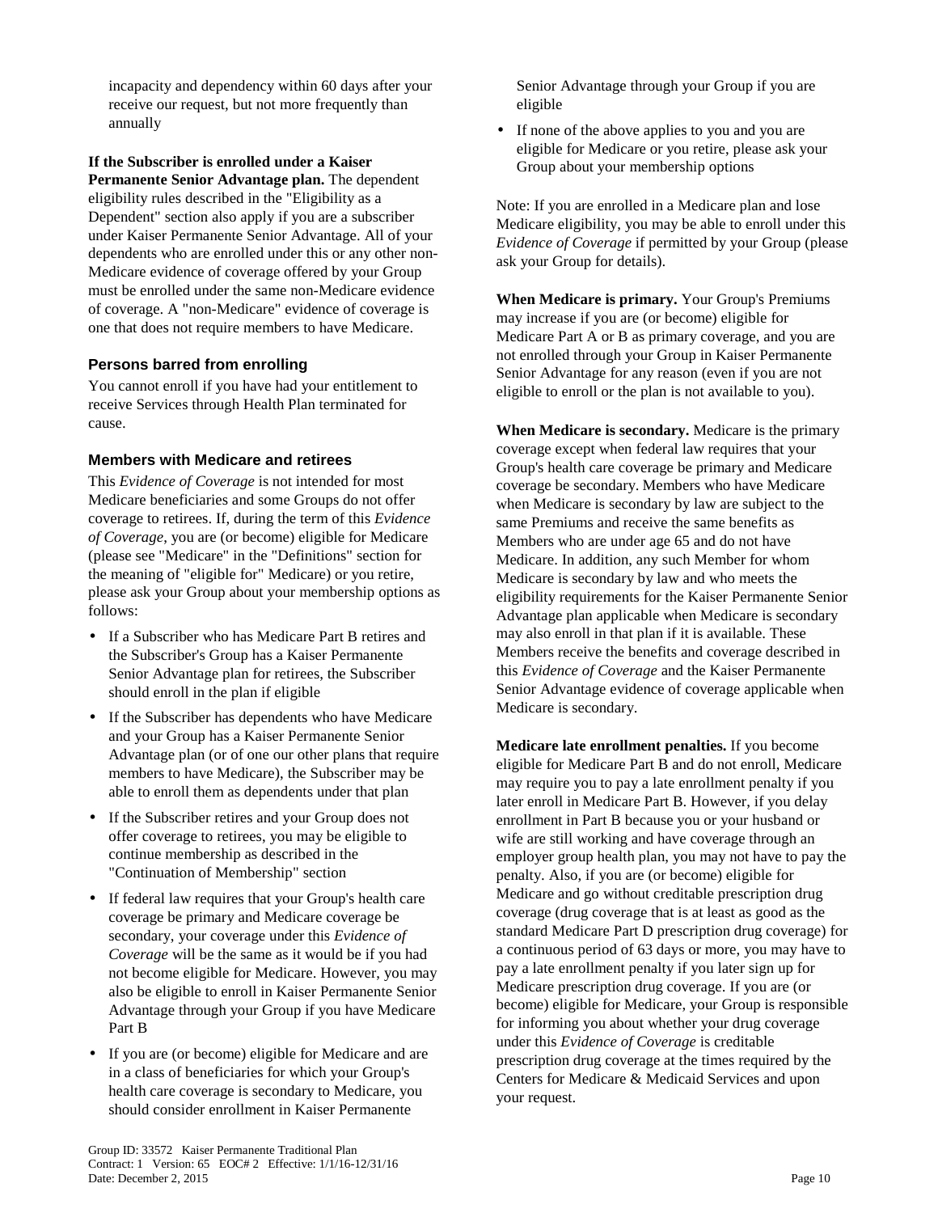incapacity and dependency within 60 days after your receive our request, but not more frequently than annually

**If the Subscriber is enrolled under a Kaiser Permanente Senior Advantage plan.** The dependent eligibility rules described in the "Eligibility as a Dependent" section also apply if you are a subscriber under Kaiser Permanente Senior Advantage. All of your dependents who are enrolled under this or any other non-Medicare evidence of coverage offered by your Group must be enrolled under the same non-Medicare evidence of coverage. A "non-Medicare" evidence of coverage is one that does not require members to have Medicare.

### Persons barred from enrolling

You cannot enroll if you have had your entitlement to receive Services through Health Plan terminated for cause.

### Members with Medicare and retirees

This *Evidence of Coverage* is not intended for most Medicare beneficiaries and some Groups do not offer coverage to retirees. If, during the term of this *Evidence of Coverage*, you are (or become) eligible for Medicare (please see "Medicare" in the "Definitions" section for the meaning of "eligible for" Medicare) or you retire, please ask your Group about your membership options as follows:

- If a Subscriber who has Medicare Part B retires and the Subscriber's Group has a Kaiser Permanente Senior Advantage plan for retirees, the Subscriber should enroll in the plan if eligible
- If the Subscriber has dependents who have Medicare and your Group has a Kaiser Permanente Senior Advantage plan (or of one our other plans that require members to have Medicare), the Subscriber may be able to enroll them as dependents under that plan
- If the Subscriber retires and your Group does not offer coverage to retirees, you may be eligible to continue membership as described in the "Continuation of Membership" section
- If federal law requires that your Group's health care coverage be primary and Medicare coverage be secondary, your coverage under this *Evidence of Coverage* will be the same as it would be if you had not become eligible for Medicare. However, you may also be eligible to enroll in Kaiser Permanente Senior Advantage through your Group if you have Medicare Part B
- If you are (or become) eligible for Medicare and are in a class of beneficiaries for which your Group's health care coverage is secondary to Medicare, you should consider enrollment in Kaiser Permanente Senior Advantage through your Group if you are eligible
- If none of the above applies to you and you are eligible for Medicare or you retire, please ask your Group about your membership options

Note: If you are enrolled in a Medicare plan and lose Medicare eligibility, you may be able to enroll under this *Evidence of Coverage* if permitted by your Group (please ask your Group for details).

**When Medicare is primary.** Your Group's Premiums may increase if you are (or become) eligible for Medicare Part A or B as primary coverage, and you are not enrolled through your Group in Kaiser Permanente Senior Advantage for any reason (even if you are not eligible to enroll or the plan is not available to you).

**When Medicare is secondary.** Medicare is the primary coverage except when federal law requires that your Group's health care coverage be primary and Medicare coverage be secondary. Members who have Medicare when Medicare is secondary by law are subject to the same Premiums and receive the same benefits as Members who are under age 65 and do not have Medicare. In addition, any such Member for whom Medicare is secondary by law and who meets the eligibility requirements for the Kaiser Permanente Senior Advantage plan applicable when Medicare is secondary may also enroll in that plan if it is available. These Members receive the benefits and coverage described in this *Evidence of Coverage* and the Kaiser Permanente Senior Advantage evidence of coverage applicable when Medicare is secondary.

**Medicare late enrollment penalties.** If you become eligible for Medicare Part B and do not enroll, Medicare may require you to pay a late enrollment penalty if you later enroll in Medicare Part B. However, if you delay enrollment in Part B because you or your husband or wife are still working and have coverage through an employer group health plan, you may not have to pay the penalty. Also, if you are (or become) eligible for Medicare and go without creditable prescription drug coverage (drug coverage that is at least as good as the standard Medicare Part D prescription drug coverage) for a continuous period of 63 days or more, you may have to pay a late enrollment penalty if you later sign up for Medicare prescription drug coverage. If you are (or become) eligible for Medicare, your Group is responsible for informing you about whether your drug coverage under this *Evidence of Coverage* is creditable prescription drug coverage at the times required by the Centers for Medicare & Medicaid Services and upon your request.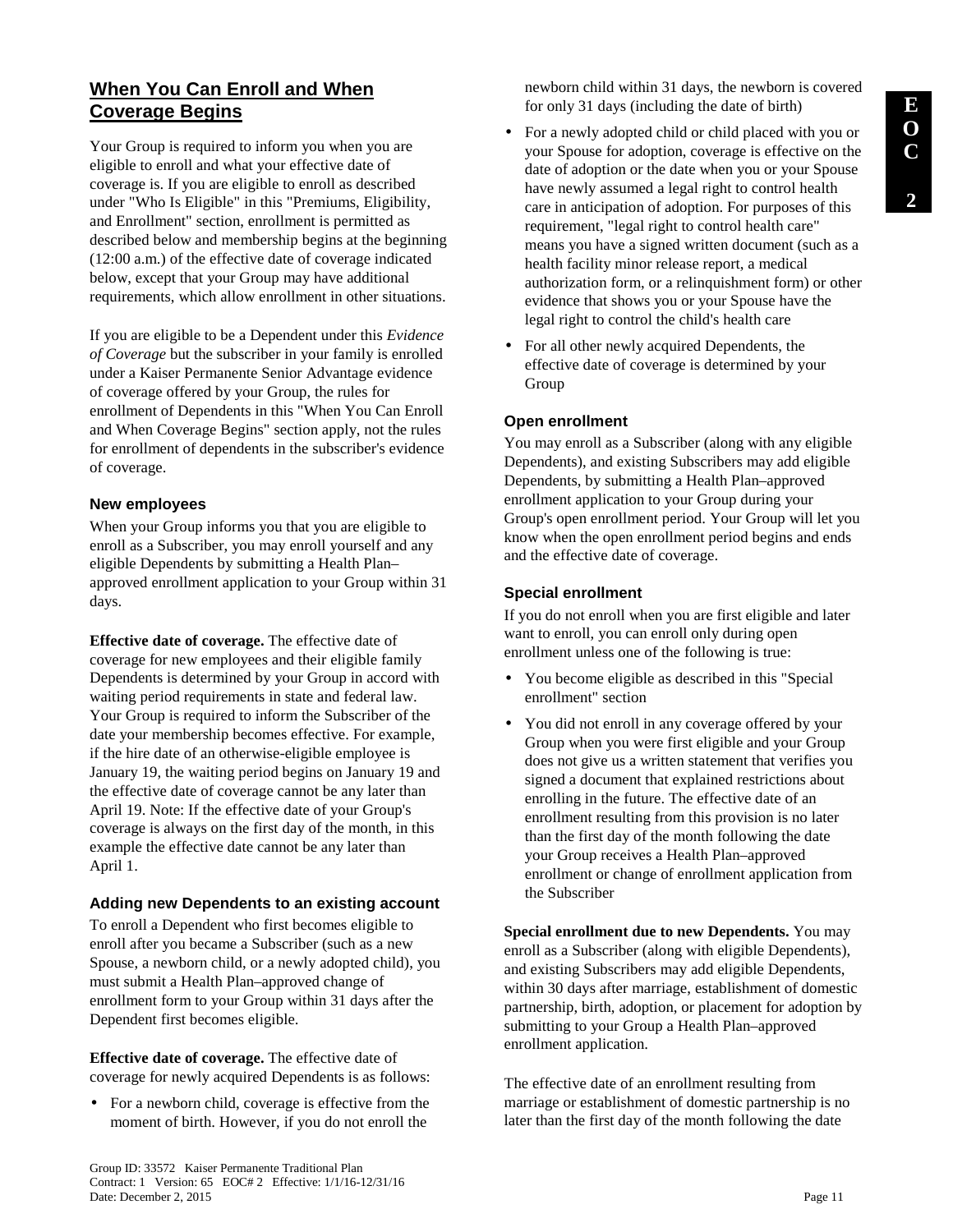## When You Can Enroll and When Coverage Begins

Your Group is required to inform you when you are eligible to enroll and what your effective date of coverage is. If you are eligible to enroll as described under "Who Is Eligible" in this "Premiums, Eligibility, and Enrollment" section, enrollment is permitted as described below and membership begins at the beginning (12:00 a.m.) of the effective date of coverage indicated below, except that your Group may have additional requirements, which allow enrollment in other situations.

If you are eligible to be a Dependent under this *Evidence of Coverage* but the subscriber in your family is enrolled under a Kaiser Permanente Senior Advantage evidence of coverage offered by your Group, the rules for enrollment of Dependents in this "When You Can Enroll and When Coverage Begins" section apply, not the rules for enrollment of dependents in the subscriber's evidence of coverage.

### New employees

When your Group informs you that you are eligible to enroll as a Subscriber, you may enroll yourself and any eligible Dependents by submitting a Health Plan–approved enrollment application to your Group within 31 days.

**Effective date of coverage.** The effective date of coverage for new employees and their eligible family Dependents is determined by your Group in accord with waiting period requirements in state and federal law. Your Group is required to inform the Subscriber of the date your membership becomes effective. For example, if the hire date of an otherwise-eligible employee is January 19, the waiting period begins on January 19 and the effective date of coverage cannot be any later than April 19. Note: If the effective date of your Group's coverage is always on the first day of the month, in this example the effective date cannot be any later than April 1.

### Adding new Dependents to an existing account

To enroll a Dependent who first becomes eligible to enroll after you became a Subscriber (such as a new Spouse, a newborn child, or a newly adopted child), you must submit a Health Plan–approved change of enrollment form to your Group within 31 days after the Dependent first becomes eligible.

**Effective date of coverage.** The effective date of coverage for newly acquired Dependents is as follows:

- For a newborn child, coverage is effective from the moment of birth. However, if you do not enroll the newborn child within 31 days, the newborn is covered for only 31 days (including the date of birth)
- For a newly adopted child or child placed with you or your Spouse for adoption, coverage is effective on the date of adoption or the date when you or your Spouse have newly assumed a legal right to control health care in anticipation of adoption. For purposes of this requirement, "legal right to control health care" means you have a signed written document (such as a health facility minor release report, a medical authorization form, or a relinquishment form) or other evidence that shows you or your Spouse have the legal right to control the child's health care
- For all other newly acquired Dependents, the effective date of coverage is determined by your Group

### Open enrollment

You may enroll as a Subscriber (along with any eligible Dependents), and existing Subscribers may add eligible Dependents, by submitting a Health Plan–approved enrollment application to your Group during your Group's open enrollment period. Your Group will let you know when the open enrollment period begins and ends and the effective date of coverage.

### Special enrollment

If you do not enroll when you are first eligible and later want to enroll, you can enroll only during open enrollment unless one of the following is true:

- You become eligible as described in this "Special enrollment" section
- You did not enroll in any coverage offered by your Group when you were first eligible and your Group does not give us a written statement that verifies you signed a document that explained restrictions about enrolling in the future. The effective date of an enrollment resulting from this provision is no later than the first day of the month following the date your Group receives a Health Plan–approved enrollment or change of enrollment application from the Subscriber

**Special enrollment due to new Dependents.** You may enroll as a Subscriber (along with eligible Dependents), and existing Subscribers may add eligible Dependents, within 30 days after marriage, establishment of domestic partnership, birth, adoption, or placement for adoption by submitting to your Group a Health Plan–approved enrollment application.

The effective date of an enrollment resulting from marriage or establishment of domestic partnership is no later than the first day of the month following the date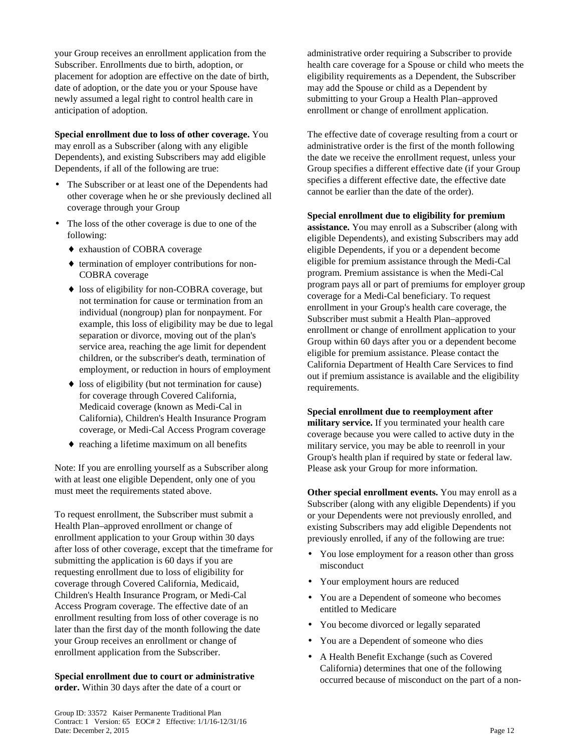your Group receives an enrollment application from the Subscriber. Enrollments due to birth, adoption, or placement for adoption are effective on the date of birth, date of adoption, or the date you or your Spouse have newly assumed a legal right to control health care in anticipation of adoption.

**Special enrollment due to loss of other coverage.** You may enroll as a Subscriber (along with any eligible Dependents), and existing Subscribers may add eligible Dependents, if all of the following are true:

- The Subscriber or at least one of the Dependents had other coverage when he or she previously declined all coverage through your Group
- The loss of the other coverage is due to one of the following:
  - exhaustion of COBRA coverage
  - termination of employer contributions for non-COBRA coverage
  - loss of eligibility for non-COBRA coverage, but not termination for cause or termination from an individual (nongroup) plan for nonpayment. For example, this loss of eligibility may be due to legal separation or divorce, moving out of the plan's service area, reaching the age limit for dependent children, or the subscriber's death, termination of employment, or reduction in hours of employment
  - loss of eligibility (but not termination for cause) for coverage through Covered California, Medicaid coverage (known as Medi-Cal in California), Children's Health Insurance Program coverage, or Medi-Cal Access Program coverage
  - reaching a lifetime maximum on all benefits

Note: If you are enrolling yourself as a Subscriber along with at least one eligible Dependent, only one of you must meet the requirements stated above.

To request enrollment, the Subscriber must submit a Health Plan–approved enrollment or change of enrollment application to your Group within 30 days after loss of other coverage, except that the timeframe for submitting the application is 60 days if you are requesting enrollment due to loss of eligibility for coverage through Covered California, Medicaid, Children's Health Insurance Program, or Medi-Cal Access Program coverage. The effective date of an enrollment resulting from loss of other coverage is no later than the first day of the month following the date your Group receives an enrollment or change of enrollment application from the Subscriber.

**Special enrollment due to court or administrative order.** Within 30 days after the date of a court or administrative order requiring a Subscriber to provide health care coverage for a Spouse or child who meets the eligibility requirements as a Dependent, the Subscriber may add the Spouse or child as a Dependent by submitting to your Group a Health Plan–approved enrollment or change of enrollment application.

The effective date of coverage resulting from a court or administrative order is the first of the month following the date we receive the enrollment request, unless your Group specifies a different effective date (if your Group specifies a different effective date, the effective date cannot be earlier than the date of the order).

**Special enrollment due to eligibility for premium assistance.** You may enroll as a Subscriber (along with eligible Dependents), and existing Subscribers may add eligible Dependents, if you or a dependent become eligible for premium assistance through the Medi-Cal program. Premium assistance is when the Medi-Cal program pays all or part of premiums for employer group coverage for a Medi-Cal beneficiary. To request enrollment in your Group's health care coverage, the Subscriber must submit a Health Plan–approved enrollment or change of enrollment application to your Group within 60 days after you or a dependent become eligible for premium assistance. Please contact the California Department of Health Care Services to find out if premium assistance is available and the eligibility requirements.

**Special enrollment due to reemployment after military service.** If you terminated your health care coverage because you were called to active duty in the military service, you may be able to reenroll in your Group's health plan if required by state or federal law. Please ask your Group for more information.

**Other special enrollment events.** You may enroll as a Subscriber (along with any eligible Dependents) if you or your Dependents were not previously enrolled, and existing Subscribers may add eligible Dependents not previously enrolled, if any of the following are true:

- You lose employment for a reason other than gross misconduct
- Your employment hours are reduced
- You are a Dependent of someone who becomes entitled to Medicare
- You become divorced or legally separated
- You are a Dependent of someone who dies
- A Health Benefit Exchange (such as Covered California) determines that one of the following occurred because of misconduct on the part of a non-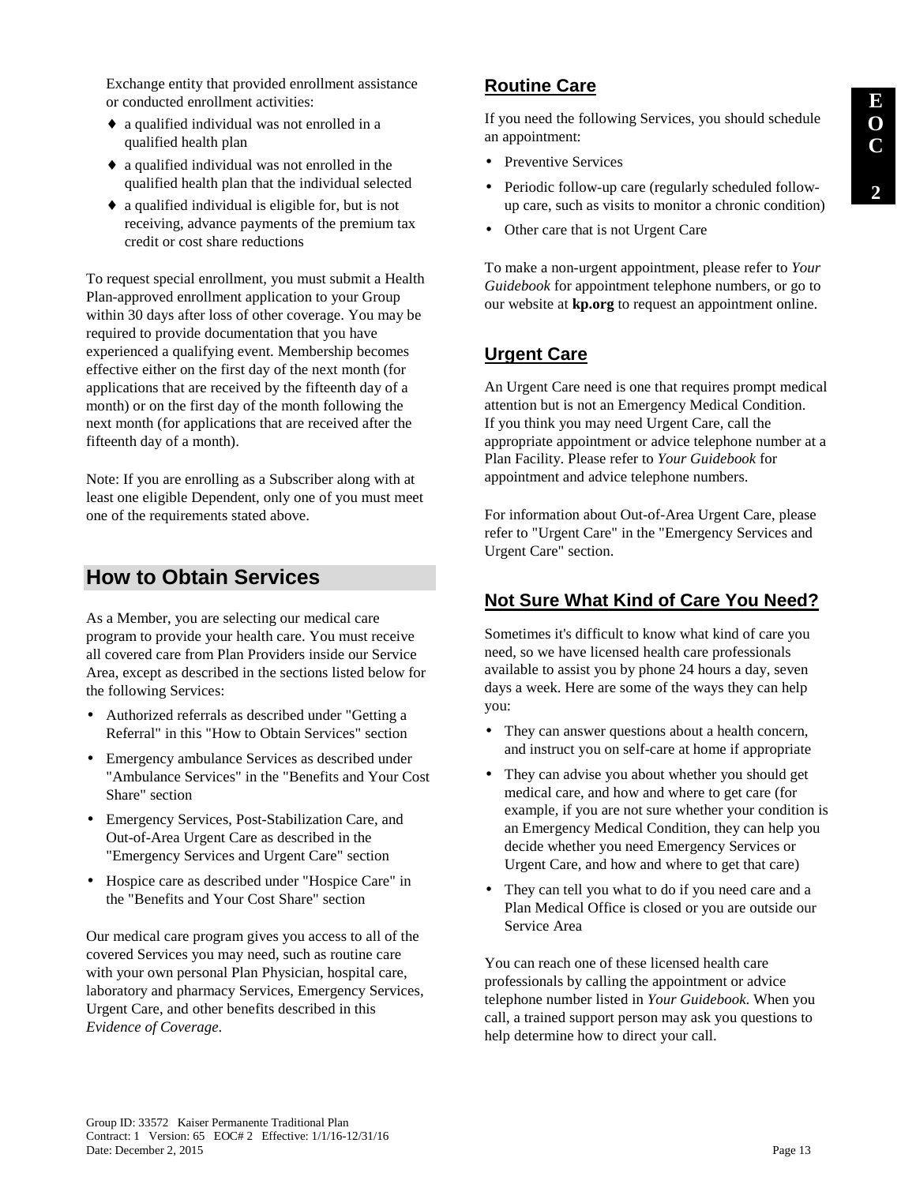Exchange entity that provided enrollment assistance or conducted enrollment activities:

- a qualified individual was not enrolled in a qualified health plan
- a qualified individual was not enrolled in the qualified health plan that the individual selected
- a qualified individual is eligible for, but is not receiving, advance payments of the premium tax credit or cost share reductions

To request special enrollment, you must submit a Health Plan-approved enrollment application to your Group within 30 days after loss of other coverage. You may be required to provide documentation that you have experienced a qualifying event. Membership becomes effective either on the first day of the next month (for applications that are received by the fifteenth day of a month) or on the first day of the month following the next month (for applications that are received after the fifteenth day of a month).

Note: If you are enrolling as a Subscriber along with at least one eligible Dependent, only one of you must meet one of the requirements stated above.

## How to Obtain Services

As a Member, you are selecting our medical care program to provide your health care. You must receive all covered care from Plan Providers inside our Service Area, except as described in the sections listed below for the following Services:

- Authorized referrals as described under "Getting a Referral" in this "How to Obtain Services" section
- Emergency ambulance Services as described under "Ambulance Services" in the "Benefits and Your Cost Share" section
- Emergency Services, Post-Stabilization Care, and Out-of-Area Urgent Care as described in the "Emergency Services and Urgent Care" section
- Hospice care as described under "Hospice Care" in the "Benefits and Your Cost Share" section

Our medical care program gives you access to all of the covered Services you may need, such as routine care with your own personal Plan Physician, hospital care, laboratory and pharmacy Services, Emergency Services, Urgent Care, and other benefits described in this *Evidence of Coverage*.

### Routine Care

If you need the following Services, you should schedule an appointment:

- Preventive Services
- Periodic follow-up care (regularly scheduled follow-up care, such as visits to monitor a chronic condition)
- Other care that is not Urgent Care

To make a non-urgent appointment, please refer to *Your Guidebook* for appointment telephone numbers, or go to our website at **kp.org** to request an appointment online.

### Urgent Care

An Urgent Care need is one that requires prompt medical attention but is not an Emergency Medical Condition. If you think you may need Urgent Care, call the appropriate appointment or advice telephone number at a Plan Facility. Please refer to *Your Guidebook* for appointment and advice telephone numbers.

For information about Out-of-Area Urgent Care, please refer to "Urgent Care" in the "Emergency Services and Urgent Care" section.

### Not Sure What Kind of Care You Need?

Sometimes it's difficult to know what kind of care you need, so we have licensed health care professionals available to assist you by phone 24 hours a day, seven days a week. Here are some of the ways they can help you:

- They can answer questions about a health concern, and instruct you on self-care at home if appropriate
- They can advise you about whether you should get medical care, and how and where to get care (for example, if you are not sure whether your condition is an Emergency Medical Condition, they can help you decide whether you need Emergency Services or Urgent Care, and how and where to get that care)
- They can tell you what to do if you need care and a Plan Medical Office is closed or you are outside our Service Area

You can reach one of these licensed health care professionals by calling the appointment or advice telephone number listed in *Your Guidebook*. When you call, a trained support person may ask you questions to help determine how to direct your call.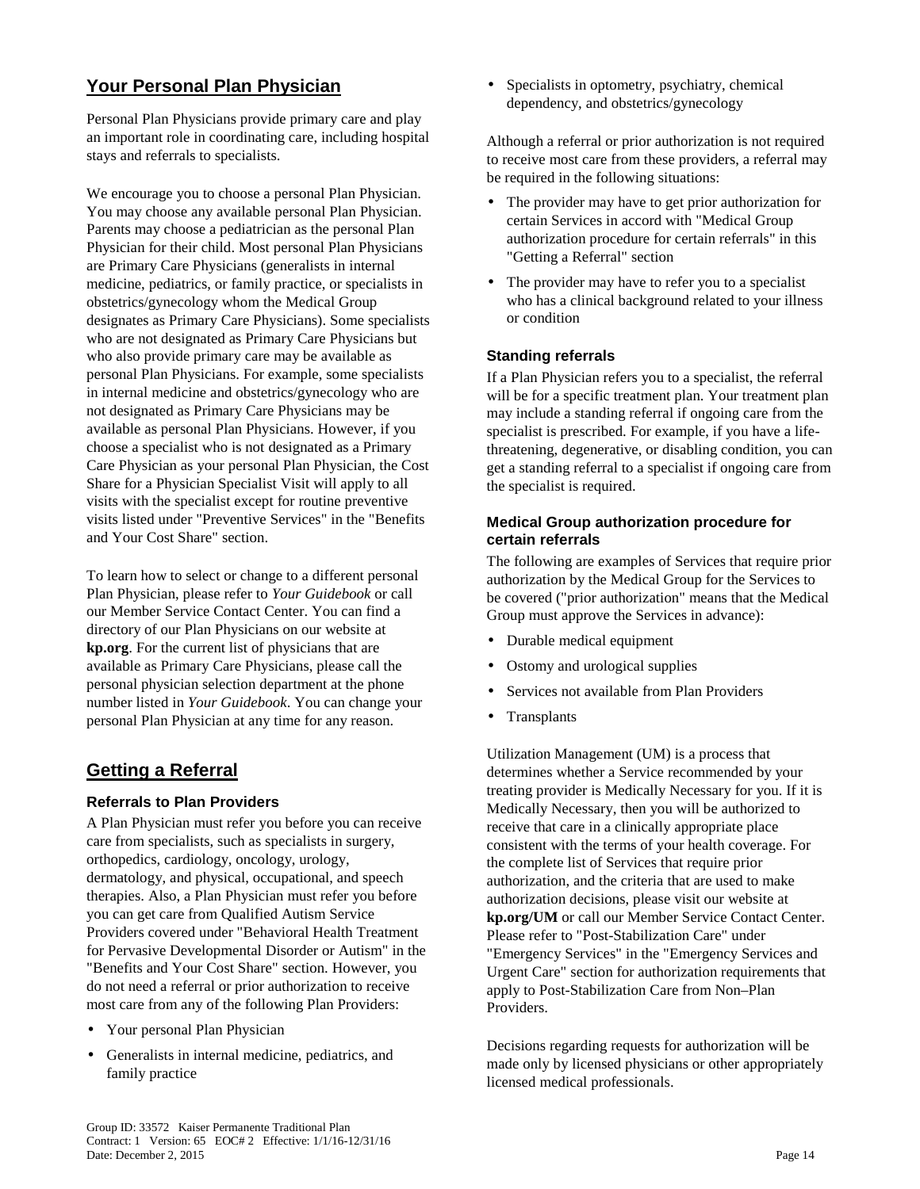## Your Personal Plan Physician

Personal Plan Physicians provide primary care and play an important role in coordinating care, including hospital stays and referrals to specialists.

We encourage you to choose a personal Plan Physician. You may choose any available personal Plan Physician. Parents may choose a pediatrician as the personal Plan Physician for their child. Most personal Plan Physicians are Primary Care Physicians (generalists in internal medicine, pediatrics, or family practice, or specialists in obstetrics/gynecology whom the Medical Group designates as Primary Care Physicians). Some specialists who are not designated as Primary Care Physicians but who also provide primary care may be available as personal Plan Physicians. For example, some specialists in internal medicine and obstetrics/gynecology who are not designated as Primary Care Physicians may be available as personal Plan Physicians. However, if you choose a specialist who is not designated as a Primary Care Physician as your personal Plan Physician, the Cost Share for a Physician Specialist Visit will apply to all visits with the specialist except for routine preventive visits listed under "Preventive Services" in the "Benefits and Your Cost Share" section.

To learn how to select or change to a different personal Plan Physician, please refer to *Your Guidebook* or call our Member Service Contact Center. You can find a directory of our Plan Physicians on our website at **kp.org**. For the current list of physicians that are available as Primary Care Physicians, please call the personal physician selection department at the phone number listed in *Your Guidebook*. You can change your personal Plan Physician at any time for any reason.

## Getting a Referral

### Referrals to Plan Providers

A Plan Physician must refer you before you can receive care from specialists, such as specialists in surgery, orthopedics, cardiology, oncology, urology, dermatology, and physical, occupational, and speech therapies. Also, a Plan Physician must refer you before you can get care from Qualified Autism Service Providers covered under "Behavioral Health Treatment for Pervasive Developmental Disorder or Autism" in the "Benefits and Your Cost Share" section. However, you do not need a referral or prior authorization to receive most care from any of the following Plan Providers:

- Your personal Plan Physician
- Generalists in internal medicine, pediatrics, and family practice
- Specialists in optometry, psychiatry, chemical dependency, and obstetrics/gynecology

Although a referral or prior authorization is not required to receive most care from these providers, a referral may be required in the following situations:

- The provider may have to get prior authorization for certain Services in accord with "Medical Group authorization procedure for certain referrals" in this "Getting a Referral" section
- The provider may have to refer you to a specialist who has a clinical background related to your illness or condition

### Standing referrals

If a Plan Physician refers you to a specialist, the referral will be for a specific treatment plan. Your treatment plan may include a standing referral if ongoing care from the specialist is prescribed. For example, if you have a life-threatening, degenerative, or disabling condition, you can get a standing referral to a specialist if ongoing care from the specialist is required.

### Medical Group authorization procedure for certain referrals

The following are examples of Services that require prior authorization by the Medical Group for the Services to be covered ("prior authorization" means that the Medical Group must approve the Services in advance):

- Durable medical equipment
- Ostomy and urological supplies
- Services not available from Plan Providers
- Transplants

Utilization Management (UM) is a process that determines whether a Service recommended by your treating provider is Medically Necessary for you. If it is Medically Necessary, then you will be authorized to receive that care in a clinically appropriate place consistent with the terms of your health coverage. For the complete list of Services that require prior authorization, and the criteria that are used to make authorization decisions, please visit our website at **kp.org/UM** or call our Member Service Contact Center. Please refer to "Post-Stabilization Care" under "Emergency Services" in the "Emergency Services and Urgent Care" section for authorization requirements that apply to Post-Stabilization Care from Non–Plan Providers.

Decisions regarding requests for authorization will be made only by licensed physicians or other appropriately licensed medical professionals.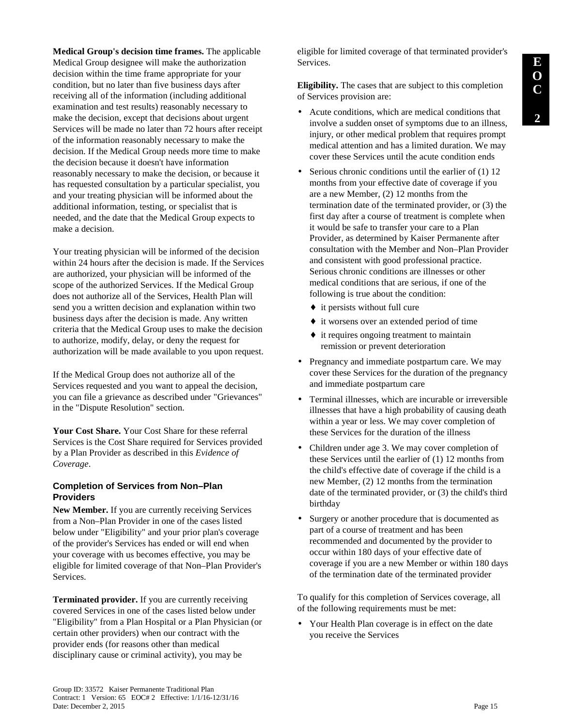**Medical Group's decision time frames.** The applicable Medical Group designee will make the authorization decision within the time frame appropriate for your condition, but no later than five business days after receiving all of the information (including additional examination and test results) reasonably necessary to make the decision, except that decisions about urgent Services will be made no later than 72 hours after receipt of the information reasonably necessary to make the decision. If the Medical Group needs more time to make the decision because it doesn't have information reasonably necessary to make the decision, or because it has requested consultation by a particular specialist, you and your treating physician will be informed about the additional information, testing, or specialist that is needed, and the date that the Medical Group expects to make a decision.

Your treating physician will be informed of the decision within 24 hours after the decision is made. If the Services are authorized, your physician will be informed of the scope of the authorized Services. If the Medical Group does not authorize all of the Services, Health Plan will send you a written decision and explanation within two business days after the decision is made. Any written criteria that the Medical Group uses to make the decision to authorize, modify, delay, or deny the request for authorization will be made available to you upon request.

If the Medical Group does not authorize all of the Services requested and you want to appeal the decision, you can file a grievance as described under "Grievances" in the "Dispute Resolution" section.

**Your Cost Share.** Your Cost Share for these referral Services is the Cost Share required for Services provided by a Plan Provider as described in this *Evidence of Coverage*.

### Completion of Services from Non–Plan Providers

**New Member.** If you are currently receiving Services from a Non–Plan Provider in one of the cases listed below under "Eligibility" and your prior plan's coverage of the provider's Services has ended or will end when your coverage with us becomes effective, you may be eligible for limited coverage of that Non–Plan Provider's Services.

**Terminated provider.** If you are currently receiving covered Services in one of the cases listed below under "Eligibility" from a Plan Hospital or a Plan Physician (or certain other providers) when our contract with the provider ends (for reasons other than medical disciplinary cause or criminal activity), you may be eligible for limited coverage of that terminated provider's Services.

**Eligibility.** The cases that are subject to this completion of Services provision are:

- Acute conditions, which are medical conditions that involve a sudden onset of symptoms due to an illness, injury, or other medical problem that requires prompt medical attention and has a limited duration. We may cover these Services until the acute condition ends
- Serious chronic conditions until the earlier of (1) 12 months from your effective date of coverage if you are a new Member, (2) 12 months from the termination date of the terminated provider, or (3) the first day after a course of treatment is complete when it would be safe to transfer your care to a Plan Provider, as determined by Kaiser Permanente after consultation with the Member and Non–Plan Provider and consistent with good professional practice. Serious chronic conditions are illnesses or other medical conditions that are serious, if one of the following is true about the condition:
  - it persists without full cure
  - it worsens over an extended period of time
  - it requires ongoing treatment to maintain remission or prevent deterioration
- Pregnancy and immediate postpartum care. We may cover these Services for the duration of the pregnancy and immediate postpartum care
- Terminal illnesses, which are incurable or irreversible illnesses that have a high probability of causing death within a year or less. We may cover completion of these Services for the duration of the illness
- Children under age 3. We may cover completion of these Services until the earlier of (1) 12 months from the child's effective date of coverage if the child is a new Member, (2) 12 months from the termination date of the terminated provider, or (3) the child's third birthday
- Surgery or another procedure that is documented as part of a course of treatment and has been recommended and documented by the provider to occur within 180 days of your effective date of coverage if you are a new Member or within 180 days of the termination date of the terminated provider

To qualify for this completion of Services coverage, all of the following requirements must be met:

- Your Health Plan coverage is in effect on the date you receive the Services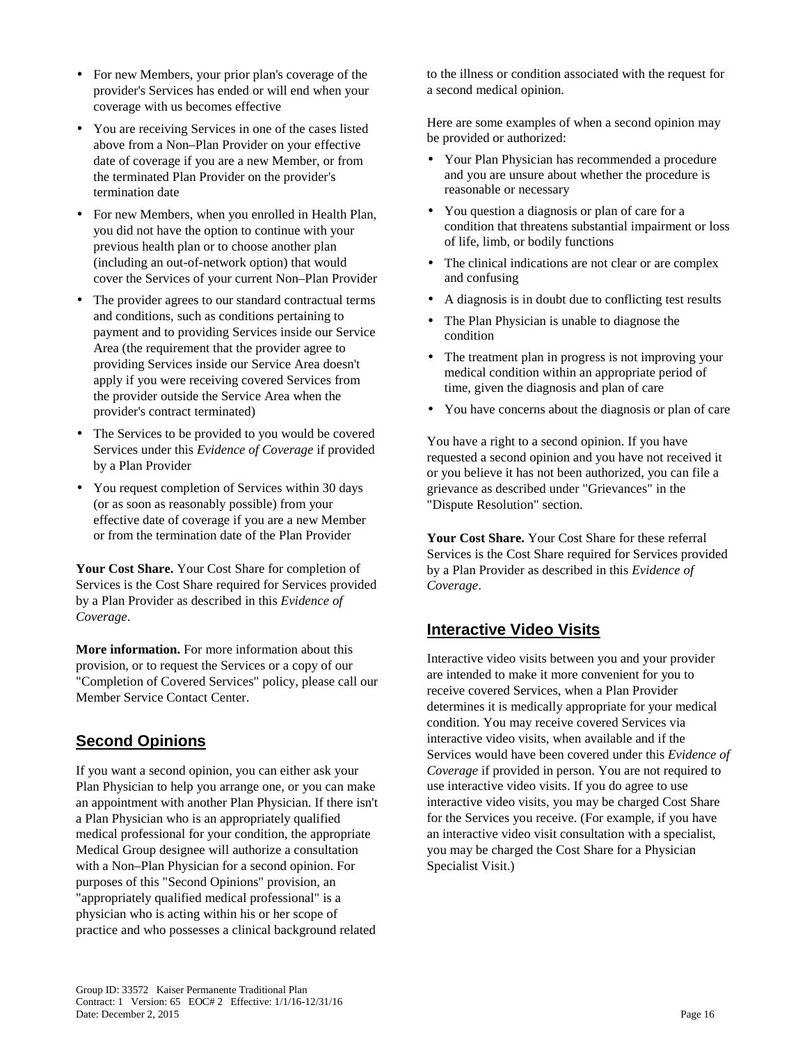- For new Members, your prior plan's coverage of the provider's Services has ended or will end when your coverage with us becomes effective
- You are receiving Services in one of the cases listed above from a Non–Plan Provider on your effective date of coverage if you are a new Member, or from the terminated Plan Provider on the provider's termination date
- For new Members, when you enrolled in Health Plan, you did not have the option to continue with your previous health plan or to choose another plan (including an out-of-network option) that would cover the Services of your current Non–Plan Provider
- The provider agrees to our standard contractual terms and conditions, such as conditions pertaining to payment and to providing Services inside our Service Area (the requirement that the provider agree to providing Services inside our Service Area doesn't apply if you were receiving covered Services from the provider outside the Service Area when the provider's contract terminated)
- The Services to be provided to you would be covered Services under this *Evidence of Coverage* if provided by a Plan Provider
- You request completion of Services within 30 days (or as soon as reasonably possible) from your effective date of coverage if you are a new Member or from the termination date of the Plan Provider

**Your Cost Share.** Your Cost Share for completion of Services is the Cost Share required for Services provided by a Plan Provider as described in this *Evidence of Coverage*.

**More information.** For more information about this provision, or to request the Services or a copy of our "Completion of Covered Services" policy, please call our Member Service Contact Center.

## Second Opinions

If you want a second opinion, you can either ask your Plan Physician to help you arrange one, or you can make an appointment with another Plan Physician. If there isn't a Plan Physician who is an appropriately qualified medical professional for your condition, the appropriate Medical Group designee will authorize a consultation with a Non–Plan Physician for a second opinion. For purposes of this "Second Opinions" provision, an "appropriately qualified medical professional" is a physician who is acting within his or her scope of practice and who possesses a clinical background related to the illness or condition associated with the request for a second medical opinion.

Here are some examples of when a second opinion may be provided or authorized:

- Your Plan Physician has recommended a procedure and you are unsure about whether the procedure is reasonable or necessary
- You question a diagnosis or plan of care for a condition that threatens substantial impairment or loss of life, limb, or bodily functions
- The clinical indications are not clear or are complex and confusing
- A diagnosis is in doubt due to conflicting test results
- The Plan Physician is unable to diagnose the condition
- The treatment plan in progress is not improving your medical condition within an appropriate period of time, given the diagnosis and plan of care
- You have concerns about the diagnosis or plan of care

You have a right to a second opinion. If you have requested a second opinion and you have not received it or you believe it has not been authorized, you can file a grievance as described under "Grievances" in the "Dispute Resolution" section.

**Your Cost Share.** Your Cost Share for these referral Services is the Cost Share required for Services provided by a Plan Provider as described in this *Evidence of Coverage*.

## Interactive Video Visits

Interactive video visits between you and your provider are intended to make it more convenient for you to receive covered Services, when a Plan Provider determines it is medically appropriate for your medical condition. You may receive covered Services via interactive video visits, when available and if the Services would have been covered under this *Evidence of Coverage* if provided in person. You are not required to use interactive video visits. If you do agree to use interactive video visits, you may be charged Cost Share for the Services you receive. (For example, if you have an interactive video visit consultation with a specialist, you may be charged the Cost Share for a Physician Specialist Visit.)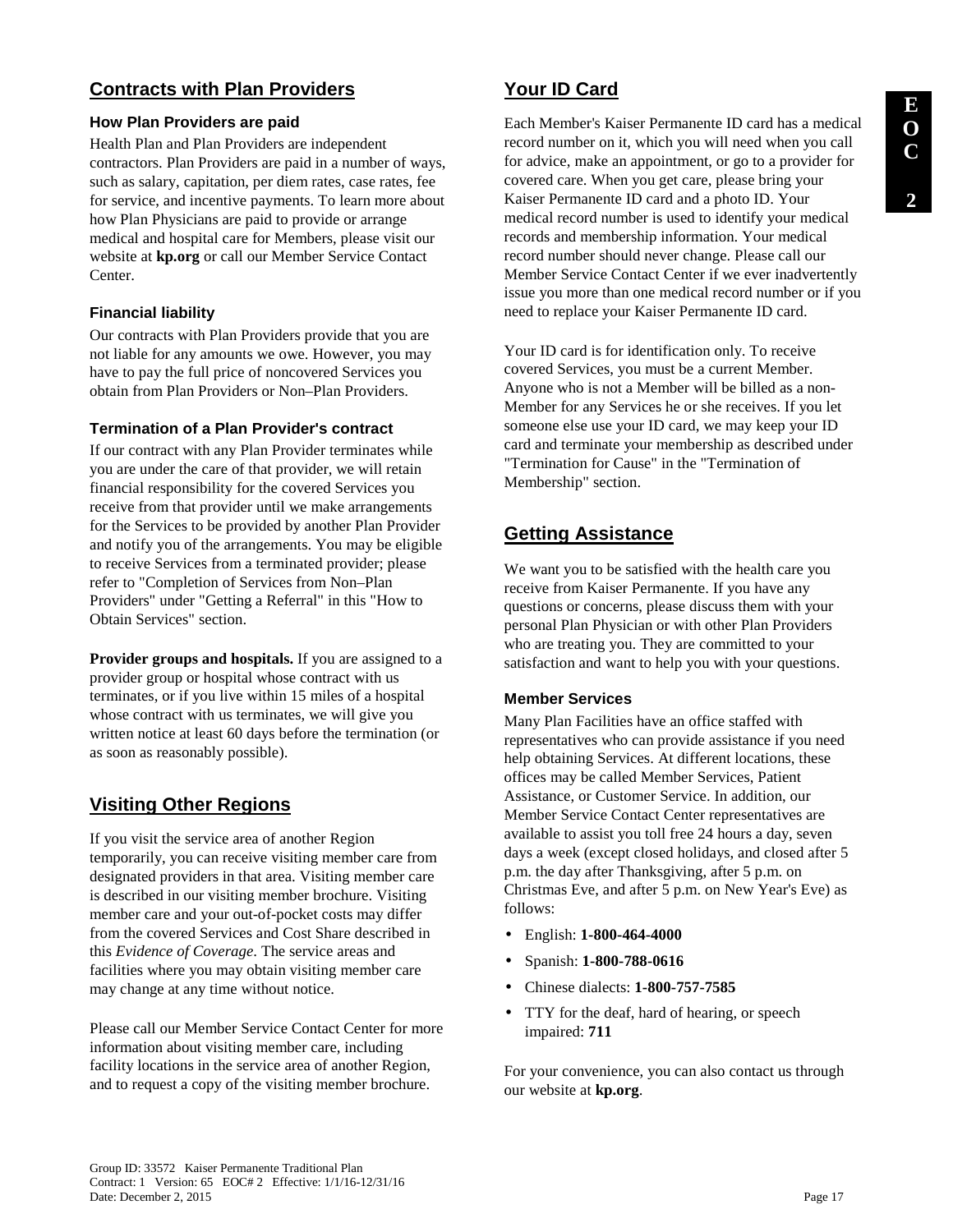## Contracts with Plan Providers

### How Plan Providers are paid

Health Plan and Plan Providers are independent contractors. Plan Providers are paid in a number of ways, such as salary, capitation, per diem rates, case rates, fee for service, and incentive payments. To learn more about how Plan Physicians are paid to provide or arrange medical and hospital care for Members, please visit our website at **kp.org** or call our Member Service Contact Center.

### Financial liability

Our contracts with Plan Providers provide that you are not liable for any amounts we owe. However, you may have to pay the full price of noncovered Services you obtain from Plan Providers or Non–Plan Providers.

### Termination of a Plan Provider's contract

If our contract with any Plan Provider terminates while you are under the care of that provider, we will retain financial responsibility for the covered Services you receive from that provider until we make arrangements for the Services to be provided by another Plan Provider and notify you of the arrangements. You may be eligible to receive Services from a terminated provider; please refer to "Completion of Services from Non–Plan Providers" under "Getting a Referral" in this "How to Obtain Services" section.

**Provider groups and hospitals.** If you are assigned to a provider group or hospital whose contract with us terminates, or if you live within 15 miles of a hospital whose contract with us terminates, we will give you written notice at least 60 days before the termination (or as soon as reasonably possible).

## Visiting Other Regions

If you visit the service area of another Region temporarily, you can receive visiting member care from designated providers in that area. Visiting member care is described in our visiting member brochure. Visiting member care and your out-of-pocket costs may differ from the covered Services and Cost Share described in this *Evidence of Coverage*. The service areas and facilities where you may obtain visiting member care may change at any time without notice.

Please call our Member Service Contact Center for more information about visiting member care, including facility locations in the service area of another Region, and to request a copy of the visiting member brochure.

## Your ID Card

Each Member's Kaiser Permanente ID card has a medical record number on it, which you will need when you call for advice, make an appointment, or go to a provider for covered care. When you get care, please bring your Kaiser Permanente ID card and a photo ID. Your medical record number is used to identify your medical records and membership information. Your medical record number should never change. Please call our Member Service Contact Center if we ever inadvertently issue you more than one medical record number or if you need to replace your Kaiser Permanente ID card.

Your ID card is for identification only. To receive covered Services, you must be a current Member. Anyone who is not a Member will be billed as a non-Member for any Services he or she receives. If you let someone else use your ID card, we may keep your ID card and terminate your membership as described under "Termination for Cause" in the "Termination of Membership" section.

## Getting Assistance

We want you to be satisfied with the health care you receive from Kaiser Permanente. If you have any questions or concerns, please discuss them with your personal Plan Physician or with other Plan Providers who are treating you. They are committed to your satisfaction and want to help you with your questions.

### Member Services

Many Plan Facilities have an office staffed with representatives who can provide assistance if you need help obtaining Services. At different locations, these offices may be called Member Services, Patient Assistance, or Customer Service. In addition, our Member Service Contact Center representatives are available to assist you toll free 24 hours a day, seven days a week (except closed holidays, and closed after 5 p.m. the day after Thanksgiving, after 5 p.m. on Christmas Eve, and after 5 p.m. on New Year's Eve) as follows:

- English: **1-800-464-4000**
- Spanish: **1-800-788-0616**
- Chinese dialects: **1-800-757-7585**
- TTY for the deaf, hard of hearing, or speech impaired: **711**

For your convenience, you can also contact us through our website at **kp.org**.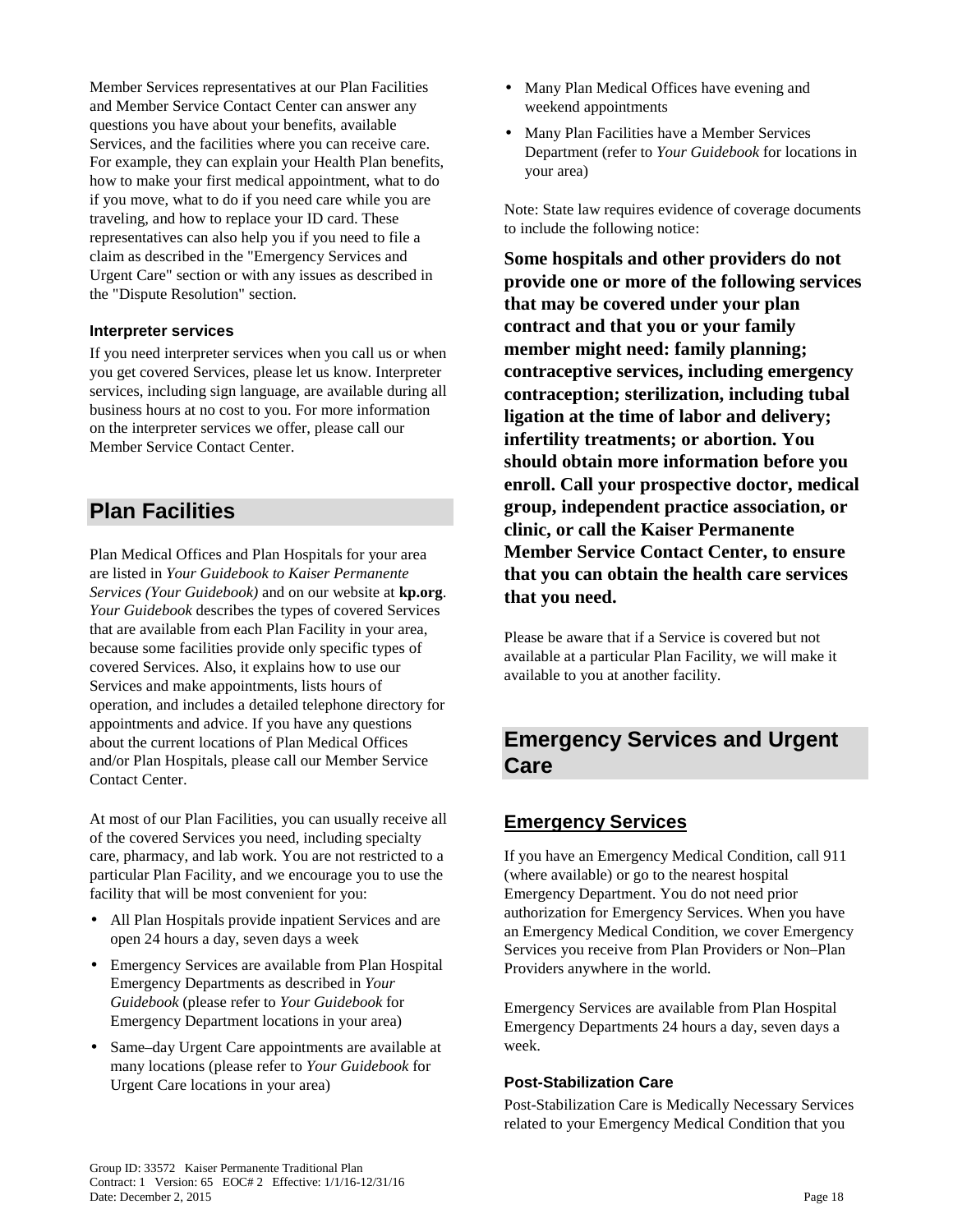Member Services representatives at our Plan Facilities and Member Service Contact Center can answer any questions you have about your benefits, available Services, and the facilities where you can receive care. For example, they can explain your Health Plan benefits, how to make your first medical appointment, what to do if you move, what to do if you need care while you are traveling, and how to replace your ID card. These representatives can also help you if you need to file a claim as described in the "Emergency Services and Urgent Care" section or with any issues as described in the "Dispute Resolution" section.

### Interpreter services

If you need interpreter services when you call us or when you get covered Services, please let us know. Interpreter services, including sign language, are available during all business hours at no cost to you. For more information on the interpreter services we offer, please call our Member Service Contact Center.

## Plan Facilities

Plan Medical Offices and Plan Hospitals for your area are listed in *Your Guidebook to Kaiser Permanente Services (Your Guidebook)* and on our website at **kp.org**. *Your Guidebook* describes the types of covered Services that are available from each Plan Facility in your area, because some facilities provide only specific types of covered Services. Also, it explains how to use our Services and make appointments, lists hours of operation, and includes a detailed telephone directory for appointments and advice. If you have any questions about the current locations of Plan Medical Offices and/or Plan Hospitals, please call our Member Service Contact Center.

At most of our Plan Facilities, you can usually receive all of the covered Services you need, including specialty care, pharmacy, and lab work. You are not restricted to a particular Plan Facility, and we encourage you to use the facility that will be most convenient for you:

- All Plan Hospitals provide inpatient Services and are open 24 hours a day, seven days a week
- Emergency Services are available from Plan Hospital Emergency Departments as described in *Your Guidebook* (please refer to *Your Guidebook* for Emergency Department locations in your area)
- Same–day Urgent Care appointments are available at many locations (please refer to *Your Guidebook* for Urgent Care locations in your area)
- Many Plan Medical Offices have evening and weekend appointments
- Many Plan Facilities have a Member Services Department (refer to *Your Guidebook* for locations in your area)

Note: State law requires evidence of coverage documents to include the following notice:

**Some hospitals and other providers do not provide one or more of the following services that may be covered under your plan contract and that you or your family member might need: family planning; contraceptive services, including emergency contraception; sterilization, including tubal ligation at the time of labor and delivery; infertility treatments; or abortion. You should obtain more information before you enroll. Call your prospective doctor, medical group, independent practice association, or clinic, or call the Kaiser Permanente Member Service Contact Center, to ensure that you can obtain the health care services that you need.**

Please be aware that if a Service is covered but not available at a particular Plan Facility, we will make it available to you at another facility.

## Emergency Services and Urgent Care

### Emergency Services

If you have an Emergency Medical Condition, call 911 (where available) or go to the nearest hospital Emergency Department. You do not need prior authorization for Emergency Services. When you have an Emergency Medical Condition, we cover Emergency Services you receive from Plan Providers or Non–Plan Providers anywhere in the world.

Emergency Services are available from Plan Hospital Emergency Departments 24 hours a day, seven days a week.

#### Post-Stabilization Care

Post-Stabilization Care is Medically Necessary Services related to your Emergency Medical Condition that you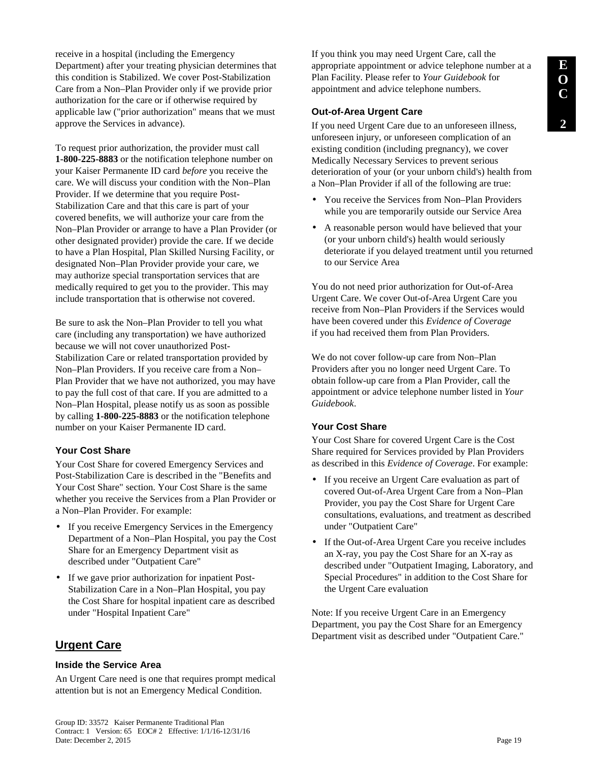receive in a hospital (including the Emergency Department) after your treating physician determines that this condition is Stabilized. We cover Post-Stabilization Care from a Non–Plan Provider only if we provide prior authorization for the care or if otherwise required by applicable law ("prior authorization" means that we must approve the Services in advance).

To request prior authorization, the provider must call **1-800-225-8883** or the notification telephone number on your Kaiser Permanente ID card *before* you receive the care. We will discuss your condition with the Non–Plan Provider. If we determine that you require Post-Stabilization Care and that this care is part of your covered benefits, we will authorize your care from the Non–Plan Provider or arrange to have a Plan Provider (or other designated provider) provide the care. If we decide to have a Plan Hospital, Plan Skilled Nursing Facility, or designated Non–Plan Provider provide your care, we may authorize special transportation services that are medically required to get you to the provider. This may include transportation that is otherwise not covered.

Be sure to ask the Non–Plan Provider to tell you what care (including any transportation) we have authorized because we will not cover unauthorized Post-Stabilization Care or related transportation provided by Non–Plan Providers. If you receive care from a Non–Plan Provider that we have not authorized, you may have to pay the full cost of that care. If you are admitted to a Non–Plan Hospital, please notify us as soon as possible by calling **1-800-225-8883** or the notification telephone number on your Kaiser Permanente ID card.

### Your Cost Share

Your Cost Share for covered Emergency Services and Post-Stabilization Care is described in the "Benefits and Your Cost Share" section. Your Cost Share is the same whether you receive the Services from a Plan Provider or a Non–Plan Provider. For example:

- If you receive Emergency Services in the Emergency Department of a Non–Plan Hospital, you pay the Cost Share for an Emergency Department visit as described under "Outpatient Care"
- If we gave prior authorization for inpatient Post-Stabilization Care in a Non–Plan Hospital, you pay the Cost Share for hospital inpatient care as described under "Hospital Inpatient Care"

## Urgent Care

### Inside the Service Area

An Urgent Care need is one that requires prompt medical attention but is not an Emergency Medical Condition. If you think you may need Urgent Care, call the appropriate appointment or advice telephone number at a Plan Facility. Please refer to *Your Guidebook* for appointment and advice telephone numbers.

### Out-of-Area Urgent Care

If you need Urgent Care due to an unforeseen illness, unforeseen injury, or unforeseen complication of an existing condition (including pregnancy), we cover Medically Necessary Services to prevent serious deterioration of your (or your unborn child's) health from a Non–Plan Provider if all of the following are true:

- You receive the Services from Non–Plan Providers while you are temporarily outside our Service Area
- A reasonable person would have believed that your (or your unborn child's) health would seriously deteriorate if you delayed treatment until you returned to our Service Area

You do not need prior authorization for Out-of-Area Urgent Care. We cover Out-of-Area Urgent Care you receive from Non–Plan Providers if the Services would have been covered under this *Evidence of Coverage* if you had received them from Plan Providers.

We do not cover follow-up care from Non–Plan Providers after you no longer need Urgent Care. To obtain follow-up care from a Plan Provider, call the appointment or advice telephone number listed in *Your Guidebook*.

### Your Cost Share

Your Cost Share for covered Urgent Care is the Cost Share required for Services provided by Plan Providers as described in this *Evidence of Coverage*. For example:

- If you receive an Urgent Care evaluation as part of covered Out-of-Area Urgent Care from a Non–Plan Provider, you pay the Cost Share for Urgent Care consultations, evaluations, and treatment as described under "Outpatient Care"
- If the Out-of-Area Urgent Care you receive includes an X-ray, you pay the Cost Share for an X-ray as described under "Outpatient Imaging, Laboratory, and Special Procedures" in addition to the Cost Share for the Urgent Care evaluation

Note: If you receive Urgent Care in an Emergency Department, you pay the Cost Share for an Emergency Department visit as described under "Outpatient Care."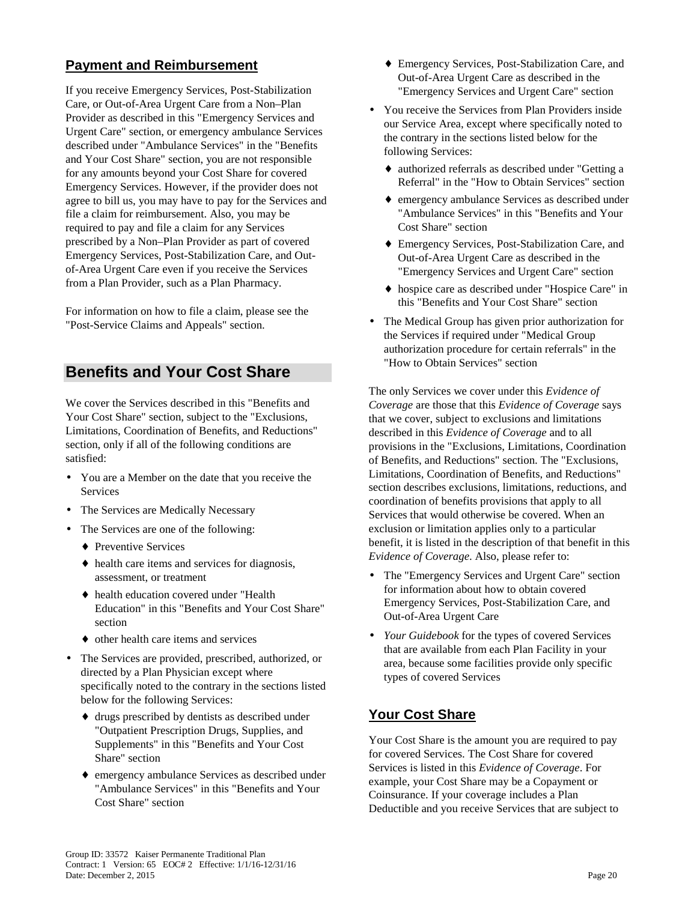### Payment and Reimbursement

If you receive Emergency Services, Post-Stabilization Care, or Out-of-Area Urgent Care from a Non–Plan Provider as described in this "Emergency Services and Urgent Care" section, or emergency ambulance Services described under "Ambulance Services" in the "Benefits and Your Cost Share" section, you are not responsible for any amounts beyond your Cost Share for covered Emergency Services. However, if the provider does not agree to bill us, you may have to pay for the Services and file a claim for reimbursement. Also, you may be required to pay and file a claim for any Services prescribed by a Non–Plan Provider as part of covered Emergency Services, Post-Stabilization Care, and Out-of-Area Urgent Care even if you receive the Services from a Plan Provider, such as a Plan Pharmacy.

For information on how to file a claim, please see the "Post-Service Claims and Appeals" section.

## Benefits and Your Cost Share

We cover the Services described in this "Benefits and Your Cost Share" section, subject to the "Exclusions, Limitations, Coordination of Benefits, and Reductions" section, only if all of the following conditions are satisfied:

- You are a Member on the date that you receive the Services
- The Services are Medically Necessary
- The Services are one of the following:
  - Preventive Services
  - health care items and services for diagnosis, assessment, or treatment
  - health education covered under "Health Education" in this "Benefits and Your Cost Share" section
  - other health care items and services
- The Services are provided, prescribed, authorized, or directed by a Plan Physician except where specifically noted to the contrary in the sections listed below for the following Services:
  - drugs prescribed by dentists as described under "Outpatient Prescription Drugs, Supplies, and Supplements" in this "Benefits and Your Cost Share" section
  - emergency ambulance Services as described under "Ambulance Services" in this "Benefits and Your Cost Share" section
  - Emergency Services, Post-Stabilization Care, and Out-of-Area Urgent Care as described in the "Emergency Services and Urgent Care" section
- You receive the Services from Plan Providers inside our Service Area, except where specifically noted to the contrary in the sections listed below for the following Services:
  - authorized referrals as described under "Getting a Referral" in the "How to Obtain Services" section
  - emergency ambulance Services as described under "Ambulance Services" in this "Benefits and Your Cost Share" section
  - Emergency Services, Post-Stabilization Care, and Out-of-Area Urgent Care as described in the "Emergency Services and Urgent Care" section
  - hospice care as described under "Hospice Care" in this "Benefits and Your Cost Share" section
- The Medical Group has given prior authorization for the Services if required under "Medical Group authorization procedure for certain referrals" in the "How to Obtain Services" section

The only Services we cover under this *Evidence of Coverage* are those that this *Evidence of Coverage* says that we cover, subject to exclusions and limitations described in this *Evidence of Coverage* and to all provisions in the "Exclusions, Limitations, Coordination of Benefits, and Reductions" section. The "Exclusions, Limitations, Coordination of Benefits, and Reductions" section describes exclusions, limitations, reductions, and coordination of benefits provisions that apply to all Services that would otherwise be covered. When an exclusion or limitation applies only to a particular benefit, it is listed in the description of that benefit in this *Evidence of Coverage*. Also, please refer to:

- The "Emergency Services and Urgent Care" section for information about how to obtain covered Emergency Services, Post-Stabilization Care, and Out-of-Area Urgent Care
- *Your Guidebook* for the types of covered Services that are available from each Plan Facility in your area, because some facilities provide only specific types of covered Services

### Your Cost Share

Your Cost Share is the amount you are required to pay for covered Services. The Cost Share for covered Services is listed in this *Evidence of Coverage*. For example, your Cost Share may be a Copayment or Coinsurance. If your coverage includes a Plan Deductible and you receive Services that are subject to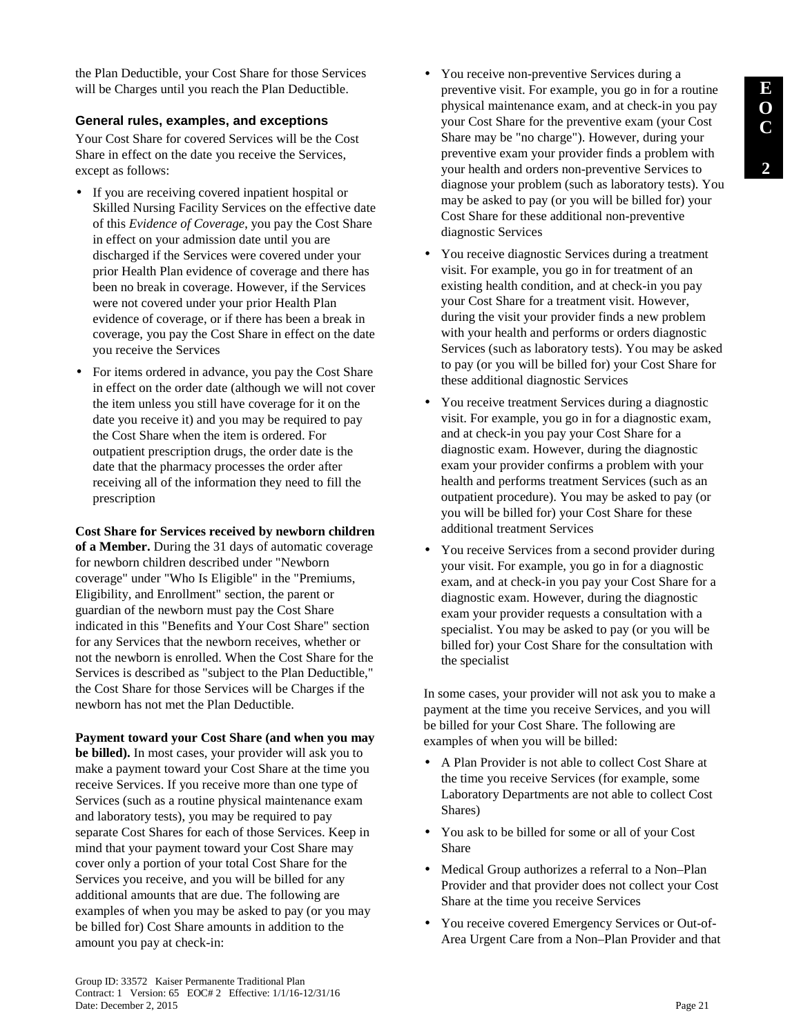the Plan Deductible, your Cost Share for those Services will be Charges until you reach the Plan Deductible.

### General rules, examples, and exceptions

Your Cost Share for covered Services will be the Cost Share in effect on the date you receive the Services, except as follows:

- If you are receiving covered inpatient hospital or Skilled Nursing Facility Services on the effective date of this *Evidence of Coverage*, you pay the Cost Share in effect on your admission date until you are discharged if the Services were covered under your prior Health Plan evidence of coverage and there has been no break in coverage. However, if the Services were not covered under your prior Health Plan evidence of coverage, or if there has been a break in coverage, you pay the Cost Share in effect on the date you receive the Services
- For items ordered in advance, you pay the Cost Share in effect on the order date (although we will not cover the item unless you still have coverage for it on the date you receive it) and you may be required to pay the Cost Share when the item is ordered. For outpatient prescription drugs, the order date is the date that the pharmacy processes the order after receiving all of the information they need to fill the prescription

**Cost Share for Services received by newborn children of a Member.** During the 31 days of automatic coverage for newborn children described under "Newborn coverage" under "Who Is Eligible" in the "Premiums, Eligibility, and Enrollment" section, the parent or guardian of the newborn must pay the Cost Share indicated in this "Benefits and Your Cost Share" section for any Services that the newborn receives, whether or not the newborn is enrolled. When the Cost Share for the Services is described as "subject to the Plan Deductible," the Cost Share for those Services will be Charges if the newborn has not met the Plan Deductible.

**Payment toward your Cost Share (and when you may be billed).** In most cases, your provider will ask you to make a payment toward your Cost Share at the time you receive Services. If you receive more than one type of Services (such as a routine physical maintenance exam and laboratory tests), you may be required to pay separate Cost Shares for each of those Services. Keep in mind that your payment toward your Cost Share may cover only a portion of your total Cost Share for the Services you receive, and you will be billed for any additional amounts that are due. The following are examples of when you may be asked to pay (or you may be billed for) Cost Share amounts in addition to the amount you pay at check-in:

- You receive non-preventive Services during a preventive visit. For example, you go in for a routine physical maintenance exam, and at check-in you pay your Cost Share for the preventive exam (your Cost Share may be "no charge"). However, during your preventive exam your provider finds a problem with your health and orders non-preventive Services to diagnose your problem (such as laboratory tests). You may be asked to pay (or you will be billed for) your Cost Share for these additional non-preventive diagnostic Services
- You receive diagnostic Services during a treatment visit. For example, you go in for treatment of an existing health condition, and at check-in you pay your Cost Share for a treatment visit. However, during the visit your provider finds a new problem with your health and performs or orders diagnostic Services (such as laboratory tests). You may be asked to pay (or you will be billed for) your Cost Share for these additional diagnostic Services
- You receive treatment Services during a diagnostic visit. For example, you go in for a diagnostic exam, and at check-in you pay your Cost Share for a diagnostic exam. However, during the diagnostic exam your provider confirms a problem with your health and performs treatment Services (such as an outpatient procedure). You may be asked to pay (or you will be billed for) your Cost Share for these additional treatment Services
- You receive Services from a second provider during your visit. For example, you go in for a diagnostic exam, and at check-in you pay your Cost Share for a diagnostic exam. However, during the diagnostic exam your provider requests a consultation with a specialist. You may be asked to pay (or you will be billed for) your Cost Share for the consultation with the specialist

In some cases, your provider will not ask you to make a payment at the time you receive Services, and you will be billed for your Cost Share. The following are examples of when you will be billed:

- A Plan Provider is not able to collect Cost Share at the time you receive Services (for example, some Laboratory Departments are not able to collect Cost Shares)
- You ask to be billed for some or all of your Cost Share
- Medical Group authorizes a referral to a Non–Plan Provider and that provider does not collect your Cost Share at the time you receive Services
- You receive covered Emergency Services or Out-of-Area Urgent Care from a Non–Plan Provider and that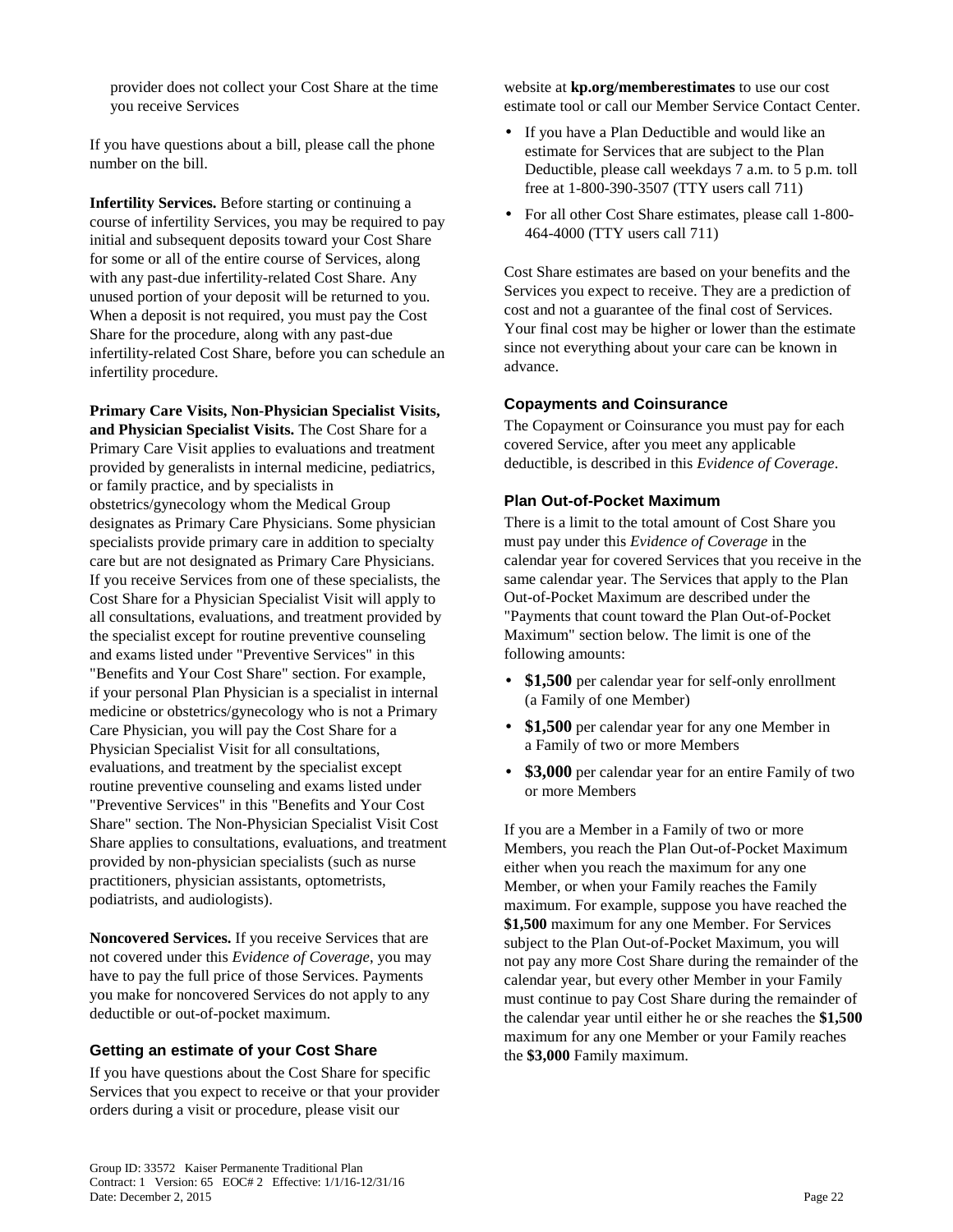provider does not collect your Cost Share at the time you receive Services

If you have questions about a bill, please call the phone number on the bill.

**Infertility Services.** Before starting or continuing a course of infertility Services, you may be required to pay initial and subsequent deposits toward your Cost Share for some or all of the entire course of Services, along with any past-due infertility-related Cost Share. Any unused portion of your deposit will be returned to you. When a deposit is not required, you must pay the Cost Share for the procedure, along with any past-due infertility-related Cost Share, before you can schedule an infertility procedure.

**Primary Care Visits, Non-Physician Specialist Visits, and Physician Specialist Visits.** The Cost Share for a Primary Care Visit applies to evaluations and treatment provided by generalists in internal medicine, pediatrics, or family practice, and by specialists in obstetrics/gynecology whom the Medical Group designates as Primary Care Physicians. Some physician specialists provide primary care in addition to specialty care but are not designated as Primary Care Physicians. If you receive Services from one of these specialists, the Cost Share for a Physician Specialist Visit will apply to all consultations, evaluations, and treatment provided by the specialist except for routine preventive counseling and exams listed under "Preventive Services" in this "Benefits and Your Cost Share" section. For example, if your personal Plan Physician is a specialist in internal medicine or obstetrics/gynecology who is not a Primary Care Physician, you will pay the Cost Share for a Physician Specialist Visit for all consultations, evaluations, and treatment by the specialist except routine preventive counseling and exams listed under "Preventive Services" in this "Benefits and Your Cost Share" section. The Non-Physician Specialist Visit Cost Share applies to consultations, evaluations, and treatment provided by non-physician specialists (such as nurse practitioners, physician assistants, optometrists, podiatrists, and audiologists).

**Noncovered Services.** If you receive Services that are not covered under this *Evidence of Coverage*, you may have to pay the full price of those Services. Payments you make for noncovered Services do not apply to any deductible or out-of-pocket maximum.

### Getting an estimate of your Cost Share

If you have questions about the Cost Share for specific Services that you expect to receive or that your provider orders during a visit or procedure, please visit our website at **kp.org/memberestimates** to use our cost estimate tool or call our Member Service Contact Center.

- If you have a Plan Deductible and would like an estimate for Services that are subject to the Plan Deductible, please call weekdays 7 a.m. to 5 p.m. toll free at 1-800-390-3507 (TTY users call 711)
- For all other Cost Share estimates, please call 1-800-464-4000 (TTY users call 711)

Cost Share estimates are based on your benefits and the Services you expect to receive. They are a prediction of cost and not a guarantee of the final cost of Services. Your final cost may be higher or lower than the estimate since not everything about your care can be known in advance.

### Copayments and Coinsurance

The Copayment or Coinsurance you must pay for each covered Service, after you meet any applicable deductible, is described in this *Evidence of Coverage*.

### Plan Out-of-Pocket Maximum

There is a limit to the total amount of Cost Share you must pay under this *Evidence of Coverage* in the calendar year for covered Services that you receive in the same calendar year. The Services that apply to the Plan Out-of-Pocket Maximum are described under the "Payments that count toward the Plan Out-of-Pocket Maximum" section below. The limit is one of the following amounts:

- **$1,500** per calendar year for self-only enrollment (a Family of one Member)
- **$1,500** per calendar year for any one Member in a Family of two or more Members
- **$3,000** per calendar year for an entire Family of two or more Members

If you are a Member in a Family of two or more Members, you reach the Plan Out-of-Pocket Maximum either when you reach the maximum for any one Member, or when your Family reaches the Family maximum. For example, suppose you have reached the **$1,500** maximum for any one Member. For Services subject to the Plan Out-of-Pocket Maximum, you will not pay any more Cost Share during the remainder of the calendar year, but every other Member in your Family must continue to pay Cost Share during the remainder of the calendar year until either he or she reaches the **$1,500** maximum for any one Member or your Family reaches the **$3,000** Family maximum.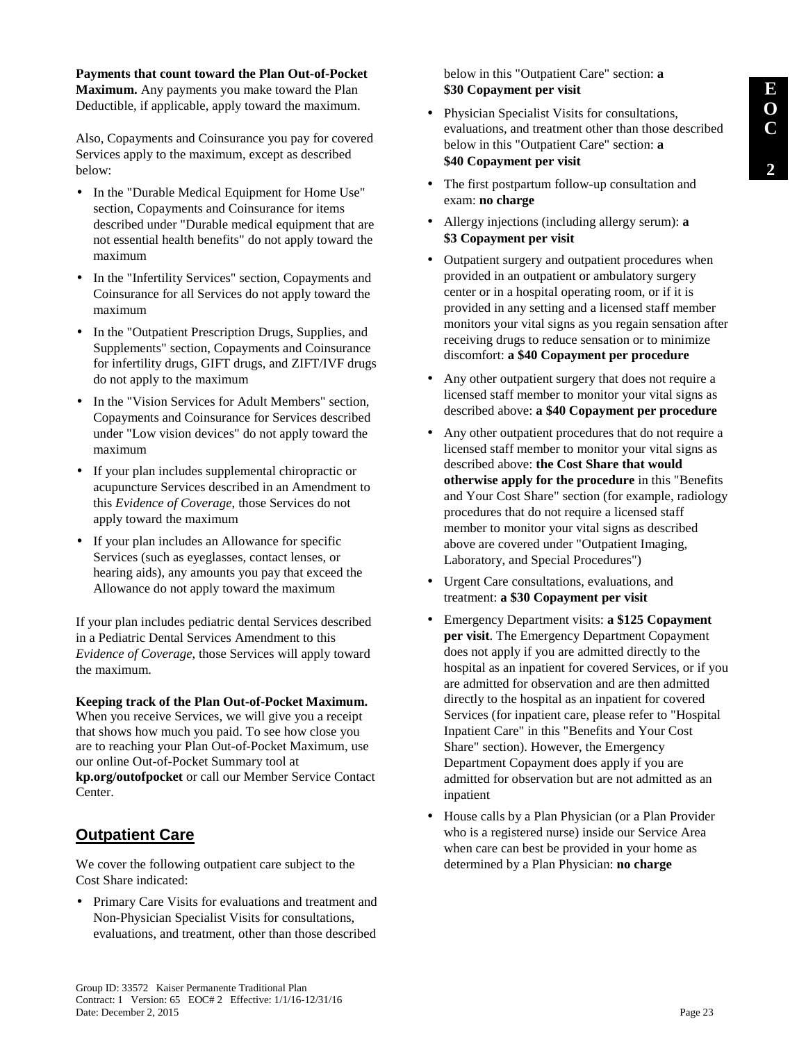**Payments that count toward the Plan Out-of-Pocket Maximum.** Any payments you make toward the Plan Deductible, if applicable, apply toward the maximum.

Also, Copayments and Coinsurance you pay for covered Services apply to the maximum, except as described below:

- In the "Durable Medical Equipment for Home Use" section, Copayments and Coinsurance for items described under "Durable medical equipment that are not essential health benefits" do not apply toward the maximum
- In the "Infertility Services" section, Copayments and Coinsurance for all Services do not apply toward the maximum
- In the "Outpatient Prescription Drugs, Supplies, and Supplements" section, Copayments and Coinsurance for infertility drugs, GIFT drugs, and ZIFT/IVF drugs do not apply to the maximum
- In the "Vision Services for Adult Members" section, Copayments and Coinsurance for Services described under "Low vision devices" do not apply toward the maximum
- If your plan includes supplemental chiropractic or acupuncture Services described in an Amendment to this *Evidence of Coverage*, those Services do not apply toward the maximum
- If your plan includes an Allowance for specific Services (such as eyeglasses, contact lenses, or hearing aids), any amounts you pay that exceed the Allowance do not apply toward the maximum

If your plan includes pediatric dental Services described in a Pediatric Dental Services Amendment to this *Evidence of Coverage*, those Services will apply toward the maximum.

**Keeping track of the Plan Out-of-Pocket Maximum.** When you receive Services, we will give you a receipt that shows how much you paid. To see how close you are to reaching your Plan Out-of-Pocket Maximum, use our online Out-of-Pocket Summary tool at **kp.org/outofpocket** or call our Member Service Contact Center.

## Outpatient Care

We cover the following outpatient care subject to the Cost Share indicated:

- Primary Care Visits for evaluations and treatment and Non-Physician Specialist Visits for consultations, evaluations, and treatment, other than those described below in this "Outpatient Care" section: **a $30 Copayment per visit**
- Physician Specialist Visits for consultations, evaluations, and treatment other than those described below in this "Outpatient Care" section: **a $40 Copayment per visit**
- The first postpartum follow-up consultation and exam: **no charge**
- Allergy injections (including allergy serum): **a $3 Copayment per visit**
- Outpatient surgery and outpatient procedures when provided in an outpatient or ambulatory surgery center or in a hospital operating room, or if it is provided in any setting and a licensed staff member monitors your vital signs as you regain sensation after receiving drugs to reduce sensation or to minimize discomfort: **a $40 Copayment per procedure**
- Any other outpatient surgery that does not require a licensed staff member to monitor your vital signs as described above: **a $40 Copayment per procedure**
- Any other outpatient procedures that do not require a licensed staff member to monitor your vital signs as described above: **the Cost Share that would otherwise apply for the procedure** in this "Benefits and Your Cost Share" section (for example, radiology procedures that do not require a licensed staff member to monitor your vital signs as described above are covered under "Outpatient Imaging, Laboratory, and Special Procedures")
- Urgent Care consultations, evaluations, and treatment: **a $30 Copayment per visit**
- Emergency Department visits: **a $125 Copayment per visit**. The Emergency Department Copayment does not apply if you are admitted directly to the hospital as an inpatient for covered Services, or if you are admitted for observation and are then admitted directly to the hospital as an inpatient for covered Services (for inpatient care, please refer to "Hospital Inpatient Care" in this "Benefits and Your Cost Share" section). However, the Emergency Department Copayment does apply if you are admitted for observation but are not admitted as an inpatient
- House calls by a Plan Physician (or a Plan Provider who is a registered nurse) inside our Service Area when care can best be provided in your home as determined by a Plan Physician: **no charge**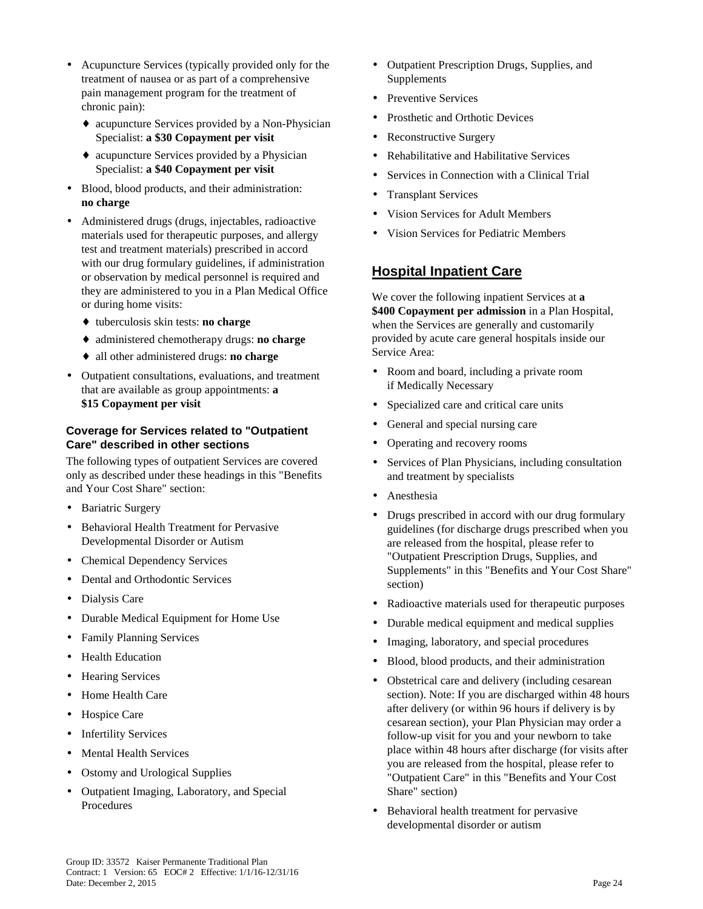- Acupuncture Services (typically provided only for the treatment of nausea or as part of a comprehensive pain management program for the treatment of chronic pain):
  - ♦ acupuncture Services provided by a Non-Physician Specialist: **a $30 Copayment per visit**
  - ♦ acupuncture Services provided by a Physician Specialist: **a $40 Copayment per visit**
- Blood, blood products, and their administration: **no charge**
- Administered drugs (drugs, injectables, radioactive materials used for therapeutic purposes, and allergy test and treatment materials) prescribed in accord with our drug formulary guidelines, if administration or observation by medical personnel is required and they are administered to you in a Plan Medical Office or during home visits:
  - ♦ tuberculosis skin tests: **no charge**
  - ♦ administered chemotherapy drugs: **no charge**
  - ♦ all other administered drugs: **no charge**
- Outpatient consultations, evaluations, and treatment that are available as group appointments: **a $15 Copayment per visit**

### Coverage for Services related to "Outpatient Care" described in other sections

The following types of outpatient Services are covered only as described under these headings in this "Benefits and Your Cost Share" section:

- Bariatric Surgery
- Behavioral Health Treatment for Pervasive Developmental Disorder or Autism
- Chemical Dependency Services
- Dental and Orthodontic Services
- Dialysis Care
- Durable Medical Equipment for Home Use
- Family Planning Services
- Health Education
- Hearing Services
- Home Health Care
- Hospice Care
- Infertility Services
- Mental Health Services
- Ostomy and Urological Supplies
- Outpatient Imaging, Laboratory, and Special Procedures
- Outpatient Prescription Drugs, Supplies, and Supplements
- Preventive Services
- Prosthetic and Orthotic Devices
- Reconstructive Surgery
- Rehabilitative and Habilitative Services
- Services in Connection with a Clinical Trial
- Transplant Services
- Vision Services for Adult Members
- Vision Services for Pediatric Members

## Hospital Inpatient Care

We cover the following inpatient Services at **a $400 Copayment per admission** in a Plan Hospital, when the Services are generally and customarily provided by acute care general hospitals inside our Service Area:

- Room and board, including a private room if Medically Necessary
- Specialized care and critical care units
- General and special nursing care
- Operating and recovery rooms
- Services of Plan Physicians, including consultation and treatment by specialists
- Anesthesia
- Drugs prescribed in accord with our drug formulary guidelines (for discharge drugs prescribed when you are released from the hospital, please refer to "Outpatient Prescription Drugs, Supplies, and Supplements" in this "Benefits and Your Cost Share" section)
- Radioactive materials used for therapeutic purposes
- Durable medical equipment and medical supplies
- Imaging, laboratory, and special procedures
- Blood, blood products, and their administration
- Obstetrical care and delivery (including cesarean section). Note: If you are discharged within 48 hours after delivery (or within 96 hours if delivery is by cesarean section), your Plan Physician may order a follow-up visit for you and your newborn to take place within 48 hours after discharge (for visits after you are released from the hospital, please refer to "Outpatient Care" in this "Benefits and Your Cost Share" section)
- Behavioral health treatment for pervasive developmental disorder or autism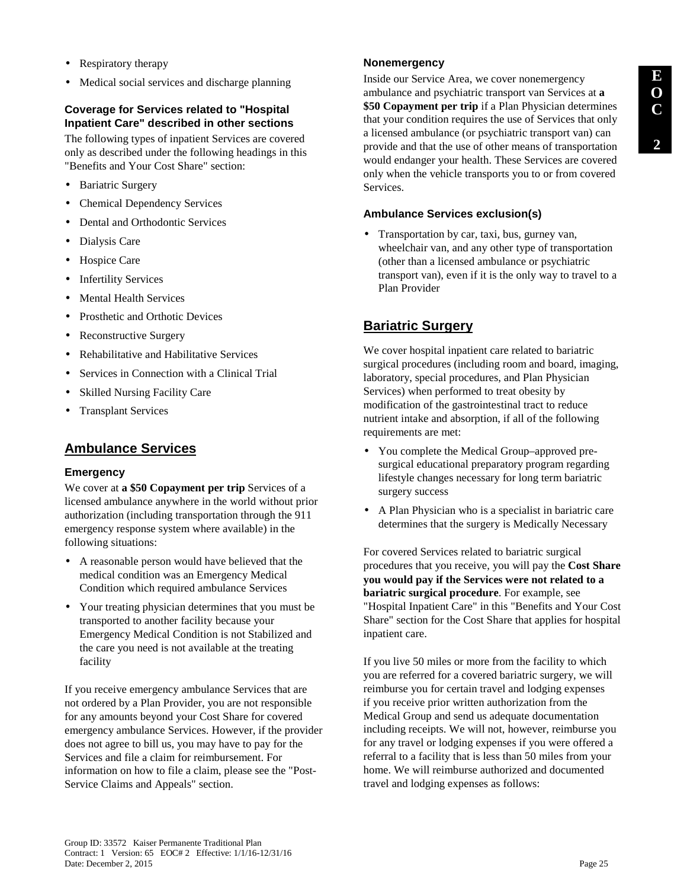- Respiratory therapy
- Medical social services and discharge planning

### Coverage for Services related to "Hospital Inpatient Care" described in other sections

The following types of inpatient Services are covered only as described under the following headings in this "Benefits and Your Cost Share" section:

- Bariatric Surgery
- Chemical Dependency Services
- Dental and Orthodontic Services
- Dialysis Care
- Hospice Care
- Infertility Services
- Mental Health Services
- Prosthetic and Orthotic Devices
- Reconstructive Surgery
- Rehabilitative and Habilitative Services
- Services in Connection with a Clinical Trial
- Skilled Nursing Facility Care
- Transplant Services

## Ambulance Services

### Emergency

We cover at **a $50 Copayment per trip** Services of a licensed ambulance anywhere in the world without prior authorization (including transportation through the 911 emergency response system where available) in the following situations:

- A reasonable person would have believed that the medical condition was an Emergency Medical Condition which required ambulance Services
- Your treating physician determines that you must be transported to another facility because your Emergency Medical Condition is not Stabilized and the care you need is not available at the treating facility

If you receive emergency ambulance Services that are not ordered by a Plan Provider, you are not responsible for any amounts beyond your Cost Share for covered emergency ambulance Services. However, if the provider does not agree to bill us, you may have to pay for the Services and file a claim for reimbursement. For information on how to file a claim, please see the "Post-Service Claims and Appeals" section.

### Nonemergency

Inside our Service Area, we cover nonemergency ambulance and psychiatric transport van Services at **a $50 Copayment per trip** if a Plan Physician determines that your condition requires the use of Services that only a licensed ambulance (or psychiatric transport van) can provide and that the use of other means of transportation would endanger your health. These Services are covered only when the vehicle transports you to or from covered Services.

### Ambulance Services exclusion(s)

- Transportation by car, taxi, bus, gurney van, wheelchair van, and any other type of transportation (other than a licensed ambulance or psychiatric transport van), even if it is the only way to travel to a Plan Provider

## Bariatric Surgery

We cover hospital inpatient care related to bariatric surgical procedures (including room and board, imaging, laboratory, special procedures, and Plan Physician Services) when performed to treat obesity by modification of the gastrointestinal tract to reduce nutrient intake and absorption, if all of the following requirements are met:

- You complete the Medical Group–approved pre-surgical educational preparatory program regarding lifestyle changes necessary for long term bariatric surgery success
- A Plan Physician who is a specialist in bariatric care determines that the surgery is Medically Necessary

For covered Services related to bariatric surgical procedures that you receive, you will pay the **Cost Share you would pay if the Services were not related to a bariatric surgical procedure**. For example, see "Hospital Inpatient Care" in this "Benefits and Your Cost Share" section for the Cost Share that applies for hospital inpatient care.

If you live 50 miles or more from the facility to which you are referred for a covered bariatric surgery, we will reimburse you for certain travel and lodging expenses if you receive prior written authorization from the Medical Group and send us adequate documentation including receipts. We will not, however, reimburse you for any travel or lodging expenses if you were offered a referral to a facility that is less than 50 miles from your home. We will reimburse authorized and documented travel and lodging expenses as follows: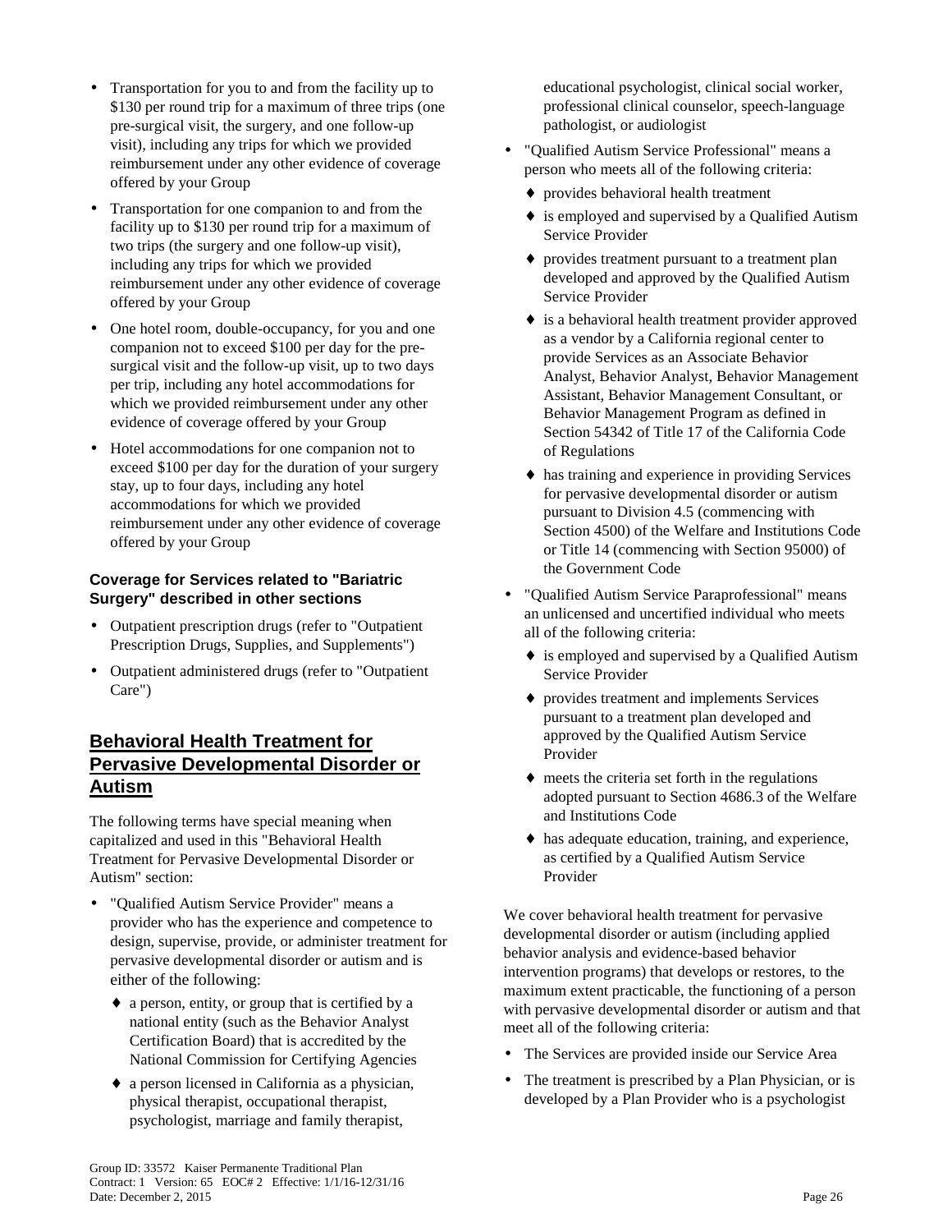- Transportation for you to and from the facility up to $130 per round trip for a maximum of three trips (one pre-surgical visit, the surgery, and one follow-up visit), including any trips for which we provided reimbursement under any other evidence of coverage offered by your Group
- Transportation for one companion to and from the facility up to $130 per round trip for a maximum of two trips (the surgery and one follow-up visit), including any trips for which we provided reimbursement under any other evidence of coverage offered by your Group
- One hotel room, double-occupancy, for you and one companion not to exceed $100 per day for the pre-surgical visit and the follow-up visit, up to two days per trip, including any hotel accommodations for which we provided reimbursement under any other evidence of coverage offered by your Group
- Hotel accommodations for one companion not to exceed $100 per day for the duration of your surgery stay, up to four days, including any hotel accommodations for which we provided reimbursement under any other evidence of coverage offered by your Group

#### Coverage for Services related to "Bariatric Surgery" described in other sections

- Outpatient prescription drugs (refer to "Outpatient Prescription Drugs, Supplies, and Supplements")
- Outpatient administered drugs (refer to "Outpatient Care")

## Behavioral Health Treatment for Pervasive Developmental Disorder or Autism

The following terms have special meaning when capitalized and used in this "Behavioral Health Treatment for Pervasive Developmental Disorder or Autism" section:

- "Qualified Autism Service Provider" means a provider who has the experience and competence to design, supervise, provide, or administer treatment for pervasive developmental disorder or autism and is either of the following:
  - a person, entity, or group that is certified by a national entity (such as the Behavior Analyst Certification Board) that is accredited by the National Commission for Certifying Agencies
  - a person licensed in California as a physician, physical therapist, occupational therapist, psychologist, marriage and family therapist, educational psychologist, clinical social worker, professional clinical counselor, speech-language pathologist, or audiologist
- "Qualified Autism Service Professional" means a person who meets all of the following criteria:
  - provides behavioral health treatment
  - is employed and supervised by a Qualified Autism Service Provider
  - provides treatment pursuant to a treatment plan developed and approved by the Qualified Autism Service Provider
  - is a behavioral health treatment provider approved as a vendor by a California regional center to provide Services as an Associate Behavior Analyst, Behavior Analyst, Behavior Management Assistant, Behavior Management Consultant, or Behavior Management Program as defined in Section 54342 of Title 17 of the California Code of Regulations
  - has training and experience in providing Services for pervasive developmental disorder or autism pursuant to Division 4.5 (commencing with Section 4500) of the Welfare and Institutions Code or Title 14 (commencing with Section 95000) of the Government Code
- "Qualified Autism Service Paraprofessional" means an unlicensed and uncertified individual who meets all of the following criteria:
  - is employed and supervised by a Qualified Autism Service Provider
  - provides treatment and implements Services pursuant to a treatment plan developed and approved by the Qualified Autism Service Provider
  - meets the criteria set forth in the regulations adopted pursuant to Section 4686.3 of the Welfare and Institutions Code
  - has adequate education, training, and experience, as certified by a Qualified Autism Service Provider

We cover behavioral health treatment for pervasive developmental disorder or autism (including applied behavior analysis and evidence-based behavior intervention programs) that develops or restores, to the maximum extent practicable, the functioning of a person with pervasive developmental disorder or autism and that meet all of the following criteria:

- The Services are provided inside our Service Area
- The treatment is prescribed by a Plan Physician, or is developed by a Plan Provider who is a psychologist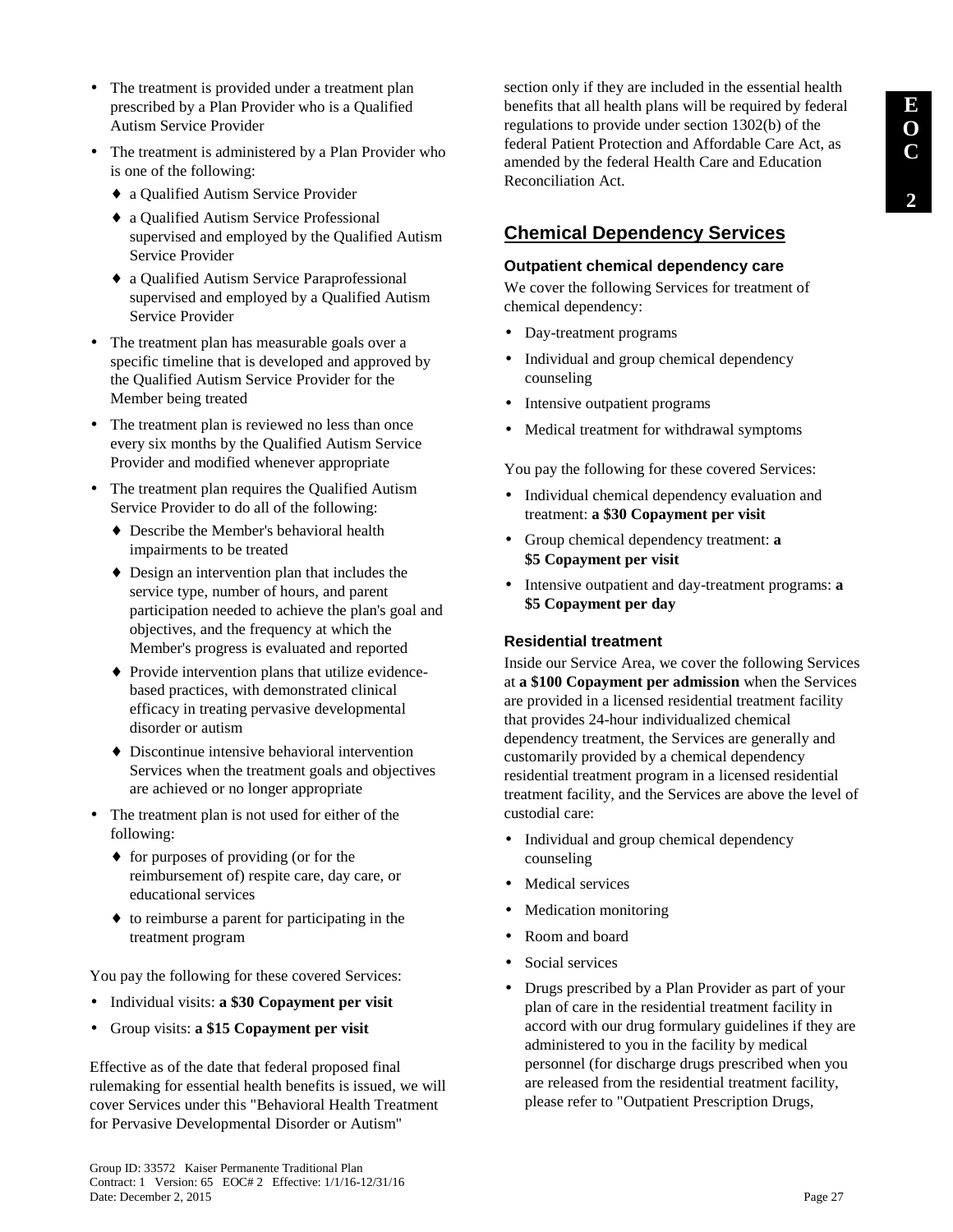- The treatment is provided under a treatment plan prescribed by a Plan Provider who is a Qualified Autism Service Provider
- The treatment is administered by a Plan Provider who is one of the following:
  - a Qualified Autism Service Provider
  - a Qualified Autism Service Professional supervised and employed by the Qualified Autism Service Provider
  - a Qualified Autism Service Paraprofessional supervised and employed by a Qualified Autism Service Provider
- The treatment plan has measurable goals over a specific timeline that is developed and approved by the Qualified Autism Service Provider for the Member being treated
- The treatment plan is reviewed no less than once every six months by the Qualified Autism Service Provider and modified whenever appropriate
- The treatment plan requires the Qualified Autism Service Provider to do all of the following:
  - Describe the Member's behavioral health impairments to be treated
  - Design an intervention plan that includes the service type, number of hours, and parent participation needed to achieve the plan's goal and objectives, and the frequency at which the Member's progress is evaluated and reported
  - Provide intervention plans that utilize evidence-based practices, with demonstrated clinical efficacy in treating pervasive developmental disorder or autism
  - Discontinue intensive behavioral intervention Services when the treatment goals and objectives are achieved or no longer appropriate
- The treatment plan is not used for either of the following:
  - for purposes of providing (or for the reimbursement of) respite care, day care, or educational services
  - to reimburse a parent for participating in the treatment program

You pay the following for these covered Services:

- Individual visits: **a $30 Copayment per visit**
- Group visits: **a $15 Copayment per visit**

Effective as of the date that federal proposed final rulemaking for essential health benefits is issued, we will cover Services under this "Behavioral Health Treatment for Pervasive Developmental Disorder or Autism" section only if they are included in the essential health benefits that all health plans will be required by federal regulations to provide under section 1302(b) of the federal Patient Protection and Affordable Care Act, as amended by the federal Health Care and Education Reconciliation Act.

## Chemical Dependency Services

### Outpatient chemical dependency care

We cover the following Services for treatment of chemical dependency:

- Day-treatment programs
- Individual and group chemical dependency counseling
- Intensive outpatient programs
- Medical treatment for withdrawal symptoms

You pay the following for these covered Services:

- Individual chemical dependency evaluation and treatment: **a $30 Copayment per visit**
- Group chemical dependency treatment: **a $5 Copayment per visit**
- Intensive outpatient and day-treatment programs: **a $5 Copayment per day**

### Residential treatment

Inside our Service Area, we cover the following Services at **a $100 Copayment per admission** when the Services are provided in a licensed residential treatment facility that provides 24-hour individualized chemical dependency treatment, the Services are generally and customarily provided by a chemical dependency residential treatment program in a licensed residential treatment facility, and the Services are above the level of custodial care:

- Individual and group chemical dependency counseling
- Medical services
- Medication monitoring
- Room and board
- Social services
- Drugs prescribed by a Plan Provider as part of your plan of care in the residential treatment facility in accord with our drug formulary guidelines if they are administered to you in the facility by medical personnel (for discharge drugs prescribed when you are released from the residential treatment facility, please refer to "Outpatient Prescription Drugs,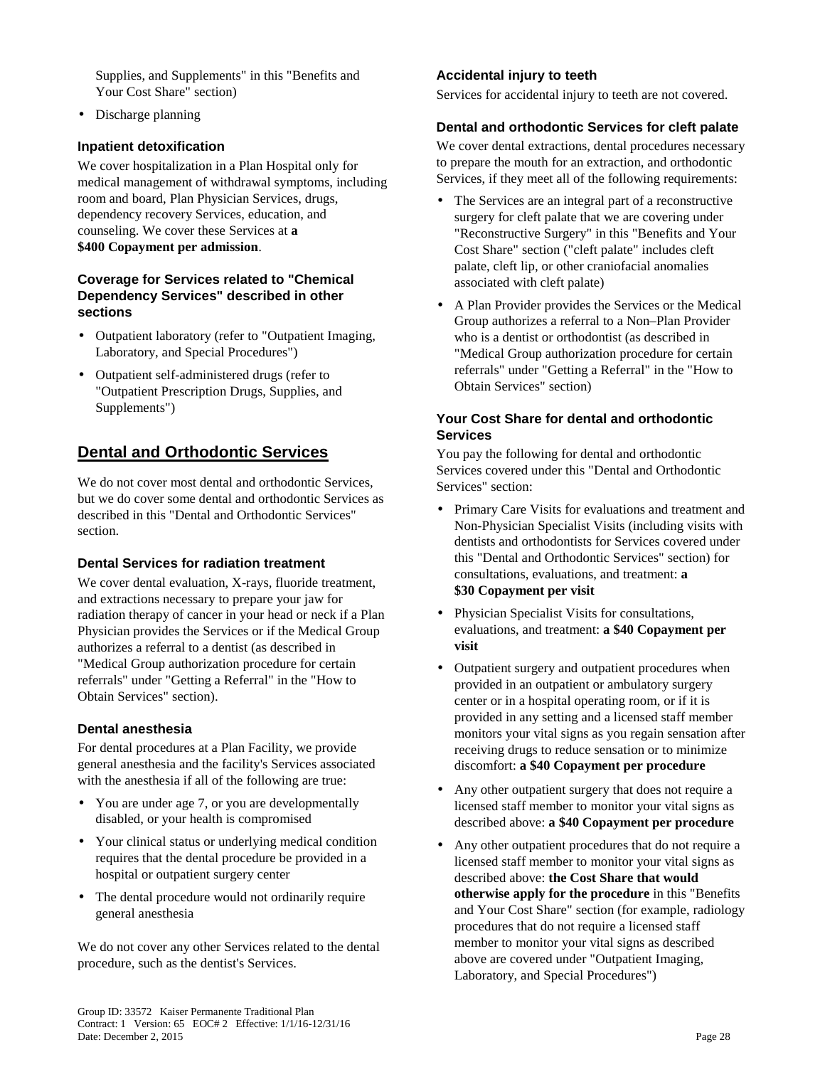Supplies, and Supplements" in this "Benefits and Your Cost Share" section)

- Discharge planning

#### Inpatient detoxification

We cover hospitalization in a Plan Hospital only for medical management of withdrawal symptoms, including room and board, Plan Physician Services, drugs, dependency recovery Services, education, and counseling. We cover these Services at **a $400 Copayment per admission**.

#### Coverage for Services related to "Chemical Dependency Services" described in other sections

- Outpatient laboratory (refer to "Outpatient Imaging, Laboratory, and Special Procedures")
- Outpatient self-administered drugs (refer to "Outpatient Prescription Drugs, Supplies, and Supplements")

## Dental and Orthodontic Services

We do not cover most dental and orthodontic Services, but we do cover some dental and orthodontic Services as described in this "Dental and Orthodontic Services" section.

#### Dental Services for radiation treatment

We cover dental evaluation, X-rays, fluoride treatment, and extractions necessary to prepare your jaw for radiation therapy of cancer in your head or neck if a Plan Physician provides the Services or if the Medical Group authorizes a referral to a dentist (as described in "Medical Group authorization procedure for certain referrals" under "Getting a Referral" in the "How to Obtain Services" section).

#### Dental anesthesia

For dental procedures at a Plan Facility, we provide general anesthesia and the facility's Services associated with the anesthesia if all of the following are true:

- You are under age 7, or you are developmentally disabled, or your health is compromised
- Your clinical status or underlying medical condition requires that the dental procedure be provided in a hospital or outpatient surgery center
- The dental procedure would not ordinarily require general anesthesia

We do not cover any other Services related to the dental procedure, such as the dentist's Services.

#### Accidental injury to teeth

Services for accidental injury to teeth are not covered.

#### Dental and orthodontic Services for cleft palate

We cover dental extractions, dental procedures necessary to prepare the mouth for an extraction, and orthodontic Services, if they meet all of the following requirements:

- The Services are an integral part of a reconstructive surgery for cleft palate that we are covering under "Reconstructive Surgery" in this "Benefits and Your Cost Share" section ("cleft palate" includes cleft palate, cleft lip, or other craniofacial anomalies associated with cleft palate)
- A Plan Provider provides the Services or the Medical Group authorizes a referral to a Non–Plan Provider who is a dentist or orthodontist (as described in "Medical Group authorization procedure for certain referrals" under "Getting a Referral" in the "How to Obtain Services" section)

#### Your Cost Share for dental and orthodontic Services

You pay the following for dental and orthodontic Services covered under this "Dental and Orthodontic Services" section:

- Primary Care Visits for evaluations and treatment and Non-Physician Specialist Visits (including visits with dentists and orthodontists for Services covered under this "Dental and Orthodontic Services" section) for consultations, evaluations, and treatment: **a $30 Copayment per visit**
- Physician Specialist Visits for consultations, evaluations, and treatment: **a $40 Copayment per visit**
- Outpatient surgery and outpatient procedures when provided in an outpatient or ambulatory surgery center or in a hospital operating room, or if it is provided in any setting and a licensed staff member monitors your vital signs as you regain sensation after receiving drugs to reduce sensation or to minimize discomfort: **a $40 Copayment per procedure**
- Any other outpatient surgery that does not require a licensed staff member to monitor your vital signs as described above: **a $40 Copayment per procedure**
- Any other outpatient procedures that do not require a licensed staff member to monitor your vital signs as described above: **the Cost Share that would otherwise apply for the procedure** in this "Benefits and Your Cost Share" section (for example, radiology procedures that do not require a licensed staff member to monitor your vital signs as described above are covered under "Outpatient Imaging, Laboratory, and Special Procedures")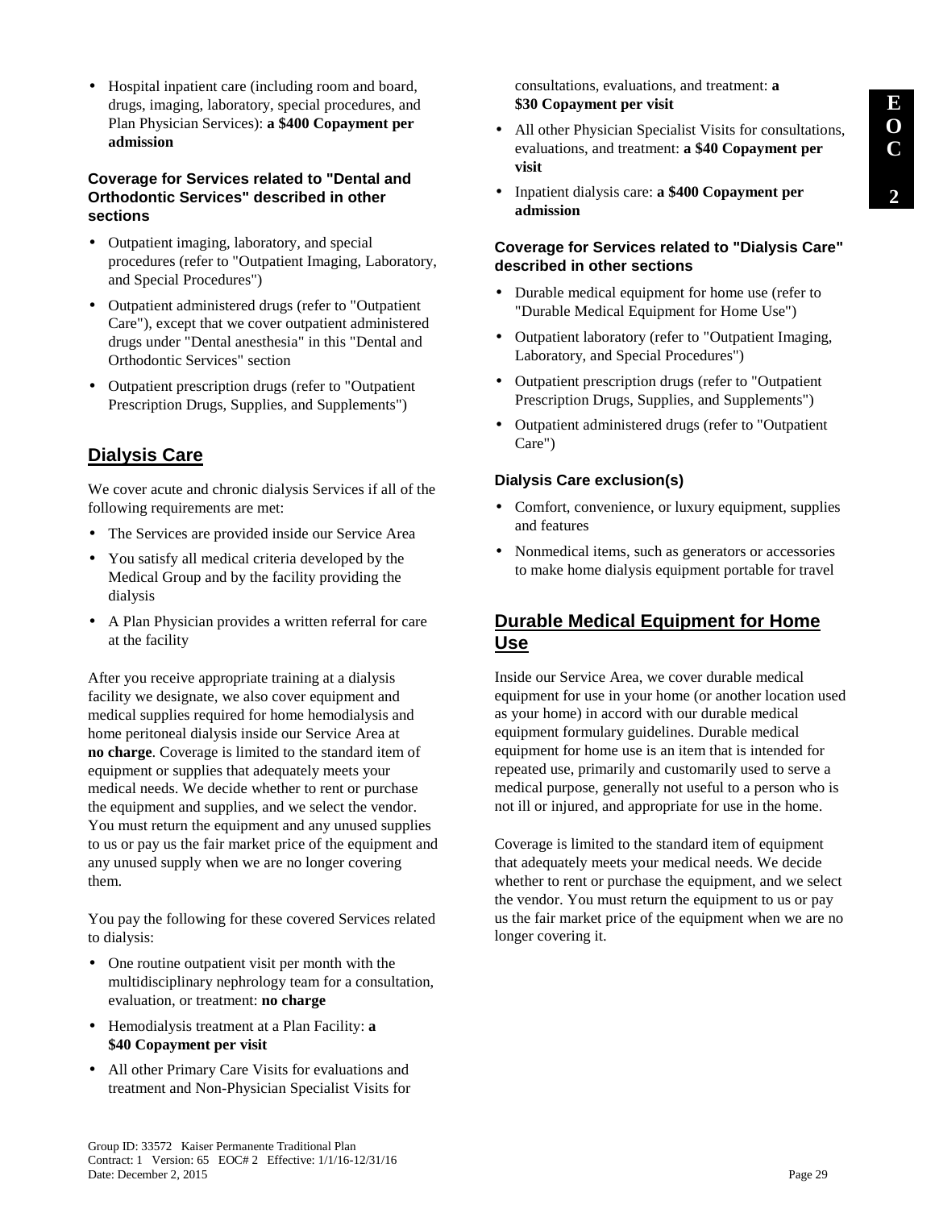- Hospital inpatient care (including room and board, drugs, imaging, laboratory, special procedures, and Plan Physician Services): **a $400 Copayment per admission**

### Coverage for Services related to "Dental and Orthodontic Services" described in other sections

- Outpatient imaging, laboratory, and special procedures (refer to "Outpatient Imaging, Laboratory, and Special Procedures")
- Outpatient administered drugs (refer to "Outpatient Care"), except that we cover outpatient administered drugs under "Dental anesthesia" in this "Dental and Orthodontic Services" section
- Outpatient prescription drugs (refer to "Outpatient Prescription Drugs, Supplies, and Supplements")

## Dialysis Care

We cover acute and chronic dialysis Services if all of the following requirements are met:

- The Services are provided inside our Service Area
- You satisfy all medical criteria developed by the Medical Group and by the facility providing the dialysis
- A Plan Physician provides a written referral for care at the facility

After you receive appropriate training at a dialysis facility we designate, we also cover equipment and medical supplies required for home hemodialysis and home peritoneal dialysis inside our Service Area at **no charge**. Coverage is limited to the standard item of equipment or supplies that adequately meets your medical needs. We decide whether to rent or purchase the equipment and supplies, and we select the vendor. You must return the equipment and any unused supplies to us or pay us the fair market price of the equipment and any unused supply when we are no longer covering them.

You pay the following for these covered Services related to dialysis:

- One routine outpatient visit per month with the multidisciplinary nephrology team for a consultation, evaluation, or treatment: **no charge**
- Hemodialysis treatment at a Plan Facility: **a $40 Copayment per visit**
- All other Primary Care Visits for evaluations and treatment and Non-Physician Specialist Visits for consultations, evaluations, and treatment: **a $30 Copayment per visit**
- All other Physician Specialist Visits for consultations, evaluations, and treatment: **a $40 Copayment per visit**
- Inpatient dialysis care: **a $400 Copayment per admission**

### Coverage for Services related to "Dialysis Care" described in other sections

- Durable medical equipment for home use (refer to "Durable Medical Equipment for Home Use")
- Outpatient laboratory (refer to "Outpatient Imaging, Laboratory, and Special Procedures")
- Outpatient prescription drugs (refer to "Outpatient Prescription Drugs, Supplies, and Supplements")
- Outpatient administered drugs (refer to "Outpatient Care")

### Dialysis Care exclusion(s)

- Comfort, convenience, or luxury equipment, supplies and features
- Nonmedical items, such as generators or accessories to make home dialysis equipment portable for travel

## Durable Medical Equipment for Home Use

Inside our Service Area, we cover durable medical equipment for use in your home (or another location used as your home) in accord with our durable medical equipment formulary guidelines. Durable medical equipment for home use is an item that is intended for repeated use, primarily and customarily used to serve a medical purpose, generally not useful to a person who is not ill or injured, and appropriate for use in the home.

Coverage is limited to the standard item of equipment that adequately meets your medical needs. We decide whether to rent or purchase the equipment, and we select the vendor. You must return the equipment to us or pay us the fair market price of the equipment when we are no longer covering it.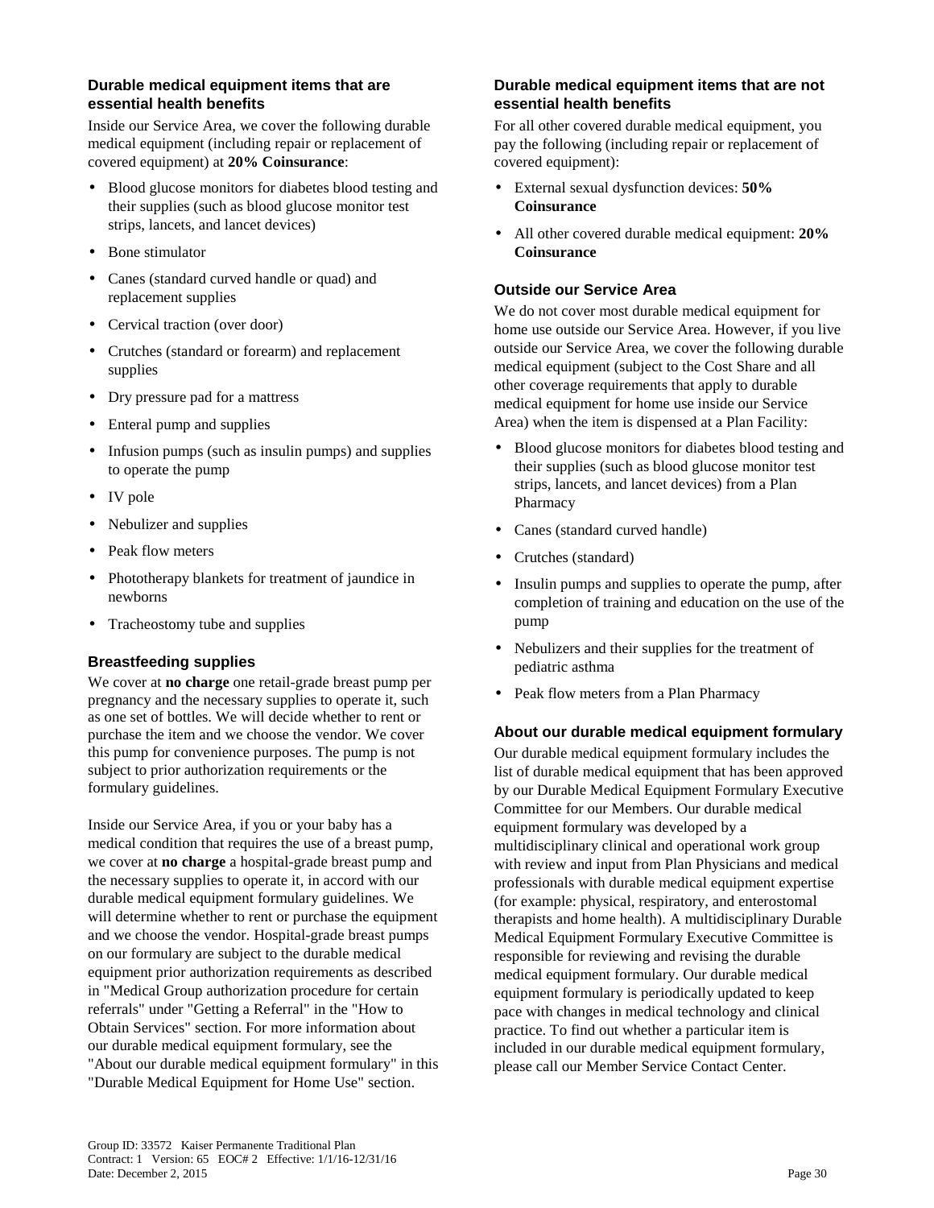### Durable medical equipment items that are essential health benefits

Inside our Service Area, we cover the following durable medical equipment (including repair or replacement of covered equipment) at **20% Coinsurance**:

- Blood glucose monitors for diabetes blood testing and their supplies (such as blood glucose monitor test strips, lancets, and lancet devices)
- Bone stimulator
- Canes (standard curved handle or quad) and replacement supplies
- Cervical traction (over door)
- Crutches (standard or forearm) and replacement supplies
- Dry pressure pad for a mattress
- Enteral pump and supplies
- Infusion pumps (such as insulin pumps) and supplies to operate the pump
- IV pole
- Nebulizer and supplies
- Peak flow meters
- Phototherapy blankets for treatment of jaundice in newborns
- Tracheostomy tube and supplies

### Breastfeeding supplies

We cover at **no charge** one retail-grade breast pump per pregnancy and the necessary supplies to operate it, such as one set of bottles. We will decide whether to rent or purchase the item and we choose the vendor. We cover this pump for convenience purposes. The pump is not subject to prior authorization requirements or the formulary guidelines.

Inside our Service Area, if you or your baby has a medical condition that requires the use of a breast pump, we cover at **no charge** a hospital-grade breast pump and the necessary supplies to operate it, in accord with our durable medical equipment formulary guidelines. We will determine whether to rent or purchase the equipment and we choose the vendor. Hospital-grade breast pumps on our formulary are subject to the durable medical equipment prior authorization requirements as described in "Medical Group authorization procedure for certain referrals" under "Getting a Referral" in the "How to Obtain Services" section. For more information about our durable medical equipment formulary, see the "About our durable medical equipment formulary" in this "Durable Medical Equipment for Home Use" section.

### Durable medical equipment items that are not essential health benefits

For all other covered durable medical equipment, you pay the following (including repair or replacement of covered equipment):

- External sexual dysfunction devices: **50% Coinsurance**
- All other covered durable medical equipment: **20% Coinsurance**

### Outside our Service Area

We do not cover most durable medical equipment for home use outside our Service Area. However, if you live outside our Service Area, we cover the following durable medical equipment (subject to the Cost Share and all other coverage requirements that apply to durable medical equipment for home use inside our Service Area) when the item is dispensed at a Plan Facility:

- Blood glucose monitors for diabetes blood testing and their supplies (such as blood glucose monitor test strips, lancets, and lancet devices) from a Plan Pharmacy
- Canes (standard curved handle)
- Crutches (standard)
- Insulin pumps and supplies to operate the pump, after completion of training and education on the use of the pump
- Nebulizers and their supplies for the treatment of pediatric asthma
- Peak flow meters from a Plan Pharmacy

### About our durable medical equipment formulary

Our durable medical equipment formulary includes the list of durable medical equipment that has been approved by our Durable Medical Equipment Formulary Executive Committee for our Members. Our durable medical equipment formulary was developed by a multidisciplinary clinical and operational work group with review and input from Plan Physicians and medical professionals with durable medical equipment expertise (for example: physical, respiratory, and enterostomal therapists and home health). A multidisciplinary Durable Medical Equipment Formulary Executive Committee is responsible for reviewing and revising the durable medical equipment formulary. Our durable medical equipment formulary is periodically updated to keep pace with changes in medical technology and clinical practice. To find out whether a particular item is included in our durable medical equipment formulary, please call our Member Service Contact Center.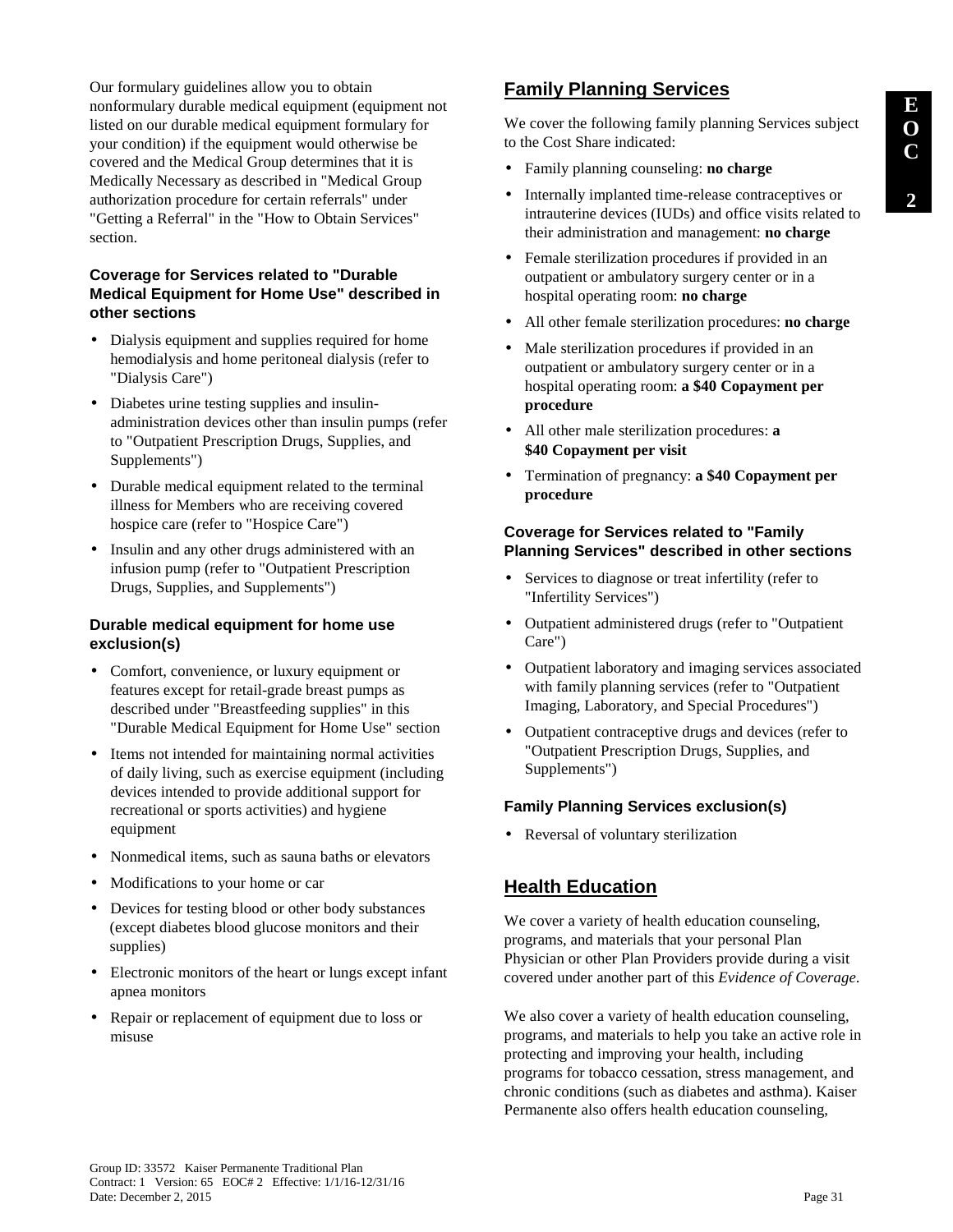Our formulary guidelines allow you to obtain nonformulary durable medical equipment (equipment not listed on our durable medical equipment formulary for your condition) if the equipment would otherwise be covered and the Medical Group determines that it is Medically Necessary as described in "Medical Group authorization procedure for certain referrals" under "Getting a Referral" in the "How to Obtain Services" section.

### Coverage for Services related to "Durable Medical Equipment for Home Use" described in other sections

- Dialysis equipment and supplies required for home hemodialysis and home peritoneal dialysis (refer to "Dialysis Care")
- Diabetes urine testing supplies and insulin-administration devices other than insulin pumps (refer to "Outpatient Prescription Drugs, Supplies, and Supplements")
- Durable medical equipment related to the terminal illness for Members who are receiving covered hospice care (refer to "Hospice Care")
- Insulin and any other drugs administered with an infusion pump (refer to "Outpatient Prescription Drugs, Supplies, and Supplements")

### Durable medical equipment for home use exclusion(s)

- Comfort, convenience, or luxury equipment or features except for retail-grade breast pumps as described under "Breastfeeding supplies" in this "Durable Medical Equipment for Home Use" section
- Items not intended for maintaining normal activities of daily living, such as exercise equipment (including devices intended to provide additional support for recreational or sports activities) and hygiene equipment
- Nonmedical items, such as sauna baths or elevators
- Modifications to your home or car
- Devices for testing blood or other body substances (except diabetes blood glucose monitors and their supplies)
- Electronic monitors of the heart or lungs except infant apnea monitors
- Repair or replacement of equipment due to loss or misuse

## Family Planning Services

We cover the following family planning Services subject to the Cost Share indicated:

- Family planning counseling: **no charge**
- Internally implanted time-release contraceptives or intrauterine devices (IUDs) and office visits related to their administration and management: **no charge**
- Female sterilization procedures if provided in an outpatient or ambulatory surgery center or in a hospital operating room: **no charge**
- All other female sterilization procedures: **no charge**
- Male sterilization procedures if provided in an outpatient or ambulatory surgery center or in a hospital operating room: **a $40 Copayment per procedure**
- All other male sterilization procedures: **a $40 Copayment per visit**
- Termination of pregnancy: **a $40 Copayment per procedure**

### Coverage for Services related to "Family Planning Services" described in other sections

- Services to diagnose or treat infertility (refer to "Infertility Services")
- Outpatient administered drugs (refer to "Outpatient Care")
- Outpatient laboratory and imaging services associated with family planning services (refer to "Outpatient Imaging, Laboratory, and Special Procedures")
- Outpatient contraceptive drugs and devices (refer to "Outpatient Prescription Drugs, Supplies, and Supplements")

### Family Planning Services exclusion(s)

- Reversal of voluntary sterilization

## Health Education

We cover a variety of health education counseling, programs, and materials that your personal Plan Physician or other Plan Providers provide during a visit covered under another part of this *Evidence of Coverage*.

We also cover a variety of health education counseling, programs, and materials to help you take an active role in protecting and improving your health, including programs for tobacco cessation, stress management, and chronic conditions (such as diabetes and asthma). Kaiser Permanente also offers health education counseling,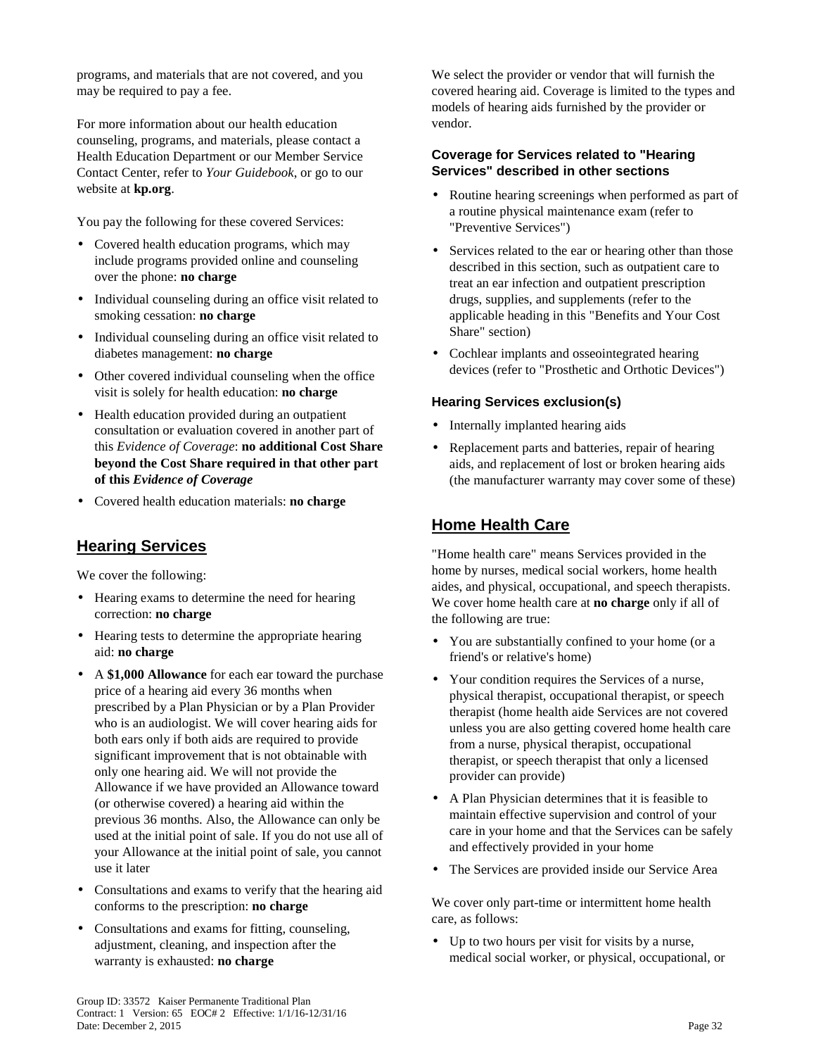programs, and materials that are not covered, and you may be required to pay a fee.

For more information about our health education counseling, programs, and materials, please contact a Health Education Department or our Member Service Contact Center, refer to *Your Guidebook*, or go to our website at **kp.org**.

You pay the following for these covered Services:

- Covered health education programs, which may include programs provided online and counseling over the phone: **no charge**
- Individual counseling during an office visit related to smoking cessation: **no charge**
- Individual counseling during an office visit related to diabetes management: **no charge**
- Other covered individual counseling when the office visit is solely for health education: **no charge**
- Health education provided during an outpatient consultation or evaluation covered in another part of this *Evidence of Coverage*: **no additional Cost Share beyond the Cost Share required in that other part of this *Evidence of Coverage***
- Covered health education materials: **no charge**

## Hearing Services

We cover the following:

- Hearing exams to determine the need for hearing correction: **no charge**
- Hearing tests to determine the appropriate hearing aid: **no charge**
- A **$1,000 Allowance** for each ear toward the purchase price of a hearing aid every 36 months when prescribed by a Plan Physician or by a Plan Provider who is an audiologist. We will cover hearing aids for both ears only if both aids are required to provide significant improvement that is not obtainable with only one hearing aid. We will not provide the Allowance if we have provided an Allowance toward (or otherwise covered) a hearing aid within the previous 36 months. Also, the Allowance can only be used at the initial point of sale. If you do not use all of your Allowance at the initial point of sale, you cannot use it later
- Consultations and exams to verify that the hearing aid conforms to the prescription: **no charge**
- Consultations and exams for fitting, counseling, adjustment, cleaning, and inspection after the warranty is exhausted: **no charge**

We select the provider or vendor that will furnish the covered hearing aid. Coverage is limited to the types and models of hearing aids furnished by the provider or vendor.

### Coverage for Services related to "Hearing Services" described in other sections

- Routine hearing screenings when performed as part of a routine physical maintenance exam (refer to "Preventive Services")
- Services related to the ear or hearing other than those described in this section, such as outpatient care to treat an ear infection and outpatient prescription drugs, supplies, and supplements (refer to the applicable heading in this "Benefits and Your Cost Share" section)
- Cochlear implants and osseointegrated hearing devices (refer to "Prosthetic and Orthotic Devices")

### Hearing Services exclusion(s)

- Internally implanted hearing aids
- Replacement parts and batteries, repair of hearing aids, and replacement of lost or broken hearing aids (the manufacturer warranty may cover some of these)

## Home Health Care

"Home health care" means Services provided in the home by nurses, medical social workers, home health aides, and physical, occupational, and speech therapists. We cover home health care at **no charge** only if all of the following are true:

- You are substantially confined to your home (or a friend's or relative's home)
- Your condition requires the Services of a nurse, physical therapist, occupational therapist, or speech therapist (home health aide Services are not covered unless you are also getting covered home health care from a nurse, physical therapist, occupational therapist, or speech therapist that only a licensed provider can provide)
- A Plan Physician determines that it is feasible to maintain effective supervision and control of your care in your home and that the Services can be safely and effectively provided in your home
- The Services are provided inside our Service Area

We cover only part-time or intermittent home health care, as follows:

- Up to two hours per visit for visits by a nurse, medical social worker, or physical, occupational, or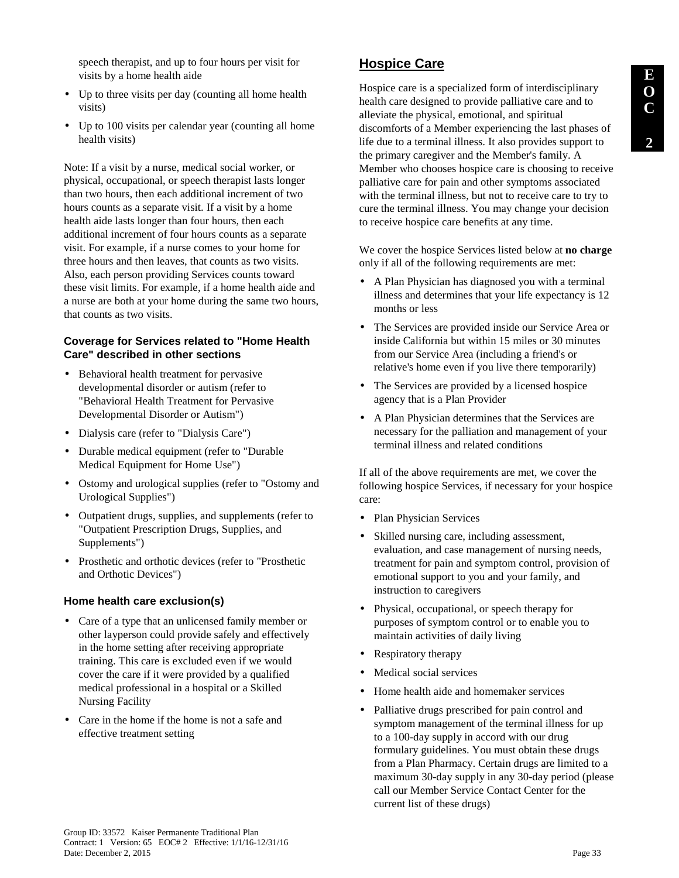speech therapist, and up to four hours per visit for visits by a home health aide

- Up to three visits per day (counting all home health visits)
- Up to 100 visits per calendar year (counting all home health visits)

Note: If a visit by a nurse, medical social worker, or physical, occupational, or speech therapist lasts longer than two hours, then each additional increment of two hours counts as a separate visit. If a visit by a home health aide lasts longer than four hours, then each additional increment of four hours counts as a separate visit. For example, if a nurse comes to your home for three hours and then leaves, that counts as two visits. Also, each person providing Services counts toward these visit limits. For example, if a home health aide and a nurse are both at your home during the same two hours, that counts as two visits.

### Coverage for Services related to "Home Health Care" described in other sections

- Behavioral health treatment for pervasive developmental disorder or autism (refer to "Behavioral Health Treatment for Pervasive Developmental Disorder or Autism")
- Dialysis care (refer to "Dialysis Care")
- Durable medical equipment (refer to "Durable Medical Equipment for Home Use")
- Ostomy and urological supplies (refer to "Ostomy and Urological Supplies")
- Outpatient drugs, supplies, and supplements (refer to "Outpatient Prescription Drugs, Supplies, and Supplements")
- Prosthetic and orthotic devices (refer to "Prosthetic and Orthotic Devices")

### Home health care exclusion(s)

- Care of a type that an unlicensed family member or other layperson could provide safely and effectively in the home setting after receiving appropriate training. This care is excluded even if we would cover the care if it were provided by a qualified medical professional in a hospital or a Skilled Nursing Facility
- Care in the home if the home is not a safe and effective treatment setting

## Hospice Care

Hospice care is a specialized form of interdisciplinary health care designed to provide palliative care and to alleviate the physical, emotional, and spiritual discomforts of a Member experiencing the last phases of life due to a terminal illness. It also provides support to the primary caregiver and the Member's family. A Member who chooses hospice care is choosing to receive palliative care for pain and other symptoms associated with the terminal illness, but not to receive care to try to cure the terminal illness. You may change your decision to receive hospice care benefits at any time.

We cover the hospice Services listed below at **no charge** only if all of the following requirements are met:

- A Plan Physician has diagnosed you with a terminal illness and determines that your life expectancy is 12 months or less
- The Services are provided inside our Service Area or inside California but within 15 miles or 30 minutes from our Service Area (including a friend's or relative's home even if you live there temporarily)
- The Services are provided by a licensed hospice agency that is a Plan Provider
- A Plan Physician determines that the Services are necessary for the palliation and management of your terminal illness and related conditions

If all of the above requirements are met, we cover the following hospice Services, if necessary for your hospice care:

- Plan Physician Services
- Skilled nursing care, including assessment, evaluation, and case management of nursing needs, treatment for pain and symptom control, provision of emotional support to you and your family, and instruction to caregivers
- Physical, occupational, or speech therapy for purposes of symptom control or to enable you to maintain activities of daily living
- Respiratory therapy
- Medical social services
- Home health aide and homemaker services
- Palliative drugs prescribed for pain control and symptom management of the terminal illness for up to a 100-day supply in accord with our drug formulary guidelines. You must obtain these drugs from a Plan Pharmacy. Certain drugs are limited to a maximum 30-day supply in any 30-day period (please call our Member Service Contact Center for the current list of these drugs)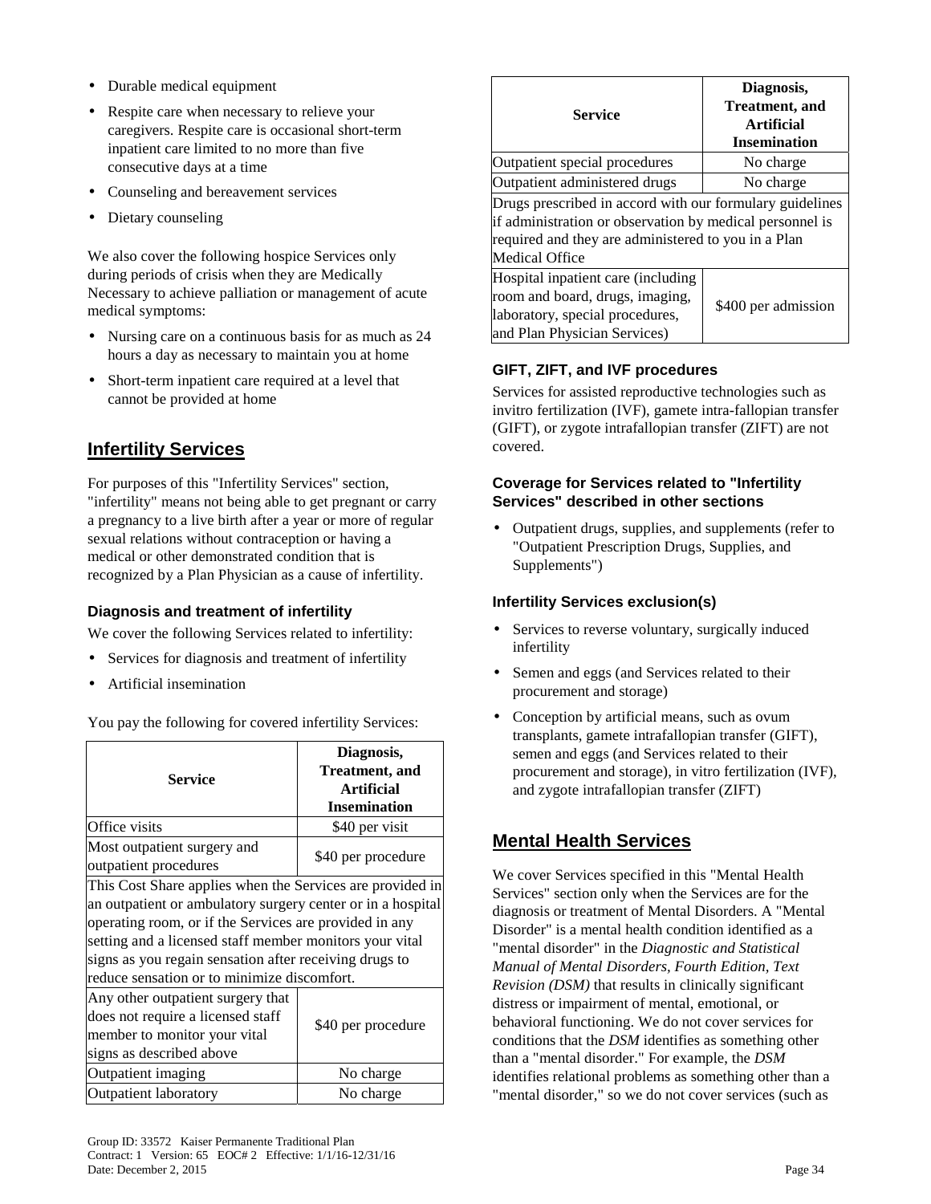- Durable medical equipment
- Respite care when necessary to relieve your caregivers. Respite care is occasional short-term inpatient care limited to no more than five consecutive days at a time
- Counseling and bereavement services
- Dietary counseling

We also cover the following hospice Services only during periods of crisis when they are Medically Necessary to achieve palliation or management of acute medical symptoms:

- Nursing care on a continuous basis for as much as 24 hours a day as necessary to maintain you at home
- Short-term inpatient care required at a level that cannot be provided at home

## Infertility Services

For purposes of this "Infertility Services" section, "infertility" means not being able to get pregnant or carry a pregnancy to a live birth after a year or more of regular sexual relations without contraception or having a medical or other demonstrated condition that is recognized by a Plan Physician as a cause of infertility.

### Diagnosis and treatment of infertility

We cover the following Services related to infertility:

- Services for diagnosis and treatment of infertility
- Artificial insemination

You pay the following for covered infertility Services:

| Service | Diagnosis, Treatment, and Artificial Insemination |
|---|---|
| Office visits | $40 per visit |
| Most outpatient surgery and outpatient procedures | $40 per procedure |
| This Cost Share applies when the Services are provided in an outpatient or ambulatory surgery center or in a hospital operating room, or if the Services are provided in any setting and a licensed staff member monitors your vital signs as you regain sensation after receiving drugs to reduce sensation or to minimize discomfort. | |
| Any other outpatient surgery that does not require a licensed staff member to monitor your vital signs as described above | $40 per procedure |
| Outpatient imaging | No charge |
| Outpatient laboratory | No charge |
| Outpatient special procedures | No charge |
| Outpatient administered drugs | No charge |
| Drugs prescribed in accord with our formulary guidelines if administration or observation by medical personnel is required and they are administered to you in a Plan Medical Office | |
| Hospital inpatient care (including room and board, drugs, imaging, laboratory, special procedures, and Plan Physician Services) | $400 per admission |

### GIFT, ZIFT, and IVF procedures

Services for assisted reproductive technologies such as invitro fertilization (IVF), gamete intra-fallopian transfer (GIFT), or zygote intrafallopian transfer (ZIFT) are not covered.

### Coverage for Services related to "Infertility Services" described in other sections

- Outpatient drugs, supplies, and supplements (refer to "Outpatient Prescription Drugs, Supplies, and Supplements")

### Infertility Services exclusion(s)

- Services to reverse voluntary, surgically induced infertility
- Semen and eggs (and Services related to their procurement and storage)
- Conception by artificial means, such as ovum transplants, gamete intrafallopian transfer (GIFT), semen and eggs (and Services related to their procurement and storage), in vitro fertilization (IVF), and zygote intrafallopian transfer (ZIFT)

## Mental Health Services

We cover Services specified in this "Mental Health Services" section only when the Services are for the diagnosis or treatment of Mental Disorders. A "Mental Disorder" is a mental health condition identified as a "mental disorder" in the *Diagnostic and Statistical Manual of Mental Disorders, Fourth Edition, Text Revision (DSM)* that results in clinically significant distress or impairment of mental, emotional, or behavioral functioning. We do not cover services for conditions that the *DSM* identifies as something other than a "mental disorder." For example, the *DSM* identifies relational problems as something other than a "mental disorder," so we do not cover services (such as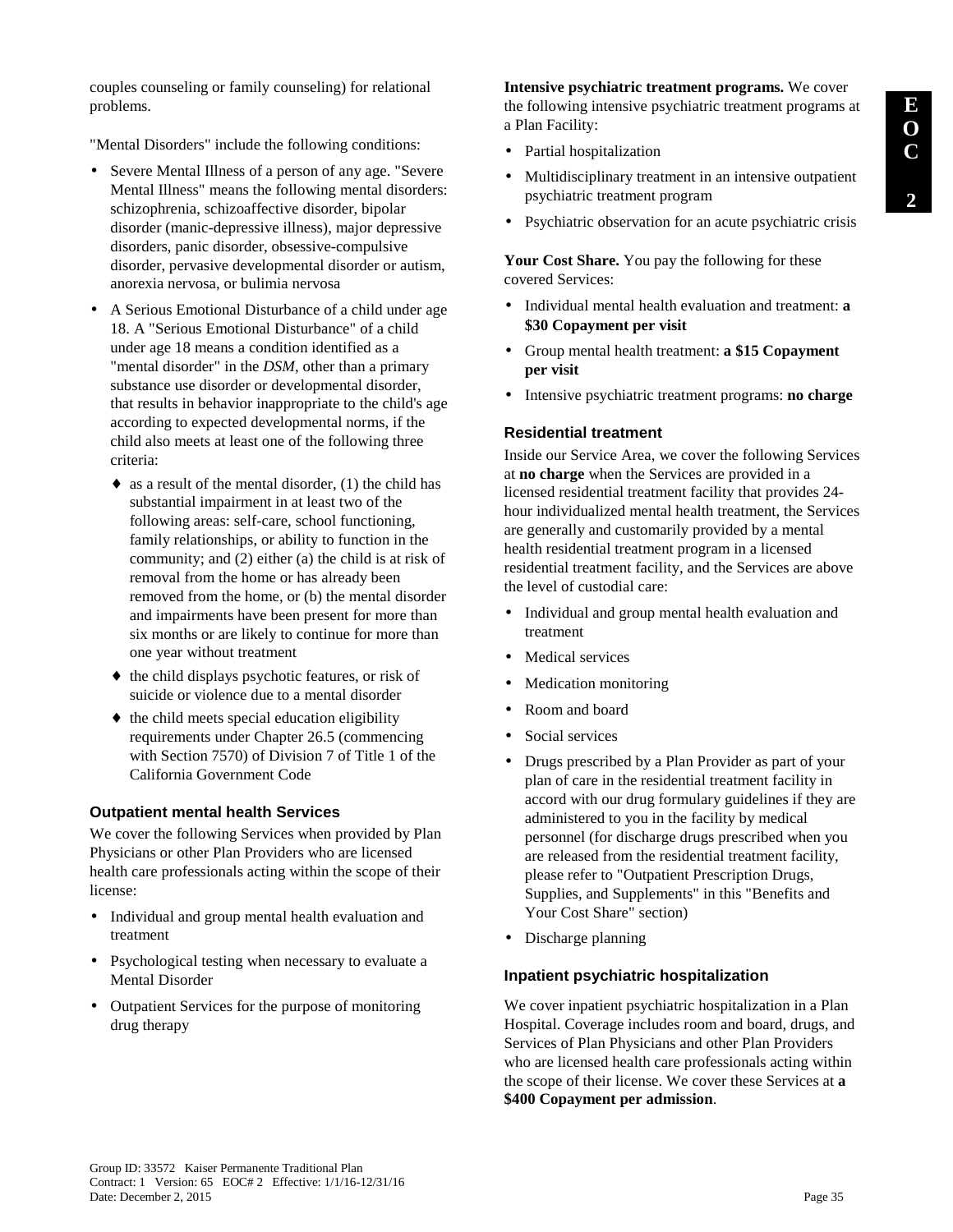couples counseling or family counseling) for relational problems.

"Mental Disorders" include the following conditions:

- Severe Mental Illness of a person of any age. "Severe Mental Illness" means the following mental disorders: schizophrenia, schizoaffective disorder, bipolar disorder (manic-depressive illness), major depressive disorders, panic disorder, obsessive-compulsive disorder, pervasive developmental disorder or autism, anorexia nervosa, or bulimia nervosa
- A Serious Emotional Disturbance of a child under age 18. A "Serious Emotional Disturbance" of a child under age 18 means a condition identified as a "mental disorder" in the *DSM*, other than a primary substance use disorder or developmental disorder, that results in behavior inappropriate to the child's age according to expected developmental norms, if the child also meets at least one of the following three criteria:
  - as a result of the mental disorder, (1) the child has substantial impairment in at least two of the following areas: self-care, school functioning, family relationships, or ability to function in the community; and (2) either (a) the child is at risk of removal from the home or has already been removed from the home, or (b) the mental disorder and impairments have been present for more than six months or are likely to continue for more than one year without treatment
  - the child displays psychotic features, or risk of suicide or violence due to a mental disorder
  - the child meets special education eligibility requirements under Chapter 26.5 (commencing with Section 7570) of Division 7 of Title 1 of the California Government Code

### Outpatient mental health Services

We cover the following Services when provided by Plan Physicians or other Plan Providers who are licensed health care professionals acting within the scope of their license:

- Individual and group mental health evaluation and treatment
- Psychological testing when necessary to evaluate a Mental Disorder
- Outpatient Services for the purpose of monitoring drug therapy

**Intensive psychiatric treatment programs.** We cover the following intensive psychiatric treatment programs at a Plan Facility:

- Partial hospitalization
- Multidisciplinary treatment in an intensive outpatient psychiatric treatment program
- Psychiatric observation for an acute psychiatric crisis

**Your Cost Share.** You pay the following for these covered Services:

- Individual mental health evaluation and treatment: **a $30 Copayment per visit**
- Group mental health treatment: **a $15 Copayment per visit**
- Intensive psychiatric treatment programs: **no charge**

### Residential treatment

Inside our Service Area, we cover the following Services at **no charge** when the Services are provided in a licensed residential treatment facility that provides 24-hour individualized mental health treatment, the Services are generally and customarily provided by a mental health residential treatment program in a licensed residential treatment facility, and the Services are above the level of custodial care:

- Individual and group mental health evaluation and treatment
- Medical services
- Medication monitoring
- Room and board
- Social services
- Drugs prescribed by a Plan Provider as part of your plan of care in the residential treatment facility in accord with our drug formulary guidelines if they are administered to you in the facility by medical personnel (for discharge drugs prescribed when you are released from the residential treatment facility, please refer to "Outpatient Prescription Drugs, Supplies, and Supplements" in this "Benefits and Your Cost Share" section)
- Discharge planning

### Inpatient psychiatric hospitalization

We cover inpatient psychiatric hospitalization in a Plan Hospital. Coverage includes room and board, drugs, and Services of Plan Physicians and other Plan Providers who are licensed health care professionals acting within the scope of their license. We cover these Services at **a $400 Copayment per admission**.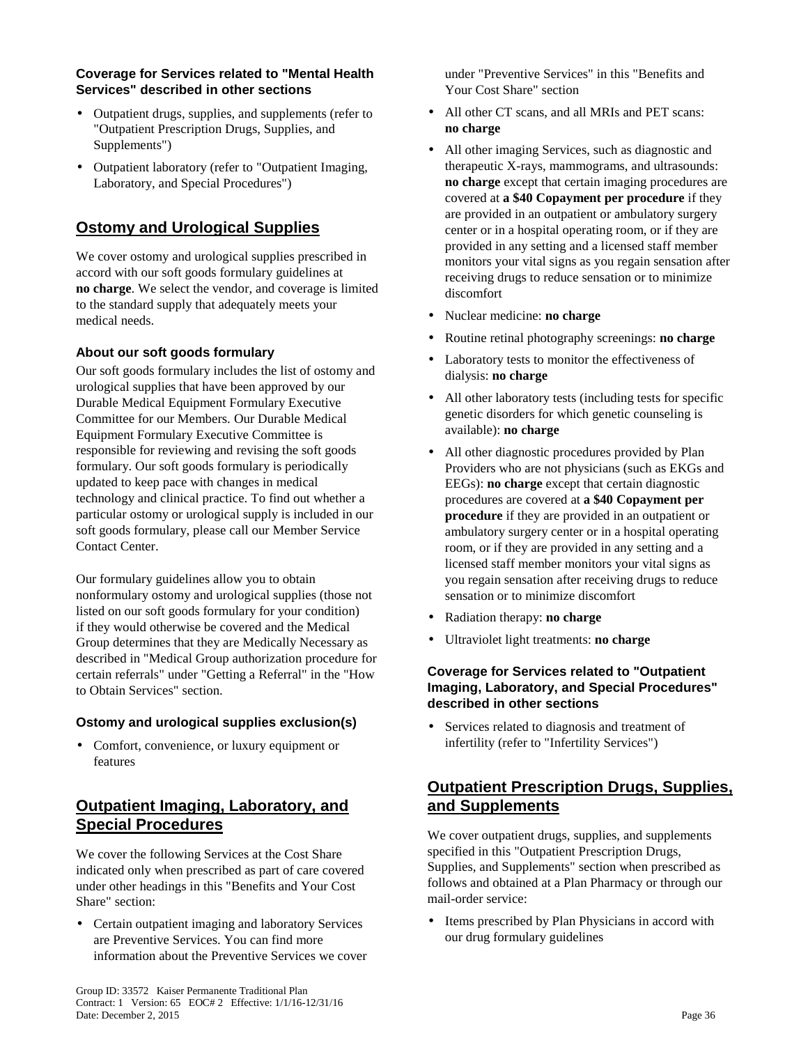#### Coverage for Services related to "Mental Health Services" described in other sections

- Outpatient drugs, supplies, and supplements (refer to "Outpatient Prescription Drugs, Supplies, and Supplements")
- Outpatient laboratory (refer to "Outpatient Imaging, Laboratory, and Special Procedures")

## Ostomy and Urological Supplies

We cover ostomy and urological supplies prescribed in accord with our soft goods formulary guidelines at **no charge**. We select the vendor, and coverage is limited to the standard supply that adequately meets your medical needs.

#### About our soft goods formulary

Our soft goods formulary includes the list of ostomy and urological supplies that have been approved by our Durable Medical Equipment Formulary Executive Committee for our Members. Our Durable Medical Equipment Formulary Executive Committee is responsible for reviewing and revising the soft goods formulary. Our soft goods formulary is periodically updated to keep pace with changes in medical technology and clinical practice. To find out whether a particular ostomy or urological supply is included in our soft goods formulary, please call our Member Service Contact Center.

Our formulary guidelines allow you to obtain nonformulary ostomy and urological supplies (those not listed on our soft goods formulary for your condition) if they would otherwise be covered and the Medical Group determines that they are Medically Necessary as described in "Medical Group authorization procedure for certain referrals" under "Getting a Referral" in the "How to Obtain Services" section.

#### Ostomy and urological supplies exclusion(s)

- Comfort, convenience, or luxury equipment or features

## Outpatient Imaging, Laboratory, and Special Procedures

We cover the following Services at the Cost Share indicated only when prescribed as part of care covered under other headings in this "Benefits and Your Cost Share" section:

- Certain outpatient imaging and laboratory Services are Preventive Services. You can find more information about the Preventive Services we cover under "Preventive Services" in this "Benefits and Your Cost Share" section
- All other CT scans, and all MRIs and PET scans: **no charge**
- All other imaging Services, such as diagnostic and therapeutic X-rays, mammograms, and ultrasounds: **no charge** except that certain imaging procedures are covered at **a $40 Copayment per procedure** if they are provided in an outpatient or ambulatory surgery center or in a hospital operating room, or if they are provided in any setting and a licensed staff member monitors your vital signs as you regain sensation after receiving drugs to reduce sensation or to minimize discomfort
- Nuclear medicine: **no charge**
- Routine retinal photography screenings: **no charge**
- Laboratory tests to monitor the effectiveness of dialysis: **no charge**
- All other laboratory tests (including tests for specific genetic disorders for which genetic counseling is available): **no charge**
- All other diagnostic procedures provided by Plan Providers who are not physicians (such as EKGs and EEGs): **no charge** except that certain diagnostic procedures are covered at **a $40 Copayment per procedure** if they are provided in an outpatient or ambulatory surgery center or in a hospital operating room, or if they are provided in any setting and a licensed staff member monitors your vital signs as you regain sensation after receiving drugs to reduce sensation or to minimize discomfort
- Radiation therapy: **no charge**
- Ultraviolet light treatments: **no charge**

#### Coverage for Services related to "Outpatient Imaging, Laboratory, and Special Procedures" described in other sections

- Services related to diagnosis and treatment of infertility (refer to "Infertility Services")

## Outpatient Prescription Drugs, Supplies, and Supplements

We cover outpatient drugs, supplies, and supplements specified in this "Outpatient Prescription Drugs, Supplies, and Supplements" section when prescribed as follows and obtained at a Plan Pharmacy or through our mail-order service:

- Items prescribed by Plan Physicians in accord with our drug formulary guidelines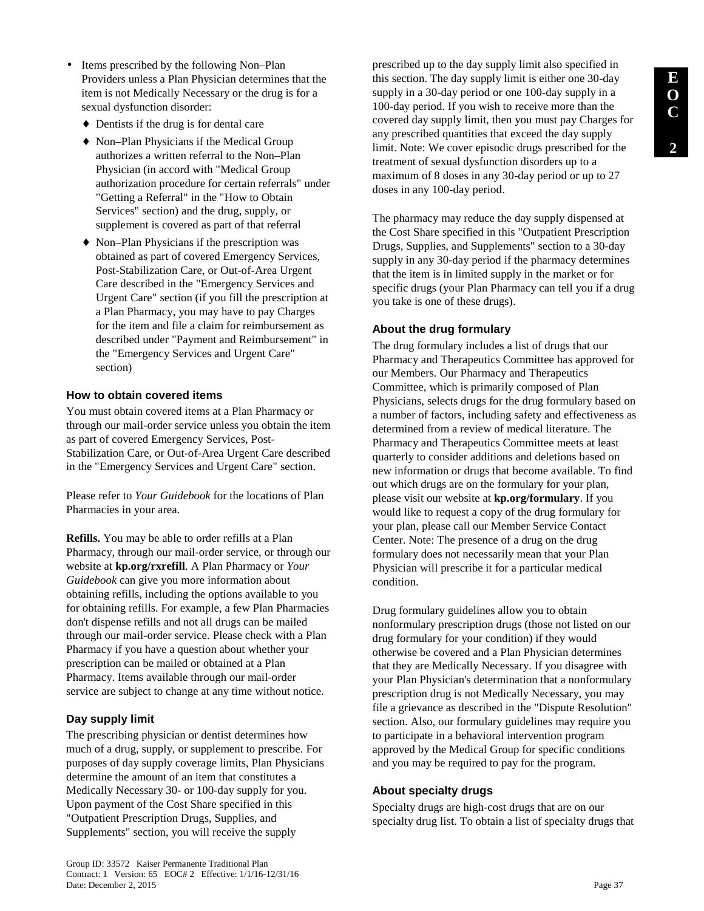- Items prescribed by the following Non–Plan Providers unless a Plan Physician determines that the item is not Medically Necessary or the drug is for a sexual dysfunction disorder:
  - Dentists if the drug is for dental care
  - Non–Plan Physicians if the Medical Group authorizes a written referral to the Non–Plan Physician (in accord with "Medical Group authorization procedure for certain referrals" under "Getting a Referral" in the "How to Obtain Services" section) and the drug, supply, or supplement is covered as part of that referral
  - Non–Plan Physicians if the prescription was obtained as part of covered Emergency Services, Post-Stabilization Care, or Out-of-Area Urgent Care described in the "Emergency Services and Urgent Care" section (if you fill the prescription at a Plan Pharmacy, you may have to pay Charges for the item and file a claim for reimbursement as described under "Payment and Reimbursement" in the "Emergency Services and Urgent Care" section)

### How to obtain covered items

You must obtain covered items at a Plan Pharmacy or through our mail-order service unless you obtain the item as part of covered Emergency Services, Post-Stabilization Care, or Out-of-Area Urgent Care described in the "Emergency Services and Urgent Care" section.

Please refer to *Your Guidebook* for the locations of Plan Pharmacies in your area.

**Refills.** You may be able to order refills at a Plan Pharmacy, through our mail-order service, or through our website at **kp.org/rxrefill**. A Plan Pharmacy or *Your Guidebook* can give you more information about obtaining refills, including the options available to you for obtaining refills. For example, a few Plan Pharmacies don't dispense refills and not all drugs can be mailed through our mail-order service. Please check with a Plan Pharmacy if you have a question about whether your prescription can be mailed or obtained at a Plan Pharmacy. Items available through our mail-order service are subject to change at any time without notice.

### Day supply limit

The prescribing physician or dentist determines how much of a drug, supply, or supplement to prescribe. For purposes of day supply coverage limits, Plan Physicians determine the amount of an item that constitutes a Medically Necessary 30- or 100-day supply for you. Upon payment of the Cost Share specified in this "Outpatient Prescription Drugs, Supplies, and Supplements" section, you will receive the supply prescribed up to the day supply limit also specified in this section. The day supply limit is either one 30-day supply in a 30-day period or one 100-day supply in a 100-day period. If you wish to receive more than the covered day supply limit, then you must pay Charges for any prescribed quantities that exceed the day supply limit. Note: We cover episodic drugs prescribed for the treatment of sexual dysfunction disorders up to a maximum of 8 doses in any 30-day period or up to 27 doses in any 100-day period.

The pharmacy may reduce the day supply dispensed at the Cost Share specified in this "Outpatient Prescription Drugs, Supplies, and Supplements" section to a 30-day supply in any 30-day period if the pharmacy determines that the item is in limited supply in the market or for specific drugs (your Plan Pharmacy can tell you if a drug you take is one of these drugs).

### About the drug formulary

The drug formulary includes a list of drugs that our Pharmacy and Therapeutics Committee has approved for our Members. Our Pharmacy and Therapeutics Committee, which is primarily composed of Plan Physicians, selects drugs for the drug formulary based on a number of factors, including safety and effectiveness as determined from a review of medical literature. The Pharmacy and Therapeutics Committee meets at least quarterly to consider additions and deletions based on new information or drugs that become available. To find out which drugs are on the formulary for your plan, please visit our website at **kp.org/formulary**. If you would like to request a copy of the drug formulary for your plan, please call our Member Service Contact Center. Note: The presence of a drug on the drug formulary does not necessarily mean that your Plan Physician will prescribe it for a particular medical condition.

Drug formulary guidelines allow you to obtain nonformulary prescription drugs (those not listed on our drug formulary for your condition) if they would otherwise be covered and a Plan Physician determines that they are Medically Necessary. If you disagree with your Plan Physician's determination that a nonformulary prescription drug is not Medically Necessary, you may file a grievance as described in the "Dispute Resolution" section. Also, our formulary guidelines may require you to participate in a behavioral intervention program approved by the Medical Group for specific conditions and you may be required to pay for the program.

### About specialty drugs

Specialty drugs are high-cost drugs that are on our specialty drug list. To obtain a list of specialty drugs that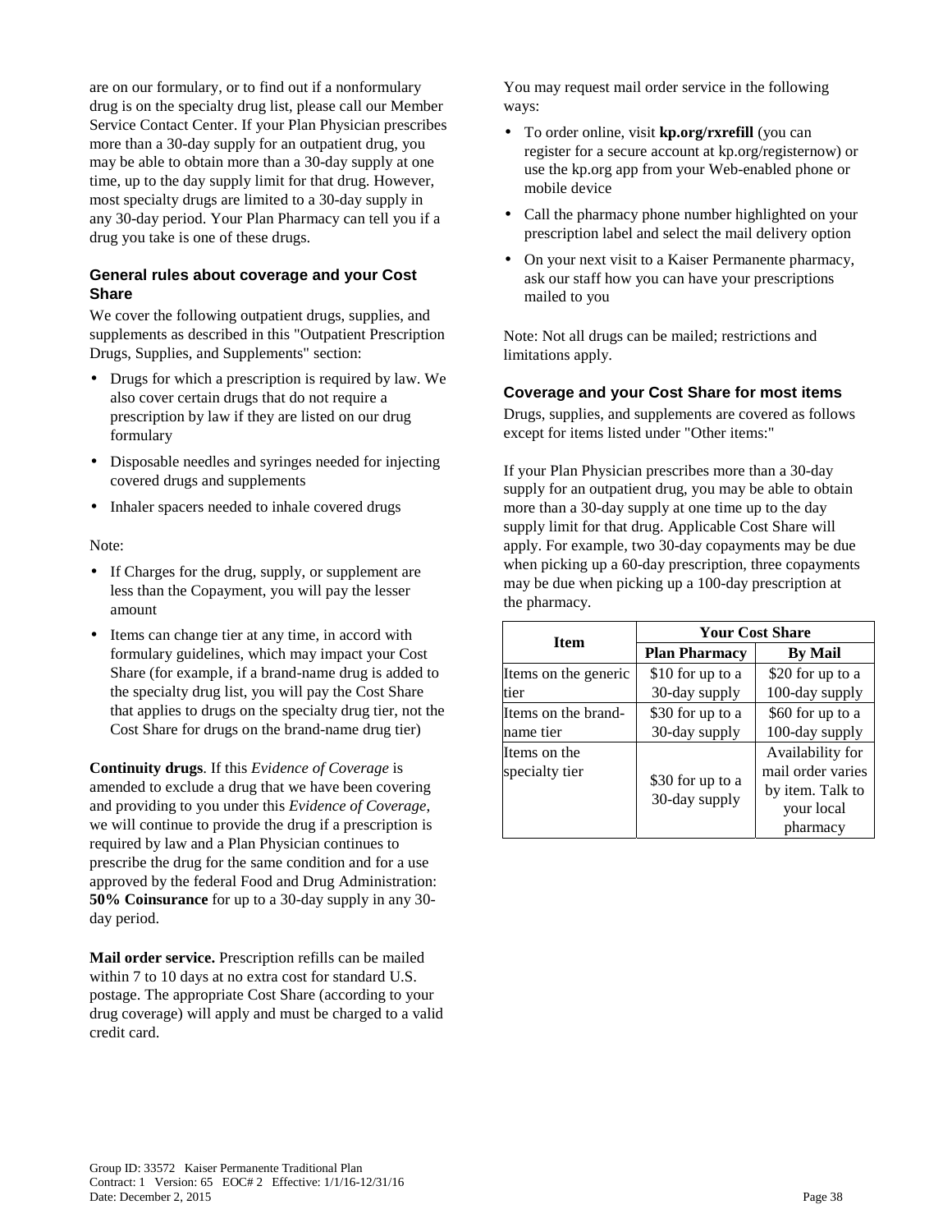are on our formulary, or to find out if a nonformulary drug is on the specialty drug list, please call our Member Service Contact Center. If your Plan Physician prescribes more than a 30-day supply for an outpatient drug, you may be able to obtain more than a 30-day supply at one time, up to the day supply limit for that drug. However, most specialty drugs are limited to a 30-day supply in any 30-day period. Your Plan Pharmacy can tell you if a drug you take is one of these drugs.

### General rules about coverage and your Cost Share

We cover the following outpatient drugs, supplies, and supplements as described in this "Outpatient Prescription Drugs, Supplies, and Supplements" section:

- Drugs for which a prescription is required by law. We also cover certain drugs that do not require a prescription by law if they are listed on our drug formulary
- Disposable needles and syringes needed for injecting covered drugs and supplements
- Inhaler spacers needed to inhale covered drugs

Note:

- If Charges for the drug, supply, or supplement are less than the Copayment, you will pay the lesser amount
- Items can change tier at any time, in accord with formulary guidelines, which may impact your Cost Share (for example, if a brand-name drug is added to the specialty drug list, you will pay the Cost Share that applies to drugs on the specialty drug tier, not the Cost Share for drugs on the brand-name drug tier)

**Continuity drugs**. If this *Evidence of Coverage* is amended to exclude a drug that we have been covering and providing to you under this *Evidence of Coverage*, we will continue to provide the drug if a prescription is required by law and a Plan Physician continues to prescribe the drug for the same condition and for a use approved by the federal Food and Drug Administration: **50% Coinsurance** for up to a 30-day supply in any 30-day period.

**Mail order service.** Prescription refills can be mailed within 7 to 10 days at no extra cost for standard U.S. postage. The appropriate Cost Share (according to your drug coverage) will apply and must be charged to a valid credit card.

You may request mail order service in the following ways:

- To order online, visit **kp.org/rxrefill** (you can register for a secure account at kp.org/registernow) or use the kp.org app from your Web-enabled phone or mobile device
- Call the pharmacy phone number highlighted on your prescription label and select the mail delivery option
- On your next visit to a Kaiser Permanente pharmacy, ask our staff how you can have your prescriptions mailed to you

Note: Not all drugs can be mailed; restrictions and limitations apply.

### Coverage and your Cost Share for most items

Drugs, supplies, and supplements are covered as follows except for items listed under "Other items:"

If your Plan Physician prescribes more than a 30-day supply for an outpatient drug, you may be able to obtain more than a 30-day supply at one time up to the day supply limit for that drug. Applicable Cost Share will apply. For example, two 30-day copayments may be due when picking up a 60-day prescription, three copayments may be due when picking up a 100-day prescription at the pharmacy.

| Item | Your Cost Share | |
|---|---|---|
| | **Plan Pharmacy** | **By Mail** |
| Items on the generic tier | $10 for up to a 30-day supply | $20 for up to a 100-day supply |
| Items on the brand-name tier | $30 for up to a 30-day supply | $60 for up to a 100-day supply |
| Items on the specialty tier | $30 for up to a 30-day supply | Availability for mail order varies by item. Talk to your local pharmacy |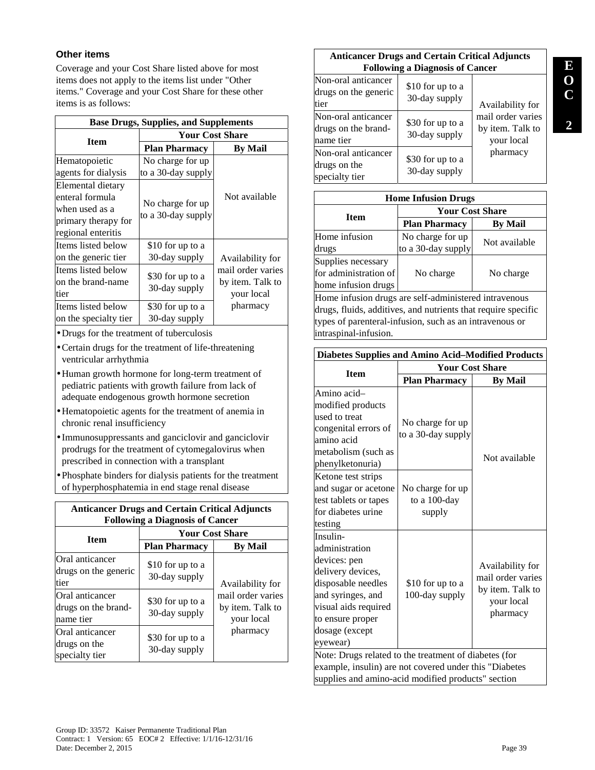### Other items

Coverage and your Cost Share listed above for most items does not apply to the items list under "Other items." Coverage and your Cost Share for these other items is as follows:

| Base Drugs, Supplies, and Supplements | | |
|---|---|---|
| **Item** | **Your Cost Share** | |
| | **Plan Pharmacy** | **By Mail** |
| Hematopoietic agents for dialysis | No charge for up to a 30-day supply | Not available |
| Elemental dietary enteral formula when used as a primary therapy for regional enteritis | No charge for up to a 30-day supply | Not available |
| Items listed below on the generic tier | $10 for up to a 30-day supply | Availability for mail order varies by item. Talk to your local pharmacy |
| Items listed below on the brand-name tier | $30 for up to a 30-day supply | Availability for mail order varies by item. Talk to your local pharmacy |
| Items listed below on the specialty tier | $30 for up to a 30-day supply | Availability for mail order varies by item. Talk to your local pharmacy |

- Drugs for the treatment of tuberculosis
- Certain drugs for the treatment of life-threatening ventricular arrhythmia
- Human growth hormone for long-term treatment of pediatric patients with growth failure from lack of adequate endogenous growth hormone secretion
- Hematopoietic agents for the treatment of anemia in chronic renal insufficiency
- Immunosuppressants and ganciclovir and ganciclovir prodrugs for the treatment of cytomegalovirus when prescribed in connection with a transplant
- Phosphate binders for dialysis patients for the treatment of hyperphosphatemia in end stage renal disease

| Anticancer Drugs and Certain Critical Adjuncts Following a Diagnosis of Cancer | | |
|---|---|---|
| **Item** | **Your Cost Share** | |
| | **Plan Pharmacy** | **By Mail** |
| Oral anticancer drugs on the generic tier | $10 for up to a 30-day supply | Availability for mail order varies by item. Talk to your local pharmacy |
| Oral anticancer drugs on the brand-name tier | $30 for up to a 30-day supply | Availability for mail order varies by item. Talk to your local pharmacy |
| Oral anticancer drugs on the specialty tier | $30 for up to a 30-day supply | Availability for mail order varies by item. Talk to your local pharmacy |
| Non-oral anticancer drugs on the generic tier | $10 for up to a 30-day supply | Availability for mail order varies by item. Talk to your local pharmacy |
| Non-oral anticancer drugs on the brand-name tier | $30 for up to a 30-day supply | Availability for mail order varies by item. Talk to your local pharmacy |
| Non-oral anticancer drugs on the specialty tier | $30 for up to a 30-day supply | Availability for mail order varies by item. Talk to your local pharmacy |

| Home Infusion Drugs | | |
|---|---|---|
| **Item** | **Your Cost Share** | |
| | **Plan Pharmacy** | **By Mail** |
| Home infusion drugs | No charge for up to a 30-day supply | Not available |
| Supplies necessary for administration of home infusion drugs | No charge | No charge |
| Home infusion drugs are self-administered intravenous drugs, fluids, additives, and nutrients that require specific types of parenteral-infusion, such as an intravenous or intraspinal-infusion. | | |

| Diabetes Supplies and Amino Acid–Modified Products | | |
|---|---|---|
| **Item** | **Your Cost Share** | |
| | **Plan Pharmacy** | **By Mail** |
| Amino acid–modified products used to treat congenital errors of amino acid metabolism (such as phenylketonuria) | No charge for up to a 30-day supply | Not available |
| Ketone test strips and sugar or acetone test tablets or tapes for diabetes urine testing | No charge for up to a 100-day supply | Not available |
| Insulin-administration devices: pen delivery devices, disposable needles and syringes, and visual aids required to ensure proper dosage (except eyewear) | $10 for up to a 100-day supply | Availability for mail order varies by item. Talk to your local pharmacy |
| Note: Drugs related to the treatment of diabetes (for example, insulin) are not covered under this "Diabetes supplies and amino-acid modified products" section | | |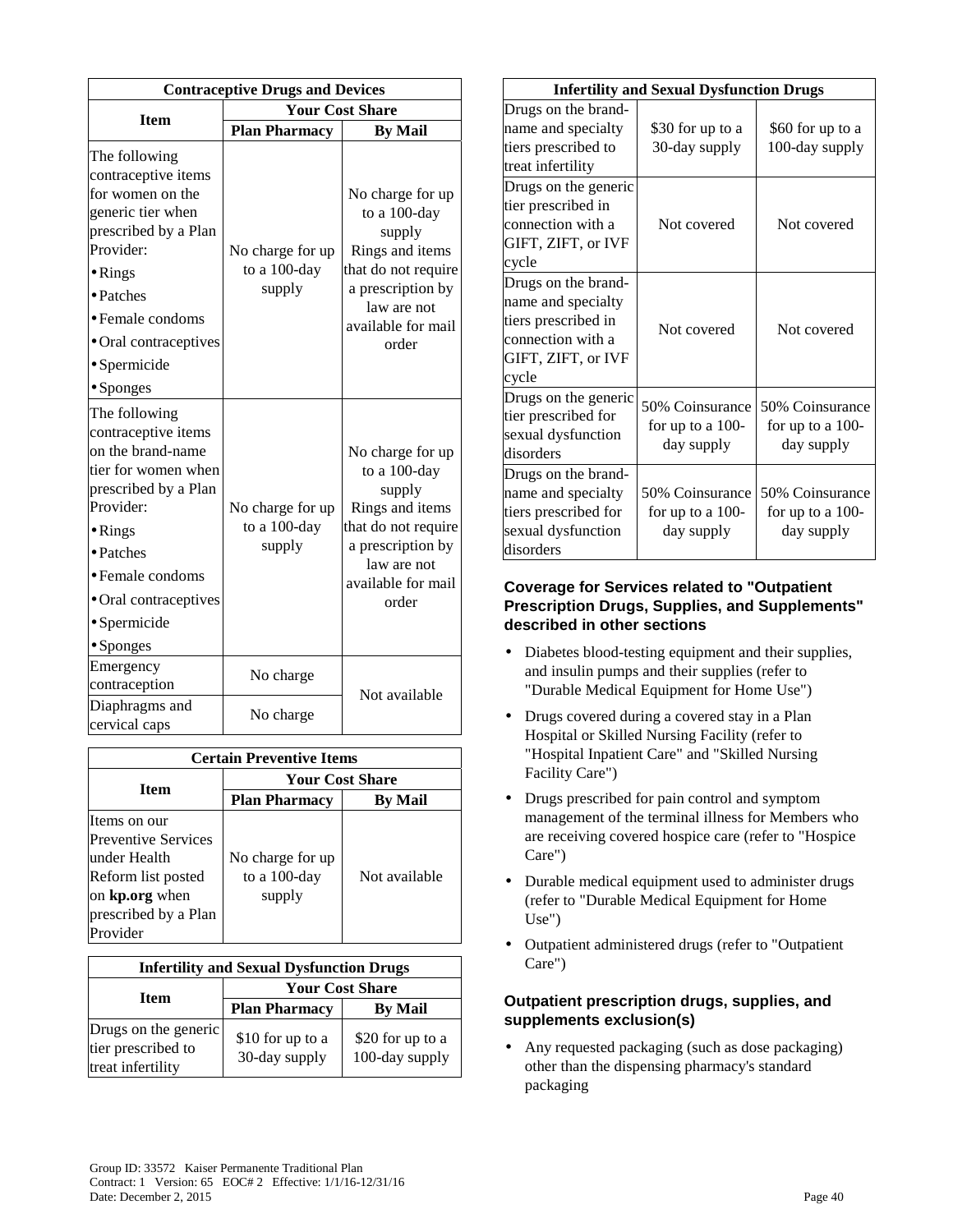| Contraceptive Drugs and Devices | | |
|---|---|---|
| Item | Your Cost Share | |
| | Plan Pharmacy | By Mail |
| The following contraceptive items for women on the generic tier when prescribed by a Plan Provider: • Rings • Patches • Female condoms • Oral contraceptives • Spermicide • Sponges | No charge for up to a 100-day supply | No charge for up to a 100-day supply Rings and items that do not require a prescription by law are not available for mail order |
| The following contraceptive items on the brand-name tier for women when prescribed by a Plan Provider: • Rings • Patches • Female condoms • Oral contraceptives • Spermicide • Sponges | No charge for up to a 100-day supply | No charge for up to a 100-day supply Rings and items that do not require a prescription by law are not available for mail order |
| Emergency contraception | No charge | Not available |
| Diaphragms and cervical caps | No charge | Not available |

| Certain Preventive Items | | |
|---|---|---|
| Item | Your Cost Share | |
| | Plan Pharmacy | By Mail |
| Items on our Preventive Services under Health Reform list posted on **kp.org** when prescribed by a Plan Provider | No charge for up to a 100-day supply | Not available |

| Infertility and Sexual Dysfunction Drugs | | |
|---|---|---|
| Item | Your Cost Share | |
| | Plan Pharmacy | By Mail |
| Drugs on the generic tier prescribed to treat infertility | $10 for up to a 30-day supply | $20 for up to a 100-day supply |
| Drugs on the brand-name and specialty tiers prescribed to treat infertility | $30 for up to a 30-day supply | $60 for up to a 100-day supply |
| Drugs on the generic tier prescribed in connection with a GIFT, ZIFT, or IVF cycle | Not covered | Not covered |
| Drugs on the brand-name and specialty tiers prescribed in connection with a GIFT, ZIFT, or IVF cycle | Not covered | Not covered |
| Drugs on the generic tier prescribed for sexual dysfunction disorders | 50% Coinsurance for up to a 100-day supply | 50% Coinsurance for up to a 100-day supply |
| Drugs on the brand-name and specialty tiers prescribed for sexual dysfunction disorders | 50% Coinsurance for up to a 100-day supply | 50% Coinsurance for up to a 100-day supply |

#### Coverage for Services related to "Outpatient Prescription Drugs, Supplies, and Supplements" described in other sections

- Diabetes blood-testing equipment and their supplies, and insulin pumps and their supplies (refer to "Durable Medical Equipment for Home Use")
- Drugs covered during a covered stay in a Plan Hospital or Skilled Nursing Facility (refer to "Hospital Inpatient Care" and "Skilled Nursing Facility Care")
- Drugs prescribed for pain control and symptom management of the terminal illness for Members who are receiving covered hospice care (refer to "Hospice Care")
- Durable medical equipment used to administer drugs (refer to "Durable Medical Equipment for Home Use")
- Outpatient administered drugs (refer to "Outpatient Care")

#### Outpatient prescription drugs, supplies, and supplements exclusion(s)

- Any requested packaging (such as dose packaging) other than the dispensing pharmacy's standard packaging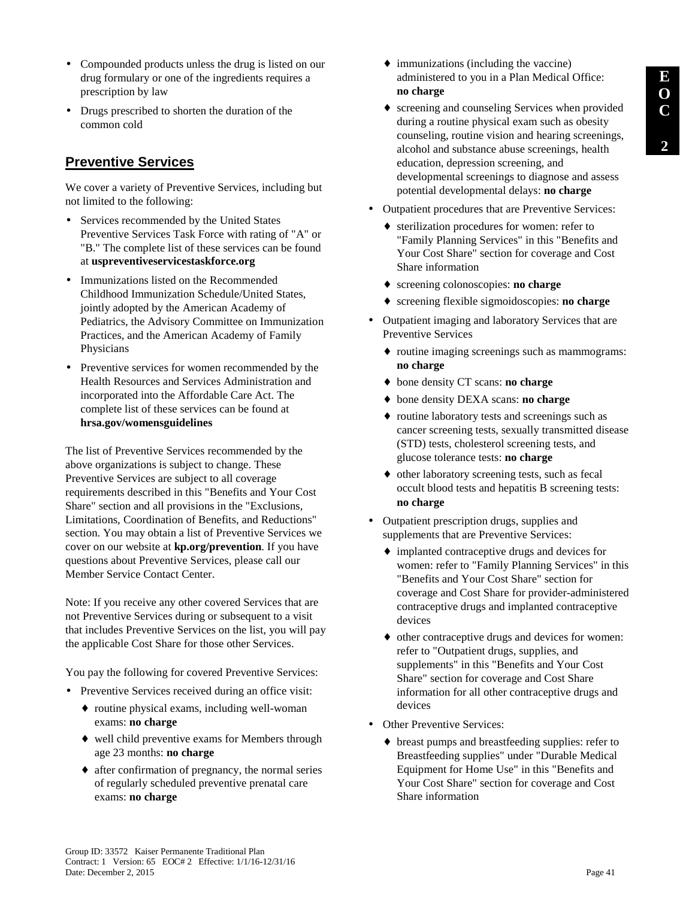- Compounded products unless the drug is listed on our drug formulary or one of the ingredients requires a prescription by law
- Drugs prescribed to shorten the duration of the common cold

## Preventive Services

We cover a variety of Preventive Services, including but not limited to the following:

- Services recommended by the United States Preventive Services Task Force with rating of "A" or "B." The complete list of these services can be found at **uspreventiveservicestaskforce.org**
- Immunizations listed on the Recommended Childhood Immunization Schedule/United States, jointly adopted by the American Academy of Pediatrics, the Advisory Committee on Immunization Practices, and the American Academy of Family Physicians
- Preventive services for women recommended by the Health Resources and Services Administration and incorporated into the Affordable Care Act. The complete list of these services can be found at **hrsa.gov/womensguidelines**

The list of Preventive Services recommended by the above organizations is subject to change. These Preventive Services are subject to all coverage requirements described in this "Benefits and Your Cost Share" section and all provisions in the "Exclusions, Limitations, Coordination of Benefits, and Reductions" section. You may obtain a list of Preventive Services we cover on our website at **kp.org/prevention**. If you have questions about Preventive Services, please call our Member Service Contact Center.

Note: If you receive any other covered Services that are not Preventive Services during or subsequent to a visit that includes Preventive Services on the list, you will pay the applicable Cost Share for those other Services.

You pay the following for covered Preventive Services:

- Preventive Services received during an office visit:
  - routine physical exams, including well-woman exams: **no charge**
  - well child preventive exams for Members through age 23 months: **no charge**
  - after confirmation of pregnancy, the normal series of regularly scheduled preventive prenatal care exams: **no charge**
  - immunizations (including the vaccine) administered to you in a Plan Medical Office: **no charge**
  - screening and counseling Services when provided during a routine physical exam such as obesity counseling, routine vision and hearing screenings, alcohol and substance abuse screenings, health education, depression screening, and developmental screenings to diagnose and assess potential developmental delays: **no charge**
- Outpatient procedures that are Preventive Services:
  - sterilization procedures for women: refer to "Family Planning Services" in this "Benefits and Your Cost Share" section for coverage and Cost Share information
  - screening colonoscopies: **no charge**
  - screening flexible sigmoidoscopies: **no charge**
- Outpatient imaging and laboratory Services that are Preventive Services
  - routine imaging screenings such as mammograms: **no charge**
  - bone density CT scans: **no charge**
  - bone density DEXA scans: **no charge**
  - routine laboratory tests and screenings such as cancer screening tests, sexually transmitted disease (STD) tests, cholesterol screening tests, and glucose tolerance tests: **no charge**
  - other laboratory screening tests, such as fecal occult blood tests and hepatitis B screening tests: **no charge**
- Outpatient prescription drugs, supplies and supplements that are Preventive Services:
  - implanted contraceptive drugs and devices for women: refer to "Family Planning Services" in this "Benefits and Your Cost Share" section for coverage and Cost Share for provider-administered contraceptive drugs and implanted contraceptive devices
  - other contraceptive drugs and devices for women: refer to "Outpatient drugs, supplies, and supplements" in this "Benefits and Your Cost Share" section for coverage and Cost Share information for all other contraceptive drugs and devices
- Other Preventive Services:
  - breast pumps and breastfeeding supplies: refer to Breastfeeding supplies" under "Durable Medical Equipment for Home Use" in this "Benefits and Your Cost Share" section for coverage and Cost Share information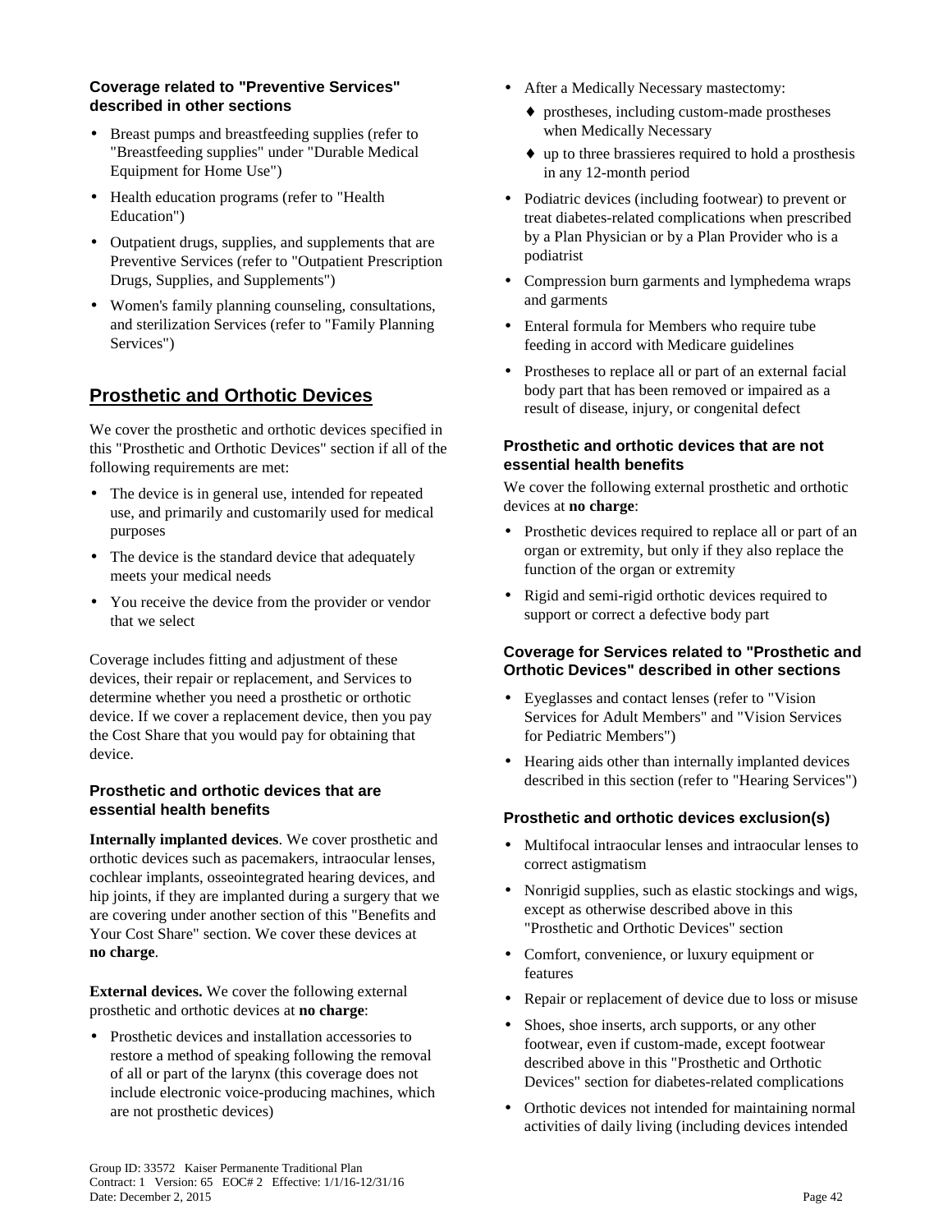#### Coverage related to "Preventive Services" described in other sections

- Breast pumps and breastfeeding supplies (refer to "Breastfeeding supplies" under "Durable Medical Equipment for Home Use")
- Health education programs (refer to "Health Education")
- Outpatient drugs, supplies, and supplements that are Preventive Services (refer to "Outpatient Prescription Drugs, Supplies, and Supplements")
- Women's family planning counseling, consultations, and sterilization Services (refer to "Family Planning Services")

## Prosthetic and Orthotic Devices

We cover the prosthetic and orthotic devices specified in this "Prosthetic and Orthotic Devices" section if all of the following requirements are met:

- The device is in general use, intended for repeated use, and primarily and customarily used for medical purposes
- The device is the standard device that adequately meets your medical needs
- You receive the device from the provider or vendor that we select

Coverage includes fitting and adjustment of these devices, their repair or replacement, and Services to determine whether you need a prosthetic or orthotic device. If we cover a replacement device, then you pay the Cost Share that you would pay for obtaining that device.

#### Prosthetic and orthotic devices that are essential health benefits

**Internally implanted devices**. We cover prosthetic and orthotic devices such as pacemakers, intraocular lenses, cochlear implants, osseointegrated hearing devices, and hip joints, if they are implanted during a surgery that we are covering under another section of this "Benefits and Your Cost Share" section. We cover these devices at **no charge**.

**External devices.** We cover the following external prosthetic and orthotic devices at **no charge**:

- Prosthetic devices and installation accessories to restore a method of speaking following the removal of all or part of the larynx (this coverage does not include electronic voice-producing machines, which are not prosthetic devices)
- After a Medically Necessary mastectomy:
  - prostheses, including custom-made prostheses when Medically Necessary
  - up to three brassieres required to hold a prosthesis in any 12-month period
- Podiatric devices (including footwear) to prevent or treat diabetes-related complications when prescribed by a Plan Physician or by a Plan Provider who is a podiatrist
- Compression burn garments and lymphedema wraps and garments
- Enteral formula for Members who require tube feeding in accord with Medicare guidelines
- Prostheses to replace all or part of an external facial body part that has been removed or impaired as a result of disease, injury, or congenital defect

#### Prosthetic and orthotic devices that are not essential health benefits

We cover the following external prosthetic and orthotic devices at **no charge**:

- Prosthetic devices required to replace all or part of an organ or extremity, but only if they also replace the function of the organ or extremity
- Rigid and semi-rigid orthotic devices required to support or correct a defective body part

#### Coverage for Services related to "Prosthetic and Orthotic Devices" described in other sections

- Eyeglasses and contact lenses (refer to "Vision Services for Adult Members" and "Vision Services for Pediatric Members")
- Hearing aids other than internally implanted devices described in this section (refer to "Hearing Services")

#### Prosthetic and orthotic devices exclusion(s)

- Multifocal intraocular lenses and intraocular lenses to correct astigmatism
- Nonrigid supplies, such as elastic stockings and wigs, except as otherwise described above in this "Prosthetic and Orthotic Devices" section
- Comfort, convenience, or luxury equipment or features
- Repair or replacement of device due to loss or misuse
- Shoes, shoe inserts, arch supports, or any other footwear, even if custom-made, except footwear described above in this "Prosthetic and Orthotic Devices" section for diabetes-related complications
- Orthotic devices not intended for maintaining normal activities of daily living (including devices intended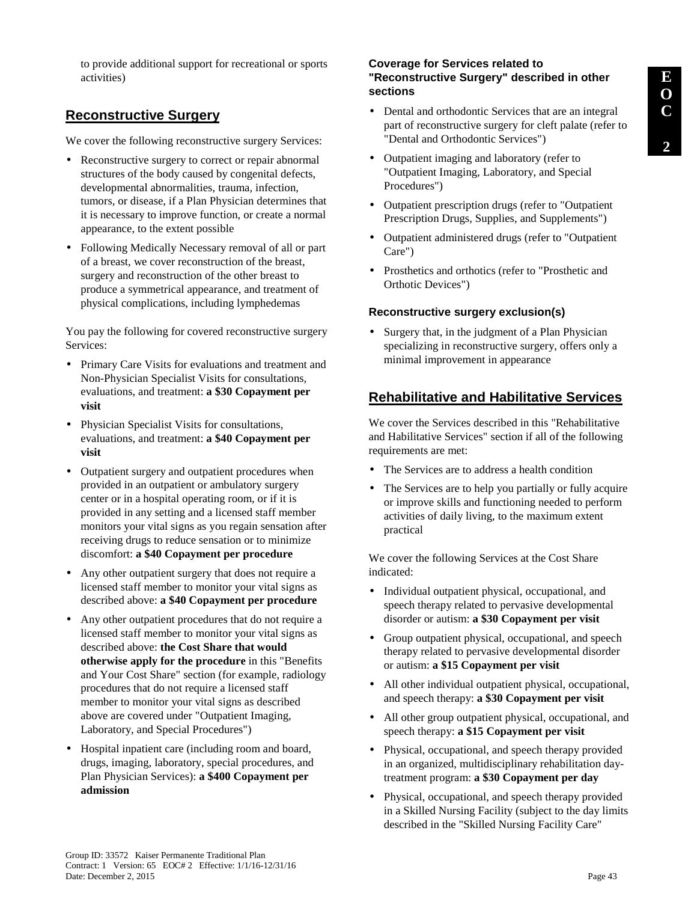to provide additional support for recreational or sports activities)

## Reconstructive Surgery

We cover the following reconstructive surgery Services:

- Reconstructive surgery to correct or repair abnormal structures of the body caused by congenital defects, developmental abnormalities, trauma, infection, tumors, or disease, if a Plan Physician determines that it is necessary to improve function, or create a normal appearance, to the extent possible
- Following Medically Necessary removal of all or part of a breast, we cover reconstruction of the breast, surgery and reconstruction of the other breast to produce a symmetrical appearance, and treatment of physical complications, including lymphedemas

You pay the following for covered reconstructive surgery Services:

- Primary Care Visits for evaluations and treatment and Non-Physician Specialist Visits for consultations, evaluations, and treatment: **a $30 Copayment per visit**
- Physician Specialist Visits for consultations, evaluations, and treatment: **a $40 Copayment per visit**
- Outpatient surgery and outpatient procedures when provided in an outpatient or ambulatory surgery center or in a hospital operating room, or if it is provided in any setting and a licensed staff member monitors your vital signs as you regain sensation after receiving drugs to reduce sensation or to minimize discomfort: **a $40 Copayment per procedure**
- Any other outpatient surgery that does not require a licensed staff member to monitor your vital signs as described above: **a $40 Copayment per procedure**
- Any other outpatient procedures that do not require a licensed staff member to monitor your vital signs as described above: **the Cost Share that would otherwise apply for the procedure** in this "Benefits and Your Cost Share" section (for example, radiology procedures that do not require a licensed staff member to monitor your vital signs as described above are covered under "Outpatient Imaging, Laboratory, and Special Procedures")
- Hospital inpatient care (including room and board, drugs, imaging, laboratory, special procedures, and Plan Physician Services): **a $400 Copayment per admission**

### Coverage for Services related to "Reconstructive Surgery" described in other sections

- Dental and orthodontic Services that are an integral part of reconstructive surgery for cleft palate (refer to "Dental and Orthodontic Services")
- Outpatient imaging and laboratory (refer to "Outpatient Imaging, Laboratory, and Special Procedures")
- Outpatient prescription drugs (refer to "Outpatient Prescription Drugs, Supplies, and Supplements")
- Outpatient administered drugs (refer to "Outpatient Care")
- Prosthetics and orthotics (refer to "Prosthetic and Orthotic Devices")

### Reconstructive surgery exclusion(s)

- Surgery that, in the judgment of a Plan Physician specializing in reconstructive surgery, offers only a minimal improvement in appearance

## Rehabilitative and Habilitative Services

We cover the Services described in this "Rehabilitative and Habilitative Services" section if all of the following requirements are met:

- The Services are to address a health condition
- The Services are to help you partially or fully acquire or improve skills and functioning needed to perform activities of daily living, to the maximum extent practical

We cover the following Services at the Cost Share indicated:

- Individual outpatient physical, occupational, and speech therapy related to pervasive developmental disorder or autism: **a $30 Copayment per visit**
- Group outpatient physical, occupational, and speech therapy related to pervasive developmental disorder or autism: **a $15 Copayment per visit**
- All other individual outpatient physical, occupational, and speech therapy: **a $30 Copayment per visit**
- All other group outpatient physical, occupational, and speech therapy: **a $15 Copayment per visit**
- Physical, occupational, and speech therapy provided in an organized, multidisciplinary rehabilitation day-treatment program: **a $30 Copayment per day**
- Physical, occupational, and speech therapy provided in a Skilled Nursing Facility (subject to the day limits described in the "Skilled Nursing Facility Care"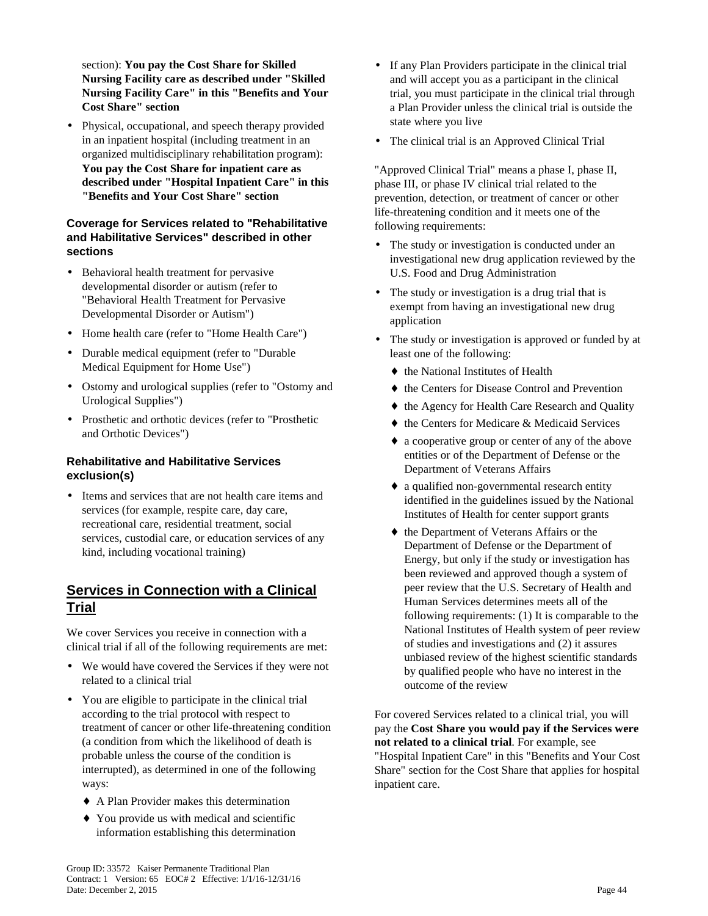section): **You pay the Cost Share for Skilled Nursing Facility care as described under "Skilled Nursing Facility Care" in this "Benefits and Your Cost Share" section**

- Physical, occupational, and speech therapy provided in an inpatient hospital (including treatment in an organized multidisciplinary rehabilitation program): **You pay the Cost Share for inpatient care as described under "Hospital Inpatient Care" in this "Benefits and Your Cost Share" section**

#### Coverage for Services related to "Rehabilitative and Habilitative Services" described in other sections

- Behavioral health treatment for pervasive developmental disorder or autism (refer to "Behavioral Health Treatment for Pervasive Developmental Disorder or Autism")
- Home health care (refer to "Home Health Care")
- Durable medical equipment (refer to "Durable Medical Equipment for Home Use")
- Ostomy and urological supplies (refer to "Ostomy and Urological Supplies")
- Prosthetic and orthotic devices (refer to "Prosthetic and Orthotic Devices")

#### Rehabilitative and Habilitative Services exclusion(s)

- Items and services that are not health care items and services (for example, respite care, day care, recreational care, residential treatment, social services, custodial care, or education services of any kind, including vocational training)

## Services in Connection with a Clinical Trial

We cover Services you receive in connection with a clinical trial if all of the following requirements are met:

- We would have covered the Services if they were not related to a clinical trial
- You are eligible to participate in the clinical trial according to the trial protocol with respect to treatment of cancer or other life-threatening condition (a condition from which the likelihood of death is probable unless the course of the condition is interrupted), as determined in one of the following ways:
  - A Plan Provider makes this determination
  - You provide us with medical and scientific information establishing this determination
- If any Plan Providers participate in the clinical trial and will accept you as a participant in the clinical trial, you must participate in the clinical trial through a Plan Provider unless the clinical trial is outside the state where you live
- The clinical trial is an Approved Clinical Trial

"Approved Clinical Trial" means a phase I, phase II, phase III, or phase IV clinical trial related to the prevention, detection, or treatment of cancer or other life-threatening condition and it meets one of the following requirements:

- The study or investigation is conducted under an investigational new drug application reviewed by the U.S. Food and Drug Administration
- The study or investigation is a drug trial that is exempt from having an investigational new drug application
- The study or investigation is approved or funded by at least one of the following:
  - the National Institutes of Health
  - the Centers for Disease Control and Prevention
  - the Agency for Health Care Research and Quality
  - the Centers for Medicare & Medicaid Services
  - a cooperative group or center of any of the above entities or of the Department of Defense or the Department of Veterans Affairs
  - a qualified non-governmental research entity identified in the guidelines issued by the National Institutes of Health for center support grants
  - the Department of Veterans Affairs or the Department of Defense or the Department of Energy, but only if the study or investigation has been reviewed and approved though a system of peer review that the U.S. Secretary of Health and Human Services determines meets all of the following requirements: (1) It is comparable to the National Institutes of Health system of peer review of studies and investigations and (2) it assures unbiased review of the highest scientific standards by qualified people who have no interest in the outcome of the review

For covered Services related to a clinical trial, you will pay the **Cost Share you would pay if the Services were not related to a clinical trial**. For example, see "Hospital Inpatient Care" in this "Benefits and Your Cost Share" section for the Cost Share that applies for hospital inpatient care.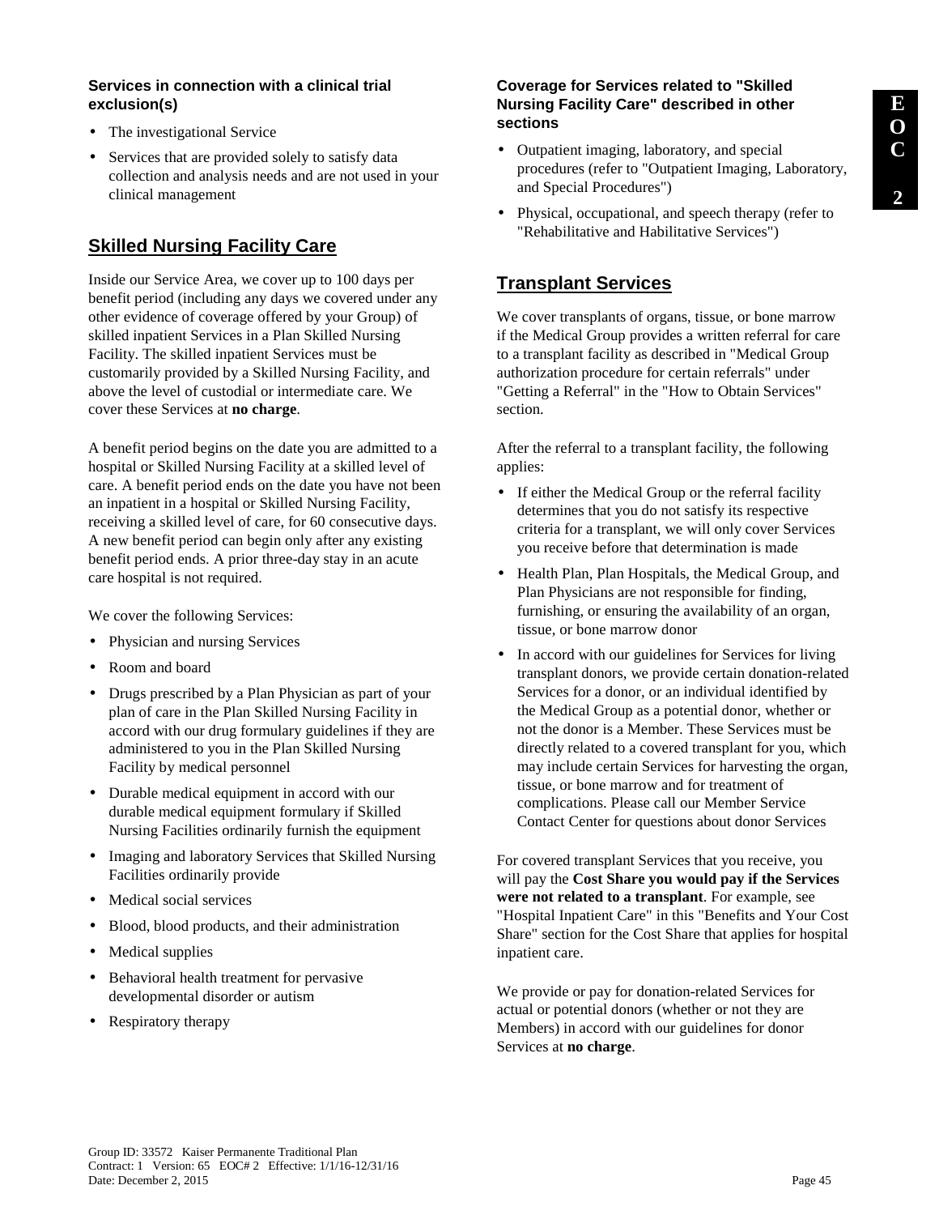#### Services in connection with a clinical trial exclusion(s)

- The investigational Service
- Services that are provided solely to satisfy data collection and analysis needs and are not used in your clinical management

## Skilled Nursing Facility Care

Inside our Service Area, we cover up to 100 days per benefit period (including any days we covered under any other evidence of coverage offered by your Group) of skilled inpatient Services in a Plan Skilled Nursing Facility. The skilled inpatient Services must be customarily provided by a Skilled Nursing Facility, and above the level of custodial or intermediate care. We cover these Services at **no charge**.

A benefit period begins on the date you are admitted to a hospital or Skilled Nursing Facility at a skilled level of care. A benefit period ends on the date you have not been an inpatient in a hospital or Skilled Nursing Facility, receiving a skilled level of care, for 60 consecutive days. A new benefit period can begin only after any existing benefit period ends. A prior three-day stay in an acute care hospital is not required.

We cover the following Services:

- Physician and nursing Services
- Room and board
- Drugs prescribed by a Plan Physician as part of your plan of care in the Plan Skilled Nursing Facility in accord with our drug formulary guidelines if they are administered to you in the Plan Skilled Nursing Facility by medical personnel
- Durable medical equipment in accord with our durable medical equipment formulary if Skilled Nursing Facilities ordinarily furnish the equipment
- Imaging and laboratory Services that Skilled Nursing Facilities ordinarily provide
- Medical social services
- Blood, blood products, and their administration
- Medical supplies
- Behavioral health treatment for pervasive developmental disorder or autism
- Respiratory therapy

#### Coverage for Services related to "Skilled Nursing Facility Care" described in other sections

- Outpatient imaging, laboratory, and special procedures (refer to "Outpatient Imaging, Laboratory, and Special Procedures")
- Physical, occupational, and speech therapy (refer to "Rehabilitative and Habilitative Services")

## Transplant Services

We cover transplants of organs, tissue, or bone marrow if the Medical Group provides a written referral for care to a transplant facility as described in "Medical Group authorization procedure for certain referrals" under "Getting a Referral" in the "How to Obtain Services" section.

After the referral to a transplant facility, the following applies:

- If either the Medical Group or the referral facility determines that you do not satisfy its respective criteria for a transplant, we will only cover Services you receive before that determination is made
- Health Plan, Plan Hospitals, the Medical Group, and Plan Physicians are not responsible for finding, furnishing, or ensuring the availability of an organ, tissue, or bone marrow donor
- In accord with our guidelines for Services for living transplant donors, we provide certain donation-related Services for a donor, or an individual identified by the Medical Group as a potential donor, whether or not the donor is a Member. These Services must be directly related to a covered transplant for you, which may include certain Services for harvesting the organ, tissue, or bone marrow and for treatment of complications. Please call our Member Service Contact Center for questions about donor Services

For covered transplant Services that you receive, you will pay the **Cost Share you would pay if the Services were not related to a transplant**. For example, see "Hospital Inpatient Care" in this "Benefits and Your Cost Share" section for the Cost Share that applies for hospital inpatient care.

We provide or pay for donation-related Services for actual or potential donors (whether or not they are Members) in accord with our guidelines for donor Services at **no charge**.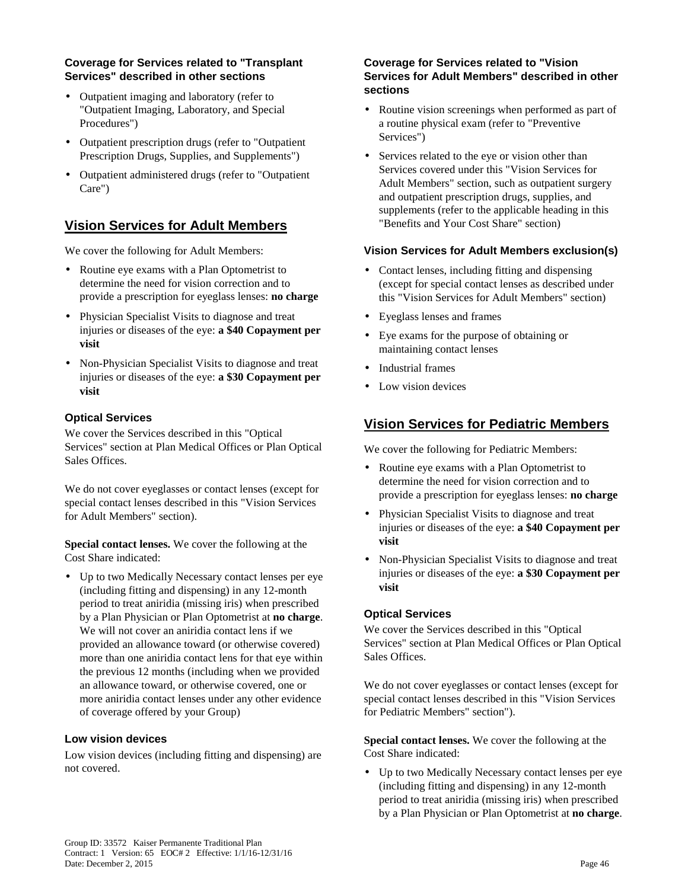#### Coverage for Services related to "Transplant Services" described in other sections

- Outpatient imaging and laboratory (refer to "Outpatient Imaging, Laboratory, and Special Procedures")
- Outpatient prescription drugs (refer to "Outpatient Prescription Drugs, Supplies, and Supplements")
- Outpatient administered drugs (refer to "Outpatient Care")

## Vision Services for Adult Members

We cover the following for Adult Members:

- Routine eye exams with a Plan Optometrist to determine the need for vision correction and to provide a prescription for eyeglass lenses: **no charge**
- Physician Specialist Visits to diagnose and treat injuries or diseases of the eye: **a $40 Copayment per visit**
- Non-Physician Specialist Visits to diagnose and treat injuries or diseases of the eye: **a $30 Copayment per visit**

#### Optical Services

We cover the Services described in this "Optical Services" section at Plan Medical Offices or Plan Optical Sales Offices.

We do not cover eyeglasses or contact lenses (except for special contact lenses described in this "Vision Services for Adult Members" section).

**Special contact lenses.** We cover the following at the Cost Share indicated:

- Up to two Medically Necessary contact lenses per eye (including fitting and dispensing) in any 12-month period to treat aniridia (missing iris) when prescribed by a Plan Physician or Plan Optometrist at **no charge**. We will not cover an aniridia contact lens if we provided an allowance toward (or otherwise covered) more than one aniridia contact lens for that eye within the previous 12 months (including when we provided an allowance toward, or otherwise covered, one or more aniridia contact lenses under any other evidence of coverage offered by your Group)

#### Low vision devices

Low vision devices (including fitting and dispensing) are not covered.

#### Coverage for Services related to "Vision Services for Adult Members" described in other sections

- Routine vision screenings when performed as part of a routine physical exam (refer to "Preventive Services")
- Services related to the eye or vision other than Services covered under this "Vision Services for Adult Members" section, such as outpatient surgery and outpatient prescription drugs, supplies, and supplements (refer to the applicable heading in this "Benefits and Your Cost Share" section)

#### Vision Services for Adult Members exclusion(s)

- Contact lenses, including fitting and dispensing (except for special contact lenses as described under this "Vision Services for Adult Members" section)
- Eyeglass lenses and frames
- Eye exams for the purpose of obtaining or maintaining contact lenses
- Industrial frames
- Low vision devices

## Vision Services for Pediatric Members

We cover the following for Pediatric Members:

- Routine eye exams with a Plan Optometrist to determine the need for vision correction and to provide a prescription for eyeglass lenses: **no charge**
- Physician Specialist Visits to diagnose and treat injuries or diseases of the eye: **a $40 Copayment per visit**
- Non-Physician Specialist Visits to diagnose and treat injuries or diseases of the eye: **a $30 Copayment per visit**

#### Optical Services

We cover the Services described in this "Optical Services" section at Plan Medical Offices or Plan Optical Sales Offices.

We do not cover eyeglasses or contact lenses (except for special contact lenses described in this "Vision Services for Pediatric Members" section").

**Special contact lenses.** We cover the following at the Cost Share indicated:

- Up to two Medically Necessary contact lenses per eye (including fitting and dispensing) in any 12-month period to treat aniridia (missing iris) when prescribed by a Plan Physician or Plan Optometrist at **no charge**.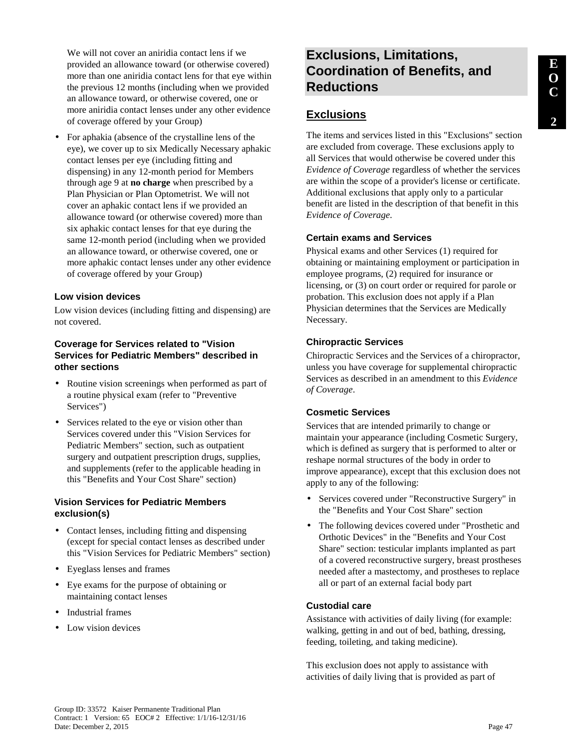We will not cover an aniridia contact lens if we provided an allowance toward (or otherwise covered) more than one aniridia contact lens for that eye within the previous 12 months (including when we provided an allowance toward, or otherwise covered, one or more aniridia contact lenses under any other evidence of coverage offered by your Group)

- For aphakia (absence of the crystalline lens of the eye), we cover up to six Medically Necessary aphakic contact lenses per eye (including fitting and dispensing) in any 12-month period for Members through age 9 at **no charge** when prescribed by a Plan Physician or Plan Optometrist. We will not cover an aphakic contact lens if we provided an allowance toward (or otherwise covered) more than six aphakic contact lenses for that eye during the same 12-month period (including when we provided an allowance toward, or otherwise covered, one or more aphakic contact lenses under any other evidence of coverage offered by your Group)

#### Low vision devices

Low vision devices (including fitting and dispensing) are not covered.

#### Coverage for Services related to "Vision Services for Pediatric Members" described in other sections

- Routine vision screenings when performed as part of a routine physical exam (refer to "Preventive Services")
- Services related to the eye or vision other than Services covered under this "Vision Services for Pediatric Members" section, such as outpatient surgery and outpatient prescription drugs, supplies, and supplements (refer to the applicable heading in this "Benefits and Your Cost Share" section)

#### Vision Services for Pediatric Members exclusion(s)

- Contact lenses, including fitting and dispensing (except for special contact lenses as described under this "Vision Services for Pediatric Members" section)
- Eyeglass lenses and frames
- Eye exams for the purpose of obtaining or maintaining contact lenses
- Industrial frames
- Low vision devices

## Exclusions, Limitations, Coordination of Benefits, and Reductions

### Exclusions

The items and services listed in this "Exclusions" section are excluded from coverage. These exclusions apply to all Services that would otherwise be covered under this *Evidence of Coverage* regardless of whether the services are within the scope of a provider's license or certificate. Additional exclusions that apply only to a particular benefit are listed in the description of that benefit in this *Evidence of Coverage*.

#### Certain exams and Services

Physical exams and other Services (1) required for obtaining or maintaining employment or participation in employee programs, (2) required for insurance or licensing, or (3) on court order or required for parole or probation. This exclusion does not apply if a Plan Physician determines that the Services are Medically Necessary.

#### Chiropractic Services

Chiropractic Services and the Services of a chiropractor, unless you have coverage for supplemental chiropractic Services as described in an amendment to this *Evidence of Coverage*.

#### Cosmetic Services

Services that are intended primarily to change or maintain your appearance (including Cosmetic Surgery, which is defined as surgery that is performed to alter or reshape normal structures of the body in order to improve appearance), except that this exclusion does not apply to any of the following:

- Services covered under "Reconstructive Surgery" in the "Benefits and Your Cost Share" section
- The following devices covered under "Prosthetic and Orthotic Devices" in the "Benefits and Your Cost Share" section: testicular implants implanted as part of a covered reconstructive surgery, breast prostheses needed after a mastectomy, and prostheses to replace all or part of an external facial body part

#### Custodial care

Assistance with activities of daily living (for example: walking, getting in and out of bed, bathing, dressing, feeding, toileting, and taking medicine).

This exclusion does not apply to assistance with activities of daily living that is provided as part of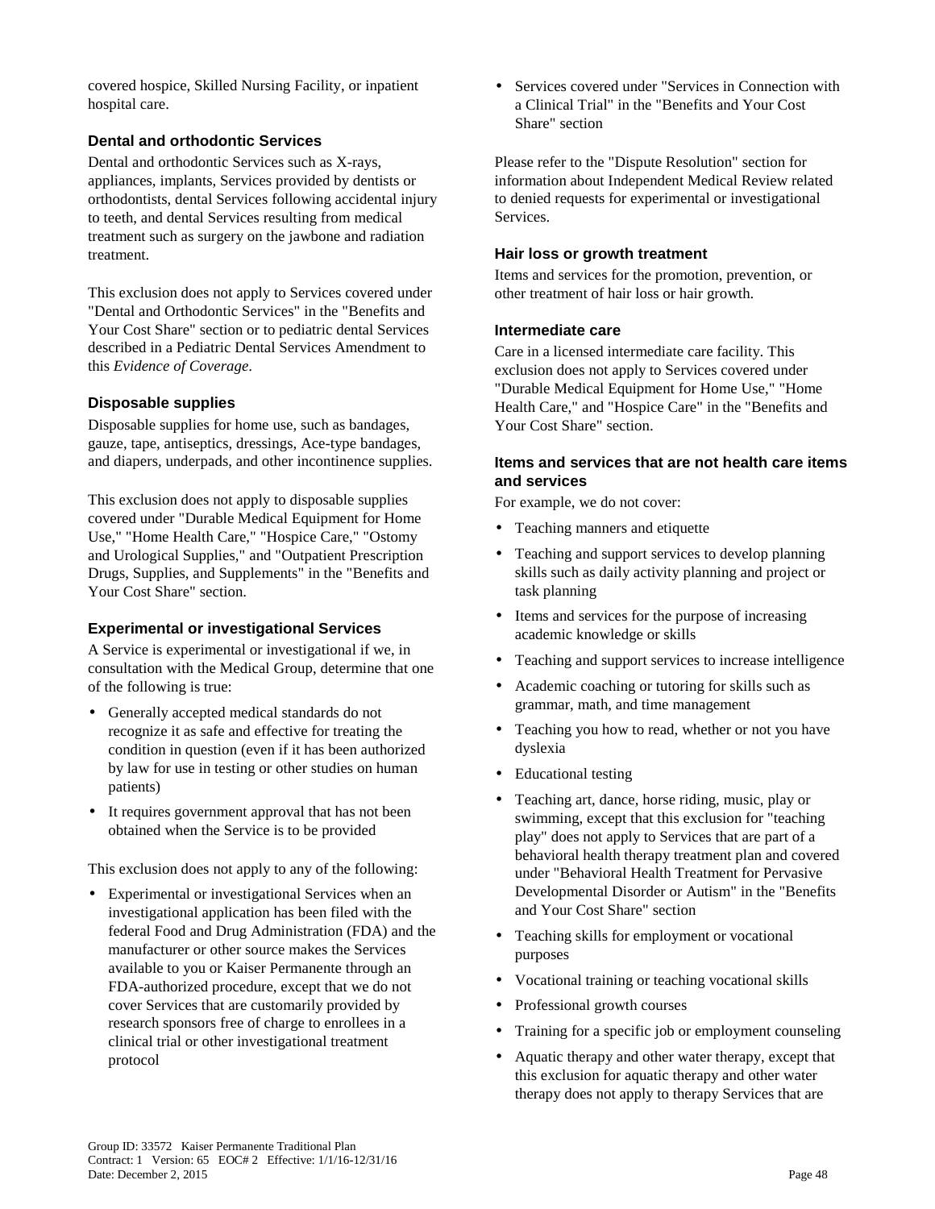covered hospice, Skilled Nursing Facility, or inpatient hospital care.

### Dental and orthodontic Services

Dental and orthodontic Services such as X-rays, appliances, implants, Services provided by dentists or orthodontists, dental Services following accidental injury to teeth, and dental Services resulting from medical treatment such as surgery on the jawbone and radiation treatment.

This exclusion does not apply to Services covered under "Dental and Orthodontic Services" in the "Benefits and Your Cost Share" section or to pediatric dental Services described in a Pediatric Dental Services Amendment to this *Evidence of Coverage*.

### Disposable supplies

Disposable supplies for home use, such as bandages, gauze, tape, antiseptics, dressings, Ace-type bandages, and diapers, underpads, and other incontinence supplies.

This exclusion does not apply to disposable supplies covered under "Durable Medical Equipment for Home Use," "Home Health Care," "Hospice Care," "Ostomy and Urological Supplies," and "Outpatient Prescription Drugs, Supplies, and Supplements" in the "Benefits and Your Cost Share" section.

### Experimental or investigational Services

A Service is experimental or investigational if we, in consultation with the Medical Group, determine that one of the following is true:

- Generally accepted medical standards do not recognize it as safe and effective for treating the condition in question (even if it has been authorized by law for use in testing or other studies on human patients)
- It requires government approval that has not been obtained when the Service is to be provided

This exclusion does not apply to any of the following:

- Experimental or investigational Services when an investigational application has been filed with the federal Food and Drug Administration (FDA) and the manufacturer or other source makes the Services available to you or Kaiser Permanente through an FDA-authorized procedure, except that we do not cover Services that are customarily provided by research sponsors free of charge to enrollees in a clinical trial or other investigational treatment protocol
- Services covered under "Services in Connection with a Clinical Trial" in the "Benefits and Your Cost Share" section

Please refer to the "Dispute Resolution" section for information about Independent Medical Review related to denied requests for experimental or investigational Services.

### Hair loss or growth treatment

Items and services for the promotion, prevention, or other treatment of hair loss or hair growth.

### Intermediate care

Care in a licensed intermediate care facility. This exclusion does not apply to Services covered under "Durable Medical Equipment for Home Use," "Home Health Care," and "Hospice Care" in the "Benefits and Your Cost Share" section.

### Items and services that are not health care items and services

For example, we do not cover:

- Teaching manners and etiquette
- Teaching and support services to develop planning skills such as daily activity planning and project or task planning
- Items and services for the purpose of increasing academic knowledge or skills
- Teaching and support services to increase intelligence
- Academic coaching or tutoring for skills such as grammar, math, and time management
- Teaching you how to read, whether or not you have dyslexia
- Educational testing
- Teaching art, dance, horse riding, music, play or swimming, except that this exclusion for "teaching play" does not apply to Services that are part of a behavioral health therapy treatment plan and covered under "Behavioral Health Treatment for Pervasive Developmental Disorder or Autism" in the "Benefits and Your Cost Share" section
- Teaching skills for employment or vocational purposes
- Vocational training or teaching vocational skills
- Professional growth courses
- Training for a specific job or employment counseling
- Aquatic therapy and other water therapy, except that this exclusion for aquatic therapy and other water therapy does not apply to therapy Services that are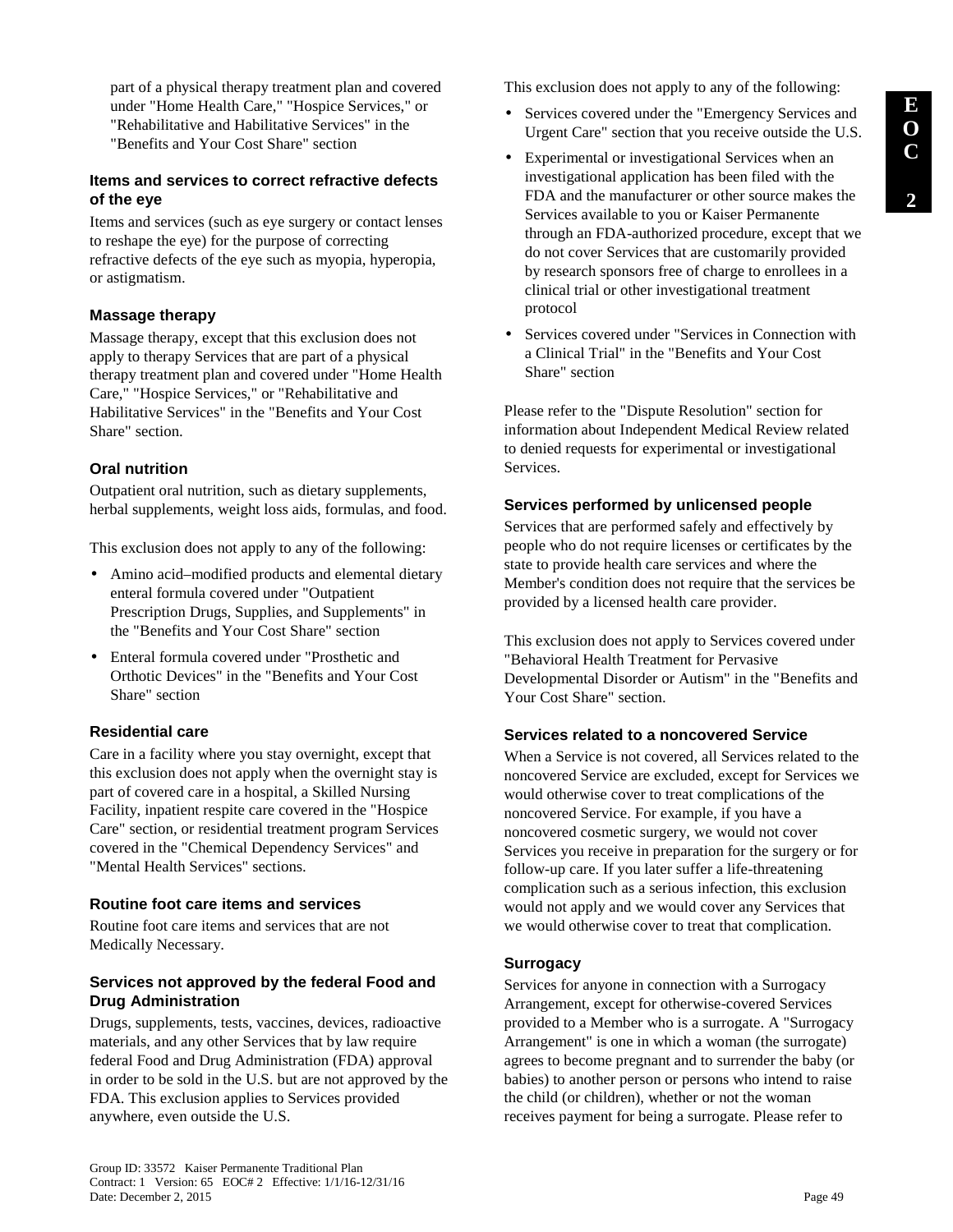part of a physical therapy treatment plan and covered under "Home Health Care," "Hospice Services," or "Rehabilitative and Habilitative Services" in the "Benefits and Your Cost Share" section

#### Items and services to correct refractive defects of the eye

Items and services (such as eye surgery or contact lenses to reshape the eye) for the purpose of correcting refractive defects of the eye such as myopia, hyperopia, or astigmatism.

#### Massage therapy

Massage therapy, except that this exclusion does not apply to therapy Services that are part of a physical therapy treatment plan and covered under "Home Health Care," "Hospice Services," or "Rehabilitative and Habilitative Services" in the "Benefits and Your Cost Share" section.

#### Oral nutrition

Outpatient oral nutrition, such as dietary supplements, herbal supplements, weight loss aids, formulas, and food.

This exclusion does not apply to any of the following:

- Amino acid–modified products and elemental dietary enteral formula covered under "Outpatient Prescription Drugs, Supplies, and Supplements" in the "Benefits and Your Cost Share" section
- Enteral formula covered under "Prosthetic and Orthotic Devices" in the "Benefits and Your Cost Share" section

#### Residential care

Care in a facility where you stay overnight, except that this exclusion does not apply when the overnight stay is part of covered care in a hospital, a Skilled Nursing Facility, inpatient respite care covered in the "Hospice Care" section, or residential treatment program Services covered in the "Chemical Dependency Services" and "Mental Health Services" sections.

#### Routine foot care items and services

Routine foot care items and services that are not Medically Necessary.

#### Services not approved by the federal Food and Drug Administration

Drugs, supplements, tests, vaccines, devices, radioactive materials, and any other Services that by law require federal Food and Drug Administration (FDA) approval in order to be sold in the U.S. but are not approved by the FDA. This exclusion applies to Services provided anywhere, even outside the U.S.

This exclusion does not apply to any of the following:

- Services covered under the "Emergency Services and Urgent Care" section that you receive outside the U.S.
- Experimental or investigational Services when an investigational application has been filed with the FDA and the manufacturer or other source makes the Services available to you or Kaiser Permanente through an FDA-authorized procedure, except that we do not cover Services that are customarily provided by research sponsors free of charge to enrollees in a clinical trial or other investigational treatment protocol
- Services covered under "Services in Connection with a Clinical Trial" in the "Benefits and Your Cost Share" section

Please refer to the "Dispute Resolution" section for information about Independent Medical Review related to denied requests for experimental or investigational Services.

#### Services performed by unlicensed people

Services that are performed safely and effectively by people who do not require licenses or certificates by the state to provide health care services and where the Member's condition does not require that the services be provided by a licensed health care provider.

This exclusion does not apply to Services covered under "Behavioral Health Treatment for Pervasive Developmental Disorder or Autism" in the "Benefits and Your Cost Share" section.

#### Services related to a noncovered Service

When a Service is not covered, all Services related to the noncovered Service are excluded, except for Services we would otherwise cover to treat complications of the noncovered Service. For example, if you have a noncovered cosmetic surgery, we would not cover Services you receive in preparation for the surgery or for follow-up care. If you later suffer a life-threatening complication such as a serious infection, this exclusion would not apply and we would cover any Services that we would otherwise cover to treat that complication.

#### Surrogacy

Services for anyone in connection with a Surrogacy Arrangement, except for otherwise-covered Services provided to a Member who is a surrogate. A "Surrogacy Arrangement" is one in which a woman (the surrogate) agrees to become pregnant and to surrender the baby (or babies) to another person or persons who intend to raise the child (or children), whether or not the woman receives payment for being a surrogate. Please refer to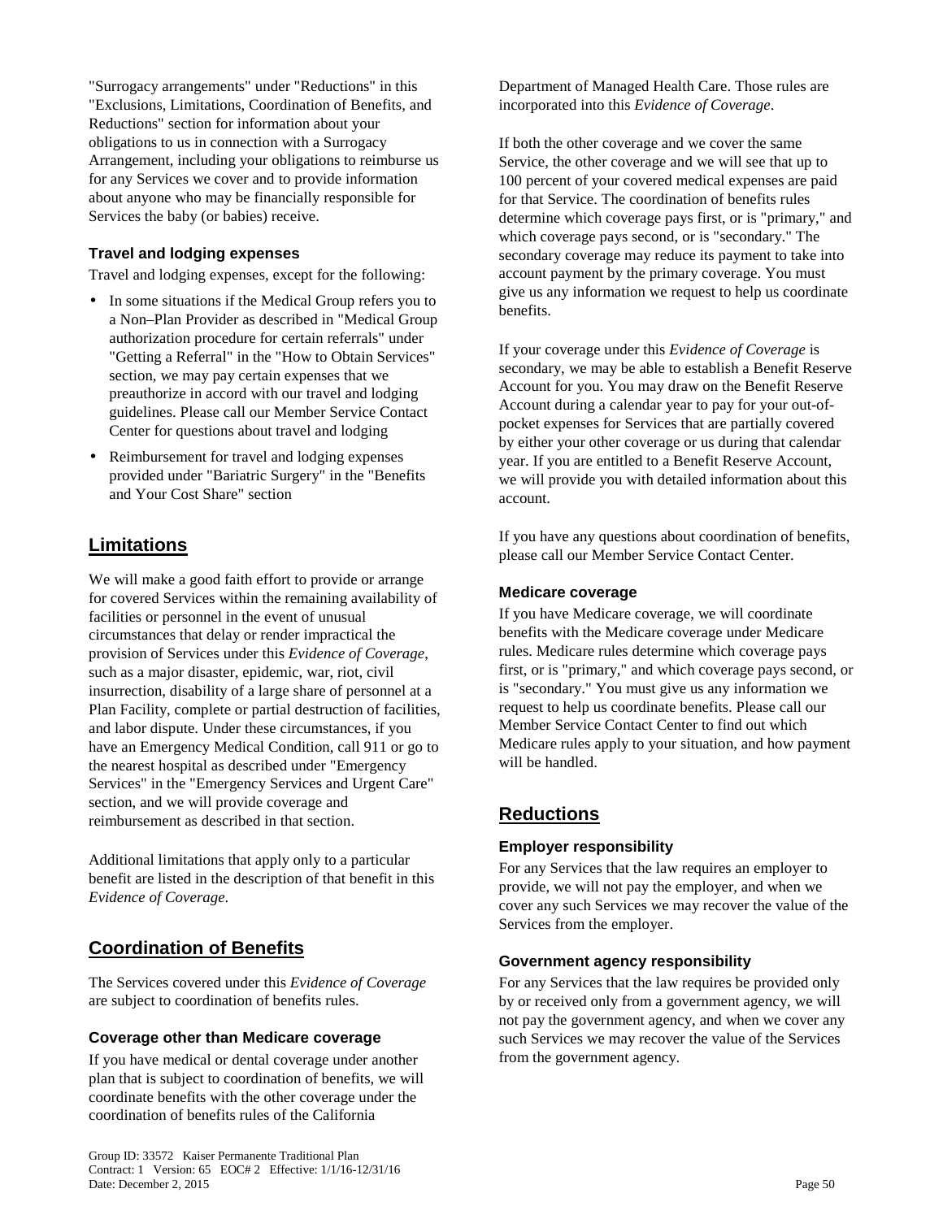"Surrogacy arrangements" under "Reductions" in this "Exclusions, Limitations, Coordination of Benefits, and Reductions" section for information about your obligations to us in connection with a Surrogacy Arrangement, including your obligations to reimburse us for any Services we cover and to provide information about anyone who may be financially responsible for Services the baby (or babies) receive.

#### Travel and lodging expenses

Travel and lodging expenses, except for the following:

- In some situations if the Medical Group refers you to a Non–Plan Provider as described in "Medical Group authorization procedure for certain referrals" under "Getting a Referral" in the "How to Obtain Services" section, we may pay certain expenses that we preauthorize in accord with our travel and lodging guidelines. Please call our Member Service Contact Center for questions about travel and lodging
- Reimbursement for travel and lodging expenses provided under "Bariatric Surgery" in the "Benefits and Your Cost Share" section

## Limitations

We will make a good faith effort to provide or arrange for covered Services within the remaining availability of facilities or personnel in the event of unusual circumstances that delay or render impractical the provision of Services under this *Evidence of Coverage*, such as a major disaster, epidemic, war, riot, civil insurrection, disability of a large share of personnel at a Plan Facility, complete or partial destruction of facilities, and labor dispute. Under these circumstances, if you have an Emergency Medical Condition, call 911 or go to the nearest hospital as described under "Emergency Services" in the "Emergency Services and Urgent Care" section, and we will provide coverage and reimbursement as described in that section.

Additional limitations that apply only to a particular benefit are listed in the description of that benefit in this *Evidence of Coverage*.

## Coordination of Benefits

The Services covered under this *Evidence of Coverage* are subject to coordination of benefits rules.

#### Coverage other than Medicare coverage

If you have medical or dental coverage under another plan that is subject to coordination of benefits, we will coordinate benefits with the other coverage under the coordination of benefits rules of the California Department of Managed Health Care. Those rules are incorporated into this *Evidence of Coverage*.

If both the other coverage and we cover the same Service, the other coverage and we will see that up to 100 percent of your covered medical expenses are paid for that Service. The coordination of benefits rules determine which coverage pays first, or is "primary," and which coverage pays second, or is "secondary." The secondary coverage may reduce its payment to take into account payment by the primary coverage. You must give us any information we request to help us coordinate benefits.

If your coverage under this *Evidence of Coverage* is secondary, we may be able to establish a Benefit Reserve Account for you. You may draw on the Benefit Reserve Account during a calendar year to pay for your out-of-pocket expenses for Services that are partially covered by either your other coverage or us during that calendar year. If you are entitled to a Benefit Reserve Account, we will provide you with detailed information about this account.

If you have any questions about coordination of benefits, please call our Member Service Contact Center.

#### Medicare coverage

If you have Medicare coverage, we will coordinate benefits with the Medicare coverage under Medicare rules. Medicare rules determine which coverage pays first, or is "primary," and which coverage pays second, or is "secondary." You must give us any information we request to help us coordinate benefits. Please call our Member Service Contact Center to find out which Medicare rules apply to your situation, and how payment will be handled.

## Reductions

#### Employer responsibility

For any Services that the law requires an employer to provide, we will not pay the employer, and when we cover any such Services we may recover the value of the Services from the employer.

#### Government agency responsibility

For any Services that the law requires be provided only by or received only from a government agency, we will not pay the government agency, and when we cover any such Services we may recover the value of the Services from the government agency.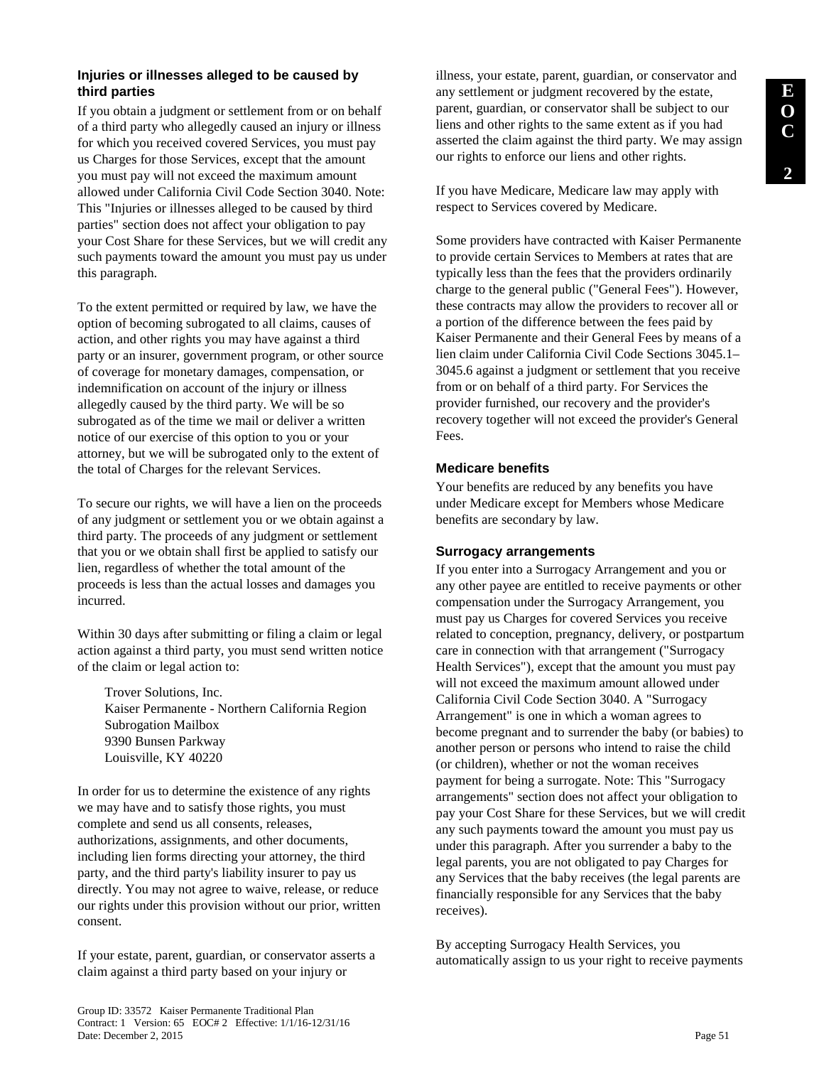### Injuries or illnesses alleged to be caused by third parties

If you obtain a judgment or settlement from or on behalf of a third party who allegedly caused an injury or illness for which you received covered Services, you must pay us Charges for those Services, except that the amount you must pay will not exceed the maximum amount allowed under California Civil Code Section 3040. Note: This "Injuries or illnesses alleged to be caused by third parties" section does not affect your obligation to pay your Cost Share for these Services, but we will credit any such payments toward the amount you must pay us under this paragraph.

To the extent permitted or required by law, we have the option of becoming subrogated to all claims, causes of action, and other rights you may have against a third party or an insurer, government program, or other source of coverage for monetary damages, compensation, or indemnification on account of the injury or illness allegedly caused by the third party. We will be so subrogated as of the time we mail or deliver a written notice of our exercise of this option to you or your attorney, but we will be subrogated only to the extent of the total of Charges for the relevant Services.

To secure our rights, we will have a lien on the proceeds of any judgment or settlement you or we obtain against a third party. The proceeds of any judgment or settlement that you or we obtain shall first be applied to satisfy our lien, regardless of whether the total amount of the proceeds is less than the actual losses and damages you incurred.

Within 30 days after submitting or filing a claim or legal action against a third party, you must send written notice of the claim or legal action to:

Trover Solutions, Inc.
Kaiser Permanente - Northern California Region
Subrogation Mailbox
9390 Bunsen Parkway
Louisville, KY 40220

In order for us to determine the existence of any rights we may have and to satisfy those rights, you must complete and send us all consents, releases, authorizations, assignments, and other documents, including lien forms directing your attorney, the third party, and the third party's liability insurer to pay us directly. You may not agree to waive, release, or reduce our rights under this provision without our prior, written consent.

If your estate, parent, guardian, or conservator asserts a claim against a third party based on your injury or illness, your estate, parent, guardian, or conservator and any settlement or judgment recovered by the estate, parent, guardian, or conservator shall be subject to our liens and other rights to the same extent as if you had asserted the claim against the third party. We may assign our rights to enforce our liens and other rights.

If you have Medicare, Medicare law may apply with respect to Services covered by Medicare.

Some providers have contracted with Kaiser Permanente to provide certain Services to Members at rates that are typically less than the fees that the providers ordinarily charge to the general public ("General Fees"). However, these contracts may allow the providers to recover all or a portion of the difference between the fees paid by Kaiser Permanente and their General Fees by means of a lien claim under California Civil Code Sections 3045.1–3045.6 against a judgment or settlement that you receive from or on behalf of a third party. For Services the provider furnished, our recovery and the provider's recovery together will not exceed the provider's General Fees.

### Medicare benefits

Your benefits are reduced by any benefits you have under Medicare except for Members whose Medicare benefits are secondary by law.

### Surrogacy arrangements

If you enter into a Surrogacy Arrangement and you or any other payee are entitled to receive payments or other compensation under the Surrogacy Arrangement, you must pay us Charges for covered Services you receive related to conception, pregnancy, delivery, or postpartum care in connection with that arrangement ("Surrogacy Health Services"), except that the amount you must pay will not exceed the maximum amount allowed under California Civil Code Section 3040. A "Surrogacy Arrangement" is one in which a woman agrees to become pregnant and to surrender the baby (or babies) to another person or persons who intend to raise the child (or children), whether or not the woman receives payment for being a surrogate. Note: This "Surrogacy arrangements" section does not affect your obligation to pay your Cost Share for these Services, but we will credit any such payments toward the amount you must pay us under this paragraph. After you surrender a baby to the legal parents, you are not obligated to pay Charges for any Services that the baby receives (the legal parents are financially responsible for any Services that the baby receives).

By accepting Surrogacy Health Services, you automatically assign to us your right to receive payments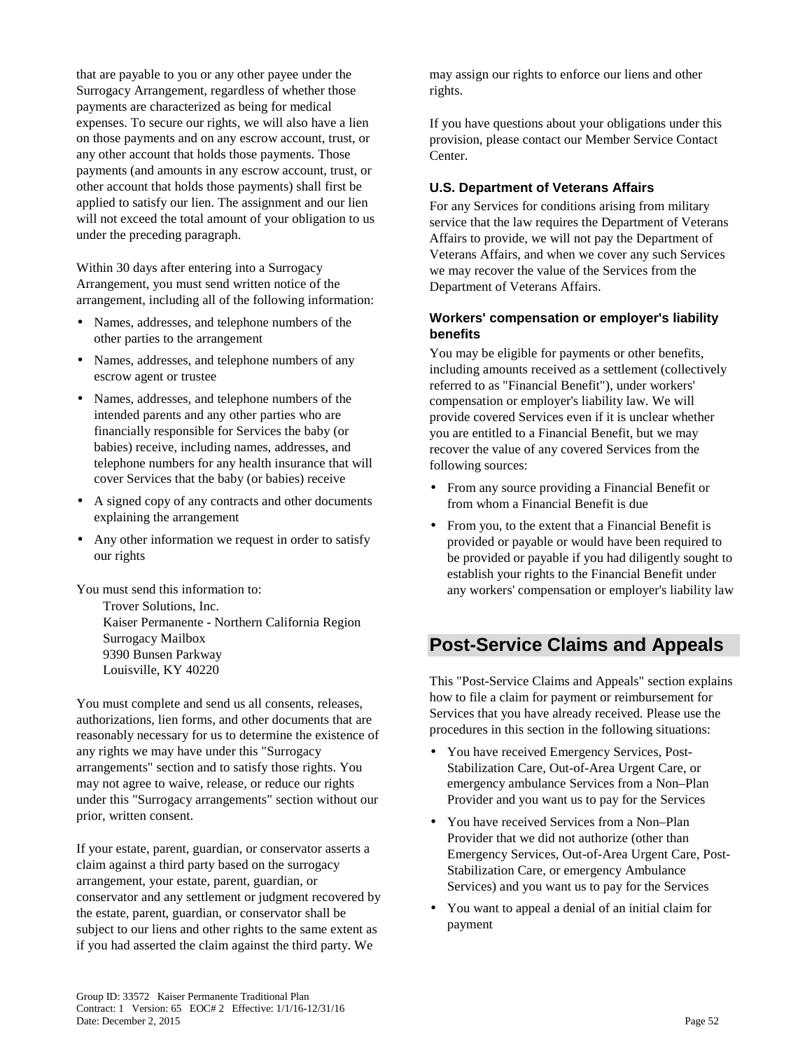that are payable to you or any other payee under the Surrogacy Arrangement, regardless of whether those payments are characterized as being for medical expenses. To secure our rights, we will also have a lien on those payments and on any escrow account, trust, or any other account that holds those payments. Those payments (and amounts in any escrow account, trust, or other account that holds those payments) shall first be applied to satisfy our lien. The assignment and our lien will not exceed the total amount of your obligation to us under the preceding paragraph.

Within 30 days after entering into a Surrogacy Arrangement, you must send written notice of the arrangement, including all of the following information:

- Names, addresses, and telephone numbers of the other parties to the arrangement
- Names, addresses, and telephone numbers of any escrow agent or trustee
- Names, addresses, and telephone numbers of the intended parents and any other parties who are financially responsible for Services the baby (or babies) receive, including names, addresses, and telephone numbers for any health insurance that will cover Services that the baby (or babies) receive
- A signed copy of any contracts and other documents explaining the arrangement
- Any other information we request in order to satisfy our rights

You must send this information to:

Trover Solutions, Inc.
Kaiser Permanente - Northern California Region
Surrogacy Mailbox
9390 Bunsen Parkway
Louisville, KY 40220

You must complete and send us all consents, releases, authorizations, lien forms, and other documents that are reasonably necessary for us to determine the existence of any rights we may have under this "Surrogacy arrangements" section and to satisfy those rights. You may not agree to waive, release, or reduce our rights under this "Surrogacy arrangements" section without our prior, written consent.

If your estate, parent, guardian, or conservator asserts a claim against a third party based on the surrogacy arrangement, your estate, parent, guardian, or conservator and any settlement or judgment recovered by the estate, parent, guardian, or conservator shall be subject to our liens and other rights to the same extent as if you had asserted the claim against the third party. We may assign our rights to enforce our liens and other rights.

If you have questions about your obligations under this provision, please contact our Member Service Contact Center.

### U.S. Department of Veterans Affairs

For any Services for conditions arising from military service that the law requires the Department of Veterans Affairs to provide, we will not pay the Department of Veterans Affairs, and when we cover any such Services we may recover the value of the Services from the Department of Veterans Affairs.

### Workers' compensation or employer's liability benefits

You may be eligible for payments or other benefits, including amounts received as a settlement (collectively referred to as "Financial Benefit"), under workers' compensation or employer's liability law. We will provide covered Services even if it is unclear whether you are entitled to a Financial Benefit, but we may recover the value of any covered Services from the following sources:

- From any source providing a Financial Benefit or from whom a Financial Benefit is due
- From you, to the extent that a Financial Benefit is provided or payable or would have been required to be provided or payable if you had diligently sought to establish your rights to the Financial Benefit under any workers' compensation or employer's liability law

## Post-Service Claims and Appeals

This "Post-Service Claims and Appeals" section explains how to file a claim for payment or reimbursement for Services that you have already received. Please use the procedures in this section in the following situations:

- You have received Emergency Services, Post-Stabilization Care, Out-of-Area Urgent Care, or emergency ambulance Services from a Non–Plan Provider and you want us to pay for the Services
- You have received Services from a Non–Plan Provider that we did not authorize (other than Emergency Services, Out-of-Area Urgent Care, Post-Stabilization Care, or emergency Ambulance Services) and you want us to pay for the Services
- You want to appeal a denial of an initial claim for payment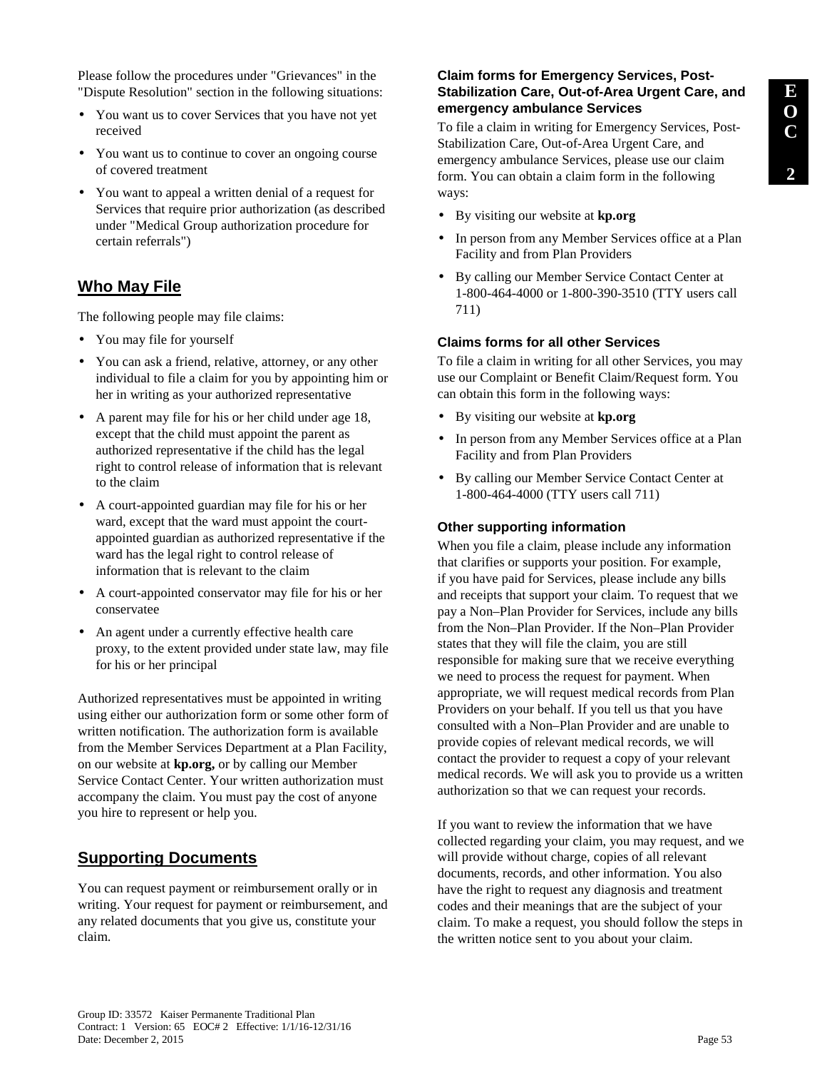Please follow the procedures under "Grievances" in the "Dispute Resolution" section in the following situations:

- You want us to cover Services that you have not yet received
- You want us to continue to cover an ongoing course of covered treatment
- You want to appeal a written denial of a request for Services that require prior authorization (as described under "Medical Group authorization procedure for certain referrals")

## Who May File

The following people may file claims:

- You may file for yourself
- You can ask a friend, relative, attorney, or any other individual to file a claim for you by appointing him or her in writing as your authorized representative
- A parent may file for his or her child under age 18, except that the child must appoint the parent as authorized representative if the child has the legal right to control release of information that is relevant to the claim
- A court-appointed guardian may file for his or her ward, except that the ward must appoint the court-appointed guardian as authorized representative if the ward has the legal right to control release of information that is relevant to the claim
- A court-appointed conservator may file for his or her conservatee
- An agent under a currently effective health care proxy, to the extent provided under state law, may file for his or her principal

Authorized representatives must be appointed in writing using either our authorization form or some other form of written notification. The authorization form is available from the Member Services Department at a Plan Facility, on our website at **kp.org,** or by calling our Member Service Contact Center. Your written authorization must accompany the claim. You must pay the cost of anyone you hire to represent or help you.

## Supporting Documents

You can request payment or reimbursement orally or in writing. Your request for payment or reimbursement, and any related documents that you give us, constitute your claim.

### Claim forms for Emergency Services, Post-Stabilization Care, Out-of-Area Urgent Care, and emergency ambulance Services

To file a claim in writing for Emergency Services, Post-Stabilization Care, Out-of-Area Urgent Care, and emergency ambulance Services, please use our claim form. You can obtain a claim form in the following ways:

- By visiting our website at **kp.org**
- In person from any Member Services office at a Plan Facility and from Plan Providers
- By calling our Member Service Contact Center at 1-800-464-4000 or 1-800-390-3510 (TTY users call 711)

### Claims forms for all other Services

To file a claim in writing for all other Services, you may use our Complaint or Benefit Claim/Request form. You can obtain this form in the following ways:

- By visiting our website at **kp.org**
- In person from any Member Services office at a Plan Facility and from Plan Providers
- By calling our Member Service Contact Center at 1-800-464-4000 (TTY users call 711)

### Other supporting information

When you file a claim, please include any information that clarifies or supports your position. For example, if you have paid for Services, please include any bills and receipts that support your claim. To request that we pay a Non–Plan Provider for Services, include any bills from the Non–Plan Provider. If the Non–Plan Provider states that they will file the claim, you are still responsible for making sure that we receive everything we need to process the request for payment. When appropriate, we will request medical records from Plan Providers on your behalf. If you tell us that you have consulted with a Non–Plan Provider and are unable to provide copies of relevant medical records, we will contact the provider to request a copy of your relevant medical records. We will ask you to provide us a written authorization so that we can request your records.

If you want to review the information that we have collected regarding your claim, you may request, and we will provide without charge, copies of all relevant documents, records, and other information. You also have the right to request any diagnosis and treatment codes and their meanings that are the subject of your claim. To make a request, you should follow the steps in the written notice sent to you about your claim.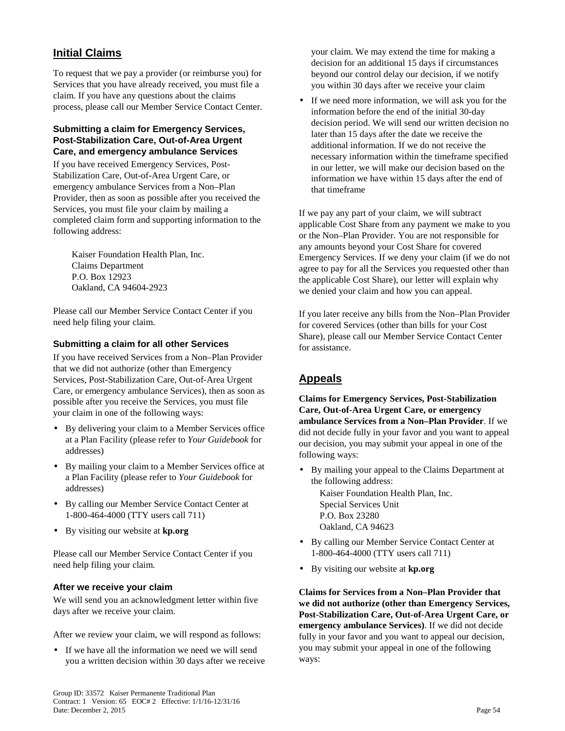## Initial Claims

To request that we pay a provider (or reimburse you) for Services that you have already received, you must file a claim. If you have any questions about the claims process, please call our Member Service Contact Center.

### Submitting a claim for Emergency Services, Post-Stabilization Care, Out-of-Area Urgent Care, and emergency ambulance Services

If you have received Emergency Services, Post-Stabilization Care, Out-of-Area Urgent Care, or emergency ambulance Services from a Non–Plan Provider, then as soon as possible after you received the Services, you must file your claim by mailing a completed claim form and supporting information to the following address:

Kaiser Foundation Health Plan, Inc.
Claims Department
P.O. Box 12923
Oakland, CA 94604-2923

Please call our Member Service Contact Center if you need help filing your claim.

### Submitting a claim for all other Services

If you have received Services from a Non–Plan Provider that we did not authorize (other than Emergency Services, Post-Stabilization Care, Out-of-Area Urgent Care, or emergency ambulance Services), then as soon as possible after you receive the Services, you must file your claim in one of the following ways:

- By delivering your claim to a Member Services office at a Plan Facility (please refer to *Your Guidebook* for addresses)
- By mailing your claim to a Member Services office at a Plan Facility (please refer to *Your Guidebook* for addresses)
- By calling our Member Service Contact Center at 1-800-464-4000 (TTY users call 711)
- By visiting our website at **kp.org**

Please call our Member Service Contact Center if you need help filing your claim.

### After we receive your claim

We will send you an acknowledgment letter within five days after we receive your claim.

After we review your claim, we will respond as follows:

- If we have all the information we need we will send you a written decision within 30 days after we receive your claim. We may extend the time for making a decision for an additional 15 days if circumstances beyond our control delay our decision, if we notify you within 30 days after we receive your claim
- If we need more information, we will ask you for the information before the end of the initial 30-day decision period. We will send our written decision no later than 15 days after the date we receive the additional information. If we do not receive the necessary information within the timeframe specified in our letter, we will make our decision based on the information we have within 15 days after the end of that timeframe

If we pay any part of your claim, we will subtract applicable Cost Share from any payment we make to you or the Non–Plan Provider. You are not responsible for any amounts beyond your Cost Share for covered Emergency Services. If we deny your claim (if we do not agree to pay for all the Services you requested other than the applicable Cost Share), our letter will explain why we denied your claim and how you can appeal.

If you later receive any bills from the Non–Plan Provider for covered Services (other than bills for your Cost Share), please call our Member Service Contact Center for assistance.

## Appeals

**Claims for Emergency Services, Post-Stabilization Care, Out-of-Area Urgent Care, or emergency ambulance Services from a Non–Plan Provider**. If we did not decide fully in your favor and you want to appeal our decision, you may submit your appeal in one of the following ways:

- By mailing your appeal to the Claims Department at the following address:
  Kaiser Foundation Health Plan, Inc.
  Special Services Unit
  P.O. Box 23280
  Oakland, CA 94623
- By calling our Member Service Contact Center at 1-800-464-4000 (TTY users call 711)
- By visiting our website at **kp.org**

**Claims for Services from a Non–Plan Provider that we did not authorize (other than Emergency Services, Post-Stabilization Care, Out-of-Area Urgent Care, or emergency ambulance Services)**. If we did not decide fully in your favor and you want to appeal our decision, you may submit your appeal in one of the following ways: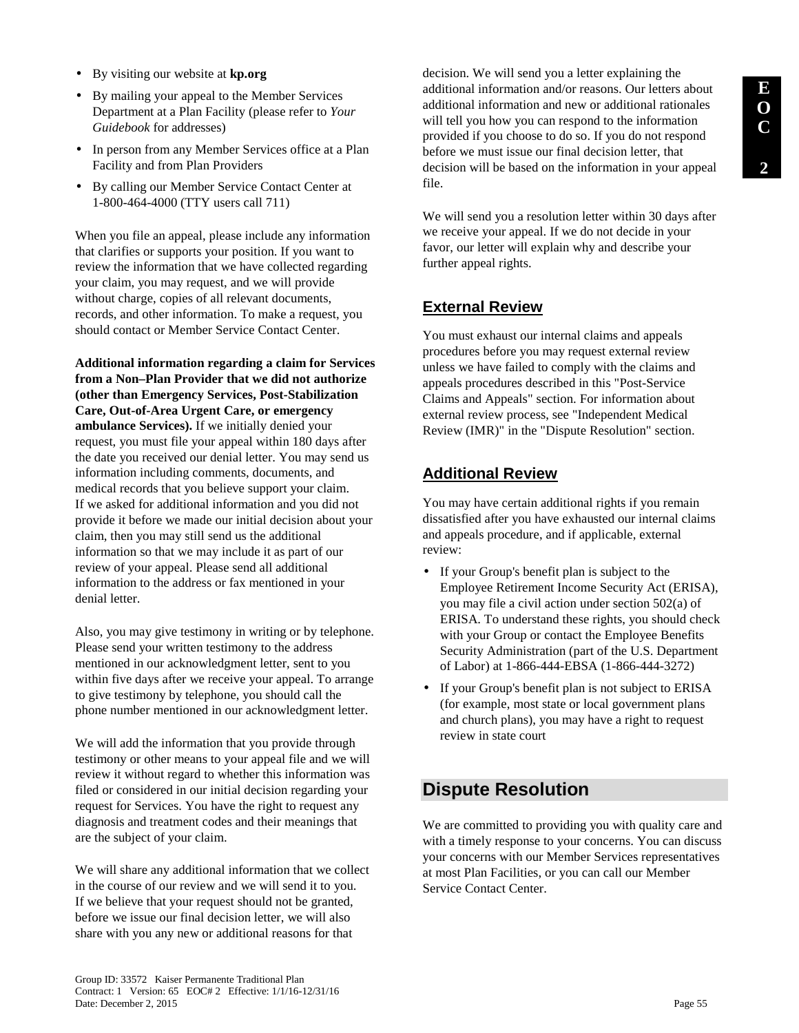- By visiting our website at **kp.org**
- By mailing your appeal to the Member Services Department at a Plan Facility (please refer to *Your Guidebook* for addresses)
- In person from any Member Services office at a Plan Facility and from Plan Providers
- By calling our Member Service Contact Center at 1-800-464-4000 (TTY users call 711)

When you file an appeal, please include any information that clarifies or supports your position. If you want to review the information that we have collected regarding your claim, you may request, and we will provide without charge, copies of all relevant documents, records, and other information. To make a request, you should contact or Member Service Contact Center.

**Additional information regarding a claim for Services from a Non–Plan Provider that we did not authorize (other than Emergency Services, Post-Stabilization Care, Out-of-Area Urgent Care, or emergency ambulance Services).** If we initially denied your request, you must file your appeal within 180 days after the date you received our denial letter. You may send us information including comments, documents, and medical records that you believe support your claim. If we asked for additional information and you did not provide it before we made our initial decision about your claim, then you may still send us the additional information so that we may include it as part of our review of your appeal. Please send all additional information to the address or fax mentioned in your denial letter.

Also, you may give testimony in writing or by telephone. Please send your written testimony to the address mentioned in our acknowledgment letter, sent to you within five days after we receive your appeal. To arrange to give testimony by telephone, you should call the phone number mentioned in our acknowledgment letter.

We will add the information that you provide through testimony or other means to your appeal file and we will review it without regard to whether this information was filed or considered in our initial decision regarding your request for Services. You have the right to request any diagnosis and treatment codes and their meanings that are the subject of your claim.

We will share any additional information that we collect in the course of our review and we will send it to you. If we believe that your request should not be granted, before we issue our final decision letter, we will also share with you any new or additional reasons for that decision. We will send you a letter explaining the additional information and/or reasons. Our letters about additional information and new or additional rationales will tell you how you can respond to the information provided if you choose to do so. If you do not respond before we must issue our final decision letter, that decision will be based on the information in your appeal file.

We will send you a resolution letter within 30 days after we receive your appeal. If we do not decide in your favor, our letter will explain why and describe your further appeal rights.

### External Review

You must exhaust our internal claims and appeals procedures before you may request external review unless we have failed to comply with the claims and appeals procedures described in this "Post-Service Claims and Appeals" section. For information about external review process, see "Independent Medical Review (IMR)" in the "Dispute Resolution" section.

### Additional Review

You may have certain additional rights if you remain dissatisfied after you have exhausted our internal claims and appeals procedure, and if applicable, external review:

- If your Group's benefit plan is subject to the Employee Retirement Income Security Act (ERISA), you may file a civil action under section 502(a) of ERISA. To understand these rights, you should check with your Group or contact the Employee Benefits Security Administration (part of the U.S. Department of Labor) at 1-866-444-EBSA (1-866-444-3272)
- If your Group's benefit plan is not subject to ERISA (for example, most state or local government plans and church plans), you may have a right to request review in state court

## Dispute Resolution

We are committed to providing you with quality care and with a timely response to your concerns. You can discuss your concerns with our Member Services representatives at most Plan Facilities, or you can call our Member Service Contact Center.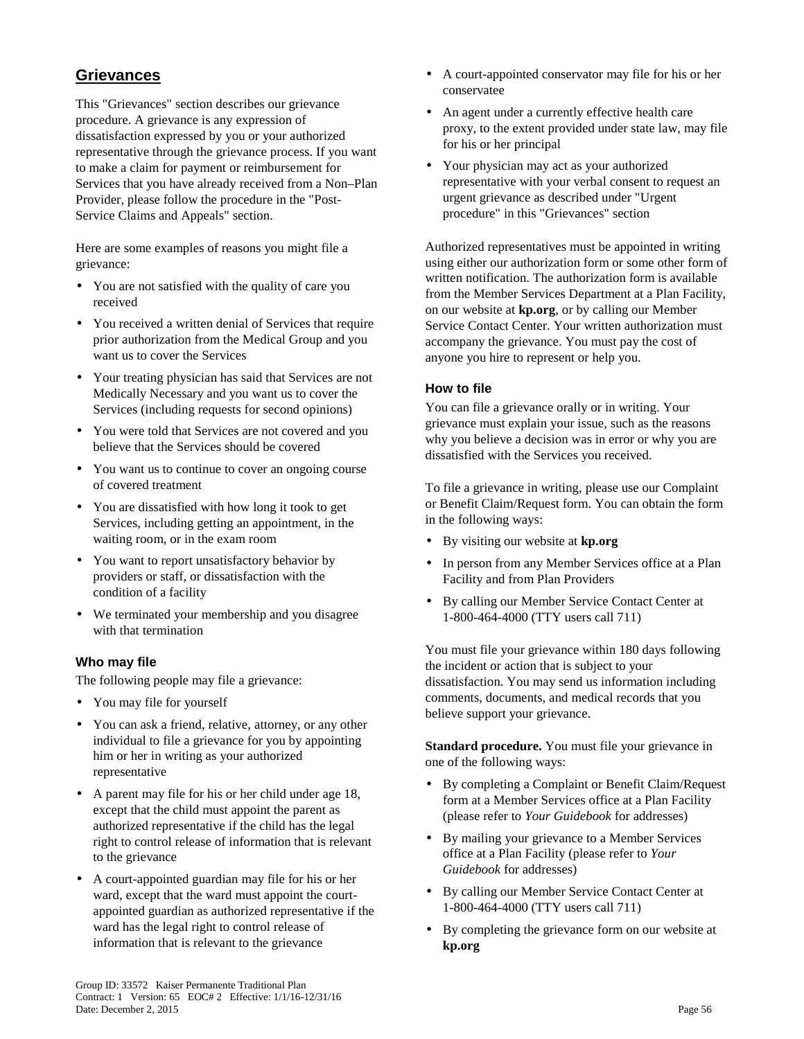## Grievances

This "Grievances" section describes our grievance procedure. A grievance is any expression of dissatisfaction expressed by you or your authorized representative through the grievance process. If you want to make a claim for payment or reimbursement for Services that you have already received from a Non–Plan Provider, please follow the procedure in the "Post-Service Claims and Appeals" section.

Here are some examples of reasons you might file a grievance:

- You are not satisfied with the quality of care you received
- You received a written denial of Services that require prior authorization from the Medical Group and you want us to cover the Services
- Your treating physician has said that Services are not Medically Necessary and you want us to cover the Services (including requests for second opinions)
- You were told that Services are not covered and you believe that the Services should be covered
- You want us to continue to cover an ongoing course of covered treatment
- You are dissatisfied with how long it took to get Services, including getting an appointment, in the waiting room, or in the exam room
- You want to report unsatisfactory behavior by providers or staff, or dissatisfaction with the condition of a facility
- We terminated your membership and you disagree with that termination

### Who may file

The following people may file a grievance:

- You may file for yourself
- You can ask a friend, relative, attorney, or any other individual to file a grievance for you by appointing him or her in writing as your authorized representative
- A parent may file for his or her child under age 18, except that the child must appoint the parent as authorized representative if the child has the legal right to control release of information that is relevant to the grievance
- A court-appointed guardian may file for his or her ward, except that the ward must appoint the court-appointed guardian as authorized representative if the ward has the legal right to control release of information that is relevant to the grievance
- A court-appointed conservator may file for his or her conservatee
- An agent under a currently effective health care proxy, to the extent provided under state law, may file for his or her principal
- Your physician may act as your authorized representative with your verbal consent to request an urgent grievance as described under "Urgent procedure" in this "Grievances" section

Authorized representatives must be appointed in writing using either our authorization form or some other form of written notification. The authorization form is available from the Member Services Department at a Plan Facility, on our website at **kp.org**, or by calling our Member Service Contact Center. Your written authorization must accompany the grievance. You must pay the cost of anyone you hire to represent or help you.

### How to file

You can file a grievance orally or in writing. Your grievance must explain your issue, such as the reasons why you believe a decision was in error or why you are dissatisfied with the Services you received.

To file a grievance in writing, please use our Complaint or Benefit Claim/Request form. You can obtain the form in the following ways:

- By visiting our website at **kp.org**
- In person from any Member Services office at a Plan Facility and from Plan Providers
- By calling our Member Service Contact Center at 1-800-464-4000 (TTY users call 711)

You must file your grievance within 180 days following the incident or action that is subject to your dissatisfaction. You may send us information including comments, documents, and medical records that you believe support your grievance.

**Standard procedure.** You must file your grievance in one of the following ways:

- By completing a Complaint or Benefit Claim/Request form at a Member Services office at a Plan Facility (please refer to *Your Guidebook* for addresses)
- By mailing your grievance to a Member Services office at a Plan Facility (please refer to *Your Guidebook* for addresses)
- By calling our Member Service Contact Center at 1-800-464-4000 (TTY users call 711)
- By completing the grievance form on our website at **kp.org**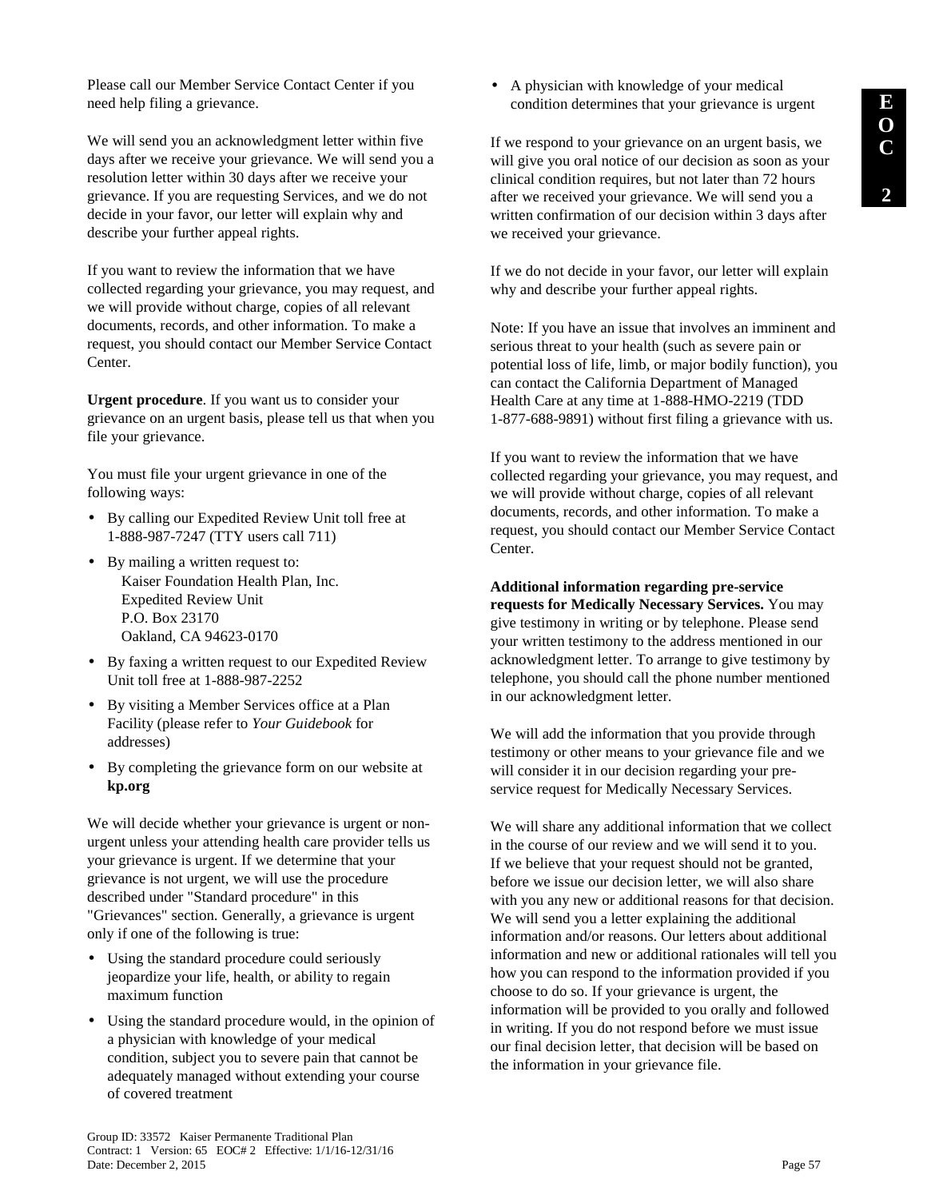Please call our Member Service Contact Center if you need help filing a grievance.

We will send you an acknowledgment letter within five days after we receive your grievance. We will send you a resolution letter within 30 days after we receive your grievance. If you are requesting Services, and we do not decide in your favor, our letter will explain why and describe your further appeal rights.

If you want to review the information that we have collected regarding your grievance, you may request, and we will provide without charge, copies of all relevant documents, records, and other information. To make a request, you should contact our Member Service Contact Center.

**Urgent procedure**. If you want us to consider your grievance on an urgent basis, please tell us that when you file your grievance.

You must file your urgent grievance in one of the following ways:

- By calling our Expedited Review Unit toll free at 1-888-987-7247 (TTY users call 711)
- By mailing a written request to:
  Kaiser Foundation Health Plan, Inc.
  Expedited Review Unit
  P.O. Box 23170
  Oakland, CA 94623-0170
- By faxing a written request to our Expedited Review Unit toll free at 1-888-987-2252
- By visiting a Member Services office at a Plan Facility (please refer to *Your Guidebook* for addresses)
- By completing the grievance form on our website at **kp.org**

We will decide whether your grievance is urgent or non-urgent unless your attending health care provider tells us your grievance is urgent. If we determine that your grievance is not urgent, we will use the procedure described under "Standard procedure" in this "Grievances" section. Generally, a grievance is urgent only if one of the following is true:

- Using the standard procedure could seriously jeopardize your life, health, or ability to regain maximum function
- Using the standard procedure would, in the opinion of a physician with knowledge of your medical condition, subject you to severe pain that cannot be adequately managed without extending your course of covered treatment
- A physician with knowledge of your medical condition determines that your grievance is urgent

If we respond to your grievance on an urgent basis, we will give you oral notice of our decision as soon as your clinical condition requires, but not later than 72 hours after we received your grievance. We will send you a written confirmation of our decision within 3 days after we received your grievance.

If we do not decide in your favor, our letter will explain why and describe your further appeal rights.

Note: If you have an issue that involves an imminent and serious threat to your health (such as severe pain or potential loss of life, limb, or major bodily function), you can contact the California Department of Managed Health Care at any time at 1-888-HMO-2219 (TDD 1-877-688-9891) without first filing a grievance with us.

If you want to review the information that we have collected regarding your grievance, you may request, and we will provide without charge, copies of all relevant documents, records, and other information. To make a request, you should contact our Member Service Contact Center.

**Additional information regarding pre-service requests for Medically Necessary Services.** You may give testimony in writing or by telephone. Please send your written testimony to the address mentioned in our acknowledgment letter. To arrange to give testimony by telephone, you should call the phone number mentioned in our acknowledgment letter.

We will add the information that you provide through testimony or other means to your grievance file and we will consider it in our decision regarding your pre-service request for Medically Necessary Services.

We will share any additional information that we collect in the course of our review and we will send it to you. If we believe that your request should not be granted, before we issue our decision letter, we will also share with you any new or additional reasons for that decision. We will send you a letter explaining the additional information and/or reasons. Our letters about additional information and new or additional rationales will tell you how you can respond to the information provided if you choose to do so. If your grievance is urgent, the information will be provided to you orally and followed in writing. If you do not respond before we must issue our final decision letter, that decision will be based on the information in your grievance file.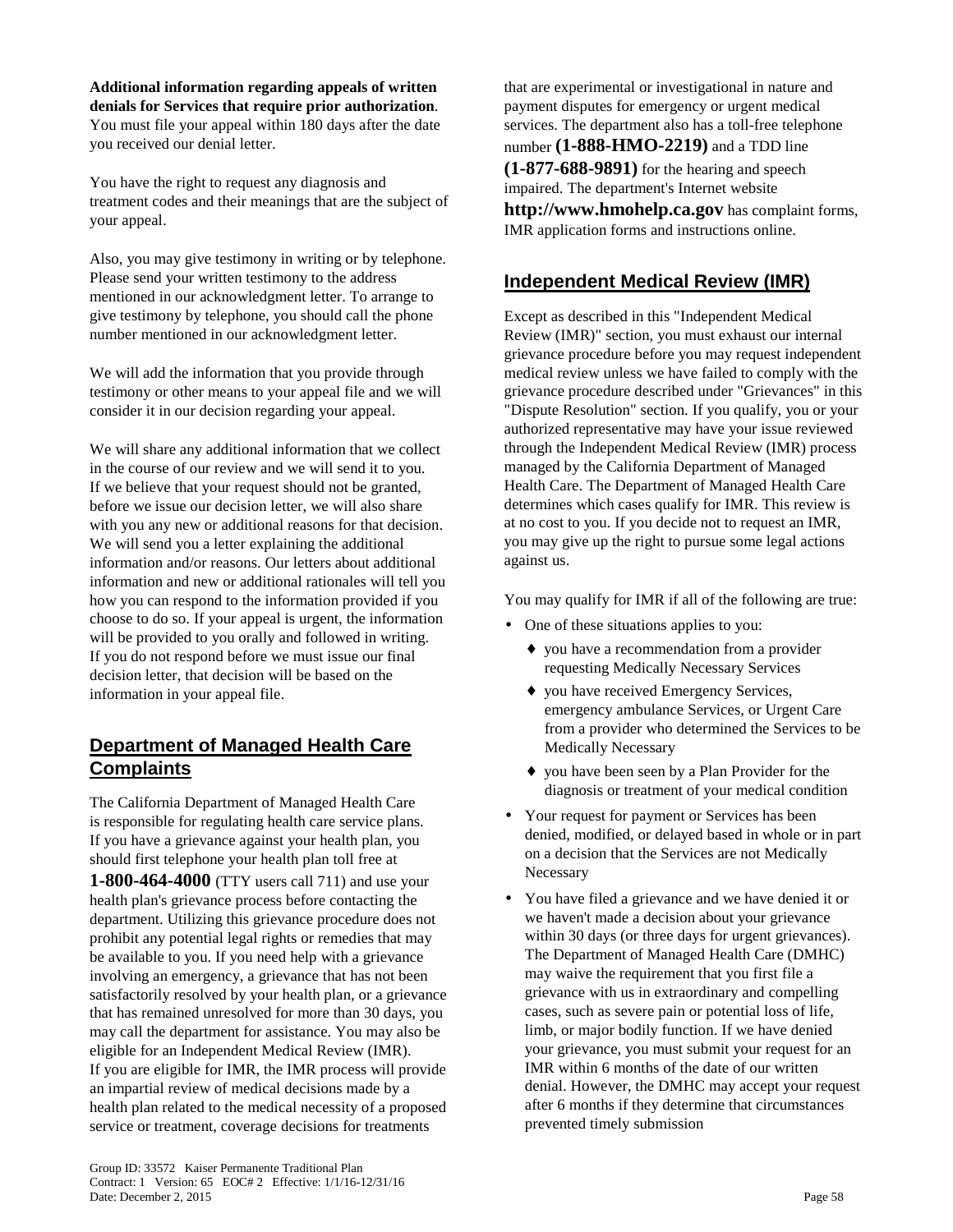**Additional information regarding appeals of written denials for Services that require prior authorization**. You must file your appeal within 180 days after the date you received our denial letter.

You have the right to request any diagnosis and treatment codes and their meanings that are the subject of your appeal.

Also, you may give testimony in writing or by telephone. Please send your written testimony to the address mentioned in our acknowledgment letter. To arrange to give testimony by telephone, you should call the phone number mentioned in our acknowledgment letter.

We will add the information that you provide through testimony or other means to your appeal file and we will consider it in our decision regarding your appeal.

We will share any additional information that we collect in the course of our review and we will send it to you. If we believe that your request should not be granted, before we issue our decision letter, we will also share with you any new or additional reasons for that decision. We will send you a letter explaining the additional information and/or reasons. Our letters about additional information and new or additional rationales will tell you how you can respond to the information provided if you choose to do so. If your appeal is urgent, the information will be provided to you orally and followed in writing. If you do not respond before we must issue our final decision letter, that decision will be based on the information in your appeal file.

## Department of Managed Health Care Complaints

The California Department of Managed Health Care is responsible for regulating health care service plans. If you have a grievance against your health plan, you should first telephone your health plan toll free at **1-800-464-4000** (TTY users call 711) and use your health plan's grievance process before contacting the department. Utilizing this grievance procedure does not prohibit any potential legal rights or remedies that may be available to you. If you need help with a grievance involving an emergency, a grievance that has not been satisfactorily resolved by your health plan, or a grievance that has remained unresolved for more than 30 days, you may call the department for assistance. You may also be eligible for an Independent Medical Review (IMR). If you are eligible for IMR, the IMR process will provide an impartial review of medical decisions made by a health plan related to the medical necessity of a proposed service or treatment, coverage decisions for treatments that are experimental or investigational in nature and payment disputes for emergency or urgent medical services. The department also has a toll-free telephone number **(1-888-HMO-2219)** and a TDD line **(1-877-688-9891)** for the hearing and speech impaired. The department's Internet website **http://www.hmohelp.ca.gov** has complaint forms, IMR application forms and instructions online.

## Independent Medical Review (IMR)

Except as described in this "Independent Medical Review (IMR)" section, you must exhaust our internal grievance procedure before you may request independent medical review unless we have failed to comply with the grievance procedure described under "Grievances" in this "Dispute Resolution" section. If you qualify, you or your authorized representative may have your issue reviewed through the Independent Medical Review (IMR) process managed by the California Department of Managed Health Care. The Department of Managed Health Care determines which cases qualify for IMR. This review is at no cost to you. If you decide not to request an IMR, you may give up the right to pursue some legal actions against us.

You may qualify for IMR if all of the following are true:

- One of these situations applies to you:
  - you have a recommendation from a provider requesting Medically Necessary Services
  - you have received Emergency Services, emergency ambulance Services, or Urgent Care from a provider who determined the Services to be Medically Necessary
  - you have been seen by a Plan Provider for the diagnosis or treatment of your medical condition
- Your request for payment or Services has been denied, modified, or delayed based in whole or in part on a decision that the Services are not Medically Necessary
- You have filed a grievance and we have denied it or we haven't made a decision about your grievance within 30 days (or three days for urgent grievances). The Department of Managed Health Care (DMHC) may waive the requirement that you first file a grievance with us in extraordinary and compelling cases, such as severe pain or potential loss of life, limb, or major bodily function. If we have denied your grievance, you must submit your request for an IMR within 6 months of the date of our written denial. However, the DMHC may accept your request after 6 months if they determine that circumstances prevented timely submission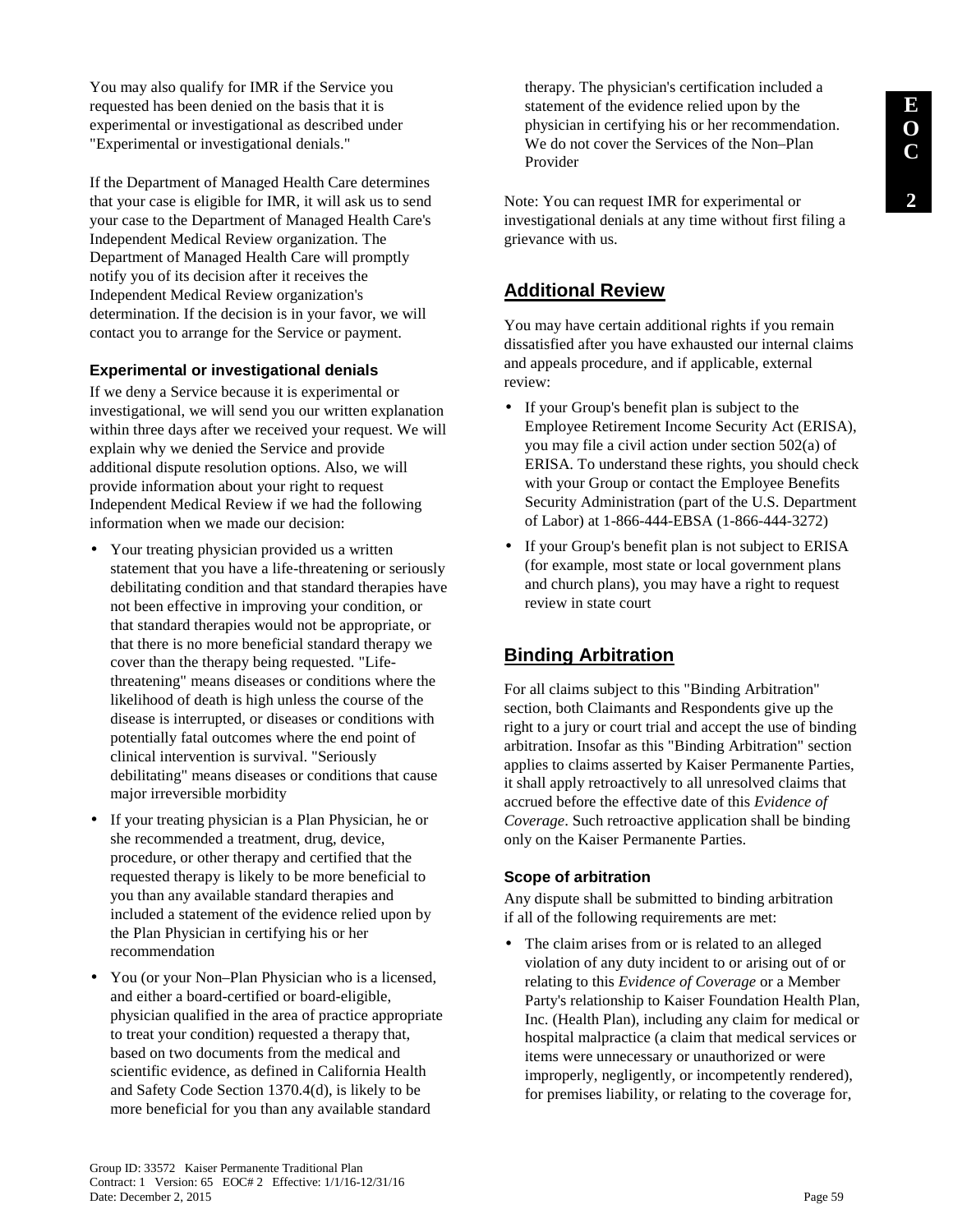You may also qualify for IMR if the Service you requested has been denied on the basis that it is experimental or investigational as described under "Experimental or investigational denials."

If the Department of Managed Health Care determines that your case is eligible for IMR, it will ask us to send your case to the Department of Managed Health Care's Independent Medical Review organization. The Department of Managed Health Care will promptly notify you of its decision after it receives the Independent Medical Review organization's determination. If the decision is in your favor, we will contact you to arrange for the Service or payment.

### Experimental or investigational denials

If we deny a Service because it is experimental or investigational, we will send you our written explanation within three days after we received your request. We will explain why we denied the Service and provide additional dispute resolution options. Also, we will provide information about your right to request Independent Medical Review if we had the following information when we made our decision:

- Your treating physician provided us a written statement that you have a life-threatening or seriously debilitating condition and that standard therapies have not been effective in improving your condition, or that standard therapies would not be appropriate, or that there is no more beneficial standard therapy we cover than the therapy being requested. "Life-threatening" means diseases or conditions where the likelihood of death is high unless the course of the disease is interrupted, or diseases or conditions with potentially fatal outcomes where the end point of clinical intervention is survival. "Seriously debilitating" means diseases or conditions that cause major irreversible morbidity
- If your treating physician is a Plan Physician, he or she recommended a treatment, drug, device, procedure, or other therapy and certified that the requested therapy is likely to be more beneficial to you than any available standard therapies and included a statement of the evidence relied upon by the Plan Physician in certifying his or her recommendation
- You (or your Non–Plan Physician who is a licensed, and either a board-certified or board-eligible, physician qualified in the area of practice appropriate to treat your condition) requested a therapy that, based on two documents from the medical and scientific evidence, as defined in California Health and Safety Code Section 1370.4(d), is likely to be more beneficial for you than any available standard therapy. The physician's certification included a statement of the evidence relied upon by the physician in certifying his or her recommendation. We do not cover the Services of the Non–Plan Provider

Note: You can request IMR for experimental or investigational denials at any time without first filing a grievance with us.

## Additional Review

You may have certain additional rights if you remain dissatisfied after you have exhausted our internal claims and appeals procedure, and if applicable, external review:

- If your Group's benefit plan is subject to the Employee Retirement Income Security Act (ERISA), you may file a civil action under section 502(a) of ERISA. To understand these rights, you should check with your Group or contact the Employee Benefits Security Administration (part of the U.S. Department of Labor) at 1-866-444-EBSA (1-866-444-3272)
- If your Group's benefit plan is not subject to ERISA (for example, most state or local government plans and church plans), you may have a right to request review in state court

## Binding Arbitration

For all claims subject to this "Binding Arbitration" section, both Claimants and Respondents give up the right to a jury or court trial and accept the use of binding arbitration. Insofar as this "Binding Arbitration" section applies to claims asserted by Kaiser Permanente Parties, it shall apply retroactively to all unresolved claims that accrued before the effective date of this *Evidence of Coverage*. Such retroactive application shall be binding only on the Kaiser Permanente Parties.

### Scope of arbitration

Any dispute shall be submitted to binding arbitration if all of the following requirements are met:

- The claim arises from or is related to an alleged violation of any duty incident to or arising out of or relating to this *Evidence of Coverage* or a Member Party's relationship to Kaiser Foundation Health Plan, Inc. (Health Plan), including any claim for medical or hospital malpractice (a claim that medical services or items were unnecessary or unauthorized or were improperly, negligently, or incompetently rendered), for premises liability, or relating to the coverage for,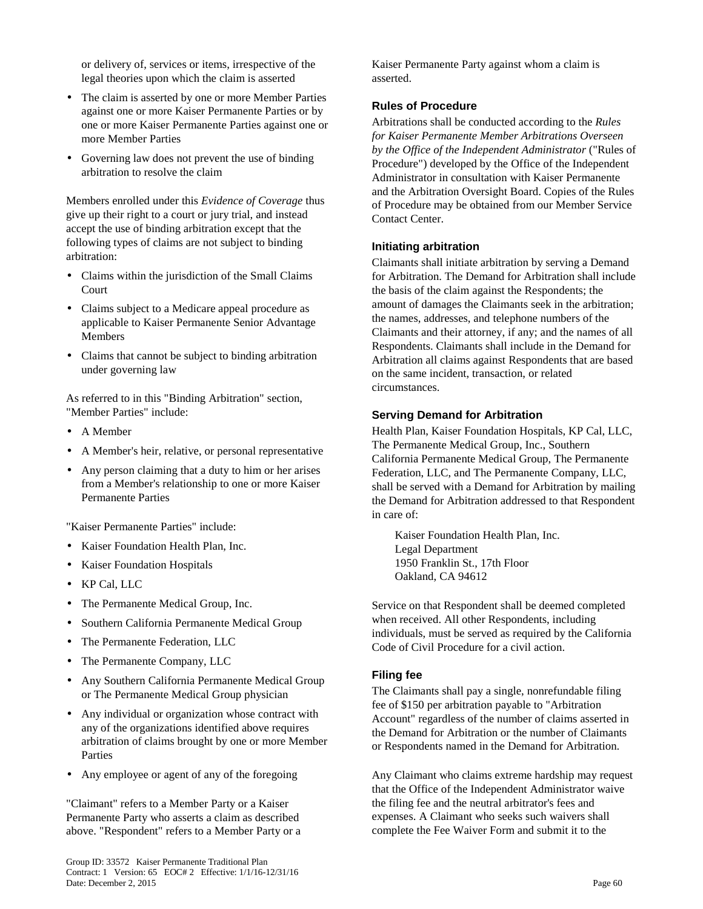or delivery of, services or items, irrespective of the legal theories upon which the claim is asserted

- The claim is asserted by one or more Member Parties against one or more Kaiser Permanente Parties or by one or more Kaiser Permanente Parties against one or more Member Parties
- Governing law does not prevent the use of binding arbitration to resolve the claim

Members enrolled under this *Evidence of Coverage* thus give up their right to a court or jury trial, and instead accept the use of binding arbitration except that the following types of claims are not subject to binding arbitration:

- Claims within the jurisdiction of the Small Claims Court
- Claims subject to a Medicare appeal procedure as applicable to Kaiser Permanente Senior Advantage Members
- Claims that cannot be subject to binding arbitration under governing law

As referred to in this "Binding Arbitration" section, "Member Parties" include:

- A Member
- A Member's heir, relative, or personal representative
- Any person claiming that a duty to him or her arises from a Member's relationship to one or more Kaiser Permanente Parties

"Kaiser Permanente Parties" include:

- Kaiser Foundation Health Plan, Inc.
- Kaiser Foundation Hospitals
- KP Cal, LLC
- The Permanente Medical Group, Inc.
- Southern California Permanente Medical Group
- The Permanente Federation, LLC
- The Permanente Company, LLC
- Any Southern California Permanente Medical Group or The Permanente Medical Group physician
- Any individual or organization whose contract with any of the organizations identified above requires arbitration of claims brought by one or more Member Parties
- Any employee or agent of any of the foregoing

"Claimant" refers to a Member Party or a Kaiser Permanente Party who asserts a claim as described above. "Respondent" refers to a Member Party or a Kaiser Permanente Party against whom a claim is asserted.

### Rules of Procedure

Arbitrations shall be conducted according to the *Rules for Kaiser Permanente Member Arbitrations Overseen by the Office of the Independent Administrator* ("Rules of Procedure") developed by the Office of the Independent Administrator in consultation with Kaiser Permanente and the Arbitration Oversight Board. Copies of the Rules of Procedure may be obtained from our Member Service Contact Center.

### Initiating arbitration

Claimants shall initiate arbitration by serving a Demand for Arbitration. The Demand for Arbitration shall include the basis of the claim against the Respondents; the amount of damages the Claimants seek in the arbitration; the names, addresses, and telephone numbers of the Claimants and their attorney, if any; and the names of all Respondents. Claimants shall include in the Demand for Arbitration all claims against Respondents that are based on the same incident, transaction, or related circumstances.

### Serving Demand for Arbitration

Health Plan, Kaiser Foundation Hospitals, KP Cal, LLC, The Permanente Medical Group, Inc., Southern California Permanente Medical Group, The Permanente Federation, LLC, and The Permanente Company, LLC, shall be served with a Demand for Arbitration by mailing the Demand for Arbitration addressed to that Respondent in care of:

Kaiser Foundation Health Plan, Inc.
Legal Department
1950 Franklin St., 17th Floor
Oakland, CA 94612

Service on that Respondent shall be deemed completed when received. All other Respondents, including individuals, must be served as required by the California Code of Civil Procedure for a civil action.

### Filing fee

The Claimants shall pay a single, nonrefundable filing fee of $150 per arbitration payable to "Arbitration Account" regardless of the number of claims asserted in the Demand for Arbitration or the number of Claimants or Respondents named in the Demand for Arbitration.

Any Claimant who claims extreme hardship may request that the Office of the Independent Administrator waive the filing fee and the neutral arbitrator's fees and expenses. A Claimant who seeks such waivers shall complete the Fee Waiver Form and submit it to the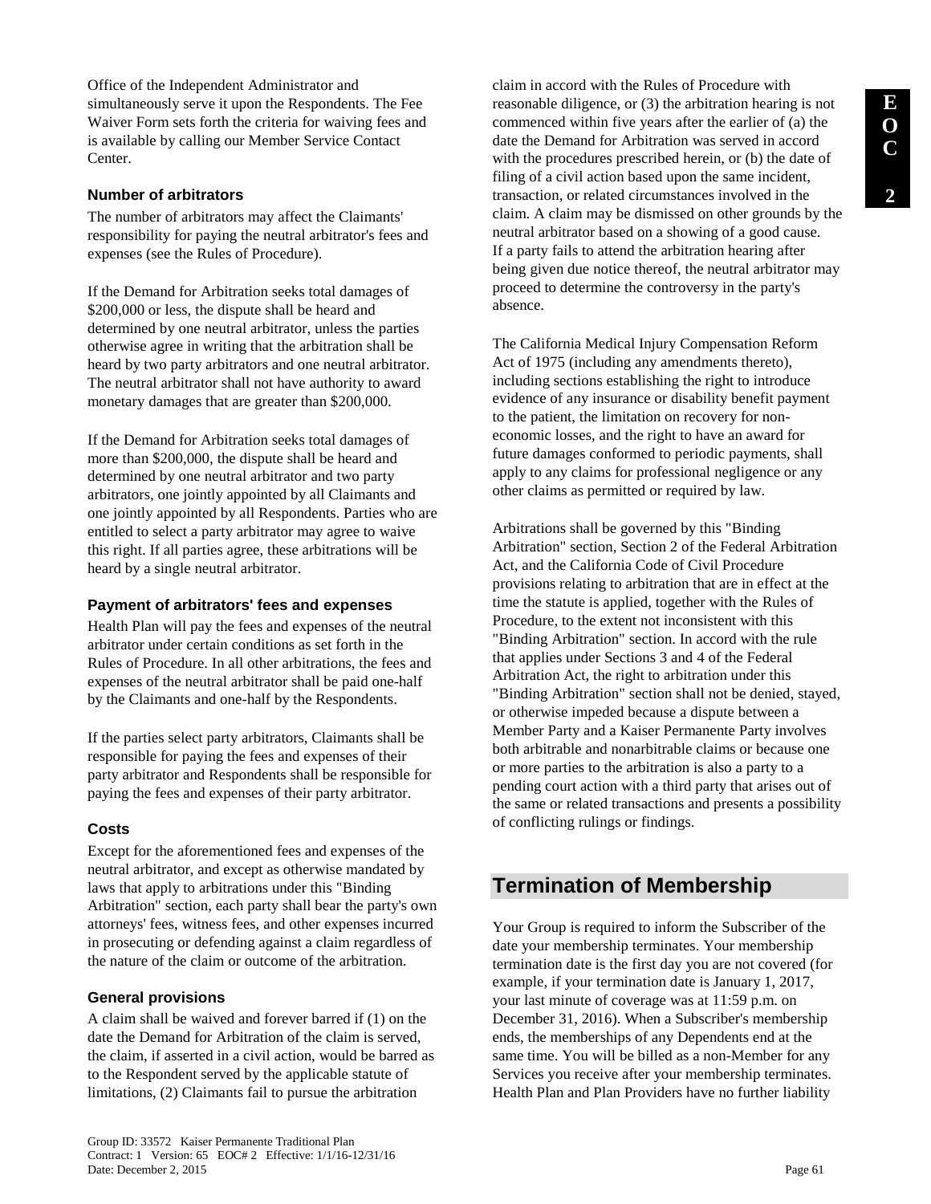Office of the Independent Administrator and simultaneously serve it upon the Respondents. The Fee Waiver Form sets forth the criteria for waiving fees and is available by calling our Member Service Contact Center.

### Number of arbitrators

The number of arbitrators may affect the Claimants' responsibility for paying the neutral arbitrator's fees and expenses (see the Rules of Procedure).

If the Demand for Arbitration seeks total damages of $200,000 or less, the dispute shall be heard and determined by one neutral arbitrator, unless the parties otherwise agree in writing that the arbitration shall be heard by two party arbitrators and one neutral arbitrator. The neutral arbitrator shall not have authority to award monetary damages that are greater than $200,000.

If the Demand for Arbitration seeks total damages of more than $200,000, the dispute shall be heard and determined by one neutral arbitrator and two party arbitrators, one jointly appointed by all Claimants and one jointly appointed by all Respondents. Parties who are entitled to select a party arbitrator may agree to waive this right. If all parties agree, these arbitrations will be heard by a single neutral arbitrator.

### Payment of arbitrators' fees and expenses

Health Plan will pay the fees and expenses of the neutral arbitrator under certain conditions as set forth in the Rules of Procedure. In all other arbitrations, the fees and expenses of the neutral arbitrator shall be paid one-half by the Claimants and one-half by the Respondents.

If the parties select party arbitrators, Claimants shall be responsible for paying the fees and expenses of their party arbitrator and Respondents shall be responsible for paying the fees and expenses of their party arbitrator.

### Costs

Except for the aforementioned fees and expenses of the neutral arbitrator, and except as otherwise mandated by laws that apply to arbitrations under this "Binding Arbitration" section, each party shall bear the party's own attorneys' fees, witness fees, and other expenses incurred in prosecuting or defending against a claim regardless of the nature of the claim or outcome of the arbitration.

### General provisions

A claim shall be waived and forever barred if (1) on the date the Demand for Arbitration of the claim is served, the claim, if asserted in a civil action, would be barred as to the Respondent served by the applicable statute of limitations, (2) Claimants fail to pursue the arbitration claim in accord with the Rules of Procedure with reasonable diligence, or (3) the arbitration hearing is not commenced within five years after the earlier of (a) the date the Demand for Arbitration was served in accord with the procedures prescribed herein, or (b) the date of filing of a civil action based upon the same incident, transaction, or related circumstances involved in the claim. A claim may be dismissed on other grounds by the neutral arbitrator based on a showing of a good cause. If a party fails to attend the arbitration hearing after being given due notice thereof, the neutral arbitrator may proceed to determine the controversy in the party's absence.

The California Medical Injury Compensation Reform Act of 1975 (including any amendments thereto), including sections establishing the right to introduce evidence of any insurance or disability benefit payment to the patient, the limitation on recovery for non-economic losses, and the right to have an award for future damages conformed to periodic payments, shall apply to any claims for professional negligence or any other claims as permitted or required by law.

Arbitrations shall be governed by this "Binding Arbitration" section, Section 2 of the Federal Arbitration Act, and the California Code of Civil Procedure provisions relating to arbitration that are in effect at the time the statute is applied, together with the Rules of Procedure, to the extent not inconsistent with this "Binding Arbitration" section. In accord with the rule that applies under Sections 3 and 4 of the Federal Arbitration Act, the right to arbitration under this "Binding Arbitration" section shall not be denied, stayed, or otherwise impeded because a dispute between a Member Party and a Kaiser Permanente Party involves both arbitrable and nonarbitrable claims or because one or more parties to the arbitration is also a party to a pending court action with a third party that arises out of the same or related transactions and presents a possibility of conflicting rulings or findings.

## Termination of Membership

Your Group is required to inform the Subscriber of the date your membership terminates. Your membership termination date is the first day you are not covered (for example, if your termination date is January 1, 2017, your last minute of coverage was at 11:59 p.m. on December 31, 2016). When a Subscriber's membership ends, the memberships of any Dependents end at the same time. You will be billed as a non-Member for any Services you receive after your membership terminates. Health Plan and Plan Providers have no further liability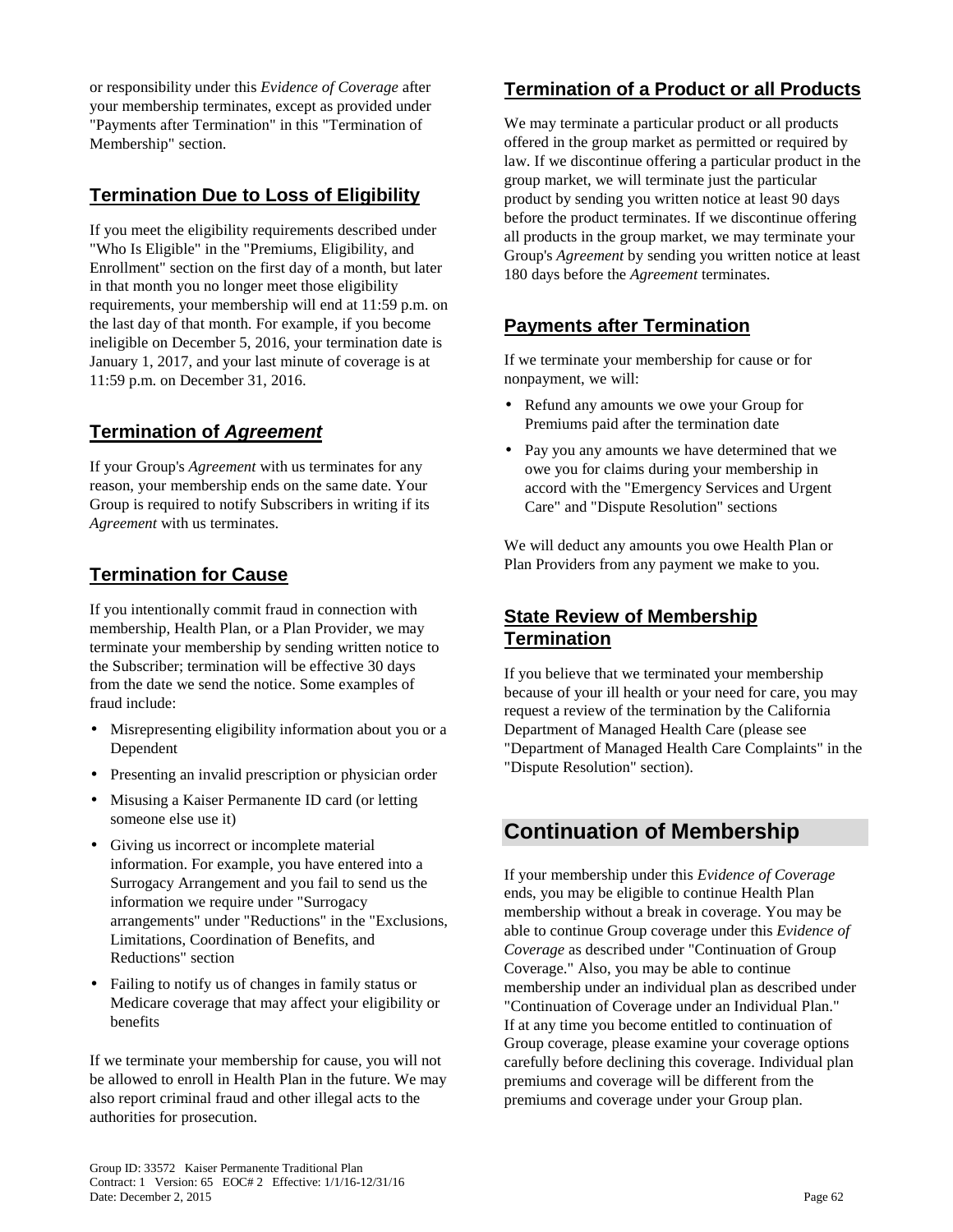or responsibility under this *Evidence of Coverage* after your membership terminates, except as provided under "Payments after Termination" in this "Termination of Membership" section.

### Termination Due to Loss of Eligibility

If you meet the eligibility requirements described under "Who Is Eligible" in the "Premiums, Eligibility, and Enrollment" section on the first day of a month, but later in that month you no longer meet those eligibility requirements, your membership will end at 11:59 p.m. on the last day of that month. For example, if you become ineligible on December 5, 2016, your termination date is January 1, 2017, and your last minute of coverage is at 11:59 p.m. on December 31, 2016.

### Termination of *Agreement*

If your Group's *Agreement* with us terminates for any reason, your membership ends on the same date. Your Group is required to notify Subscribers in writing if its *Agreement* with us terminates.

### Termination for Cause

If you intentionally commit fraud in connection with membership, Health Plan, or a Plan Provider, we may terminate your membership by sending written notice to the Subscriber; termination will be effective 30 days from the date we send the notice. Some examples of fraud include:

- Misrepresenting eligibility information about you or a Dependent
- Presenting an invalid prescription or physician order
- Misusing a Kaiser Permanente ID card (or letting someone else use it)
- Giving us incorrect or incomplete material information. For example, you have entered into a Surrogacy Arrangement and you fail to send us the information we require under "Surrogacy arrangements" under "Reductions" in the "Exclusions, Limitations, Coordination of Benefits, and Reductions" section
- Failing to notify us of changes in family status or Medicare coverage that may affect your eligibility or benefits

If we terminate your membership for cause, you will not be allowed to enroll in Health Plan in the future. We may also report criminal fraud and other illegal acts to the authorities for prosecution.

### Termination of a Product or all Products

We may terminate a particular product or all products offered in the group market as permitted or required by law. If we discontinue offering a particular product in the group market, we will terminate just the particular product by sending you written notice at least 90 days before the product terminates. If we discontinue offering all products in the group market, we may terminate your Group's *Agreement* by sending you written notice at least 180 days before the *Agreement* terminates.

### Payments after Termination

If we terminate your membership for cause or for nonpayment, we will:

- Refund any amounts we owe your Group for Premiums paid after the termination date
- Pay you any amounts we have determined that we owe you for claims during your membership in accord with the "Emergency Services and Urgent Care" and "Dispute Resolution" sections

We will deduct any amounts you owe Health Plan or Plan Providers from any payment we make to you.

### State Review of Membership Termination

If you believe that we terminated your membership because of your ill health or your need for care, you may request a review of the termination by the California Department of Managed Health Care (please see "Department of Managed Health Care Complaints" in the "Dispute Resolution" section).

## Continuation of Membership

If your membership under this *Evidence of Coverage* ends, you may be eligible to continue Health Plan membership without a break in coverage. You may be able to continue Group coverage under this *Evidence of Coverage* as described under "Continuation of Group Coverage." Also, you may be able to continue membership under an individual plan as described under "Continuation of Coverage under an Individual Plan." If at any time you become entitled to continuation of Group coverage, please examine your coverage options carefully before declining this coverage. Individual plan premiums and coverage will be different from the premiums and coverage under your Group plan.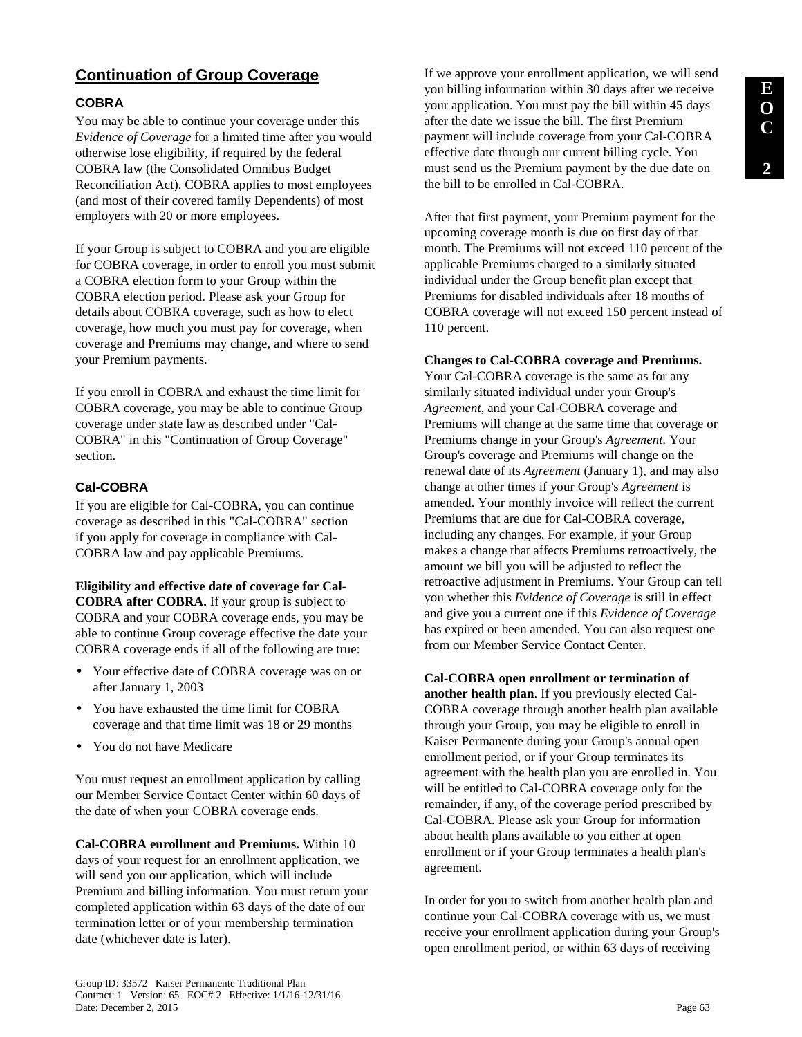## Continuation of Group Coverage

### COBRA

You may be able to continue your coverage under this *Evidence of Coverage* for a limited time after you would otherwise lose eligibility, if required by the federal COBRA law (the Consolidated Omnibus Budget Reconciliation Act). COBRA applies to most employees (and most of their covered family Dependents) of most employers with 20 or more employees.

If your Group is subject to COBRA and you are eligible for COBRA coverage, in order to enroll you must submit a COBRA election form to your Group within the COBRA election period. Please ask your Group for details about COBRA coverage, such as how to elect coverage, how much you must pay for coverage, when coverage and Premiums may change, and where to send your Premium payments.

If you enroll in COBRA and exhaust the time limit for COBRA coverage, you may be able to continue Group coverage under state law as described under "Cal-COBRA" in this "Continuation of Group Coverage" section.

### Cal-COBRA

If you are eligible for Cal-COBRA, you can continue coverage as described in this "Cal-COBRA" section if you apply for coverage in compliance with Cal-COBRA law and pay applicable Premiums.

**Eligibility and effective date of coverage for Cal-COBRA after COBRA.** If your group is subject to COBRA and your COBRA coverage ends, you may be able to continue Group coverage effective the date your COBRA coverage ends if all of the following are true:

- Your effective date of COBRA coverage was on or after January 1, 2003
- You have exhausted the time limit for COBRA coverage and that time limit was 18 or 29 months
- You do not have Medicare

You must request an enrollment application by calling our Member Service Contact Center within 60 days of the date of when your COBRA coverage ends.

**Cal-COBRA enrollment and Premiums.** Within 10 days of your request for an enrollment application, we will send you our application, which will include Premium and billing information. You must return your completed application within 63 days of the date of our termination letter or of your membership termination date (whichever date is later).

If we approve your enrollment application, we will send you billing information within 30 days after we receive your application. You must pay the bill within 45 days after the date we issue the bill. The first Premium payment will include coverage from your Cal-COBRA effective date through our current billing cycle. You must send us the Premium payment by the due date on the bill to be enrolled in Cal-COBRA.

After that first payment, your Premium payment for the upcoming coverage month is due on first day of that month. The Premiums will not exceed 110 percent of the applicable Premiums charged to a similarly situated individual under the Group benefit plan except that Premiums for disabled individuals after 18 months of COBRA coverage will not exceed 150 percent instead of 110 percent.

**Changes to Cal-COBRA coverage and Premiums.** Your Cal-COBRA coverage is the same as for any similarly situated individual under your Group's *Agreement*, and your Cal-COBRA coverage and Premiums will change at the same time that coverage or Premiums change in your Group's *Agreement*. Your Group's coverage and Premiums will change on the renewal date of its *Agreement* (January 1), and may also change at other times if your Group's *Agreement* is amended. Your monthly invoice will reflect the current Premiums that are due for Cal-COBRA coverage, including any changes. For example, if your Group makes a change that affects Premiums retroactively, the amount we bill you will be adjusted to reflect the retroactive adjustment in Premiums. Your Group can tell you whether this *Evidence of Coverage* is still in effect and give you a current one if this *Evidence of Coverage* has expired or been amended. You can also request one from our Member Service Contact Center.

**Cal-COBRA open enrollment or termination of another health plan**. If you previously elected Cal-COBRA coverage through another health plan available through your Group, you may be eligible to enroll in Kaiser Permanente during your Group's annual open enrollment period, or if your Group terminates its agreement with the health plan you are enrolled in. You will be entitled to Cal-COBRA coverage only for the remainder, if any, of the coverage period prescribed by Cal-COBRA. Please ask your Group for information about health plans available to you either at open enrollment or if your Group terminates a health plan's agreement.

In order for you to switch from another health plan and continue your Cal-COBRA coverage with us, we must receive your enrollment application during your Group's open enrollment period, or within 63 days of receiving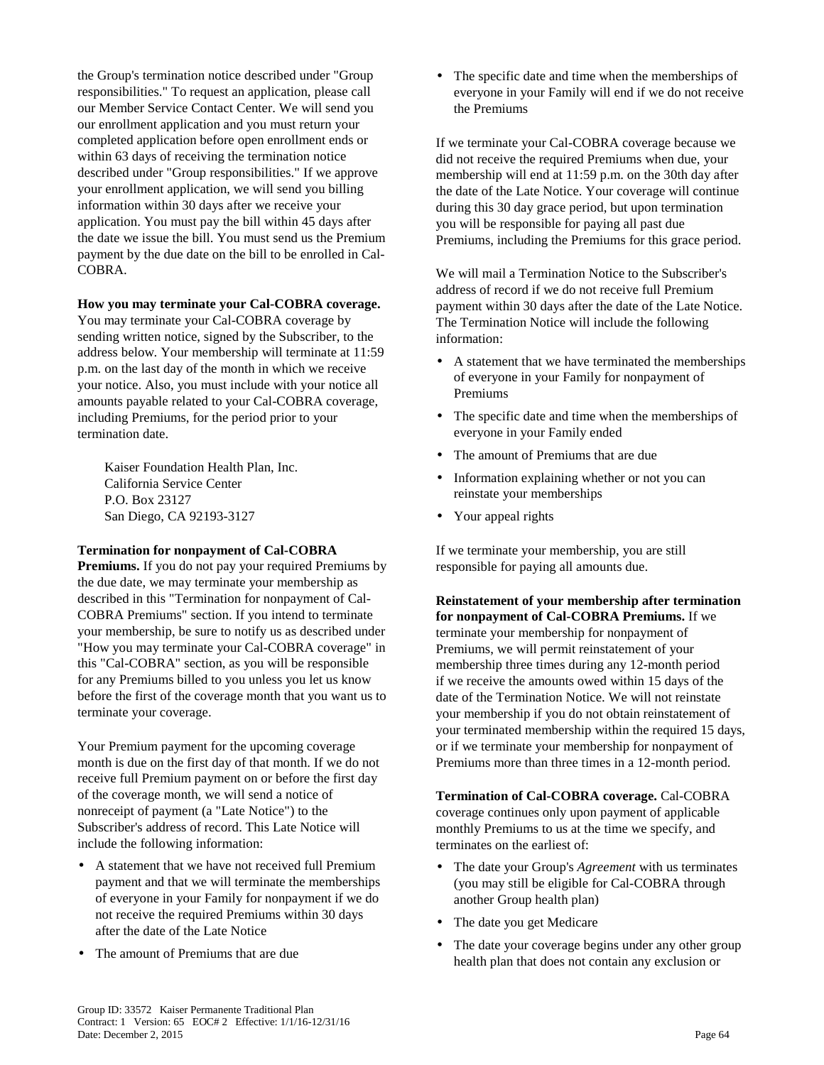the Group's termination notice described under "Group responsibilities." To request an application, please call our Member Service Contact Center. We will send you our enrollment application and you must return your completed application before open enrollment ends or within 63 days of receiving the termination notice described under "Group responsibilities." If we approve your enrollment application, we will send you billing information within 30 days after we receive your application. You must pay the bill within 45 days after the date we issue the bill. You must send us the Premium payment by the due date on the bill to be enrolled in Cal-COBRA.

**How you may terminate your Cal-COBRA coverage.** You may terminate your Cal-COBRA coverage by sending written notice, signed by the Subscriber, to the address below. Your membership will terminate at 11:59 p.m. on the last day of the month in which we receive your notice. Also, you must include with your notice all amounts payable related to your Cal-COBRA coverage, including Premiums, for the period prior to your termination date.

Kaiser Foundation Health Plan, Inc.
California Service Center
P.O. Box 23127
San Diego, CA 92193-3127

**Termination for nonpayment of Cal-COBRA Premiums.** If you do not pay your required Premiums by the due date, we may terminate your membership as described in this "Termination for nonpayment of Cal-COBRA Premiums" section. If you intend to terminate your membership, be sure to notify us as described under "How you may terminate your Cal-COBRA coverage" in this "Cal-COBRA" section, as you will be responsible for any Premiums billed to you unless you let us know before the first of the coverage month that you want us to terminate your coverage.

Your Premium payment for the upcoming coverage month is due on the first day of that month. If we do not receive full Premium payment on or before the first day of the coverage month, we will send a notice of nonreceipt of payment (a "Late Notice") to the Subscriber's address of record. This Late Notice will include the following information:

- A statement that we have not received full Premium payment and that we will terminate the memberships of everyone in your Family for nonpayment if we do not receive the required Premiums within 30 days after the date of the Late Notice
- The amount of Premiums that are due
- The specific date and time when the memberships of everyone in your Family will end if we do not receive the Premiums

If we terminate your Cal-COBRA coverage because we did not receive the required Premiums when due, your membership will end at 11:59 p.m. on the 30th day after the date of the Late Notice. Your coverage will continue during this 30 day grace period, but upon termination you will be responsible for paying all past due Premiums, including the Premiums for this grace period.

We will mail a Termination Notice to the Subscriber's address of record if we do not receive full Premium payment within 30 days after the date of the Late Notice. The Termination Notice will include the following information:

- A statement that we have terminated the memberships of everyone in your Family for nonpayment of Premiums
- The specific date and time when the memberships of everyone in your Family ended
- The amount of Premiums that are due
- Information explaining whether or not you can reinstate your memberships
- Your appeal rights

If we terminate your membership, you are still responsible for paying all amounts due.

**Reinstatement of your membership after termination for nonpayment of Cal-COBRA Premiums.** If we terminate your membership for nonpayment of Premiums, we will permit reinstatement of your membership three times during any 12-month period if we receive the amounts owed within 15 days of the date of the Termination Notice. We will not reinstate your membership if you do not obtain reinstatement of your terminated membership within the required 15 days, or if we terminate your membership for nonpayment of Premiums more than three times in a 12-month period.

**Termination of Cal-COBRA coverage.** Cal-COBRA coverage continues only upon payment of applicable monthly Premiums to us at the time we specify, and terminates on the earliest of:

- The date your Group's *Agreement* with us terminates (you may still be eligible for Cal-COBRA through another Group health plan)
- The date you get Medicare
- The date your coverage begins under any other group health plan that does not contain any exclusion or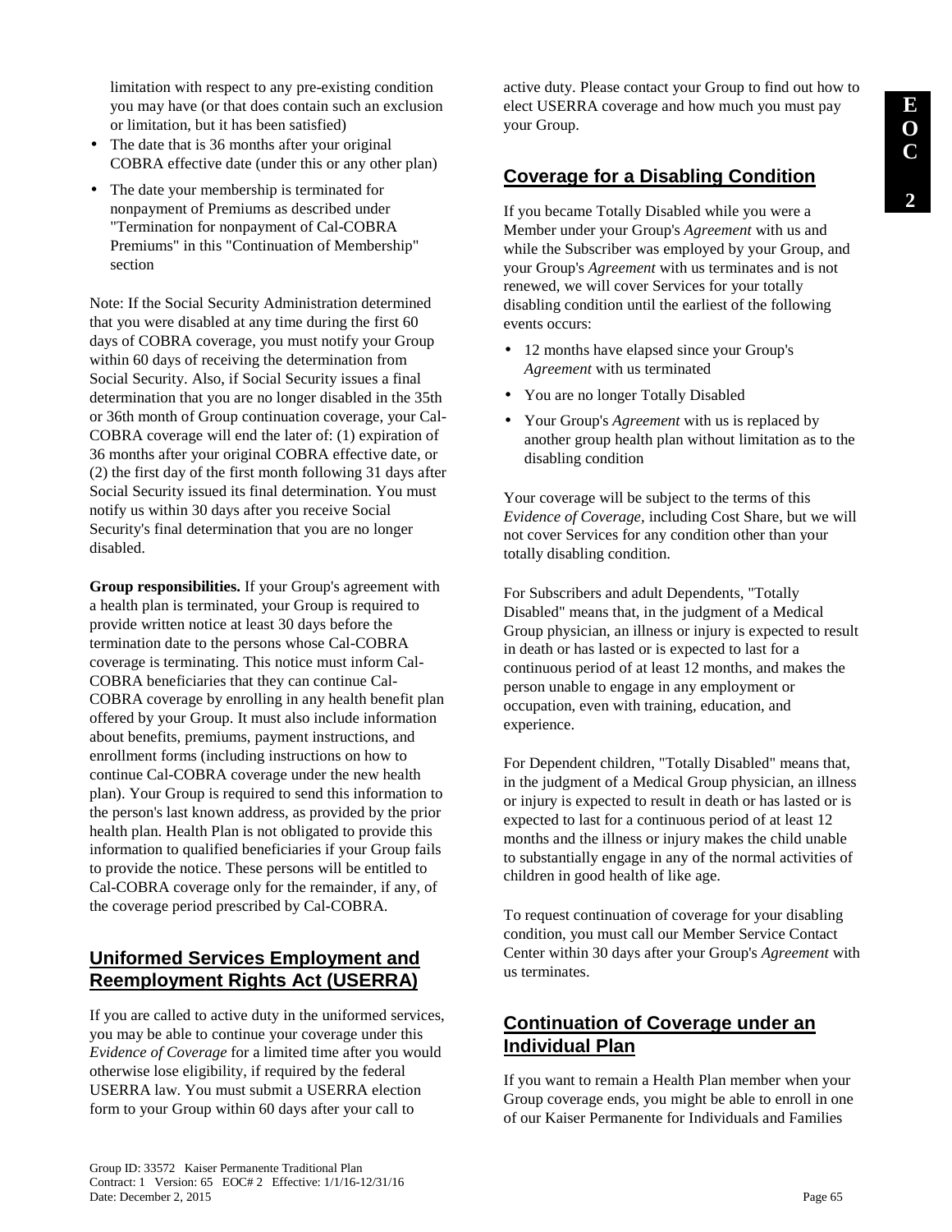limitation with respect to any pre-existing condition you may have (or that does contain such an exclusion or limitation, but it has been satisfied)

- The date that is 36 months after your original COBRA effective date (under this or any other plan)
- The date your membership is terminated for nonpayment of Premiums as described under "Termination for nonpayment of Cal-COBRA Premiums" in this "Continuation of Membership" section

Note: If the Social Security Administration determined that you were disabled at any time during the first 60 days of COBRA coverage, you must notify your Group within 60 days of receiving the determination from Social Security. Also, if Social Security issues a final determination that you are no longer disabled in the 35th or 36th month of Group continuation coverage, your Cal-COBRA coverage will end the later of: (1) expiration of 36 months after your original COBRA effective date, or (2) the first day of the first month following 31 days after Social Security issued its final determination. You must notify us within 30 days after you receive Social Security's final determination that you are no longer disabled.

**Group responsibilities.** If your Group's agreement with a health plan is terminated, your Group is required to provide written notice at least 30 days before the termination date to the persons whose Cal-COBRA coverage is terminating. This notice must inform Cal-COBRA beneficiaries that they can continue Cal-COBRA coverage by enrolling in any health benefit plan offered by your Group. It must also include information about benefits, premiums, payment instructions, and enrollment forms (including instructions on how to continue Cal-COBRA coverage under the new health plan). Your Group is required to send this information to the person's last known address, as provided by the prior health plan. Health Plan is not obligated to provide this information to qualified beneficiaries if your Group fails to provide the notice. These persons will be entitled to Cal-COBRA coverage only for the remainder, if any, of the coverage period prescribed by Cal-COBRA.

## Uniformed Services Employment and Reemployment Rights Act (USERRA)

If you are called to active duty in the uniformed services, you may be able to continue your coverage under this *Evidence of Coverage* for a limited time after you would otherwise lose eligibility, if required by the federal USERRA law. You must submit a USERRA election form to your Group within 60 days after your call to active duty. Please contact your Group to find out how to elect USERRA coverage and how much you must pay your Group.

## Coverage for a Disabling Condition

If you became Totally Disabled while you were a Member under your Group's *Agreement* with us and while the Subscriber was employed by your Group, and your Group's *Agreement* with us terminates and is not renewed, we will cover Services for your totally disabling condition until the earliest of the following events occurs:

- 12 months have elapsed since your Group's *Agreement* with us terminated
- You are no longer Totally Disabled
- Your Group's *Agreement* with us is replaced by another group health plan without limitation as to the disabling condition

Your coverage will be subject to the terms of this *Evidence of Coverage*, including Cost Share, but we will not cover Services for any condition other than your totally disabling condition.

For Subscribers and adult Dependents, "Totally Disabled" means that, in the judgment of a Medical Group physician, an illness or injury is expected to result in death or has lasted or is expected to last for a continuous period of at least 12 months, and makes the person unable to engage in any employment or occupation, even with training, education, and experience.

For Dependent children, "Totally Disabled" means that, in the judgment of a Medical Group physician, an illness or injury is expected to result in death or has lasted or is expected to last for a continuous period of at least 12 months and the illness or injury makes the child unable to substantially engage in any of the normal activities of children in good health of like age.

To request continuation of coverage for your disabling condition, you must call our Member Service Contact Center within 30 days after your Group's *Agreement* with us terminates.

## Continuation of Coverage under an Individual Plan

If you want to remain a Health Plan member when your Group coverage ends, you might be able to enroll in one of our Kaiser Permanente for Individuals and Families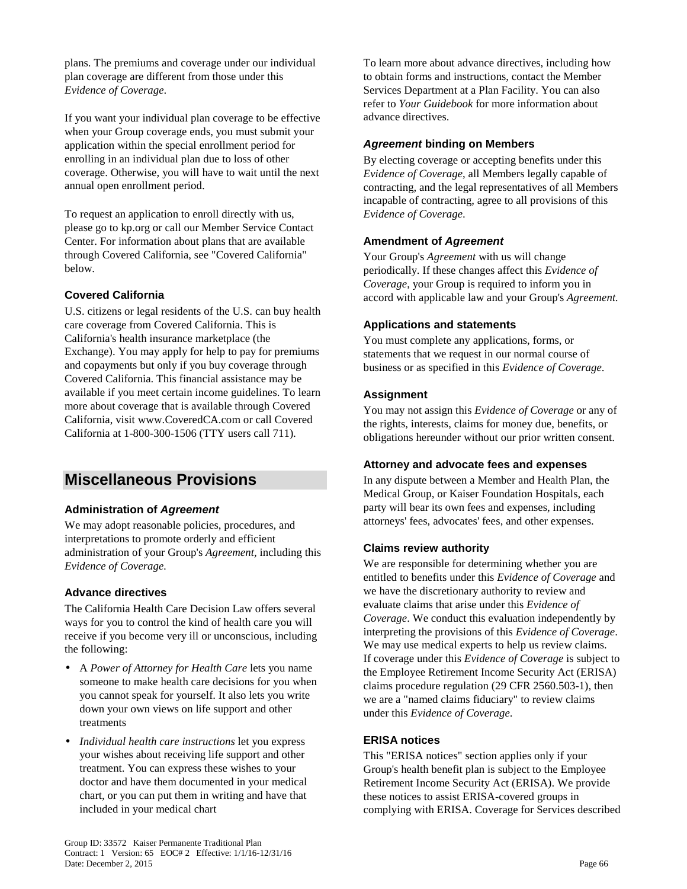plans. The premiums and coverage under our individual plan coverage are different from those under this *Evidence of Coverage*.

If you want your individual plan coverage to be effective when your Group coverage ends, you must submit your application within the special enrollment period for enrolling in an individual plan due to loss of other coverage. Otherwise, you will have to wait until the next annual open enrollment period.

To request an application to enroll directly with us, please go to kp.org or call our Member Service Contact Center. For information about plans that are available through Covered California, see "Covered California" below.

### Covered California

U.S. citizens or legal residents of the U.S. can buy health care coverage from Covered California. This is California's health insurance marketplace (the Exchange). You may apply for help to pay for premiums and copayments but only if you buy coverage through Covered California. This financial assistance may be available if you meet certain income guidelines. To learn more about coverage that is available through Covered California, visit www.CoveredCA.com or call Covered California at 1-800-300-1506 (TTY users call 711).

## Miscellaneous Provisions

### Administration of *Agreement*

We may adopt reasonable policies, procedures, and interpretations to promote orderly and efficient administration of your Group's *Agreement*, including this *Evidence of Coverage*.

### Advance directives

The California Health Care Decision Law offers several ways for you to control the kind of health care you will receive if you become very ill or unconscious, including the following:

- A *Power of Attorney for Health Care* lets you name someone to make health care decisions for you when you cannot speak for yourself. It also lets you write down your own views on life support and other treatments
- *Individual health care instructions* let you express your wishes about receiving life support and other treatment. You can express these wishes to your doctor and have them documented in your medical chart, or you can put them in writing and have that included in your medical chart

To learn more about advance directives, including how to obtain forms and instructions, contact the Member Services Department at a Plan Facility. You can also refer to *Your Guidebook* for more information about advance directives.

### *Agreement* binding on Members

By electing coverage or accepting benefits under this *Evidence of Coverage*, all Members legally capable of contracting, and the legal representatives of all Members incapable of contracting, agree to all provisions of this *Evidence of Coverage*.

### Amendment of *Agreement*

Your Group's *Agreement* with us will change periodically. If these changes affect this *Evidence of Coverage*, your Group is required to inform you in accord with applicable law and your Group's *Agreement*.

### Applications and statements

You must complete any applications, forms, or statements that we request in our normal course of business or as specified in this *Evidence of Coverage*.

### Assignment

You may not assign this *Evidence of Coverage* or any of the rights, interests, claims for money due, benefits, or obligations hereunder without our prior written consent.

### Attorney and advocate fees and expenses

In any dispute between a Member and Health Plan, the Medical Group, or Kaiser Foundation Hospitals, each party will bear its own fees and expenses, including attorneys' fees, advocates' fees, and other expenses.

### Claims review authority

We are responsible for determining whether you are entitled to benefits under this *Evidence of Coverage* and we have the discretionary authority to review and evaluate claims that arise under this *Evidence of Coverage*. We conduct this evaluation independently by interpreting the provisions of this *Evidence of Coverage*. We may use medical experts to help us review claims. If coverage under this *Evidence of Coverage* is subject to the Employee Retirement Income Security Act (ERISA) claims procedure regulation (29 CFR 2560.503-1), then we are a "named claims fiduciary" to review claims under this *Evidence of Coverage*.

### ERISA notices

This "ERISA notices" section applies only if your Group's health benefit plan is subject to the Employee Retirement Income Security Act (ERISA). We provide these notices to assist ERISA-covered groups in complying with ERISA. Coverage for Services described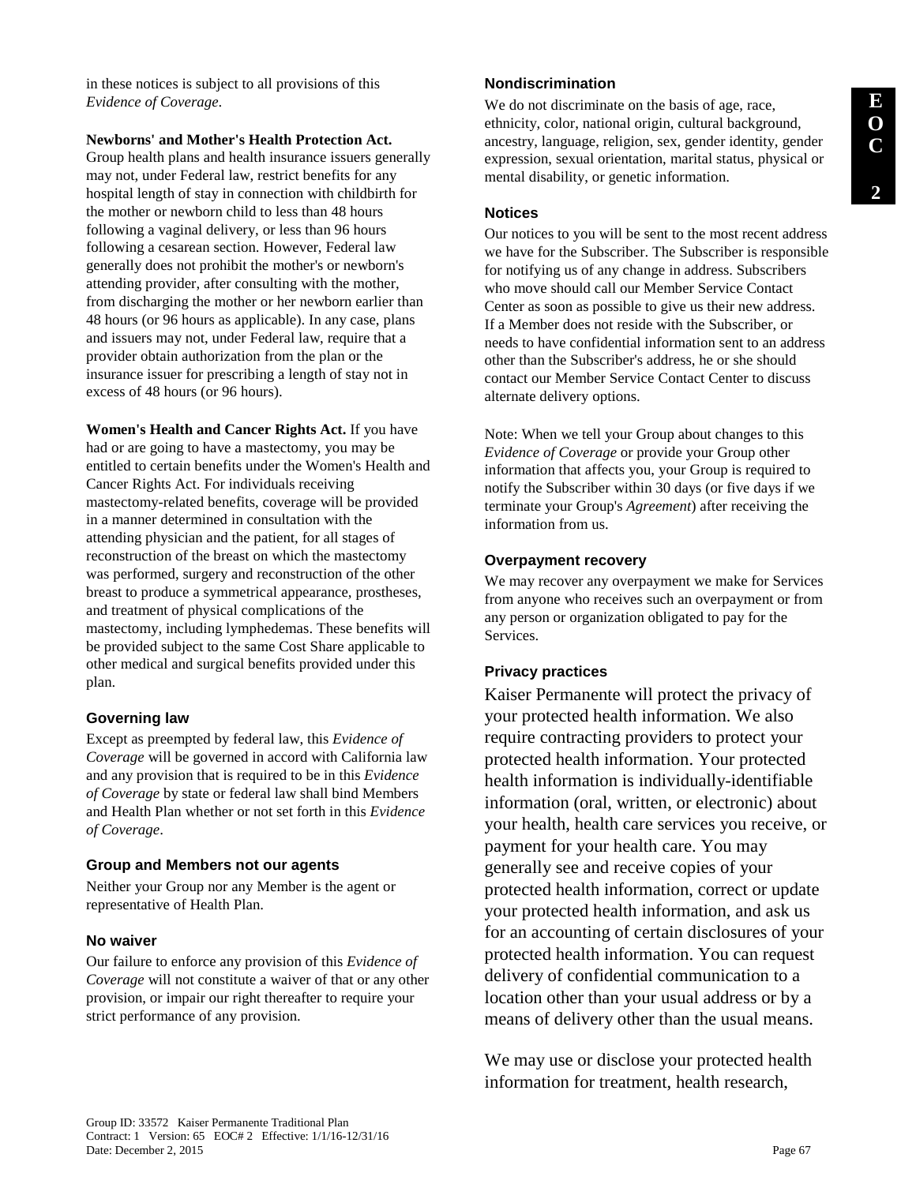in these notices is subject to all provisions of this *Evidence of Coverage*.

**Newborns' and Mother's Health Protection Act.** Group health plans and health insurance issuers generally may not, under Federal law, restrict benefits for any hospital length of stay in connection with childbirth for the mother or newborn child to less than 48 hours following a vaginal delivery, or less than 96 hours following a cesarean section. However, Federal law generally does not prohibit the mother's or newborn's attending provider, after consulting with the mother, from discharging the mother or her newborn earlier than 48 hours (or 96 hours as applicable). In any case, plans and issuers may not, under Federal law, require that a provider obtain authorization from the plan or the insurance issuer for prescribing a length of stay not in excess of 48 hours (or 96 hours).

**Women's Health and Cancer Rights Act.** If you have had or are going to have a mastectomy, you may be entitled to certain benefits under the Women's Health and Cancer Rights Act. For individuals receiving mastectomy-related benefits, coverage will be provided in a manner determined in consultation with the attending physician and the patient, for all stages of reconstruction of the breast on which the mastectomy was performed, surgery and reconstruction of the other breast to produce a symmetrical appearance, prostheses, and treatment of physical complications of the mastectomy, including lymphedemas. These benefits will be provided subject to the same Cost Share applicable to other medical and surgical benefits provided under this plan.

### Governing law

Except as preempted by federal law, this *Evidence of Coverage* will be governed in accord with California law and any provision that is required to be in this *Evidence of Coverage* by state or federal law shall bind Members and Health Plan whether or not set forth in this *Evidence of Coverage*.

### Group and Members not our agents

Neither your Group nor any Member is the agent or representative of Health Plan.

### No waiver

Our failure to enforce any provision of this *Evidence of Coverage* will not constitute a waiver of that or any other provision, or impair our right thereafter to require your strict performance of any provision.

### Nondiscrimination

We do not discriminate on the basis of age, race, ethnicity, color, national origin, cultural background, ancestry, language, religion, sex, gender identity, gender expression, sexual orientation, marital status, physical or mental disability, or genetic information.

### Notices

Our notices to you will be sent to the most recent address we have for the Subscriber. The Subscriber is responsible for notifying us of any change in address. Subscribers who move should call our Member Service Contact Center as soon as possible to give us their new address. If a Member does not reside with the Subscriber, or needs to have confidential information sent to an address other than the Subscriber's address, he or she should contact our Member Service Contact Center to discuss alternate delivery options.

Note: When we tell your Group about changes to this *Evidence of Coverage* or provide your Group other information that affects you, your Group is required to notify the Subscriber within 30 days (or five days if we terminate your Group's *Agreement*) after receiving the information from us.

### Overpayment recovery

We may recover any overpayment we make for Services from anyone who receives such an overpayment or from any person or organization obligated to pay for the Services.

### Privacy practices

Kaiser Permanente will protect the privacy of your protected health information. We also require contracting providers to protect your protected health information. Your protected health information is individually-identifiable information (oral, written, or electronic) about your health, health care services you receive, or payment for your health care. You may generally see and receive copies of your protected health information, correct or update your protected health information, and ask us for an accounting of certain disclosures of your protected health information. You can request delivery of confidential communication to a location other than your usual address or by a means of delivery other than the usual means.

We may use or disclose your protected health information for treatment, health research,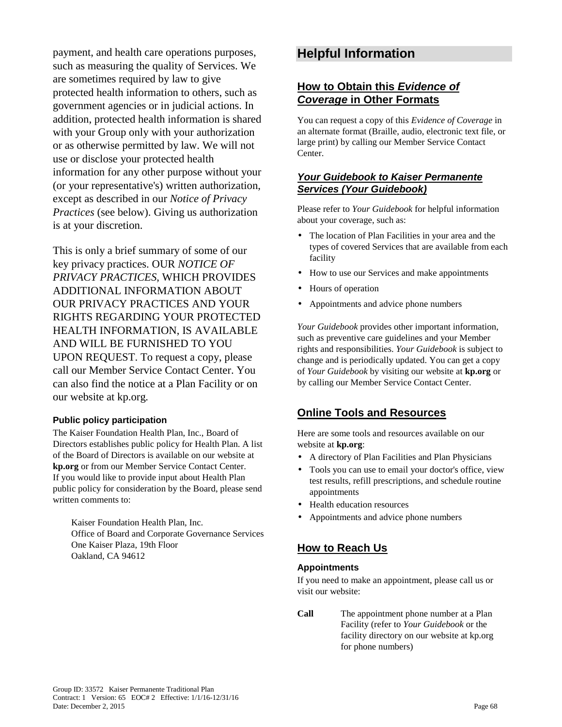payment, and health care operations purposes, such as measuring the quality of Services. We are sometimes required by law to give protected health information to others, such as government agencies or in judicial actions. In addition, protected health information is shared with your Group only with your authorization or as otherwise permitted by law. We will not use or disclose your protected health information for any other purpose without your (or your representative's) written authorization, except as described in our *Notice of Privacy Practices* (see below). Giving us authorization is at your discretion.

This is only a brief summary of some of our key privacy practices. OUR *NOTICE OF PRIVACY PRACTICES*, WHICH PROVIDES ADDITIONAL INFORMATION ABOUT OUR PRIVACY PRACTICES AND YOUR RIGHTS REGARDING YOUR PROTECTED HEALTH INFORMATION, IS AVAILABLE AND WILL BE FURNISHED TO YOU UPON REQUEST. To request a copy, please call our Member Service Contact Center. You can also find the notice at a Plan Facility or on our website at kp.org.

#### Public policy participation

The Kaiser Foundation Health Plan, Inc., Board of Directors establishes public policy for Health Plan. A list of the Board of Directors is available on our website at **kp.org** or from our Member Service Contact Center. If you would like to provide input about Health Plan public policy for consideration by the Board, please send written comments to:

Kaiser Foundation Health Plan, Inc.
Office of Board and Corporate Governance Services
One Kaiser Plaza, 19th Floor
Oakland, CA 94612

## Helpful Information

### How to Obtain this *Evidence of Coverage* in Other Formats

You can request a copy of this *Evidence of Coverage* in an alternate format (Braille, audio, electronic text file, or large print) by calling our Member Service Contact Center.

### *Your Guidebook to Kaiser Permanente Services (Your Guidebook)*

Please refer to *Your Guidebook* for helpful information about your coverage, such as:

- The location of Plan Facilities in your area and the types of covered Services that are available from each facility
- How to use our Services and make appointments
- Hours of operation
- Appointments and advice phone numbers

*Your Guidebook* provides other important information, such as preventive care guidelines and your Member rights and responsibilities. *Your Guidebook* is subject to change and is periodically updated. You can get a copy of *Your Guidebook* by visiting our website at **kp.org** or by calling our Member Service Contact Center.

### Online Tools and Resources

Here are some tools and resources available on our website at **kp.org**:

- A directory of Plan Facilities and Plan Physicians
- Tools you can use to email your doctor's office, view test results, refill prescriptions, and schedule routine appointments
- Health education resources
- Appointments and advice phone numbers

### How to Reach Us

#### Appointments

If you need to make an appointment, please call us or visit our website:

**Call** The appointment phone number at a Plan Facility (refer to *Your Guidebook* or the facility directory on our website at kp.org for phone numbers)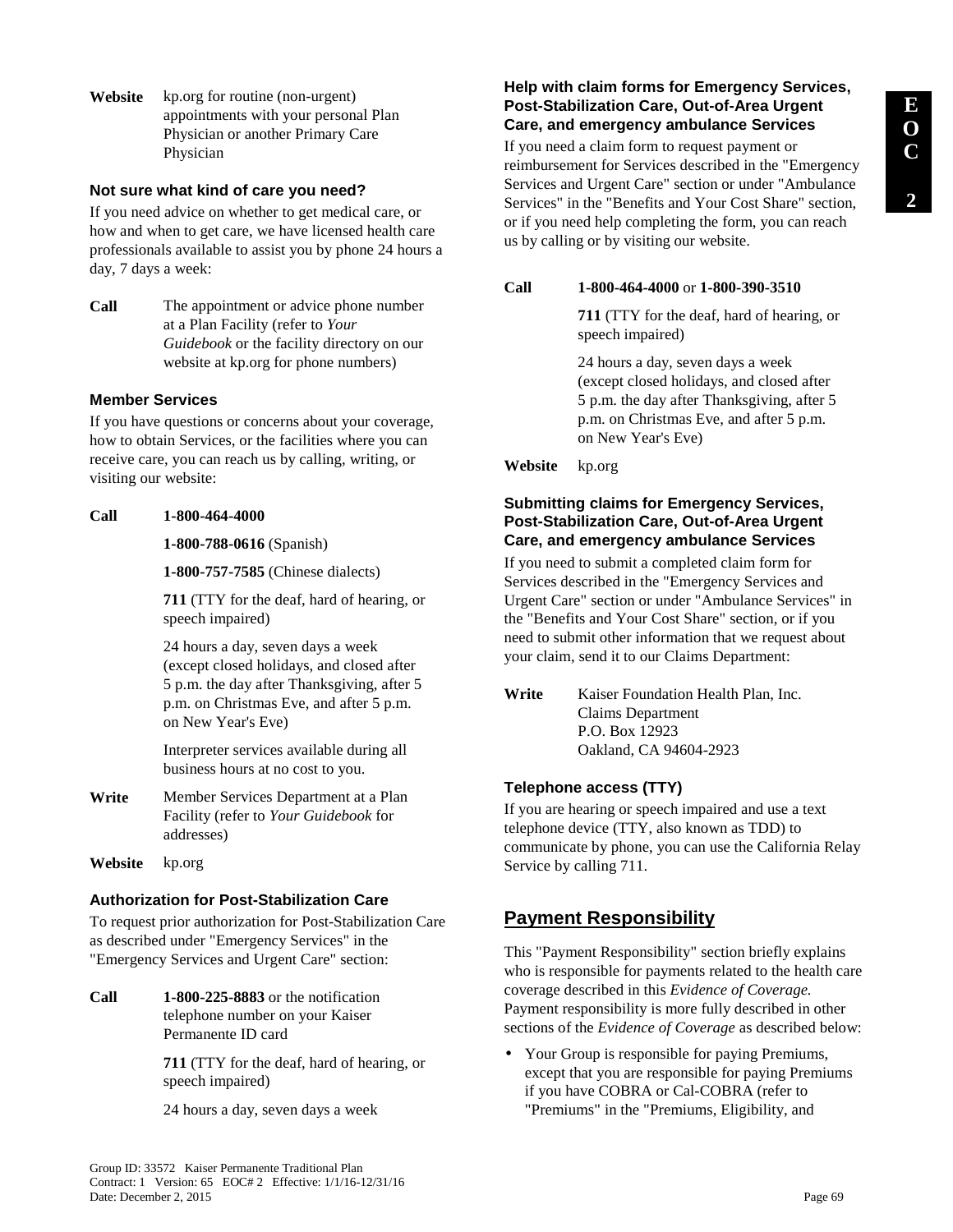**Website** kp.org for routine (non-urgent) appointments with your personal Plan Physician or another Primary Care Physician

### Not sure what kind of care you need?

If you need advice on whether to get medical care, or how and when to get care, we have licensed health care professionals available to assist you by phone 24 hours a day, 7 days a week:

**Call** The appointment or advice phone number at a Plan Facility (refer to *Your Guidebook* or the facility directory on our website at kp.org for phone numbers)

### Member Services

If you have questions or concerns about your coverage, how to obtain Services, or the facilities where you can receive care, you can reach us by calling, writing, or visiting our website:

**Call** **1-800-464-4000**

**1-800-788-0616** (Spanish)

**1-800-757-7585** (Chinese dialects)

**711** (TTY for the deaf, hard of hearing, or speech impaired)

24 hours a day, seven days a week (except closed holidays, and closed after 5 p.m. the day after Thanksgiving, after 5 p.m. on Christmas Eve, and after 5 p.m. on New Year's Eve)

Interpreter services available during all business hours at no cost to you.

**Write** Member Services Department at a Plan Facility (refer to *Your Guidebook* for addresses)

**Website** kp.org

### Authorization for Post-Stabilization Care

To request prior authorization for Post-Stabilization Care as described under "Emergency Services" in the "Emergency Services and Urgent Care" section:

**Call** **1-800-225-8883** or the notification telephone number on your Kaiser Permanente ID card

**711** (TTY for the deaf, hard of hearing, or speech impaired)

24 hours a day, seven days a week

### Help with claim forms for Emergency Services, Post-Stabilization Care, Out-of-Area Urgent Care, and emergency ambulance Services

If you need a claim form to request payment or reimbursement for Services described in the "Emergency Services and Urgent Care" section or under "Ambulance Services" in the "Benefits and Your Cost Share" section, or if you need help completing the form, you can reach us by calling or by visiting our website.

**Call** **1-800-464-4000** or **1-800-390-3510**

**711** (TTY for the deaf, hard of hearing, or speech impaired)

24 hours a day, seven days a week (except closed holidays, and closed after 5 p.m. the day after Thanksgiving, after 5 p.m. on Christmas Eve, and after 5 p.m. on New Year's Eve)

**Website** kp.org

### Submitting claims for Emergency Services, Post-Stabilization Care, Out-of-Area Urgent Care, and emergency ambulance Services

If you need to submit a completed claim form for Services described in the "Emergency Services and Urgent Care" section or under "Ambulance Services" in the "Benefits and Your Cost Share" section, or if you need to submit other information that we request about your claim, send it to our Claims Department:

**Write** Kaiser Foundation Health Plan, Inc.
Claims Department
P.O. Box 12923
Oakland, CA 94604-2923

### Telephone access (TTY)

If you are hearing or speech impaired and use a text telephone device (TTY, also known as TDD) to communicate by phone, you can use the California Relay Service by calling 711.

## Payment Responsibility

This "Payment Responsibility" section briefly explains who is responsible for payments related to the health care coverage described in this *Evidence of Coverage.* Payment responsibility is more fully described in other sections of the *Evidence of Coverage* as described below:

- Your Group is responsible for paying Premiums, except that you are responsible for paying Premiums if you have COBRA or Cal-COBRA (refer to "Premiums" in the "Premiums, Eligibility, and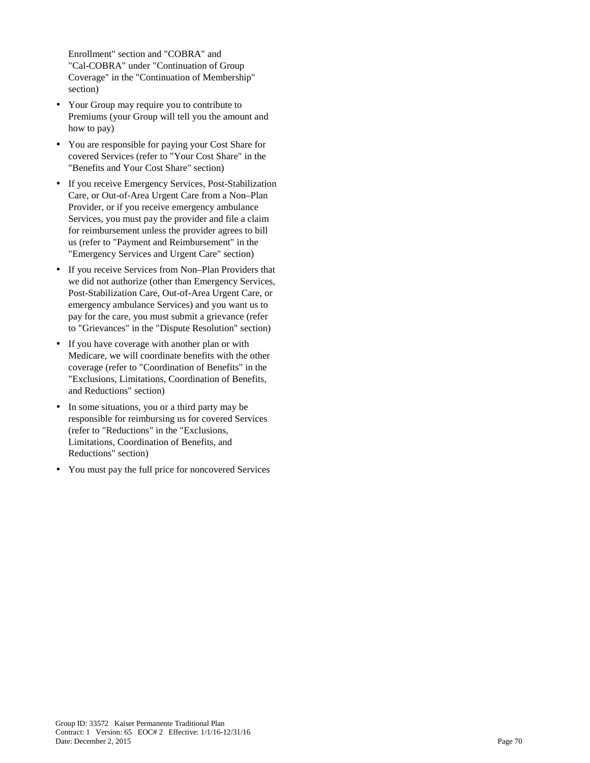Enrollment" section and "COBRA" and "Cal-COBRA" under "Continuation of Group Coverage" in the "Continuation of Membership" section)

- Your Group may require you to contribute to Premiums (your Group will tell you the amount and how to pay)
- You are responsible for paying your Cost Share for covered Services (refer to "Your Cost Share" in the "Benefits and Your Cost Share" section)
- If you receive Emergency Services, Post-Stabilization Care, or Out-of-Area Urgent Care from a Non–Plan Provider, or if you receive emergency ambulance Services, you must pay the provider and file a claim for reimbursement unless the provider agrees to bill us (refer to "Payment and Reimbursement" in the "Emergency Services and Urgent Care" section)
- If you receive Services from Non–Plan Providers that we did not authorize (other than Emergency Services, Post-Stabilization Care, Out-of-Area Urgent Care, or emergency ambulance Services) and you want us to pay for the care, you must submit a grievance (refer to "Grievances" in the "Dispute Resolution" section)
- If you have coverage with another plan or with Medicare, we will coordinate benefits with the other coverage (refer to "Coordination of Benefits" in the "Exclusions, Limitations, Coordination of Benefits, and Reductions" section)
- In some situations, you or a third party may be responsible for reimbursing us for covered Services (refer to "Reductions" in the "Exclusions, Limitations, Coordination of Benefits, and Reductions" section)
- You must pay the full price for noncovered Services